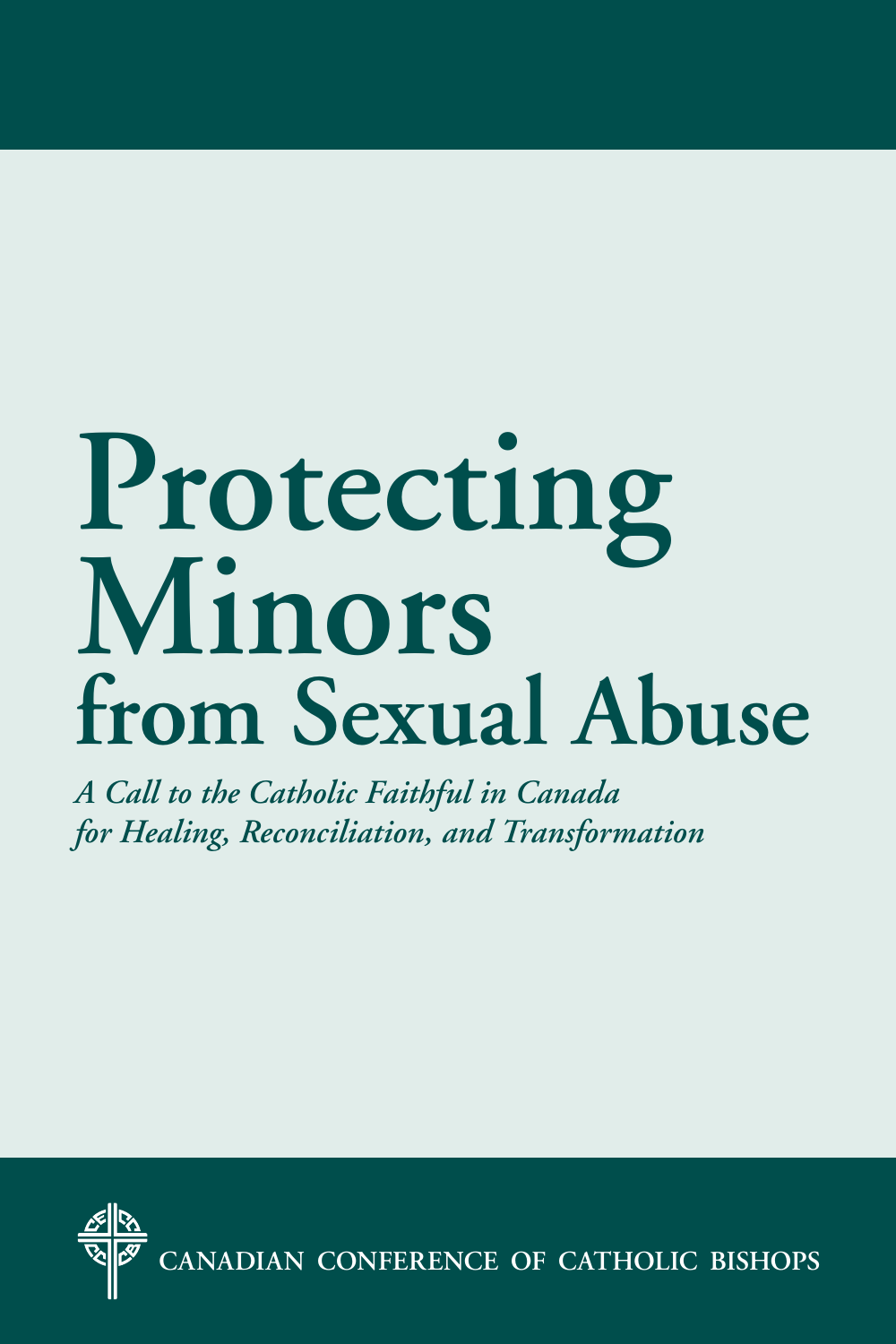# Protecting Minors from Sexual Abuse

*A Call to the Catholic Faithful in Canada for Healing, Reconciliation, and Transformation*

CANADIAN CONFERENCE OF CATHOLIC BISHOPS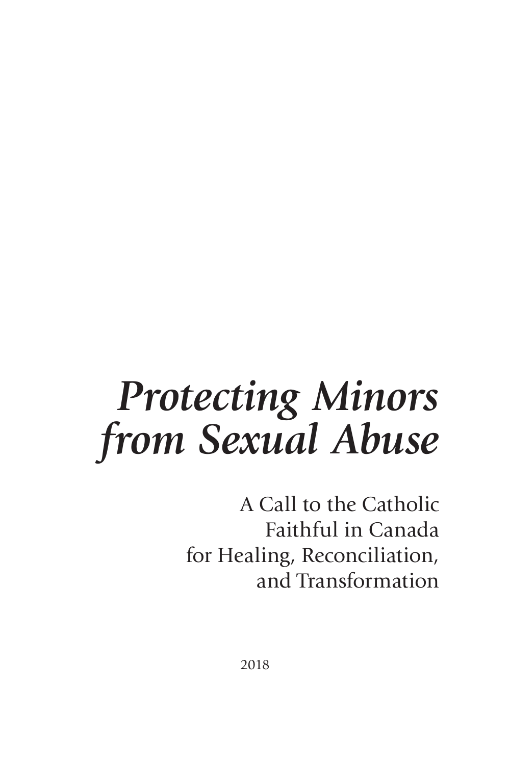# *Protecting Minors from Sexual Abuse*

A Call to the Catholic Faithful in Canada for Healing, Reconciliation, and Transformation

2018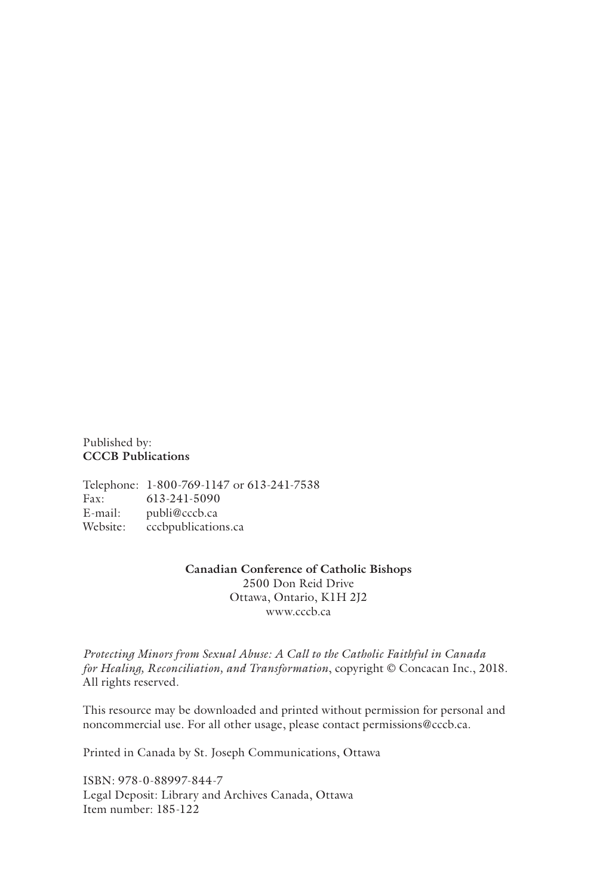Published by:
**CCCB Publications**

Telephone: 1-800-769-1147 or 613-241-7538
Fax: 613-241-5090
E-mail: publi@cccb.ca
Website: cccbpublications.ca

**Canadian Conference of Catholic Bishops**
2500 Don Reid Drive
Ottawa, Ontario, K1H 2J2
www.cccb.ca

*Protecting Minors from Sexual Abuse: A Call to the Catholic Faithful in Canada for Healing, Reconciliation, and Transformation*, copyright © Concacan Inc., 2018. All rights reserved.

This resource may be downloaded and printed without permission for personal and noncommercial use. For all other usage, please contact permissions@cccb.ca.

Printed in Canada by St. Joseph Communications, Ottawa

ISBN: 978-0-88997-844-7
Legal Deposit: Library and Archives Canada, Ottawa
Item number: 185-122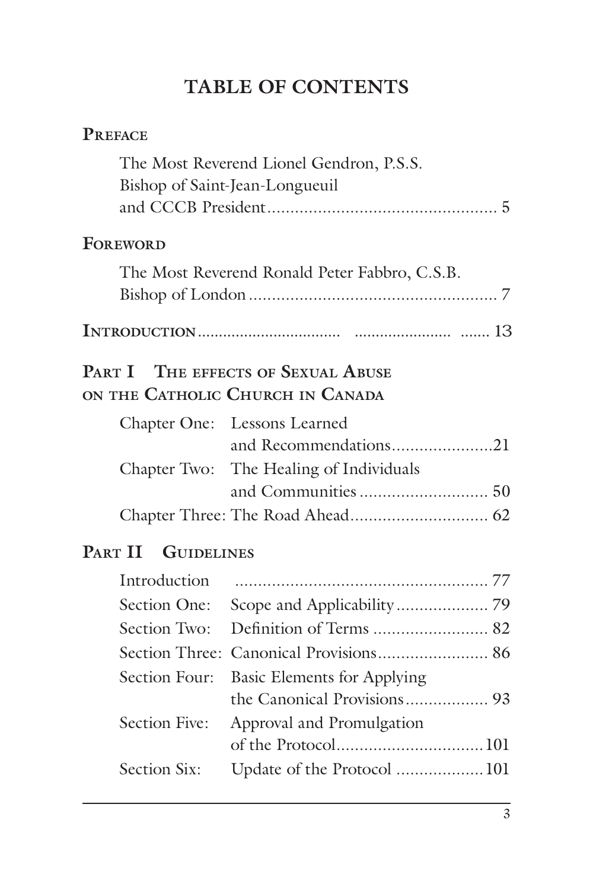# TABLE OF CONTENTS

**Preface**

The Most Reverend Lionel Gendron, P.S.S.
Bishop of Saint-Jean-Longueuil
and CCCB President .................................................. 5

**Foreword**

The Most Reverend Ronald Peter Fabbro, C.S.B.
Bishop of London ...................................................... 7

**Introduction** ................................ ...................... ....... 13

**Part I The effects of Sexual Abuse on the Catholic Church in Canada**

Chapter One: Lessons Learned and Recommendations......................21

Chapter Two: The Healing of Individuals and Communities ............................ 50

Chapter Three: The Road Ahead.............................. 62

**Part II Guidelines**

Introduction ....................................................... 77

Section One: Scope and Applicability.................... 79

Section Two: Definition of Terms ......................... 82

Section Three: Canonical Provisions........................ 86

Section Four: Basic Elements for Applying the Canonical Provisions.................. 93

Section Five: Approval and Promulgation of the Protocol................................101

Section Six: Update of the Protocol ...................101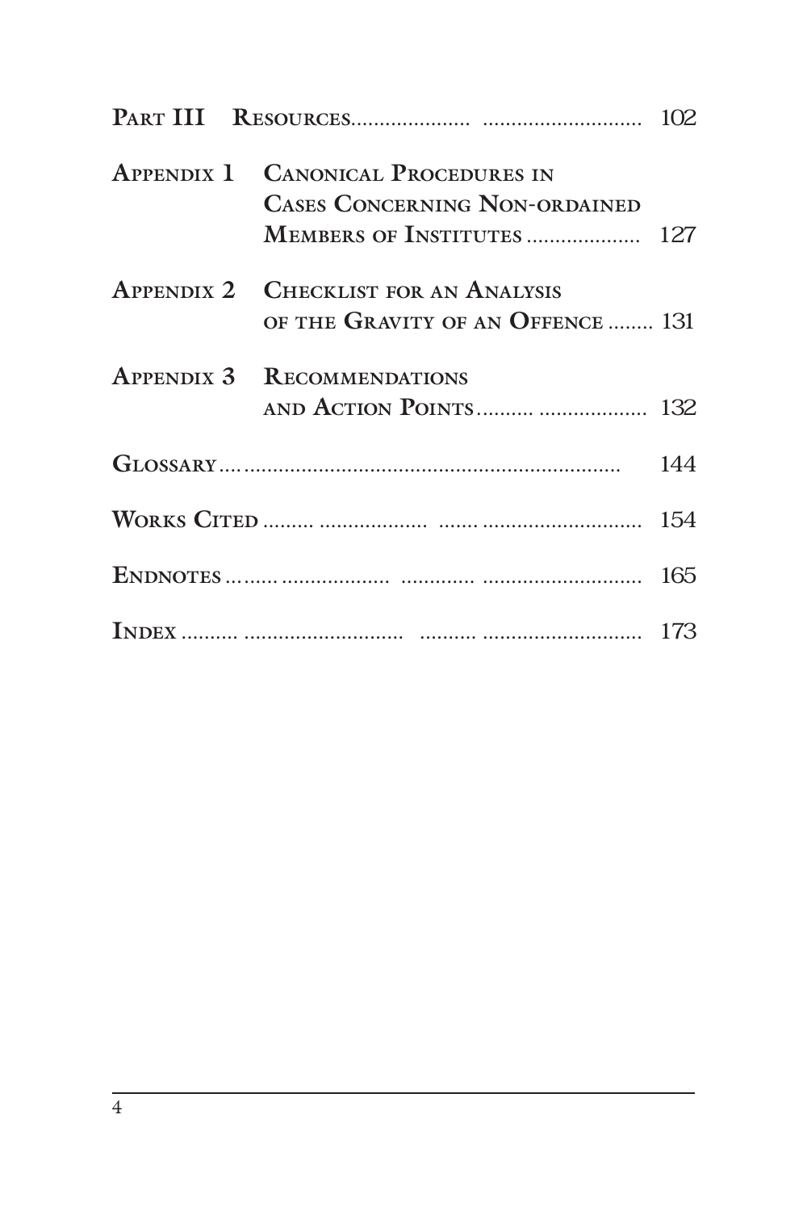| | | |
|---|---|---|
| **Part III** | **Resources** | 102 |
| **Appendix 1** | **Canonical Procedures in Cases Concerning Non-ordained Members of Institutes** | 127 |
| **Appendix 2** | **Checklist for an Analysis of the Gravity of an Offence** | 131 |
| **Appendix 3** | **Recommendations and Action Points** | 132 |
| **Glossary** | | 144 |
| **Works Cited** | | 154 |
| **Endnotes** | | 165 |
| **Index** | | 173 |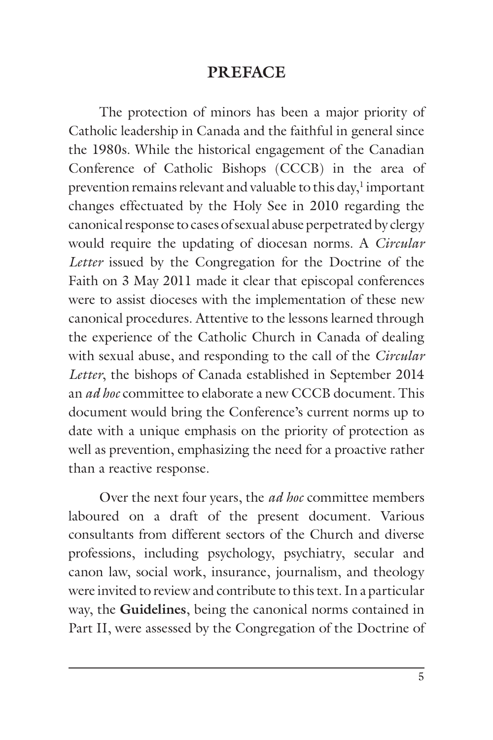# PREFACE

The protection of minors has been a major priority of Catholic leadership in Canada and the faithful in general since the 1980s. While the historical engagement of the Canadian Conference of Catholic Bishops (CCCB) in the area of prevention remains relevant and valuable to this day,[1] important changes effectuated by the Holy See in 2010 regarding the canonical response to cases of sexual abuse perpetrated by clergy would require the updating of diocesan norms. A *Circular Letter* issued by the Congregation for the Doctrine of the Faith on 3 May 2011 made it clear that episcopal conferences were to assist dioceses with the implementation of these new canonical procedures. Attentive to the lessons learned through the experience of the Catholic Church in Canada of dealing with sexual abuse, and responding to the call of the *Circular Letter*, the bishops of Canada established in September 2014 an *ad hoc* committee to elaborate a new CCCB document. This document would bring the Conference's current norms up to date with a unique emphasis on the priority of protection as well as prevention, emphasizing the need for a proactive rather than a reactive response.

Over the next four years, the *ad hoc* committee members laboured on a draft of the present document. Various consultants from different sectors of the Church and diverse professions, including psychology, psychiatry, secular and canon law, social work, insurance, journalism, and theology were invited to review and contribute to this text. In a particular way, the **Guidelines**, being the canonical norms contained in Part II, were assessed by the Congregation of the Doctrine of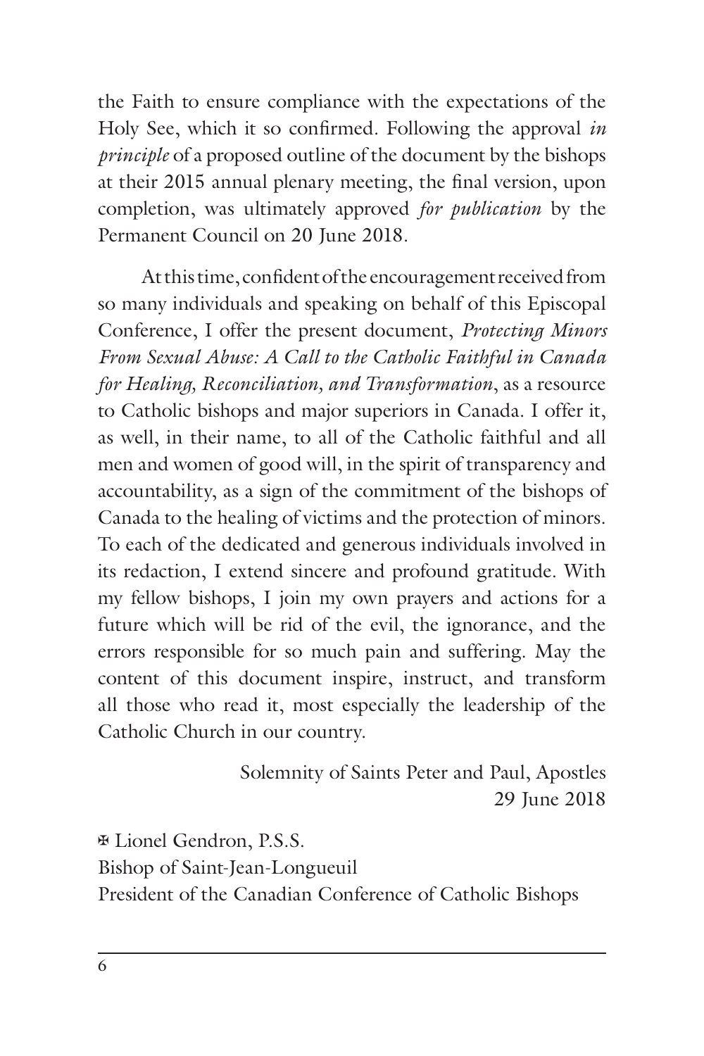the Faith to ensure compliance with the expectations of the Holy See, which it so confirmed. Following the approval *in principle* of a proposed outline of the document by the bishops at their 2015 annual plenary meeting, the final version, upon completion, was ultimately approved *for publication* by the Permanent Council on 20 June 2018.

At this time, confident of the encouragement received from so many individuals and speaking on behalf of this Episcopal Conference, I offer the present document, *Protecting Minors From Sexual Abuse: A Call to the Catholic Faithful in Canada for Healing, Reconciliation, and Transformation*, as a resource to Catholic bishops and major superiors in Canada. I offer it, as well, in their name, to all of the Catholic faithful and all men and women of good will, in the spirit of transparency and accountability, as a sign of the commitment of the bishops of Canada to the healing of victims and the protection of minors. To each of the dedicated and generous individuals involved in its redaction, I extend sincere and profound gratitude. With my fellow bishops, I join my own prayers and actions for a future which will be rid of the evil, the ignorance, and the errors responsible for so much pain and suffering. May the content of this document inspire, instruct, and transform all those who read it, most especially the leadership of the Catholic Church in our country.

Solemnity of Saints Peter and Paul, Apostles
29 June 2018

✠ Lionel Gendron, P.S.S.
Bishop of Saint-Jean-Longueuil
President of the Canadian Conference of Catholic Bishops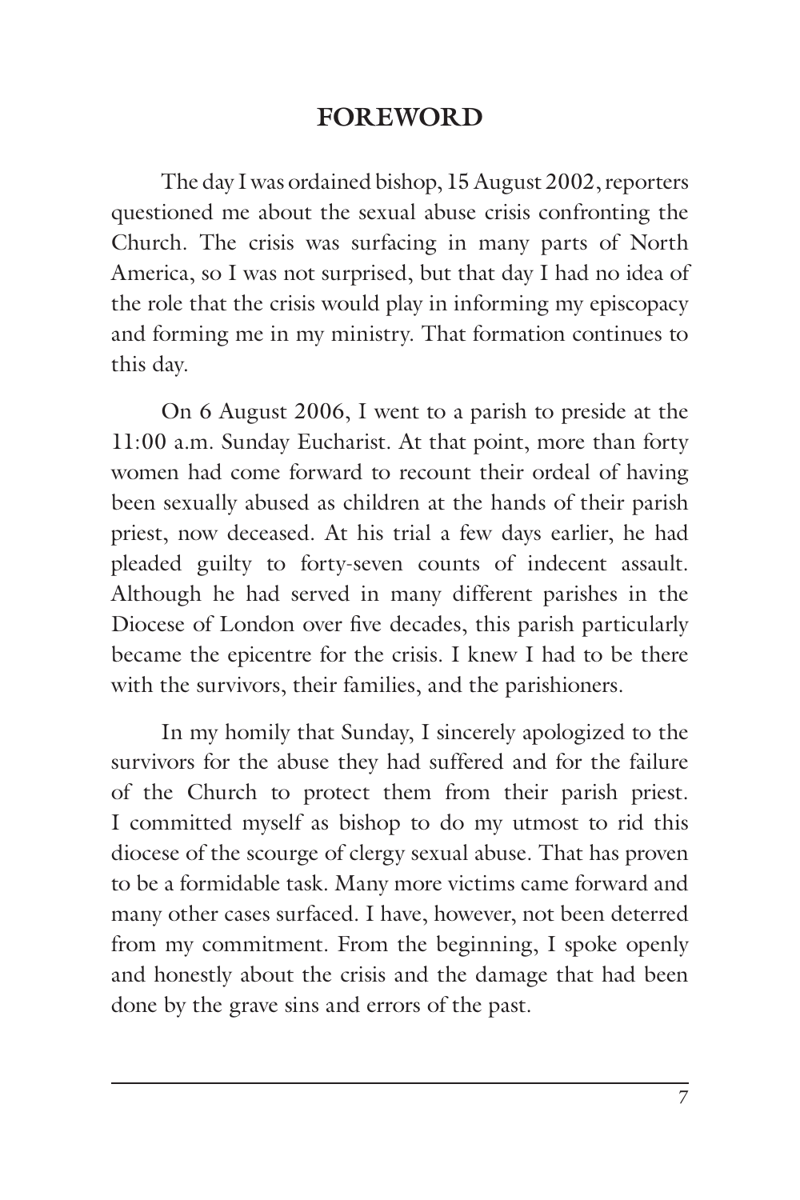# FOREWORD

The day I was ordained bishop, 15 August 2002, reporters questioned me about the sexual abuse crisis confronting the Church. The crisis was surfacing in many parts of North America, so I was not surprised, but that day I had no idea of the role that the crisis would play in informing my episcopacy and forming me in my ministry. That formation continues to this day.

On 6 August 2006, I went to a parish to preside at the 11:00 a.m. Sunday Eucharist. At that point, more than forty women had come forward to recount their ordeal of having been sexually abused as children at the hands of their parish priest, now deceased. At his trial a few days earlier, he had pleaded guilty to forty-seven counts of indecent assault. Although he had served in many different parishes in the Diocese of London over five decades, this parish particularly became the epicentre for the crisis. I knew I had to be there with the survivors, their families, and the parishioners.

In my homily that Sunday, I sincerely apologized to the survivors for the abuse they had suffered and for the failure of the Church to protect them from their parish priest. I committed myself as bishop to do my utmost to rid this diocese of the scourge of clergy sexual abuse. That has proven to be a formidable task. Many more victims came forward and many other cases surfaced. I have, however, not been deterred from my commitment. From the beginning, I spoke openly and honestly about the crisis and the damage that had been done by the grave sins and errors of the past.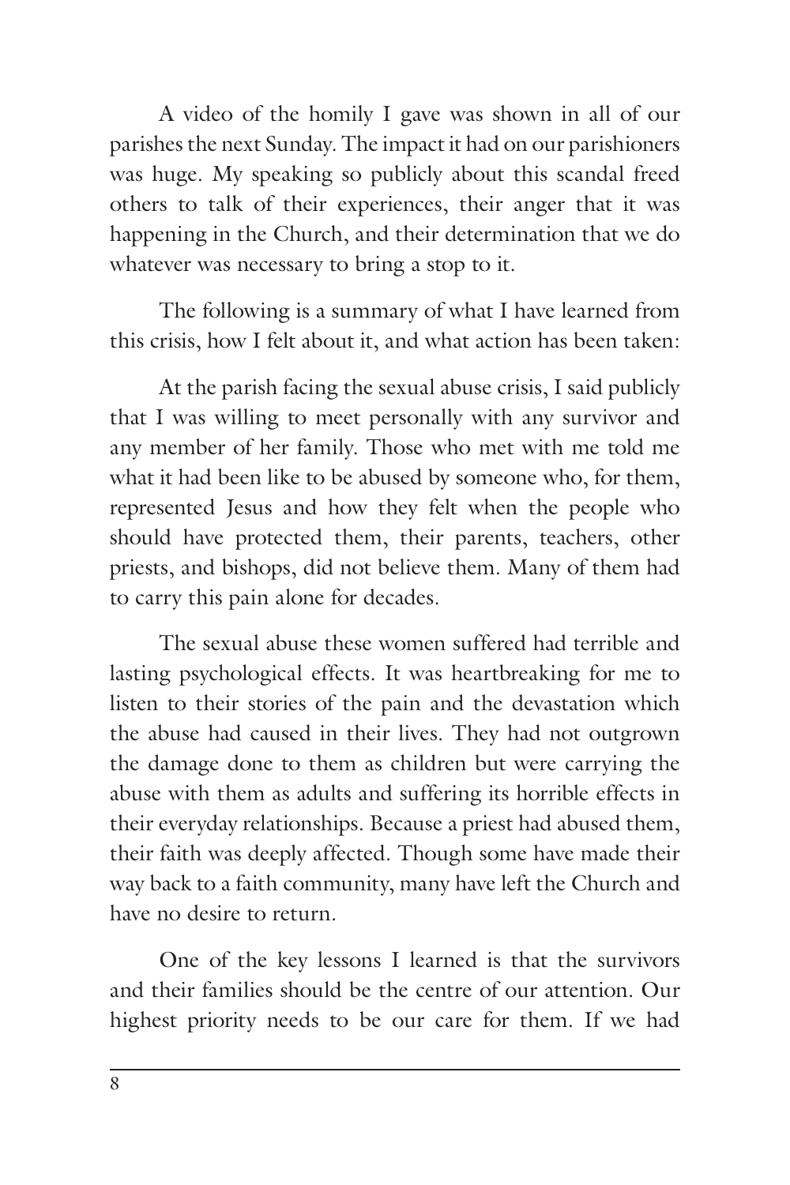A video of the homily I gave was shown in all of our parishes the next Sunday. The impact it had on our parishioners was huge. My speaking so publicly about this scandal freed others to talk of their experiences, their anger that it was happening in the Church, and their determination that we do whatever was necessary to bring a stop to it.

The following is a summary of what I have learned from this crisis, how I felt about it, and what action has been taken:

At the parish facing the sexual abuse crisis, I said publicly that I was willing to meet personally with any survivor and any member of her family. Those who met with me told me what it had been like to be abused by someone who, for them, represented Jesus and how they felt when the people who should have protected them, their parents, teachers, other priests, and bishops, did not believe them. Many of them had to carry this pain alone for decades.

The sexual abuse these women suffered had terrible and lasting psychological effects. It was heartbreaking for me to listen to their stories of the pain and the devastation which the abuse had caused in their lives. They had not outgrown the damage done to them as children but were carrying the abuse with them as adults and suffering its horrible effects in their everyday relationships. Because a priest had abused them, their faith was deeply affected. Though some have made their way back to a faith community, many have left the Church and have no desire to return.

One of the key lessons I learned is that the survivors and their families should be the centre of our attention. Our highest priority needs to be our care for them. If we had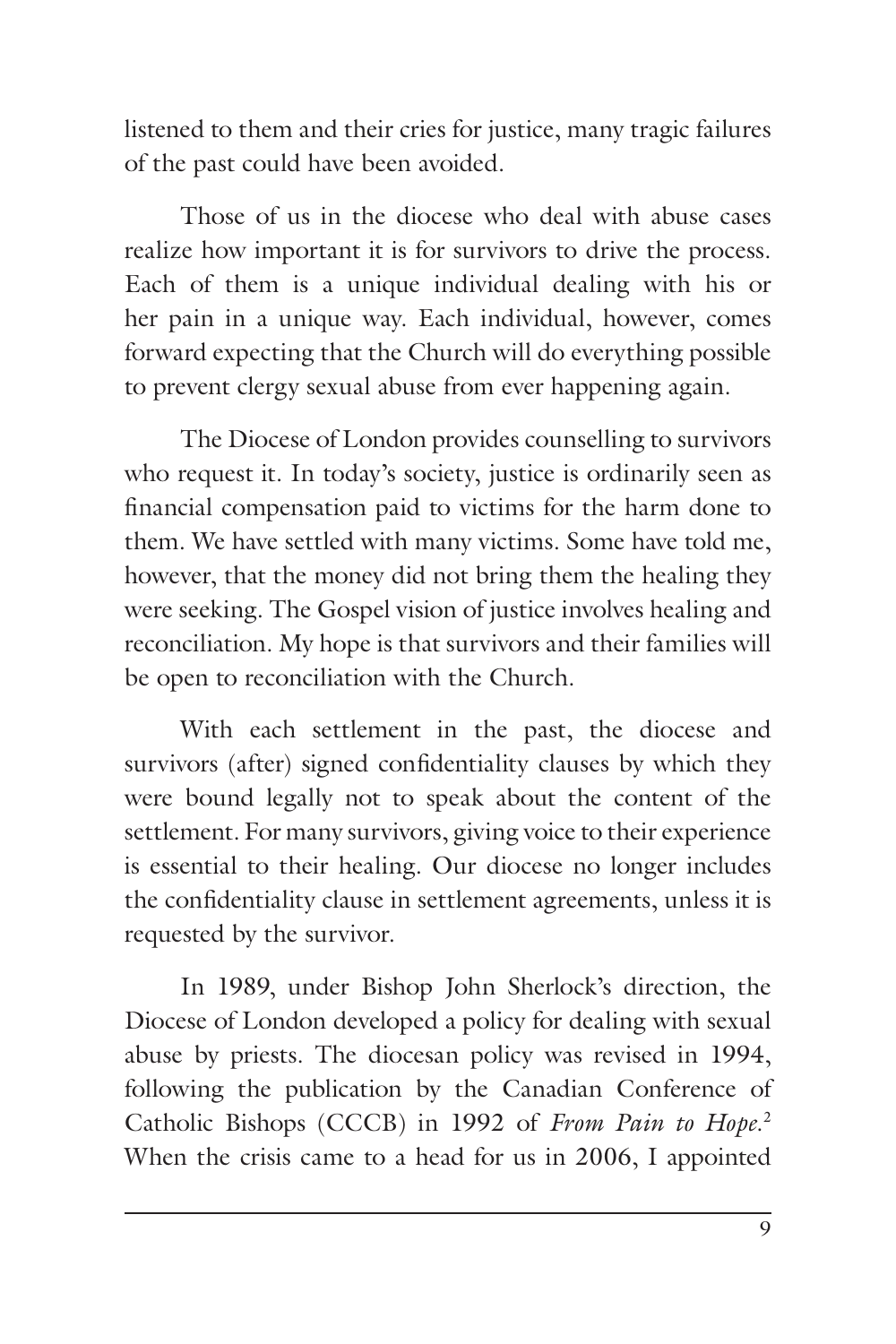listened to them and their cries for justice, many tragic failures of the past could have been avoided.

Those of us in the diocese who deal with abuse cases realize how important it is for survivors to drive the process. Each of them is a unique individual dealing with his or her pain in a unique way. Each individual, however, comes forward expecting that the Church will do everything possible to prevent clergy sexual abuse from ever happening again.

The Diocese of London provides counselling to survivors who request it. In today's society, justice is ordinarily seen as financial compensation paid to victims for the harm done to them. We have settled with many victims. Some have told me, however, that the money did not bring them the healing they were seeking. The Gospel vision of justice involves healing and reconciliation. My hope is that survivors and their families will be open to reconciliation with the Church.

With each settlement in the past, the diocese and survivors (after) signed confidentiality clauses by which they were bound legally not to speak about the content of the settlement. For many survivors, giving voice to their experience is essential to their healing. Our diocese no longer includes the confidentiality clause in settlement agreements, unless it is requested by the survivor.

In 1989, under Bishop John Sherlock's direction, the Diocese of London developed a policy for dealing with sexual abuse by priests. The diocesan policy was revised in 1994, following the publication by the Canadian Conference of Catholic Bishops (CCCB) in 1992 of *From Pain to Hope*.[2] When the crisis came to a head for us in 2006, I appointed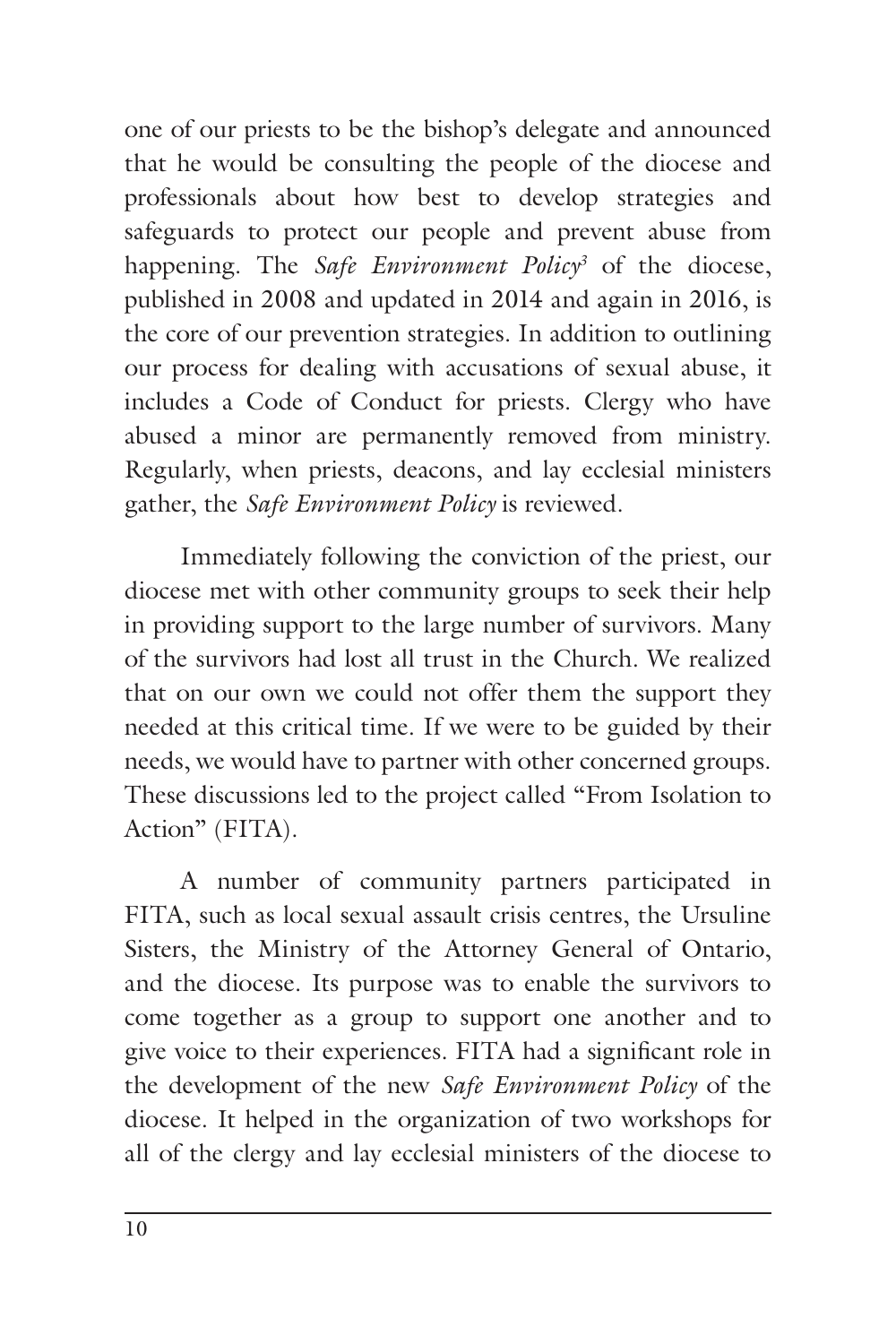one of our priests to be the bishop's delegate and announced that he would be consulting the people of the diocese and professionals about how best to develop strategies and safeguards to protect our people and prevent abuse from happening. The *Safe Environment Policy*[3] of the diocese, published in 2008 and updated in 2014 and again in 2016, is the core of our prevention strategies. In addition to outlining our process for dealing with accusations of sexual abuse, it includes a Code of Conduct for priests. Clergy who have abused a minor are permanently removed from ministry. Regularly, when priests, deacons, and lay ecclesial ministers gather, the *Safe Environment Policy* is reviewed.

Immediately following the conviction of the priest, our diocese met with other community groups to seek their help in providing support to the large number of survivors. Many of the survivors had lost all trust in the Church. We realized that on our own we could not offer them the support they needed at this critical time. If we were to be guided by their needs, we would have to partner with other concerned groups. These discussions led to the project called "From Isolation to Action" (FITA).

A number of community partners participated in FITA, such as local sexual assault crisis centres, the Ursuline Sisters, the Ministry of the Attorney General of Ontario, and the diocese. Its purpose was to enable the survivors to come together as a group to support one another and to give voice to their experiences. FITA had a significant role in the development of the new *Safe Environment Policy* of the diocese. It helped in the organization of two workshops for all of the clergy and lay ecclesial ministers of the diocese to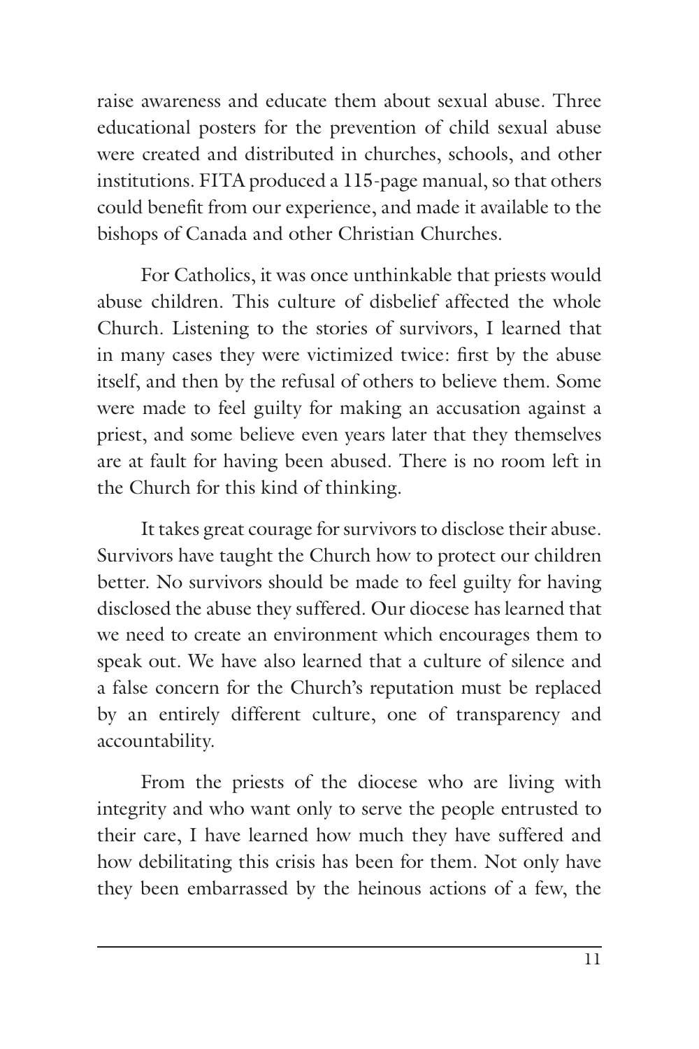raise awareness and educate them about sexual abuse. Three educational posters for the prevention of child sexual abuse were created and distributed in churches, schools, and other institutions. FITA produced a 115-page manual, so that others could benefit from our experience, and made it available to the bishops of Canada and other Christian Churches.

For Catholics, it was once unthinkable that priests would abuse children. This culture of disbelief affected the whole Church. Listening to the stories of survivors, I learned that in many cases they were victimized twice: first by the abuse itself, and then by the refusal of others to believe them. Some were made to feel guilty for making an accusation against a priest, and some believe even years later that they themselves are at fault for having been abused. There is no room left in the Church for this kind of thinking.

It takes great courage for survivors to disclose their abuse. Survivors have taught the Church how to protect our children better. No survivors should be made to feel guilty for having disclosed the abuse they suffered. Our diocese has learned that we need to create an environment which encourages them to speak out. We have also learned that a culture of silence and a false concern for the Church's reputation must be replaced by an entirely different culture, one of transparency and accountability.

From the priests of the diocese who are living with integrity and who want only to serve the people entrusted to their care, I have learned how much they have suffered and how debilitating this crisis has been for them. Not only have they been embarrassed by the heinous actions of a few, the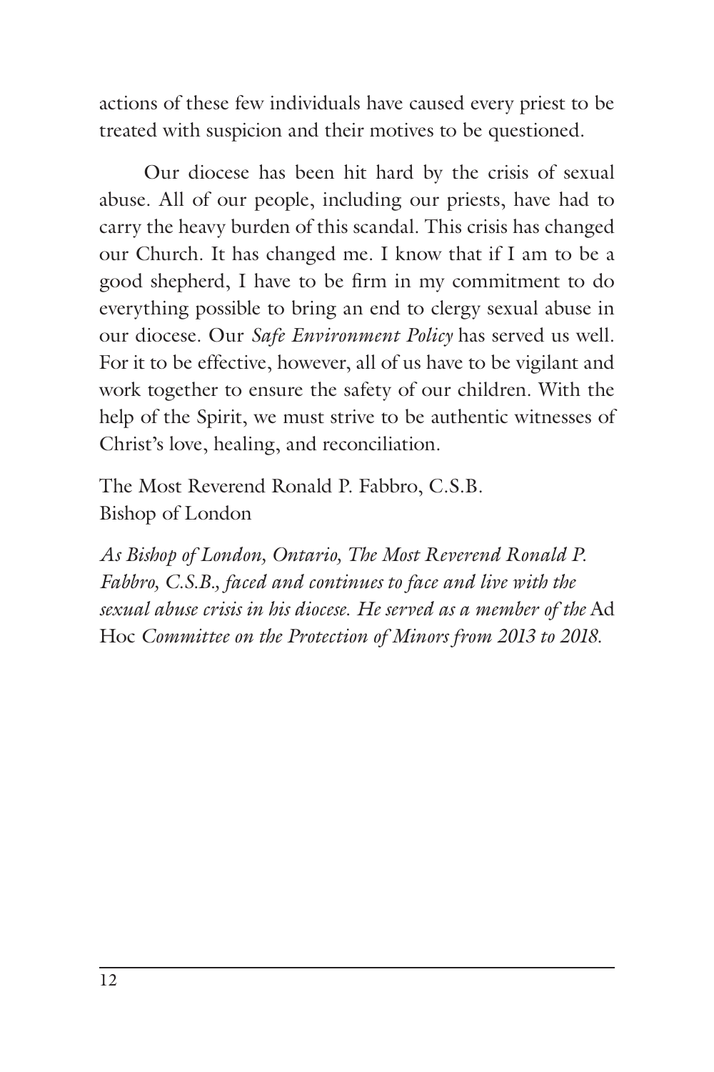actions of these few individuals have caused every priest to be treated with suspicion and their motives to be questioned.

Our diocese has been hit hard by the crisis of sexual abuse. All of our people, including our priests, have had to carry the heavy burden of this scandal. This crisis has changed our Church. It has changed me. I know that if I am to be a good shepherd, I have to be firm in my commitment to do everything possible to bring an end to clergy sexual abuse in our diocese. Our *Safe Environment Policy* has served us well. For it to be effective, however, all of us have to be vigilant and work together to ensure the safety of our children. With the help of the Spirit, we must strive to be authentic witnesses of Christ's love, healing, and reconciliation.

The Most Reverend Ronald P. Fabbro, C.S.B.
Bishop of London

*As Bishop of London, Ontario, The Most Reverend Ronald P. Fabbro, C.S.B., faced and continues to face and live with the sexual abuse crisis in his diocese. He served as a member of the* Ad Hoc *Committee on the Protection of Minors from 2013 to 2018.*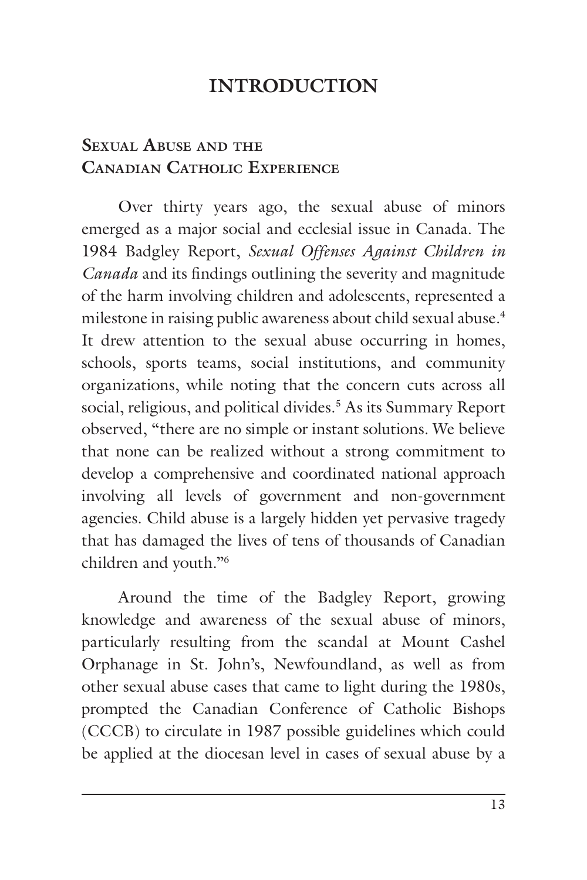# INTRODUCTION

## Sexual Abuse and the Canadian Catholic Experience

Over thirty years ago, the sexual abuse of minors emerged as a major social and ecclesial issue in Canada. The 1984 Badgley Report, *Sexual Offenses Against Children in Canada* and its findings outlining the severity and magnitude of the harm involving children and adolescents, represented a milestone in raising public awareness about child sexual abuse.[4] It drew attention to the sexual abuse occurring in homes, schools, sports teams, social institutions, and community organizations, while noting that the concern cuts across all social, religious, and political divides.[5] As its Summary Report observed, "there are no simple or instant solutions. We believe that none can be realized without a strong commitment to develop a comprehensive and coordinated national approach involving all levels of government and non-government agencies. Child abuse is a largely hidden yet pervasive tragedy that has damaged the lives of tens of thousands of Canadian children and youth."[6]

Around the time of the Badgley Report, growing knowledge and awareness of the sexual abuse of minors, particularly resulting from the scandal at Mount Cashel Orphanage in St. John's, Newfoundland, as well as from other sexual abuse cases that came to light during the 1980s, prompted the Canadian Conference of Catholic Bishops (CCCB) to circulate in 1987 possible guidelines which could be applied at the diocesan level in cases of sexual abuse by a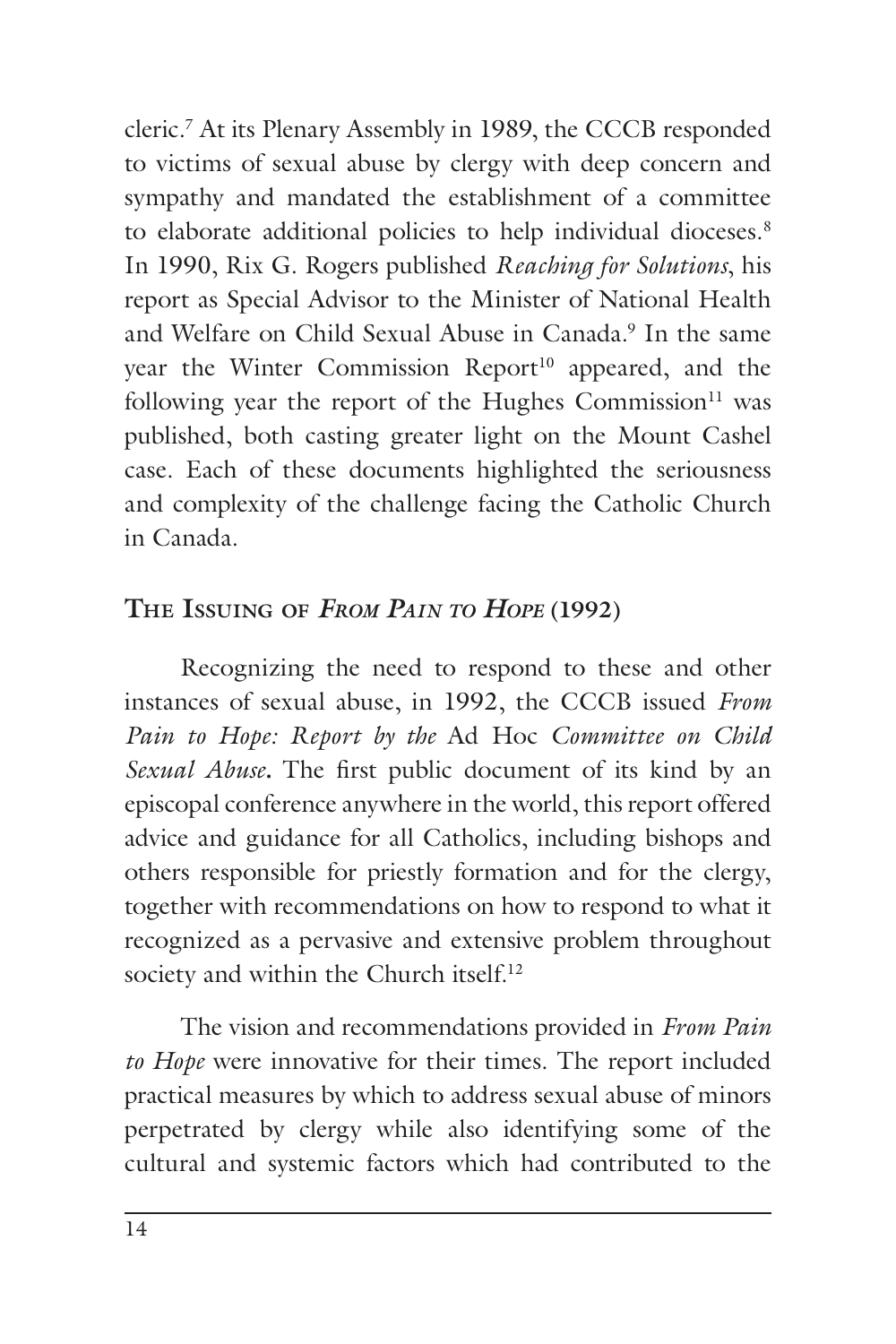cleric.[7] At its Plenary Assembly in 1989, the CCCB responded to victims of sexual abuse by clergy with deep concern and sympathy and mandated the establishment of a committee to elaborate additional policies to help individual dioceses.[8] In 1990, Rix G. Rogers published *Reaching for Solutions*, his report as Special Advisor to the Minister of National Health and Welfare on Child Sexual Abuse in Canada.[9] In the same year the Winter Commission Report[10] appeared, and the following year the report of the Hughes Commission[11] was published, both casting greater light on the Mount Cashel case. Each of these documents highlighted the seriousness and complexity of the challenge facing the Catholic Church in Canada.

## The Issuing of *From Pain to Hope* (1992)

Recognizing the need to respond to these and other instances of sexual abuse, in 1992, the CCCB issued *From Pain to Hope: Report by the* Ad Hoc *Committee on Child Sexual Abuse*. The first public document of its kind by an episcopal conference anywhere in the world, this report offered advice and guidance for all Catholics, including bishops and others responsible for priestly formation and for the clergy, together with recommendations on how to respond to what it recognized as a pervasive and extensive problem throughout society and within the Church itself.[12]

The vision and recommendations provided in *From Pain to Hope* were innovative for their times. The report included practical measures by which to address sexual abuse of minors perpetrated by clergy while also identifying some of the cultural and systemic factors which had contributed to the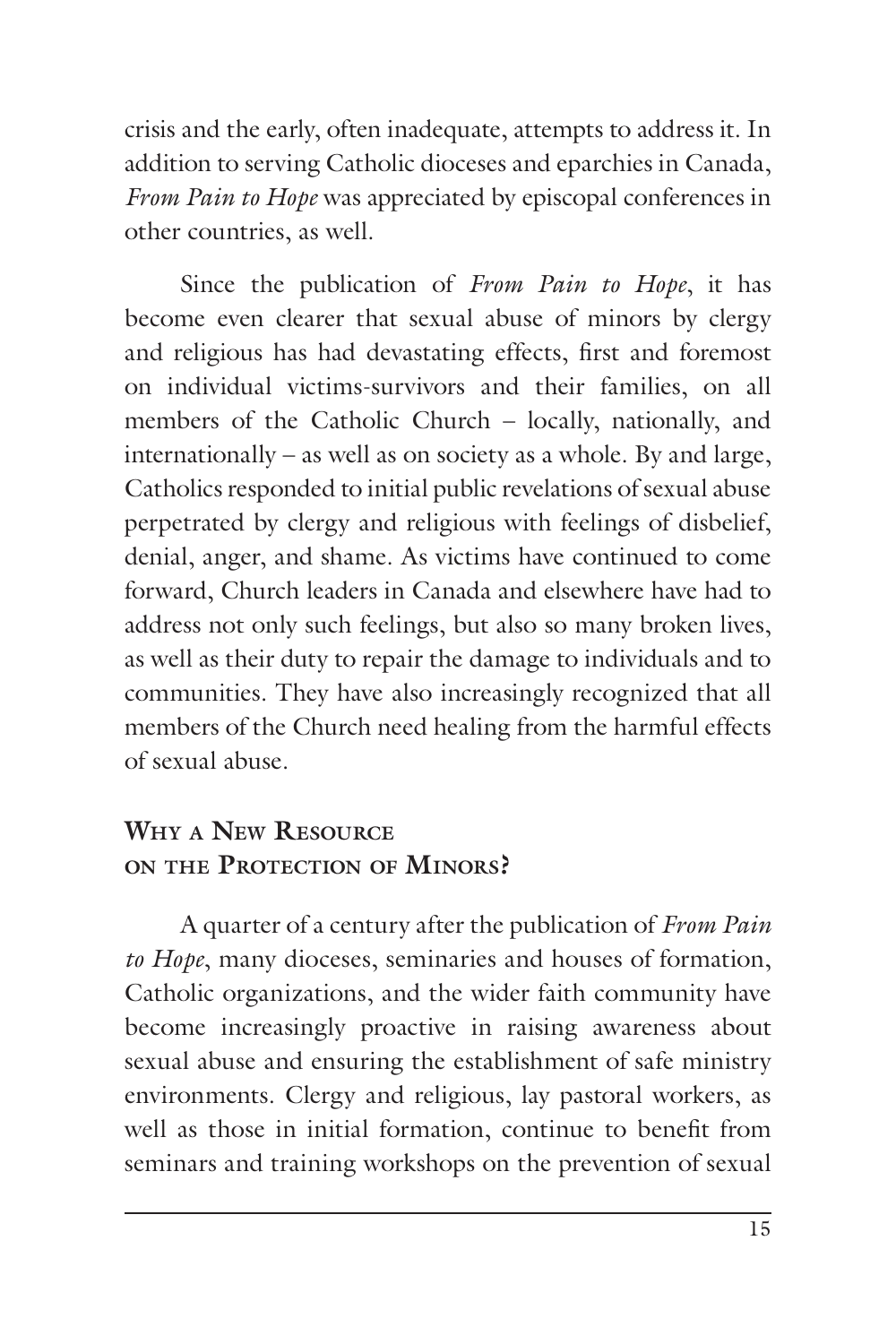crisis and the early, often inadequate, attempts to address it. In addition to serving Catholic dioceses and eparchies in Canada, *From Pain to Hope* was appreciated by episcopal conferences in other countries, as well.

Since the publication of *From Pain to Hope*, it has become even clearer that sexual abuse of minors by clergy and religious has had devastating effects, first and foremost on individual victims-survivors and their families, on all members of the Catholic Church – locally, nationally, and internationally – as well as on society as a whole. By and large, Catholics responded to initial public revelations of sexual abuse perpetrated by clergy and religious with feelings of disbelief, denial, anger, and shame. As victims have continued to come forward, Church leaders in Canada and elsewhere have had to address not only such feelings, but also so many broken lives, as well as their duty to repair the damage to individuals and to communities. They have also increasingly recognized that all members of the Church need healing from the harmful effects of sexual abuse.

## Why a New Resource on the Protection of Minors?

A quarter of a century after the publication of *From Pain to Hope*, many dioceses, seminaries and houses of formation, Catholic organizations, and the wider faith community have become increasingly proactive in raising awareness about sexual abuse and ensuring the establishment of safe ministry environments. Clergy and religious, lay pastoral workers, as well as those in initial formation, continue to benefit from seminars and training workshops on the prevention of sexual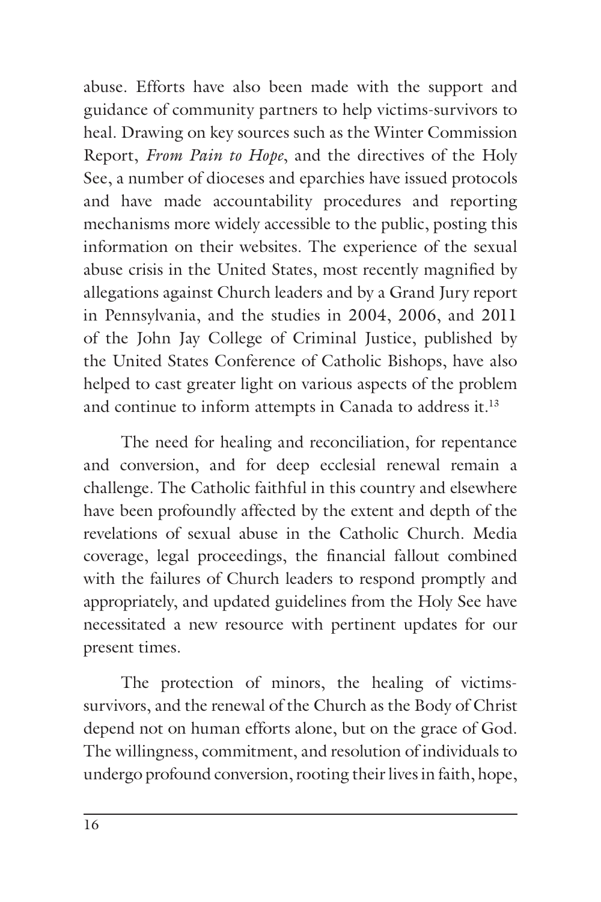abuse. Efforts have also been made with the support and guidance of community partners to help victims-survivors to heal. Drawing on key sources such as the Winter Commission Report, *From Pain to Hope*, and the directives of the Holy See, a number of dioceses and eparchies have issued protocols and have made accountability procedures and reporting mechanisms more widely accessible to the public, posting this information on their websites. The experience of the sexual abuse crisis in the United States, most recently magnified by allegations against Church leaders and by a Grand Jury report in Pennsylvania, and the studies in 2004, 2006, and 2011 of the John Jay College of Criminal Justice, published by the United States Conference of Catholic Bishops, have also helped to cast greater light on various aspects of the problem and continue to inform attempts in Canada to address it.[13]

The need for healing and reconciliation, for repentance and conversion, and for deep ecclesial renewal remain a challenge. The Catholic faithful in this country and elsewhere have been profoundly affected by the extent and depth of the revelations of sexual abuse in the Catholic Church. Media coverage, legal proceedings, the financial fallout combined with the failures of Church leaders to respond promptly and appropriately, and updated guidelines from the Holy See have necessitated a new resource with pertinent updates for our present times.

The protection of minors, the healing of victims-survivors, and the renewal of the Church as the Body of Christ depend not on human efforts alone, but on the grace of God. The willingness, commitment, and resolution of individuals to undergo profound conversion, rooting their lives in faith, hope,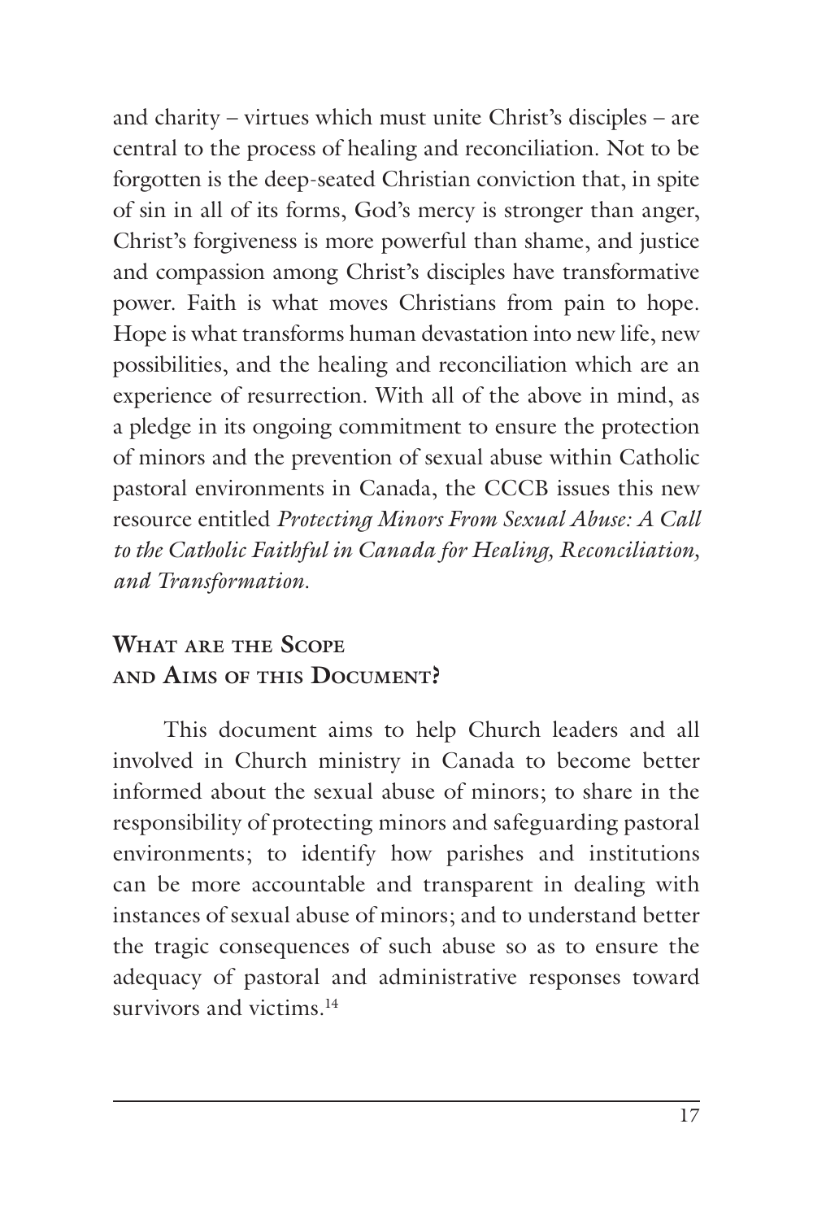and charity – virtues which must unite Christ's disciples – are central to the process of healing and reconciliation. Not to be forgotten is the deep-seated Christian conviction that, in spite of sin in all of its forms, God's mercy is stronger than anger, Christ's forgiveness is more powerful than shame, and justice and compassion among Christ's disciples have transformative power. Faith is what moves Christians from pain to hope. Hope is what transforms human devastation into new life, new possibilities, and the healing and reconciliation which are an experience of resurrection. With all of the above in mind, as a pledge in its ongoing commitment to ensure the protection of minors and the prevention of sexual abuse within Catholic pastoral environments in Canada, the CCCB issues this new resource entitled *Protecting Minors From Sexual Abuse: A Call to the Catholic Faithful in Canada for Healing, Reconciliation, and Transformation*.

## What are the Scope and Aims of this Document?

This document aims to help Church leaders and all involved in Church ministry in Canada to become better informed about the sexual abuse of minors; to share in the responsibility of protecting minors and safeguarding pastoral environments; to identify how parishes and institutions can be more accountable and transparent in dealing with instances of sexual abuse of minors; and to understand better the tragic consequences of such abuse so as to ensure the adequacy of pastoral and administrative responses toward survivors and victims.[14]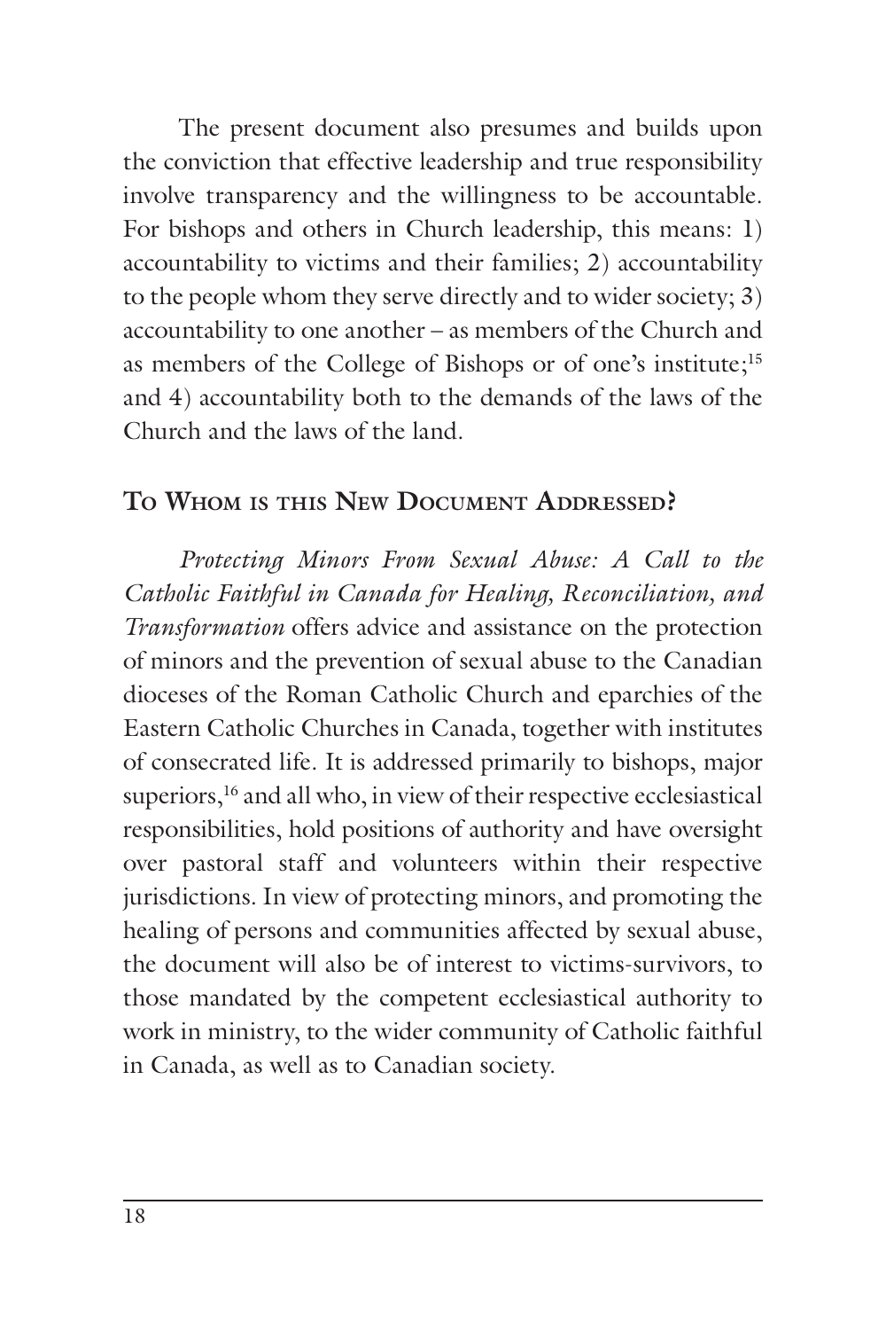The present document also presumes and builds upon the conviction that effective leadership and true responsibility involve transparency and the willingness to be accountable. For bishops and others in Church leadership, this means: 1) accountability to victims and their families; 2) accountability to the people whom they serve directly and to wider society; 3) accountability to one another – as members of the Church and as members of the College of Bishops or of one's institute;[15] and 4) accountability both to the demands of the laws of the Church and the laws of the land.

## To Whom is this New Document Addressed?

*Protecting Minors From Sexual Abuse: A Call to the Catholic Faithful in Canada for Healing, Reconciliation, and Transformation* offers advice and assistance on the protection of minors and the prevention of sexual abuse to the Canadian dioceses of the Roman Catholic Church and eparchies of the Eastern Catholic Churches in Canada, together with institutes of consecrated life. It is addressed primarily to bishops, major superiors,[16] and all who, in view of their respective ecclesiastical responsibilities, hold positions of authority and have oversight over pastoral staff and volunteers within their respective jurisdictions. In view of protecting minors, and promoting the healing of persons and communities affected by sexual abuse, the document will also be of interest to victims-survivors, to those mandated by the competent ecclesiastical authority to work in ministry, to the wider community of Catholic faithful in Canada, as well as to Canadian society.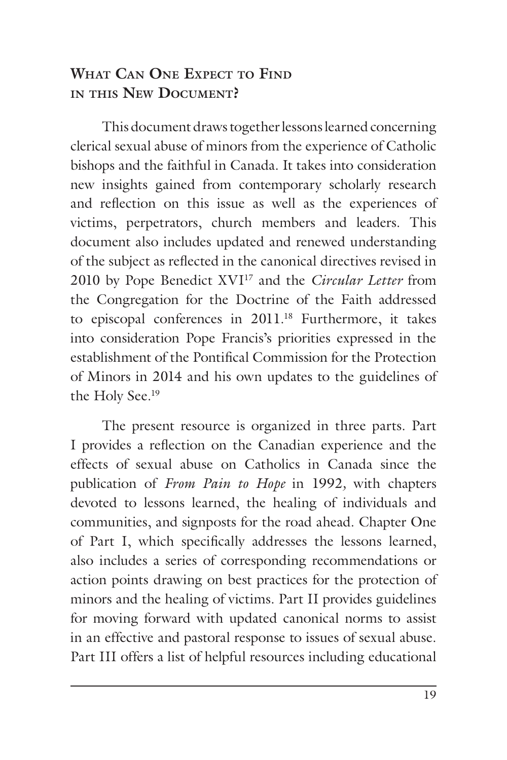## What Can One Expect to Find in this New Document?

This document draws together lessons learned concerning clerical sexual abuse of minors from the experience of Catholic bishops and the faithful in Canada. It takes into consideration new insights gained from contemporary scholarly research and reflection on this issue as well as the experiences of victims, perpetrators, church members and leaders. This document also includes updated and renewed understanding of the subject as reflected in the canonical directives revised in 2010 by Pope Benedict XVI[17] and the *Circular Letter* from the Congregation for the Doctrine of the Faith addressed to episcopal conferences in 2011.[18] Furthermore, it takes into consideration Pope Francis's priorities expressed in the establishment of the Pontifical Commission for the Protection of Minors in 2014 and his own updates to the guidelines of the Holy See.[19]

The present resource is organized in three parts. Part I provides a reflection on the Canadian experience and the effects of sexual abuse on Catholics in Canada since the publication of *From Pain to Hope* in 1992, with chapters devoted to lessons learned, the healing of individuals and communities, and signposts for the road ahead. Chapter One of Part I, which specifically addresses the lessons learned, also includes a series of corresponding recommendations or action points drawing on best practices for the protection of minors and the healing of victims. Part II provides guidelines for moving forward with updated canonical norms to assist in an effective and pastoral response to issues of sexual abuse. Part III offers a list of helpful resources including educational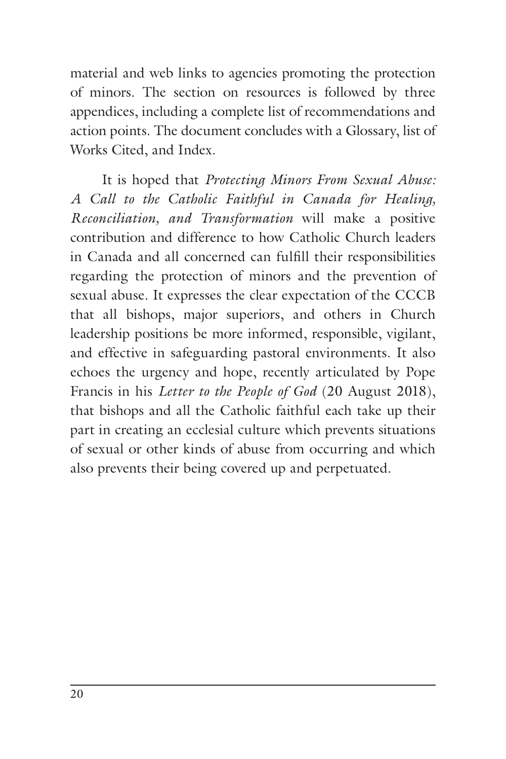material and web links to agencies promoting the protection of minors. The section on resources is followed by three appendices, including a complete list of recommendations and action points. The document concludes with a Glossary, list of Works Cited, and Index.

It is hoped that *Protecting Minors From Sexual Abuse: A Call to the Catholic Faithful in Canada for Healing, Reconciliation, and Transformation* will make a positive contribution and difference to how Catholic Church leaders in Canada and all concerned can fulfill their responsibilities regarding the protection of minors and the prevention of sexual abuse. It expresses the clear expectation of the CCCB that all bishops, major superiors, and others in Church leadership positions be more informed, responsible, vigilant, and effective in safeguarding pastoral environments. It also echoes the urgency and hope, recently articulated by Pope Francis in his *Letter to the People of God* (20 August 2018), that bishops and all the Catholic faithful each take up their part in creating an ecclesial culture which prevents situations of sexual or other kinds of abuse from occurring and which also prevents their being covered up and perpetuated.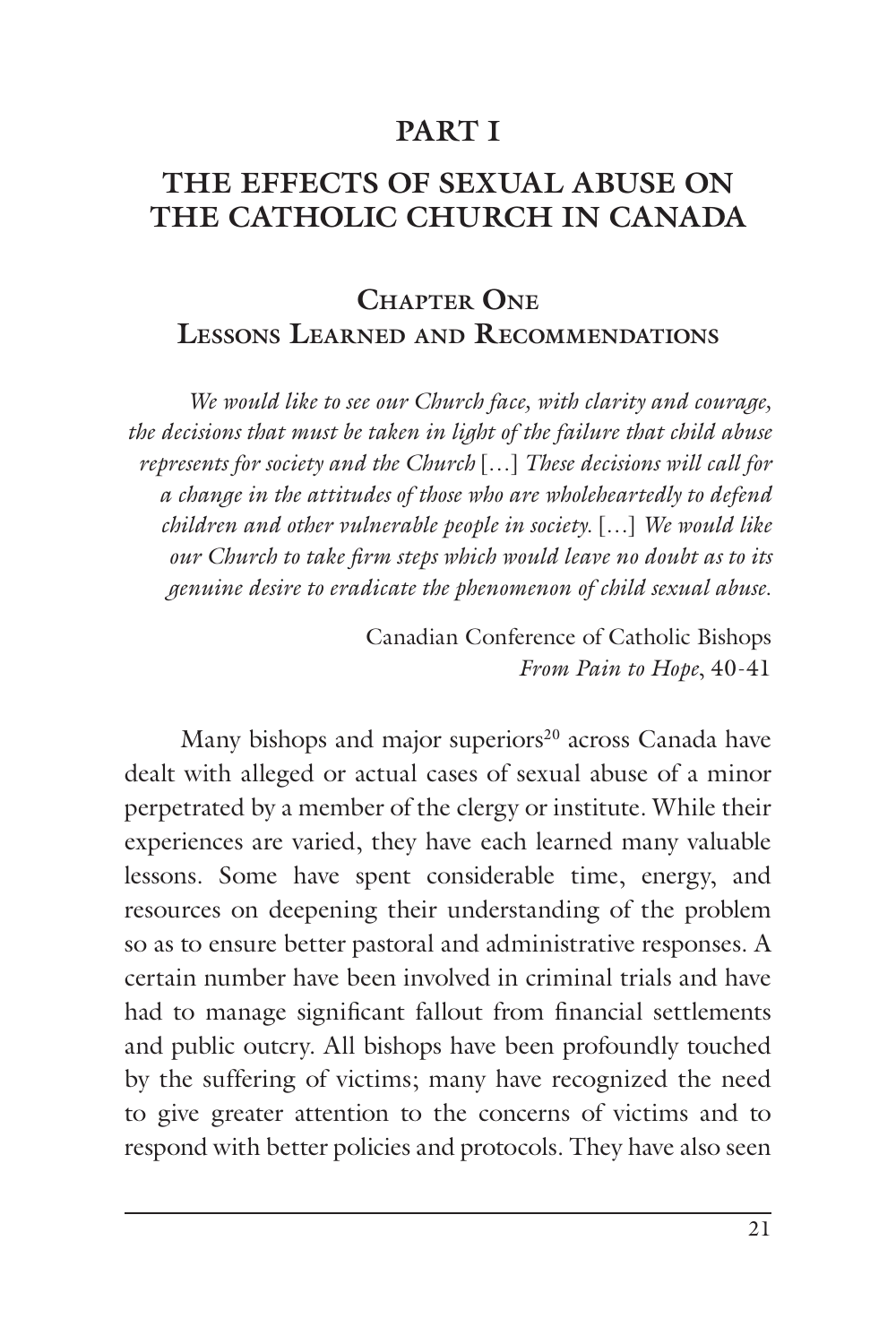# PART I

# THE EFFECTS OF SEXUAL ABUSE ON THE CATHOLIC CHURCH IN CANADA

## Chapter One
## Lessons Learned and Recommendations

> *We would like to see our Church face, with clarity and courage, the decisions that must be taken in light of the failure that child abuse represents for society and the Church* […] *These decisions will call for a change in the attitudes of those who are wholeheartedly to defend children and other vulnerable people in society.* […] *We would like our Church to take firm steps which would leave no doubt as to its genuine desire to eradicate the phenomenon of child sexual abuse.*
>
> Canadian Conference of Catholic Bishops
> *From Pain to Hope*, 40-41

Many bishops and major superiors[20] across Canada have dealt with alleged or actual cases of sexual abuse of a minor perpetrated by a member of the clergy or institute. While their experiences are varied, they have each learned many valuable lessons. Some have spent considerable time, energy, and resources on deepening their understanding of the problem so as to ensure better pastoral and administrative responses. A certain number have been involved in criminal trials and have had to manage significant fallout from financial settlements and public outcry. All bishops have been profoundly touched by the suffering of victims; many have recognized the need to give greater attention to the concerns of victims and to respond with better policies and protocols. They have also seen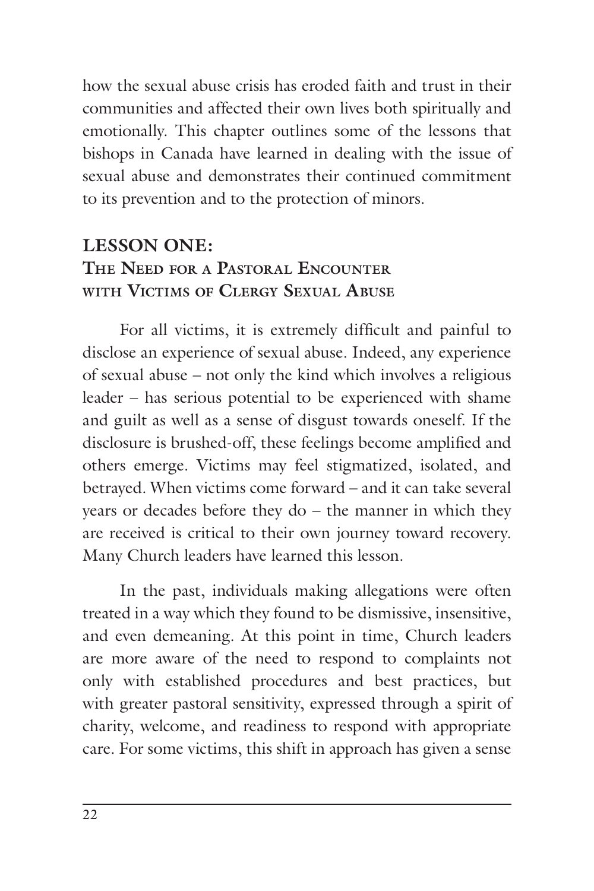how the sexual abuse crisis has eroded faith and trust in their communities and affected their own lives both spiritually and emotionally. This chapter outlines some of the lessons that bishops in Canada have learned in dealing with the issue of sexual abuse and demonstrates their continued commitment to its prevention and to the protection of minors.

## LESSON ONE: The Need for a Pastoral Encounter with Victims of Clergy Sexual Abuse

For all victims, it is extremely difficult and painful to disclose an experience of sexual abuse. Indeed, any experience of sexual abuse – not only the kind which involves a religious leader – has serious potential to be experienced with shame and guilt as well as a sense of disgust towards oneself. If the disclosure is brushed-off, these feelings become amplified and others emerge. Victims may feel stigmatized, isolated, and betrayed. When victims come forward – and it can take several years or decades before they do – the manner in which they are received is critical to their own journey toward recovery. Many Church leaders have learned this lesson.

In the past, individuals making allegations were often treated in a way which they found to be dismissive, insensitive, and even demeaning. At this point in time, Church leaders are more aware of the need to respond to complaints not only with established procedures and best practices, but with greater pastoral sensitivity, expressed through a spirit of charity, welcome, and readiness to respond with appropriate care. For some victims, this shift in approach has given a sense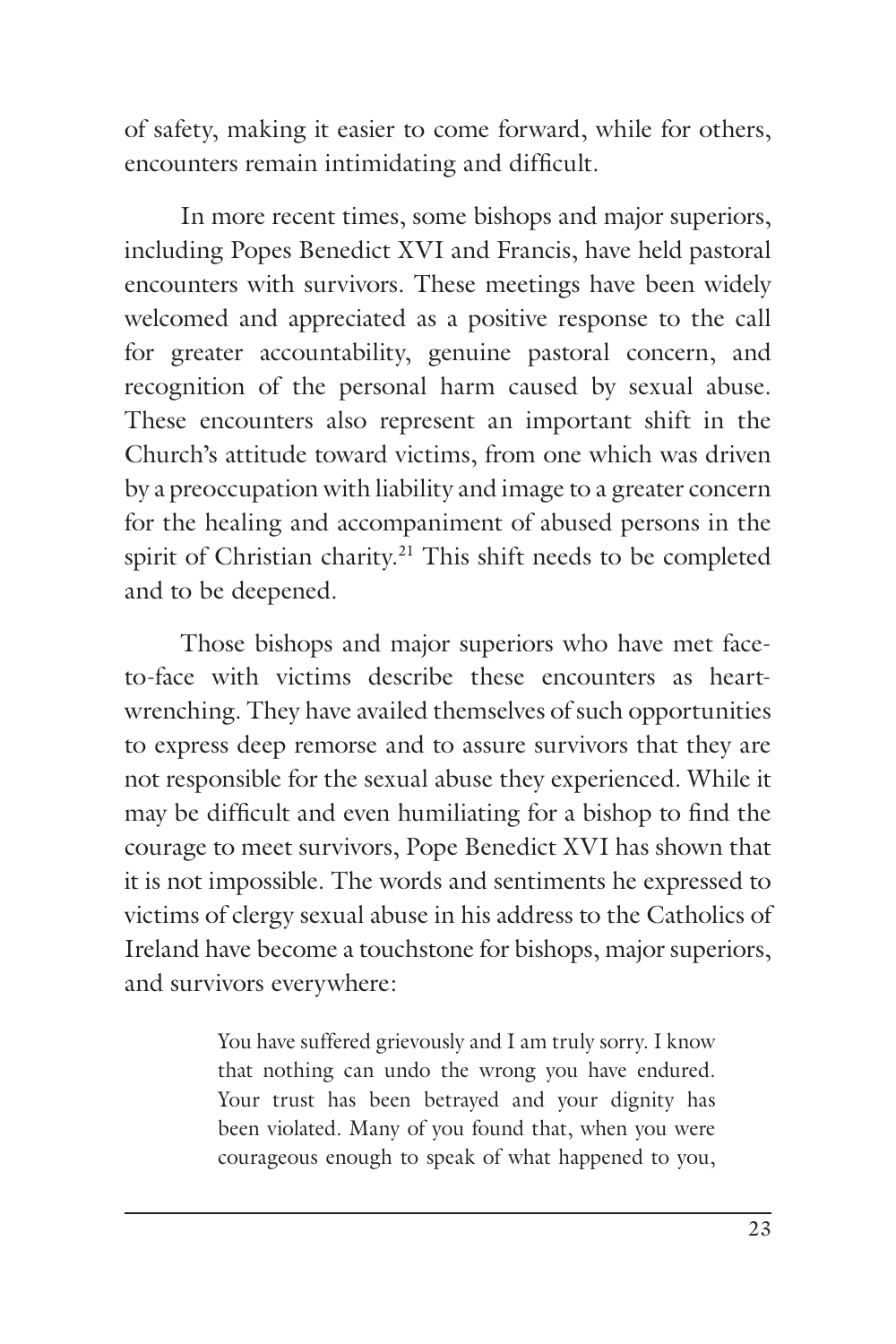of safety, making it easier to come forward, while for others, encounters remain intimidating and difficult.

In more recent times, some bishops and major superiors, including Popes Benedict XVI and Francis, have held pastoral encounters with survivors. These meetings have been widely welcomed and appreciated as a positive response to the call for greater accountability, genuine pastoral concern, and recognition of the personal harm caused by sexual abuse. These encounters also represent an important shift in the Church's attitude toward victims, from one which was driven by a preoccupation with liability and image to a greater concern for the healing and accompaniment of abused persons in the spirit of Christian charity.[21] This shift needs to be completed and to be deepened.

Those bishops and major superiors who have met face-to-face with victims describe these encounters as heart-wrenching. They have availed themselves of such opportunities to express deep remorse and to assure survivors that they are not responsible for the sexual abuse they experienced. While it may be difficult and even humiliating for a bishop to find the courage to meet survivors, Pope Benedict XVI has shown that it is not impossible. The words and sentiments he expressed to victims of clergy sexual abuse in his address to the Catholics of Ireland have become a touchstone for bishops, major superiors, and survivors everywhere:

> You have suffered grievously and I am truly sorry. I know that nothing can undo the wrong you have endured. Your trust has been betrayed and your dignity has been violated. Many of you found that, when you were courageous enough to speak of what happened to you,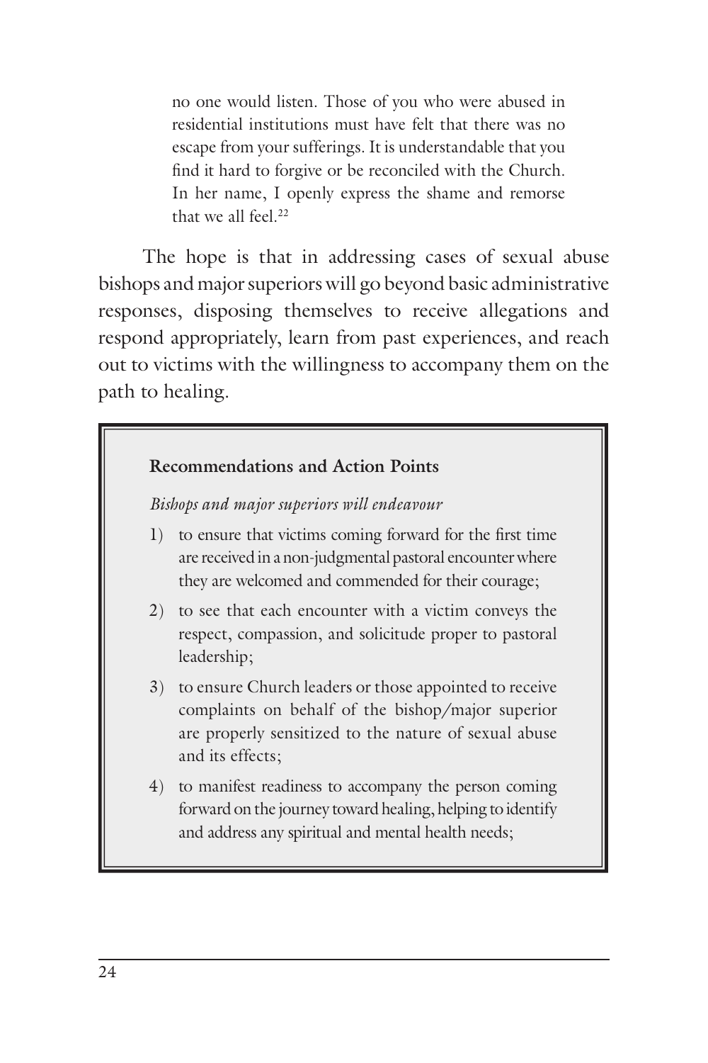> no one would listen. Those of you who were abused in residential institutions must have felt that there was no escape from your sufferings. It is understandable that you find it hard to forgive or be reconciled with the Church. In her name, I openly express the shame and remorse that we all feel.[22]

The hope is that in addressing cases of sexual abuse bishops and major superiors will go beyond basic administrative responses, disposing themselves to receive allegations and respond appropriately, learn from past experiences, and reach out to victims with the willingness to accompany them on the path to healing.

**Recommendations and Action Points**

*Bishops and major superiors will endeavour*

1) to ensure that victims coming forward for the first time are received in a non-judgmental pastoral encounter where they are welcomed and commended for their courage;
2) to see that each encounter with a victim conveys the respect, compassion, and solicitude proper to pastoral leadership;
3) to ensure Church leaders or those appointed to receive complaints on behalf of the bishop/major superior are properly sensitized to the nature of sexual abuse and its effects;
4) to manifest readiness to accompany the person coming forward on the journey toward healing, helping to identify and address any spiritual and mental health needs;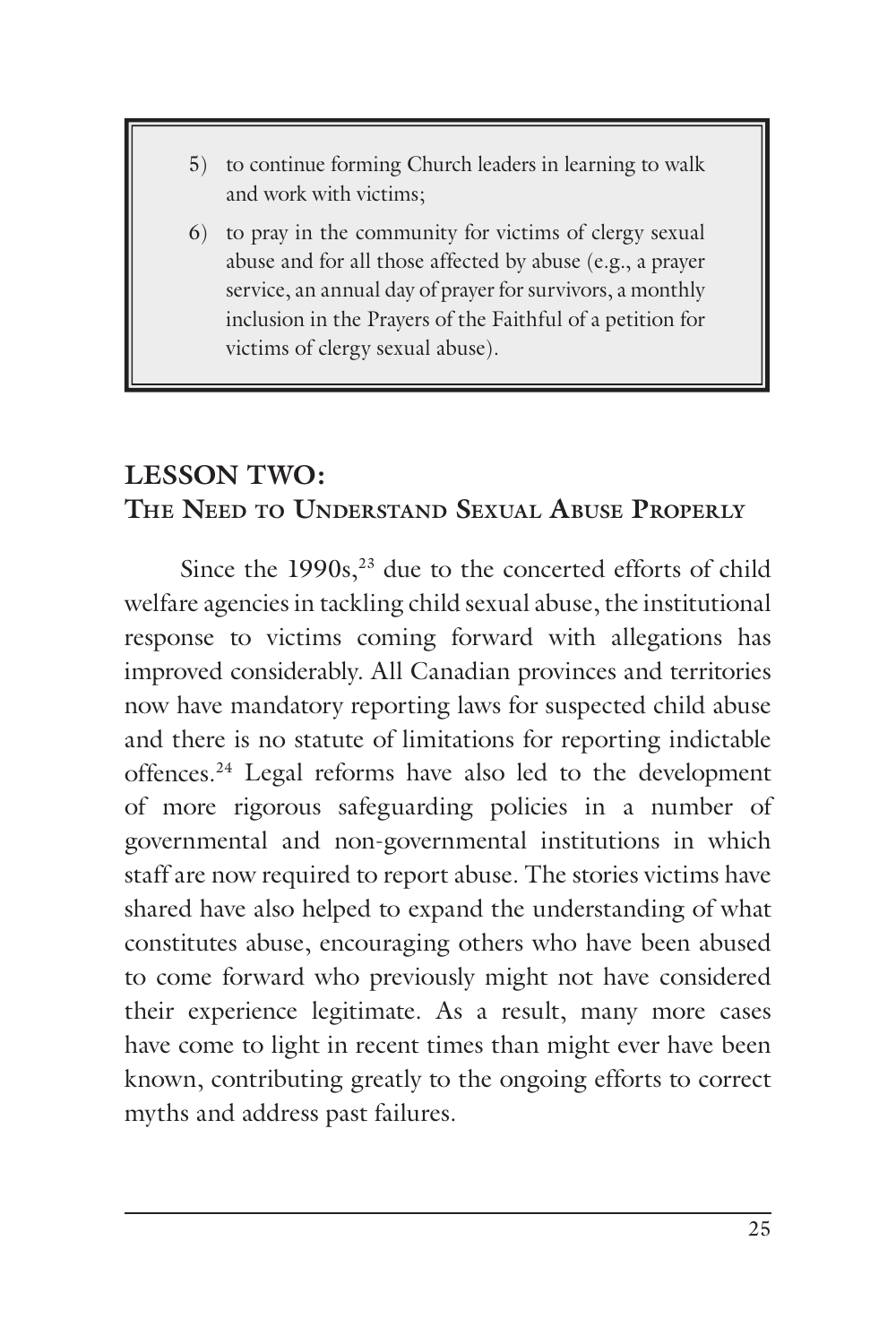5) to continue forming Church leaders in learning to walk and work with victims;
6) to pray in the community for victims of clergy sexual abuse and for all those affected by abuse (e.g., a prayer service, an annual day of prayer for survivors, a monthly inclusion in the Prayers of the Faithful of a petition for victims of clergy sexual abuse).

## LESSON TWO: The Need to Understand Sexual Abuse Properly

Since the 1990s,[23] due to the concerted efforts of child welfare agencies in tackling child sexual abuse, the institutional response to victims coming forward with allegations has improved considerably. All Canadian provinces and territories now have mandatory reporting laws for suspected child abuse and there is no statute of limitations for reporting indictable offences.[24] Legal reforms have also led to the development of more rigorous safeguarding policies in a number of governmental and non-governmental institutions in which staff are now required to report abuse. The stories victims have shared have also helped to expand the understanding of what constitutes abuse, encouraging others who have been abused to come forward who previously might not have considered their experience legitimate. As a result, many more cases have come to light in recent times than might ever have been known, contributing greatly to the ongoing efforts to correct myths and address past failures.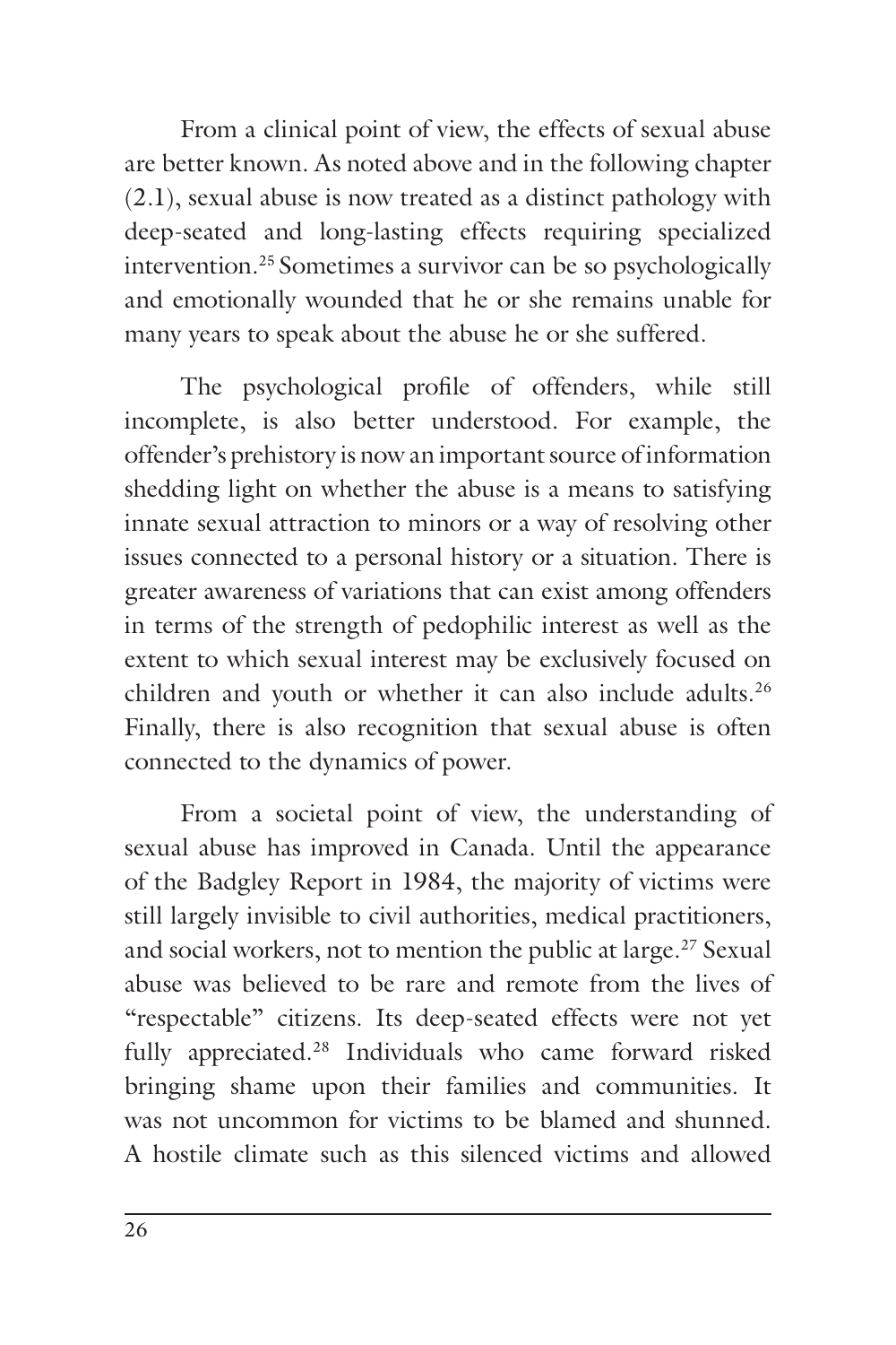From a clinical point of view, the effects of sexual abuse are better known. As noted above and in the following chapter (2.1), sexual abuse is now treated as a distinct pathology with deep-seated and long-lasting effects requiring specialized intervention.[25] Sometimes a survivor can be so psychologically and emotionally wounded that he or she remains unable for many years to speak about the abuse he or she suffered.

The psychological profile of offenders, while still incomplete, is also better understood. For example, the offender's prehistory is now an important source of information shedding light on whether the abuse is a means to satisfying innate sexual attraction to minors or a way of resolving other issues connected to a personal history or a situation. There is greater awareness of variations that can exist among offenders in terms of the strength of pedophilic interest as well as the extent to which sexual interest may be exclusively focused on children and youth or whether it can also include adults.[26] Finally, there is also recognition that sexual abuse is often connected to the dynamics of power.

From a societal point of view, the understanding of sexual abuse has improved in Canada. Until the appearance of the Badgley Report in 1984, the majority of victims were still largely invisible to civil authorities, medical practitioners, and social workers, not to mention the public at large.[27] Sexual abuse was believed to be rare and remote from the lives of "respectable" citizens. Its deep-seated effects were not yet fully appreciated.[28] Individuals who came forward risked bringing shame upon their families and communities. It was not uncommon for victims to be blamed and shunned. A hostile climate such as this silenced victims and allowed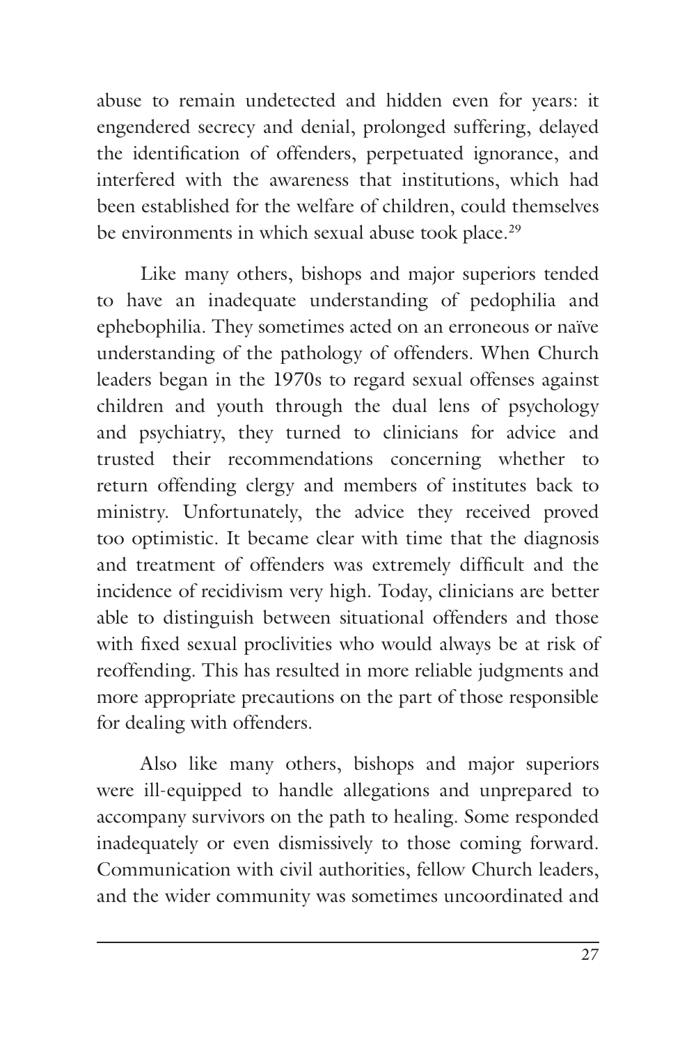abuse to remain undetected and hidden even for years: it engendered secrecy and denial, prolonged suffering, delayed the identification of offenders, perpetuated ignorance, and interfered with the awareness that institutions, which had been established for the welfare of children, could themselves be environments in which sexual abuse took place.[29]

Like many others, bishops and major superiors tended to have an inadequate understanding of pedophilia and ephebophilia. They sometimes acted on an erroneous or naïve understanding of the pathology of offenders. When Church leaders began in the 1970s to regard sexual offenses against children and youth through the dual lens of psychology and psychiatry, they turned to clinicians for advice and trusted their recommendations concerning whether to return offending clergy and members of institutes back to ministry. Unfortunately, the advice they received proved too optimistic. It became clear with time that the diagnosis and treatment of offenders was extremely difficult and the incidence of recidivism very high. Today, clinicians are better able to distinguish between situational offenders and those with fixed sexual proclivities who would always be at risk of reoffending. This has resulted in more reliable judgments and more appropriate precautions on the part of those responsible for dealing with offenders.

Also like many others, bishops and major superiors were ill-equipped to handle allegations and unprepared to accompany survivors on the path to healing. Some responded inadequately or even dismissively to those coming forward. Communication with civil authorities, fellow Church leaders, and the wider community was sometimes uncoordinated and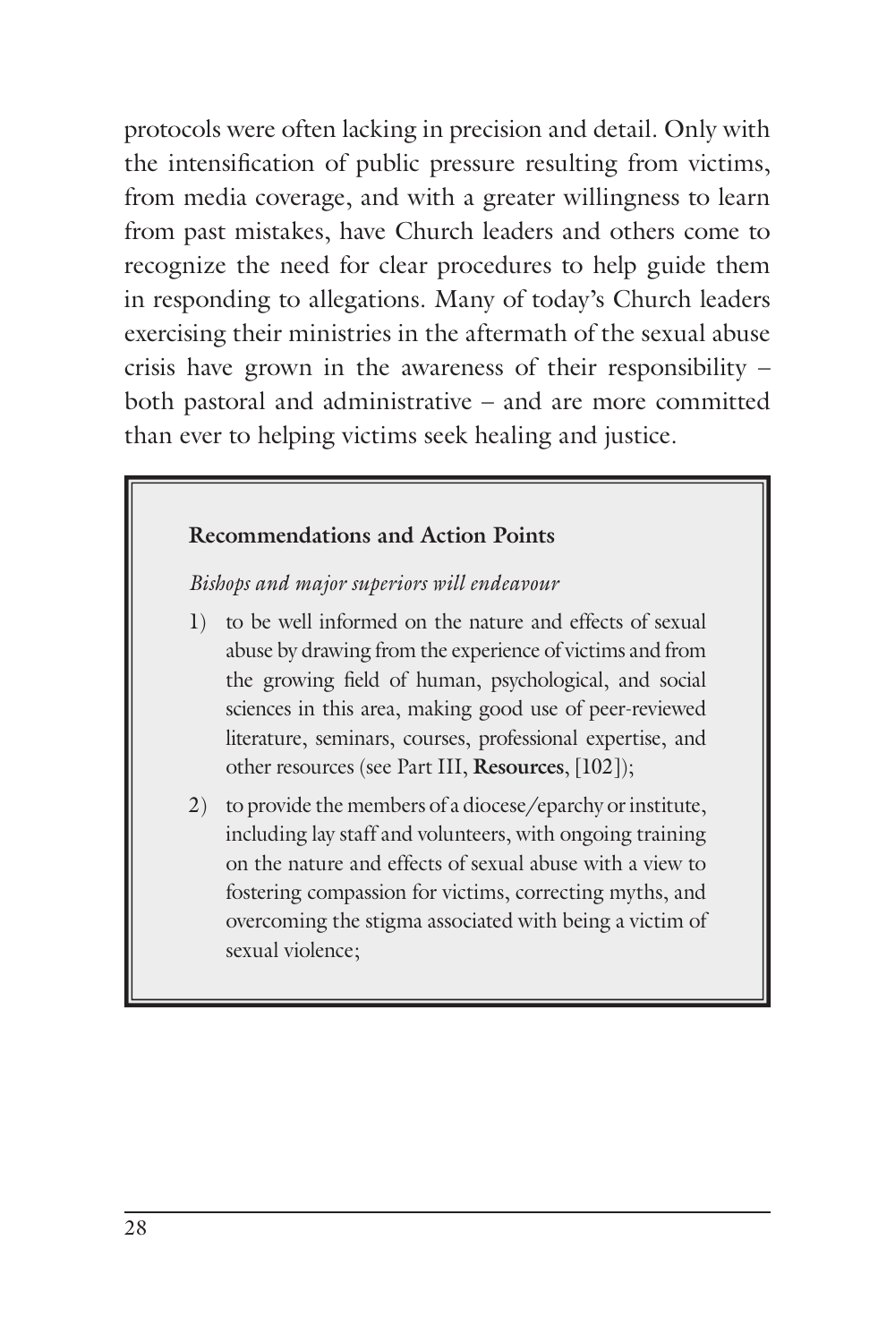protocols were often lacking in precision and detail. Only with the intensification of public pressure resulting from victims, from media coverage, and with a greater willingness to learn from past mistakes, have Church leaders and others come to recognize the need for clear procedures to help guide them in responding to allegations. Many of today's Church leaders exercising their ministries in the aftermath of the sexual abuse crisis have grown in the awareness of their responsibility – both pastoral and administrative – and are more committed than ever to helping victims seek healing and justice.

**Recommendations and Action Points**

*Bishops and major superiors will endeavour*

1) to be well informed on the nature and effects of sexual abuse by drawing from the experience of victims and from the growing field of human, psychological, and social sciences in this area, making good use of peer-reviewed literature, seminars, courses, professional expertise, and other resources (see Part III, **Resources**, [102]);
2) to provide the members of a diocese/eparchy or institute, including lay staff and volunteers, with ongoing training on the nature and effects of sexual abuse with a view to fostering compassion for victims, correcting myths, and overcoming the stigma associated with being a victim of sexual violence;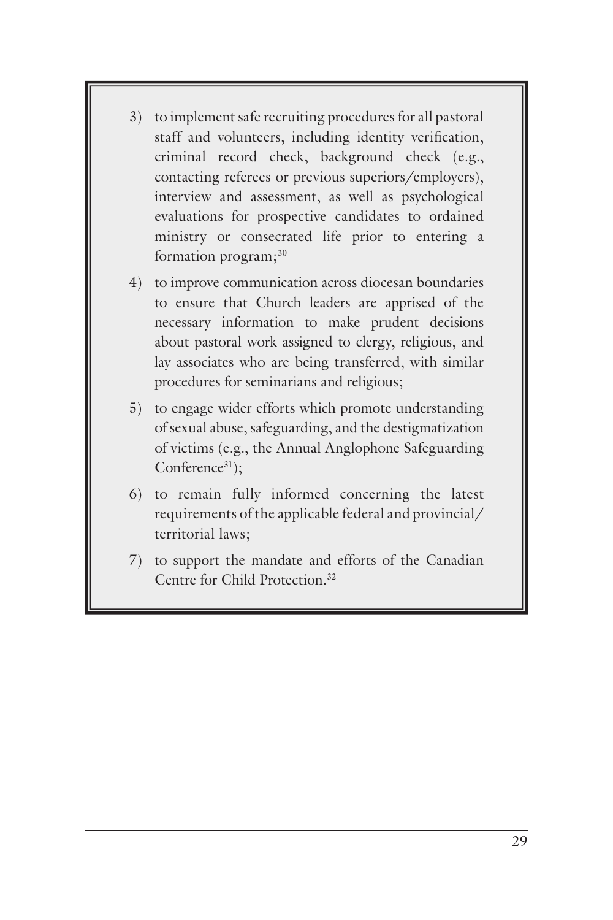3) to implement safe recruiting procedures for all pastoral staff and volunteers, including identity verification, criminal record check, background check (e.g., contacting referees or previous superiors/employers), interview and assessment, as well as psychological evaluations for prospective candidates to ordained ministry or consecrated life prior to entering a formation program;[30]

4) to improve communication across diocesan boundaries to ensure that Church leaders are apprised of the necessary information to make prudent decisions about pastoral work assigned to clergy, religious, and lay associates who are being transferred, with similar procedures for seminarians and religious;

5) to engage wider efforts which promote understanding of sexual abuse, safeguarding, and the destigmatization of victims (e.g., the Annual Anglophone Safeguarding Conference[31]);

6) to remain fully informed concerning the latest requirements of the applicable federal and provincial/territorial laws;

7) to support the mandate and efforts of the Canadian Centre for Child Protection.[32]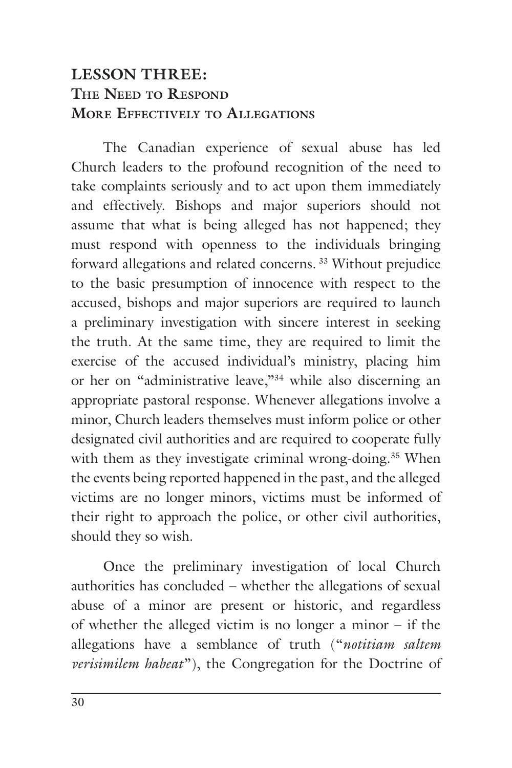## LESSON THREE: The Need to Respond More Effectively to Allegations

The Canadian experience of sexual abuse has led Church leaders to the profound recognition of the need to take complaints seriously and to act upon them immediately and effectively. Bishops and major superiors should not assume that what is being alleged has not happened; they must respond with openness to the individuals bringing forward allegations and related concerns. [33] Without prejudice to the basic presumption of innocence with respect to the accused, bishops and major superiors are required to launch a preliminary investigation with sincere interest in seeking the truth. At the same time, they are required to limit the exercise of the accused individual's ministry, placing him or her on "administrative leave,"[34] while also discerning an appropriate pastoral response. Whenever allegations involve a minor, Church leaders themselves must inform police or other designated civil authorities and are required to cooperate fully with them as they investigate criminal wrong-doing.[35] When the events being reported happened in the past, and the alleged victims are no longer minors, victims must be informed of their right to approach the police, or other civil authorities, should they so wish.

Once the preliminary investigation of local Church authorities has concluded – whether the allegations of sexual abuse of a minor are present or historic, and regardless of whether the alleged victim is no longer a minor – if the allegations have a semblance of truth ("*notitiam saltem verisimilem habeat*"), the Congregation for the Doctrine of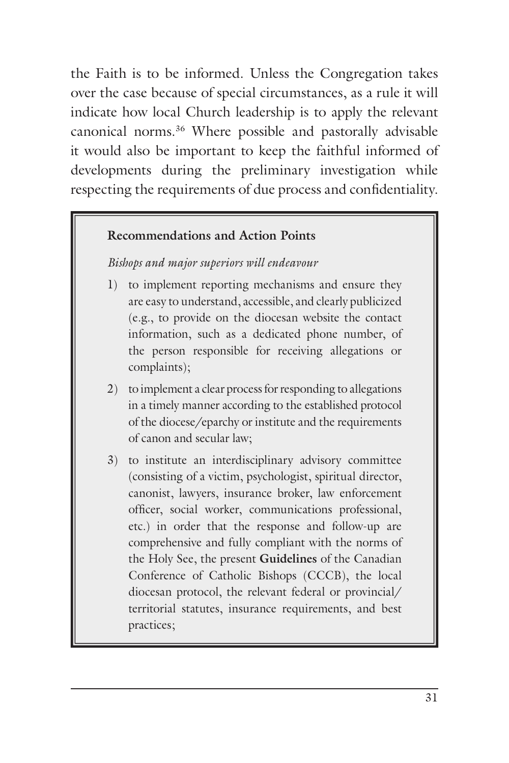the Faith is to be informed. Unless the Congregation takes over the case because of special circumstances, as a rule it will indicate how local Church leadership is to apply the relevant canonical norms.[36] Where possible and pastorally advisable it would also be important to keep the faithful informed of developments during the preliminary investigation while respecting the requirements of due process and confidentiality.

**Recommendations and Action Points**

*Bishops and major superiors will endeavour*

1) to implement reporting mechanisms and ensure they are easy to understand, accessible, and clearly publicized (e.g., to provide on the diocesan website the contact information, such as a dedicated phone number, of the person responsible for receiving allegations or complaints);
2) to implement a clear process for responding to allegations in a timely manner according to the established protocol of the diocese/eparchy or institute and the requirements of canon and secular law;
3) to institute an interdisciplinary advisory committee (consisting of a victim, psychologist, spiritual director, canonist, lawyers, insurance broker, law enforcement officer, social worker, communications professional, etc.) in order that the response and follow-up are comprehensive and fully compliant with the norms of the Holy See, the present **Guidelines** of the Canadian Conference of Catholic Bishops (CCCB), the local diocesan protocol, the relevant federal or provincial/territorial statutes, insurance requirements, and best practices;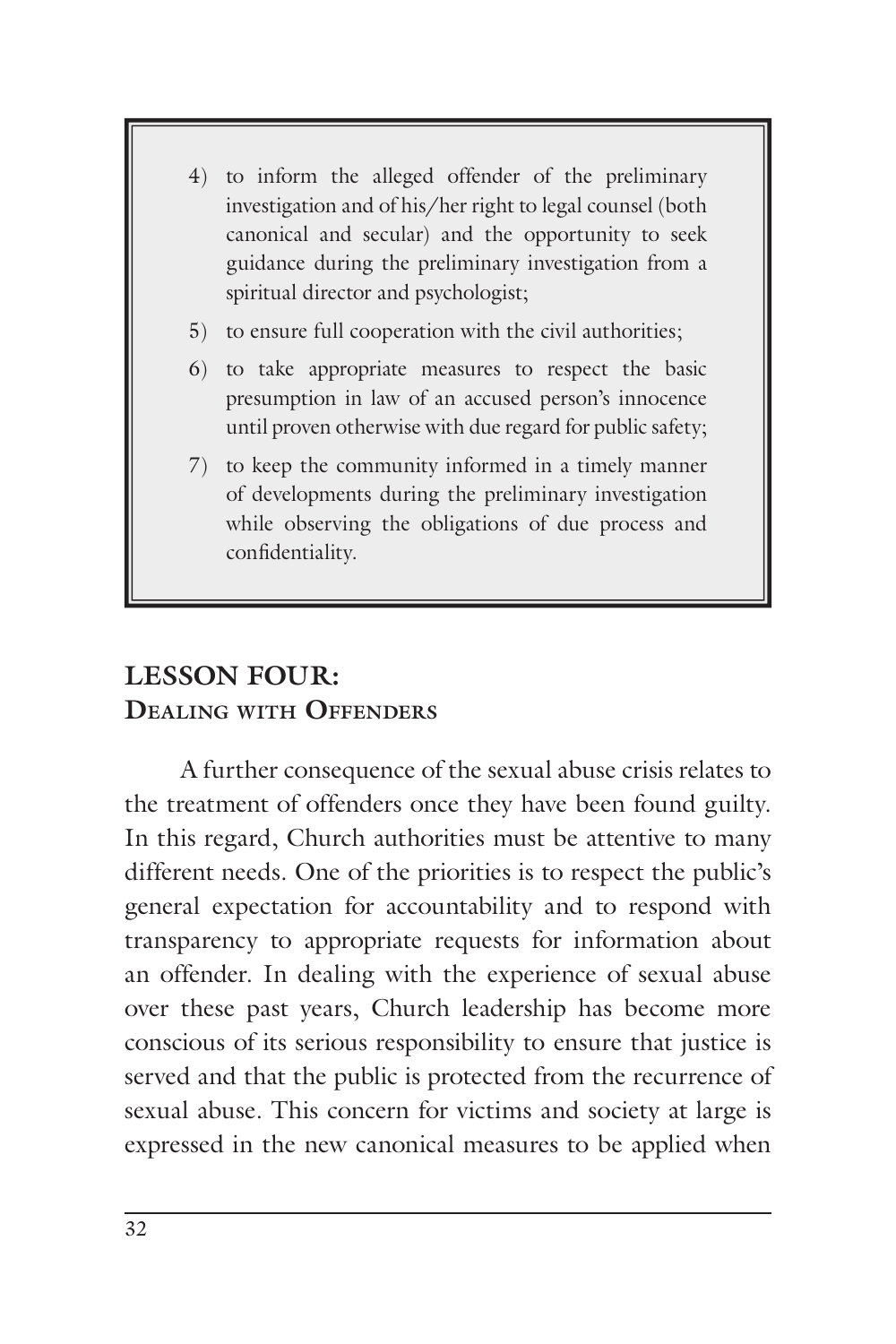4) to inform the alleged offender of the preliminary investigation and of his/her right to legal counsel (both canonical and secular) and the opportunity to seek guidance during the preliminary investigation from a spiritual director and psychologist;
5) to ensure full cooperation with the civil authorities;
6) to take appropriate measures to respect the basic presumption in law of an accused person's innocence until proven otherwise with due regard for public safety;
7) to keep the community informed in a timely manner of developments during the preliminary investigation while observing the obligations of due process and confidentiality.

## LESSON FOUR: Dealing with Offenders

A further consequence of the sexual abuse crisis relates to the treatment of offenders once they have been found guilty. In this regard, Church authorities must be attentive to many different needs. One of the priorities is to respect the public's general expectation for accountability and to respond with transparency to appropriate requests for information about an offender. In dealing with the experience of sexual abuse over these past years, Church leadership has become more conscious of its serious responsibility to ensure that justice is served and that the public is protected from the recurrence of sexual abuse. This concern for victims and society at large is expressed in the new canonical measures to be applied when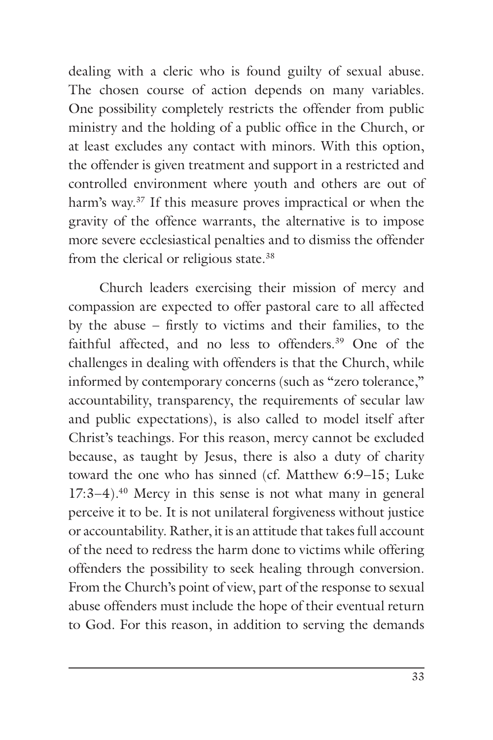dealing with a cleric who is found guilty of sexual abuse. The chosen course of action depends on many variables. One possibility completely restricts the offender from public ministry and the holding of a public office in the Church, or at least excludes any contact with minors. With this option, the offender is given treatment and support in a restricted and controlled environment where youth and others are out of harm's way.[37] If this measure proves impractical or when the gravity of the offence warrants, the alternative is to impose more severe ecclesiastical penalties and to dismiss the offender from the clerical or religious state.[38]

Church leaders exercising their mission of mercy and compassion are expected to offer pastoral care to all affected by the abuse – firstly to victims and their families, to the faithful affected, and no less to offenders.[39] One of the challenges in dealing with offenders is that the Church, while informed by contemporary concerns (such as "zero tolerance," accountability, transparency, the requirements of secular law and public expectations), is also called to model itself after Christ's teachings. For this reason, mercy cannot be excluded because, as taught by Jesus, there is also a duty of charity toward the one who has sinned (cf. Matthew 6:9–15; Luke 17:3–4).[40] Mercy in this sense is not what many in general perceive it to be. It is not unilateral forgiveness without justice or accountability. Rather, it is an attitude that takes full account of the need to redress the harm done to victims while offering offenders the possibility to seek healing through conversion. From the Church's point of view, part of the response to sexual abuse offenders must include the hope of their eventual return to God. For this reason, in addition to serving the demands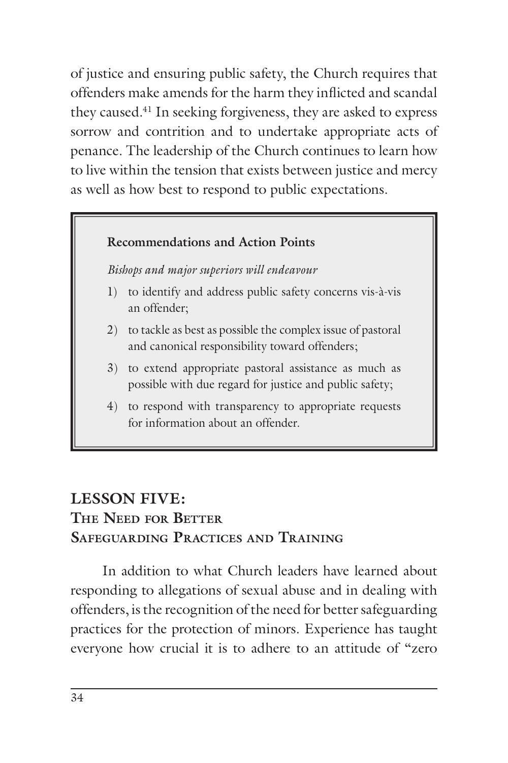of justice and ensuring public safety, the Church requires that offenders make amends for the harm they inflicted and scandal they caused.[41] In seeking forgiveness, they are asked to express sorrow and contrition and to undertake appropriate acts of penance. The leadership of the Church continues to learn how to live within the tension that exists between justice and mercy as well as how best to respond to public expectations.

**Recommendations and Action Points**

*Bishops and major superiors will endeavour*

1) to identify and address public safety concerns vis-à-vis an offender;
2) to tackle as best as possible the complex issue of pastoral and canonical responsibility toward offenders;
3) to extend appropriate pastoral assistance as much as possible with due regard for justice and public safety;
4) to respond with transparency to appropriate requests for information about an offender.

## LESSON FIVE: The Need for Better Safeguarding Practices and Training

In addition to what Church leaders have learned about responding to allegations of sexual abuse and in dealing with offenders, is the recognition of the need for better safeguarding practices for the protection of minors. Experience has taught everyone how crucial it is to adhere to an attitude of "zero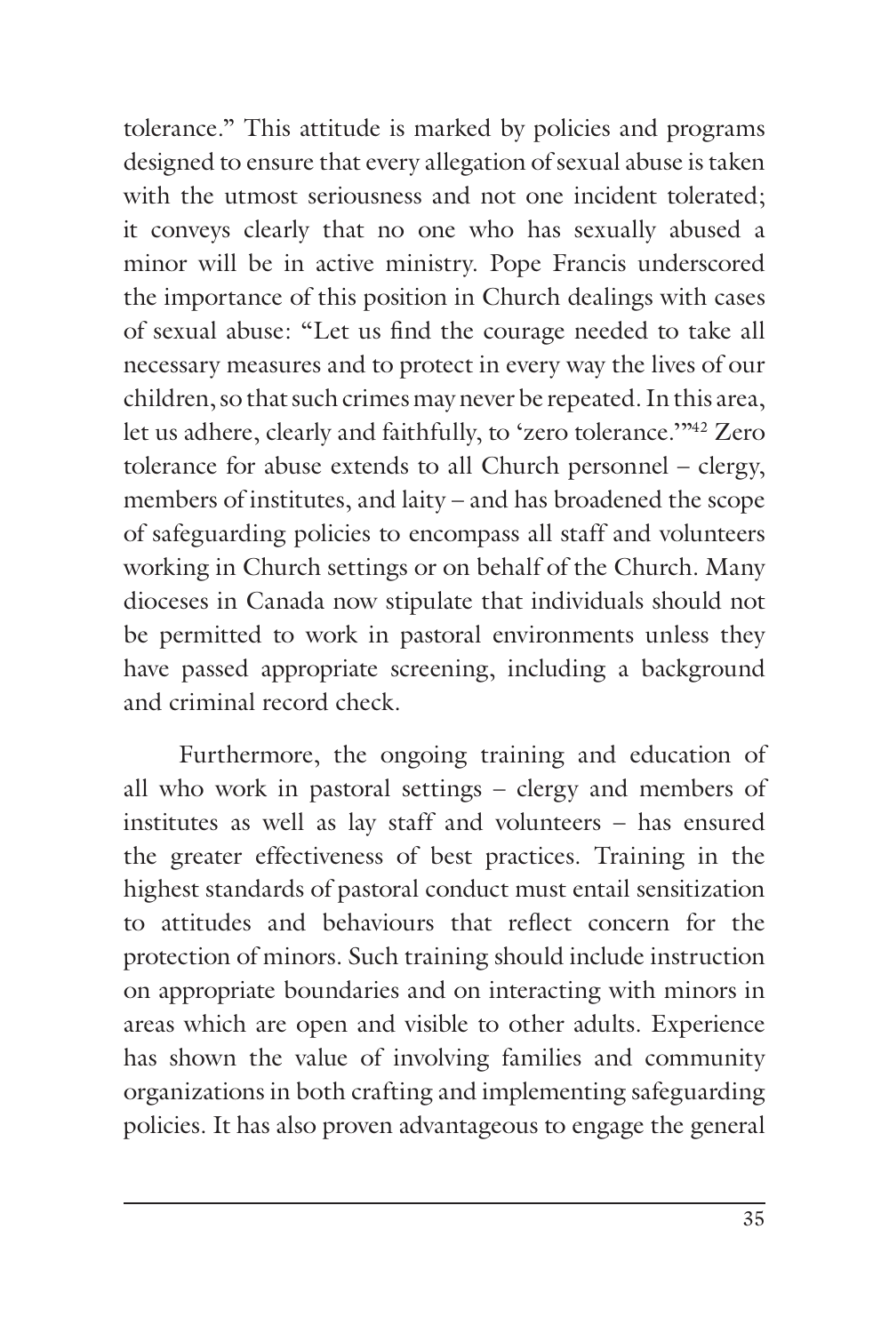tolerance." This attitude is marked by policies and programs designed to ensure that every allegation of sexual abuse is taken with the utmost seriousness and not one incident tolerated; it conveys clearly that no one who has sexually abused a minor will be in active ministry. Pope Francis underscored the importance of this position in Church dealings with cases of sexual abuse: "Let us find the courage needed to take all necessary measures and to protect in every way the lives of our children, so that such crimes may never be repeated. In this area, let us adhere, clearly and faithfully, to 'zero tolerance.'"[42] Zero tolerance for abuse extends to all Church personnel – clergy, members of institutes, and laity – and has broadened the scope of safeguarding policies to encompass all staff and volunteers working in Church settings or on behalf of the Church. Many dioceses in Canada now stipulate that individuals should not be permitted to work in pastoral environments unless they have passed appropriate screening, including a background and criminal record check.

Furthermore, the ongoing training and education of all who work in pastoral settings – clergy and members of institutes as well as lay staff and volunteers – has ensured the greater effectiveness of best practices. Training in the highest standards of pastoral conduct must entail sensitization to attitudes and behaviours that reflect concern for the protection of minors. Such training should include instruction on appropriate boundaries and on interacting with minors in areas which are open and visible to other adults. Experience has shown the value of involving families and community organizations in both crafting and implementing safeguarding policies. It has also proven advantageous to engage the general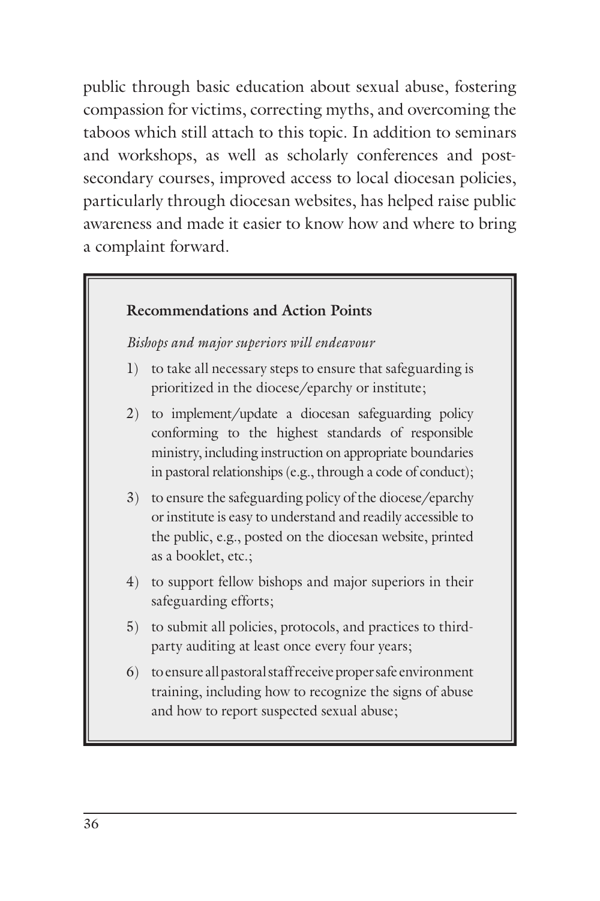public through basic education about sexual abuse, fostering compassion for victims, correcting myths, and overcoming the taboos which still attach to this topic. In addition to seminars and workshops, as well as scholarly conferences and post-secondary courses, improved access to local diocesan policies, particularly through diocesan websites, has helped raise public awareness and made it easier to know how and where to bring a complaint forward.

**Recommendations and Action Points**

*Bishops and major superiors will endeavour*

1) to take all necessary steps to ensure that safeguarding is prioritized in the diocese/eparchy or institute;
2) to implement/update a diocesan safeguarding policy conforming to the highest standards of responsible ministry, including instruction on appropriate boundaries in pastoral relationships (e.g., through a code of conduct);
3) to ensure the safeguarding policy of the diocese/eparchy or institute is easy to understand and readily accessible to the public, e.g., posted on the diocesan website, printed as a booklet, etc.;
4) to support fellow bishops and major superiors in their safeguarding efforts;
5) to submit all policies, protocols, and practices to third-party auditing at least once every four years;
6) to ensure all pastoral staff receive proper safe environment training, including how to recognize the signs of abuse and how to report suspected sexual abuse;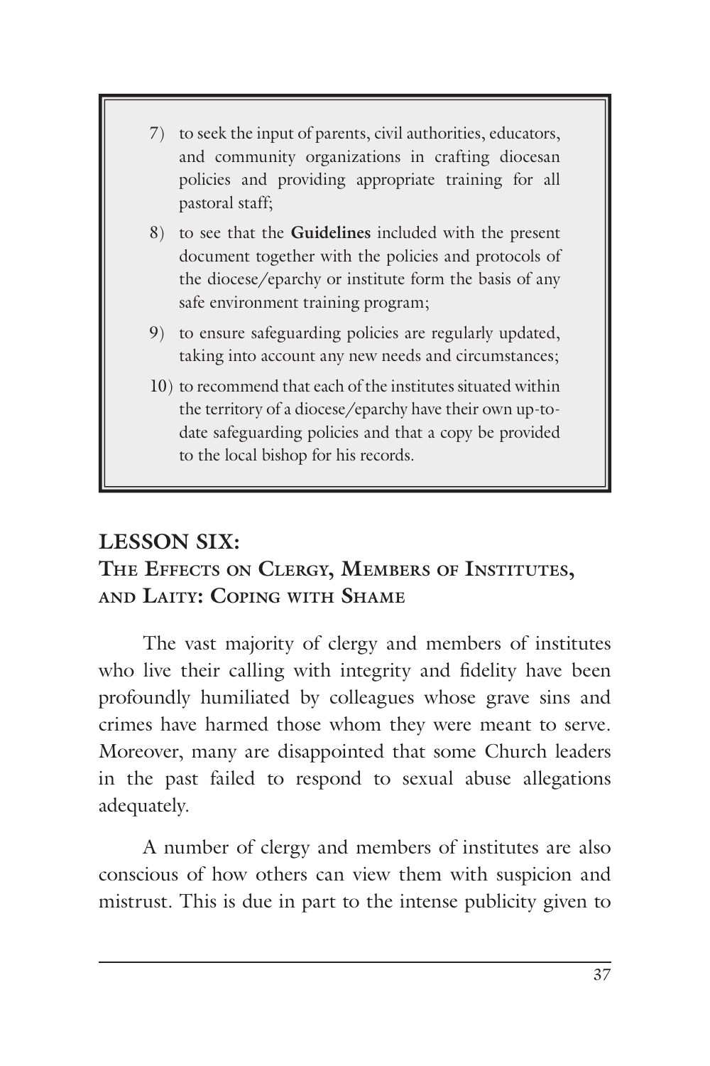7) to seek the input of parents, civil authorities, educators, and community organizations in crafting diocesan policies and providing appropriate training for all pastoral staff;

8) to see that the **Guidelines** included with the present document together with the policies and protocols of the diocese/eparchy or institute form the basis of any safe environment training program;

9) to ensure safeguarding policies are regularly updated, taking into account any new needs and circumstances;

10) to recommend that each of the institutes situated within the territory of a diocese/eparchy have their own up-to-date safeguarding policies and that a copy be provided to the local bishop for his records.

## LESSON SIX: The Effects on Clergy, Members of Institutes, and Laity: Coping with Shame

The vast majority of clergy and members of institutes who live their calling with integrity and fidelity have been profoundly humiliated by colleagues whose grave sins and crimes have harmed those whom they were meant to serve. Moreover, many are disappointed that some Church leaders in the past failed to respond to sexual abuse allegations adequately.

A number of clergy and members of institutes are also conscious of how others can view them with suspicion and mistrust. This is due in part to the intense publicity given to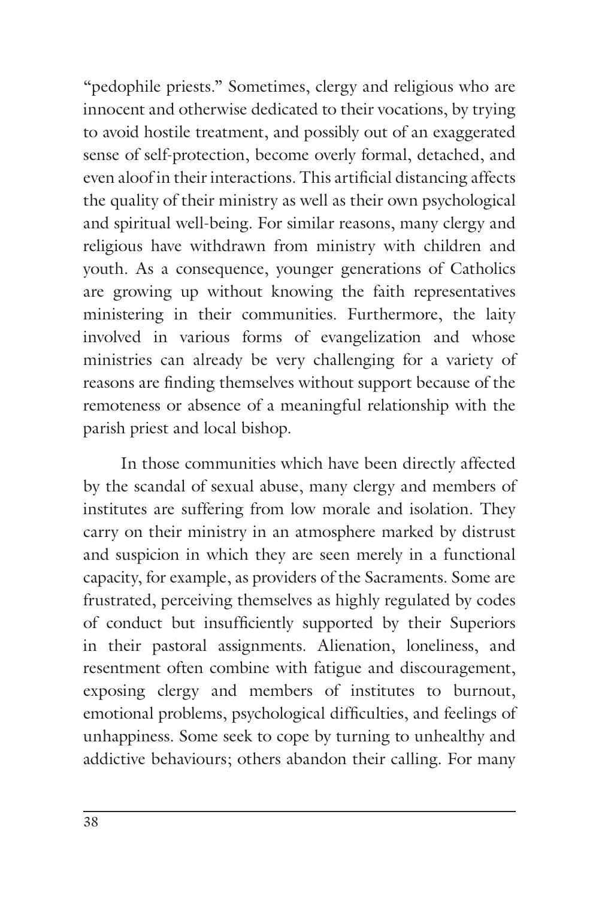"pedophile priests." Sometimes, clergy and religious who are innocent and otherwise dedicated to their vocations, by trying to avoid hostile treatment, and possibly out of an exaggerated sense of self-protection, become overly formal, detached, and even aloof in their interactions. This artificial distancing affects the quality of their ministry as well as their own psychological and spiritual well-being. For similar reasons, many clergy and religious have withdrawn from ministry with children and youth. As a consequence, younger generations of Catholics are growing up without knowing the faith representatives ministering in their communities. Furthermore, the laity involved in various forms of evangelization and whose ministries can already be very challenging for a variety of reasons are finding themselves without support because of the remoteness or absence of a meaningful relationship with the parish priest and local bishop.

In those communities which have been directly affected by the scandal of sexual abuse, many clergy and members of institutes are suffering from low morale and isolation. They carry on their ministry in an atmosphere marked by distrust and suspicion in which they are seen merely in a functional capacity, for example, as providers of the Sacraments. Some are frustrated, perceiving themselves as highly regulated by codes of conduct but insufficiently supported by their Superiors in their pastoral assignments. Alienation, loneliness, and resentment often combine with fatigue and discouragement, exposing clergy and members of institutes to burnout, emotional problems, psychological difficulties, and feelings of unhappiness. Some seek to cope by turning to unhealthy and addictive behaviours; others abandon their calling. For many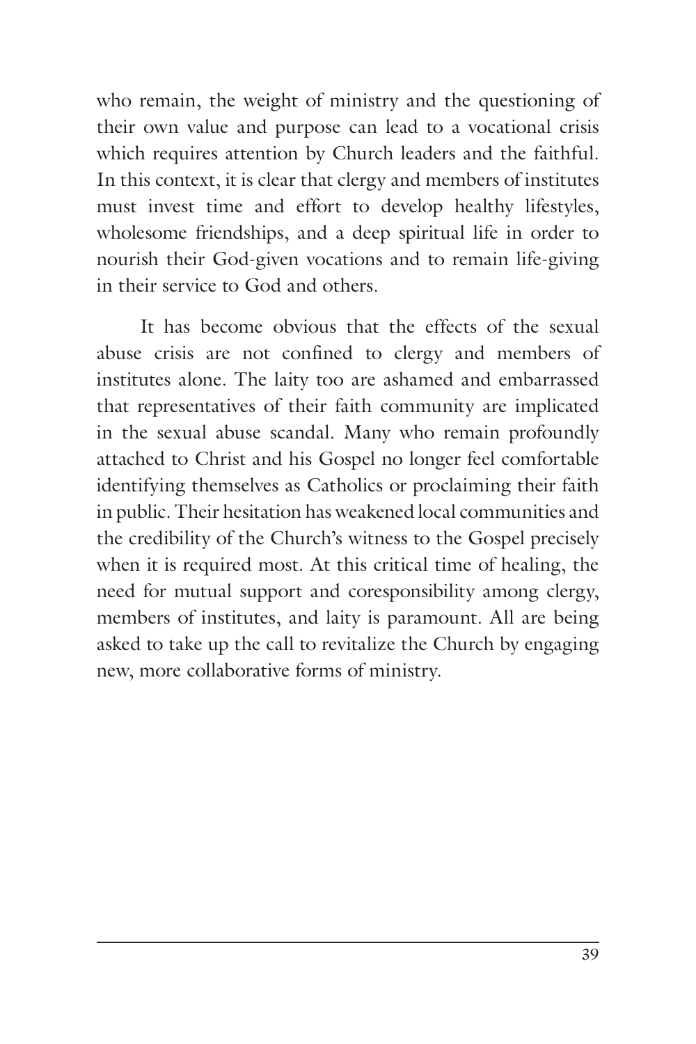who remain, the weight of ministry and the questioning of their own value and purpose can lead to a vocational crisis which requires attention by Church leaders and the faithful. In this context, it is clear that clergy and members of institutes must invest time and effort to develop healthy lifestyles, wholesome friendships, and a deep spiritual life in order to nourish their God-given vocations and to remain life-giving in their service to God and others.

It has become obvious that the effects of the sexual abuse crisis are not confined to clergy and members of institutes alone. The laity too are ashamed and embarrassed that representatives of their faith community are implicated in the sexual abuse scandal. Many who remain profoundly attached to Christ and his Gospel no longer feel comfortable identifying themselves as Catholics or proclaiming their faith in public. Their hesitation has weakened local communities and the credibility of the Church's witness to the Gospel precisely when it is required most. At this critical time of healing, the need for mutual support and coresponsibility among clergy, members of institutes, and laity is paramount. All are being asked to take up the call to revitalize the Church by engaging new, more collaborative forms of ministry.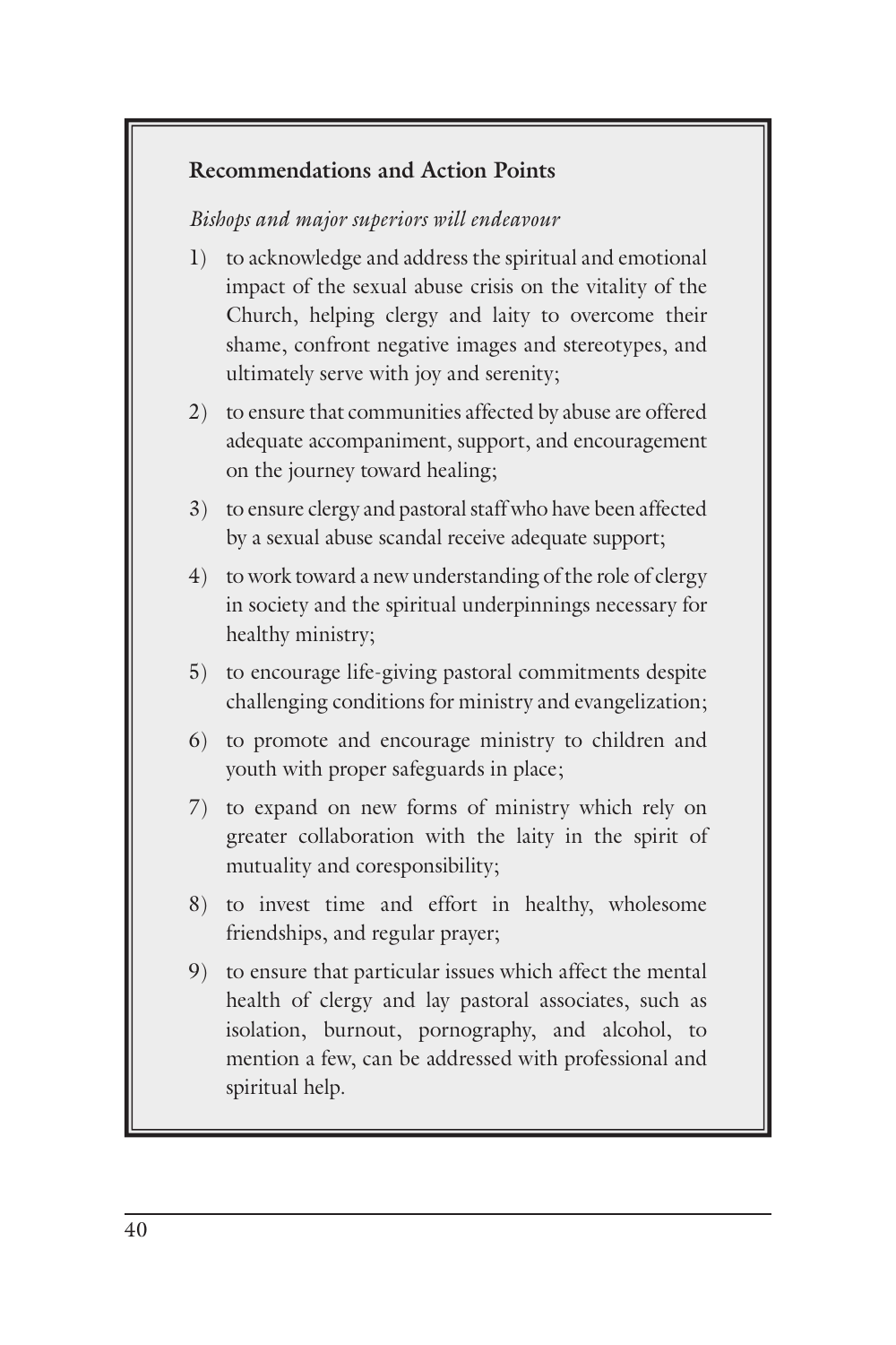**Recommendations and Action Points**

*Bishops and major superiors will endeavour*

1) to acknowledge and address the spiritual and emotional impact of the sexual abuse crisis on the vitality of the Church, helping clergy and laity to overcome their shame, confront negative images and stereotypes, and ultimately serve with joy and serenity;

2) to ensure that communities affected by abuse are offered adequate accompaniment, support, and encouragement on the journey toward healing;

3) to ensure clergy and pastoral staff who have been affected by a sexual abuse scandal receive adequate support;

4) to work toward a new understanding of the role of clergy in society and the spiritual underpinnings necessary for healthy ministry;

5) to encourage life-giving pastoral commitments despite challenging conditions for ministry and evangelization;

6) to promote and encourage ministry to children and youth with proper safeguards in place;

7) to expand on new forms of ministry which rely on greater collaboration with the laity in the spirit of mutuality and coresponsibility;

8) to invest time and effort in healthy, wholesome friendships, and regular prayer;

9) to ensure that particular issues which affect the mental health of clergy and lay pastoral associates, such as isolation, burnout, pornography, and alcohol, to mention a few, can be addressed with professional and spiritual help.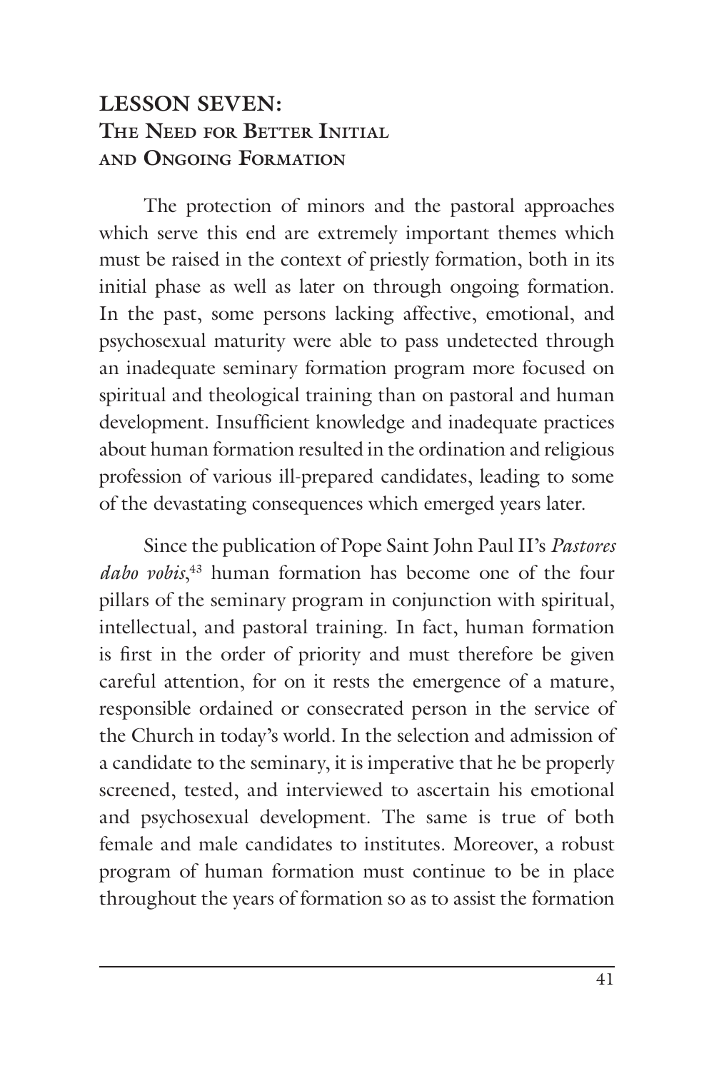## LESSON SEVEN: The Need for Better Initial and Ongoing Formation

The protection of minors and the pastoral approaches which serve this end are extremely important themes which must be raised in the context of priestly formation, both in its initial phase as well as later on through ongoing formation. In the past, some persons lacking affective, emotional, and psychosexual maturity were able to pass undetected through an inadequate seminary formation program more focused on spiritual and theological training than on pastoral and human development. Insufficient knowledge and inadequate practices about human formation resulted in the ordination and religious profession of various ill-prepared candidates, leading to some of the devastating consequences which emerged years later.

Since the publication of Pope Saint John Paul II's *Pastores dabo vobis*,[43] human formation has become one of the four pillars of the seminary program in conjunction with spiritual, intellectual, and pastoral training. In fact, human formation is first in the order of priority and must therefore be given careful attention, for on it rests the emergence of a mature, responsible ordained or consecrated person in the service of the Church in today's world. In the selection and admission of a candidate to the seminary, it is imperative that he be properly screened, tested, and interviewed to ascertain his emotional and psychosexual development. The same is true of both female and male candidates to institutes. Moreover, a robust program of human formation must continue to be in place throughout the years of formation so as to assist the formation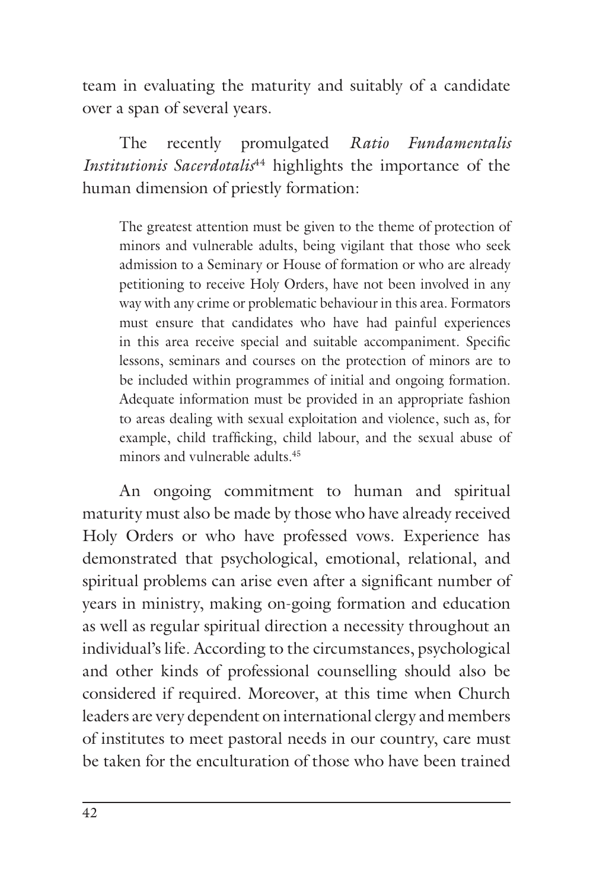team in evaluating the maturity and suitably of a candidate over a span of several years.

The recently promulgated *Ratio Fundamentalis Institutionis Sacerdotalis*[44] highlights the importance of the human dimension of priestly formation:

> The greatest attention must be given to the theme of protection of minors and vulnerable adults, being vigilant that those who seek admission to a Seminary or House of formation or who are already petitioning to receive Holy Orders, have not been involved in any way with any crime or problematic behaviour in this area. Formators must ensure that candidates who have had painful experiences in this area receive special and suitable accompaniment. Specific lessons, seminars and courses on the protection of minors are to be included within programmes of initial and ongoing formation. Adequate information must be provided in an appropriate fashion to areas dealing with sexual exploitation and violence, such as, for example, child trafficking, child labour, and the sexual abuse of minors and vulnerable adults.[45]

An ongoing commitment to human and spiritual maturity must also be made by those who have already received Holy Orders or who have professed vows. Experience has demonstrated that psychological, emotional, relational, and spiritual problems can arise even after a significant number of years in ministry, making on-going formation and education as well as regular spiritual direction a necessity throughout an individual's life. According to the circumstances, psychological and other kinds of professional counselling should also be considered if required. Moreover, at this time when Church leaders are very dependent on international clergy and members of institutes to meet pastoral needs in our country, care must be taken for the enculturation of those who have been trained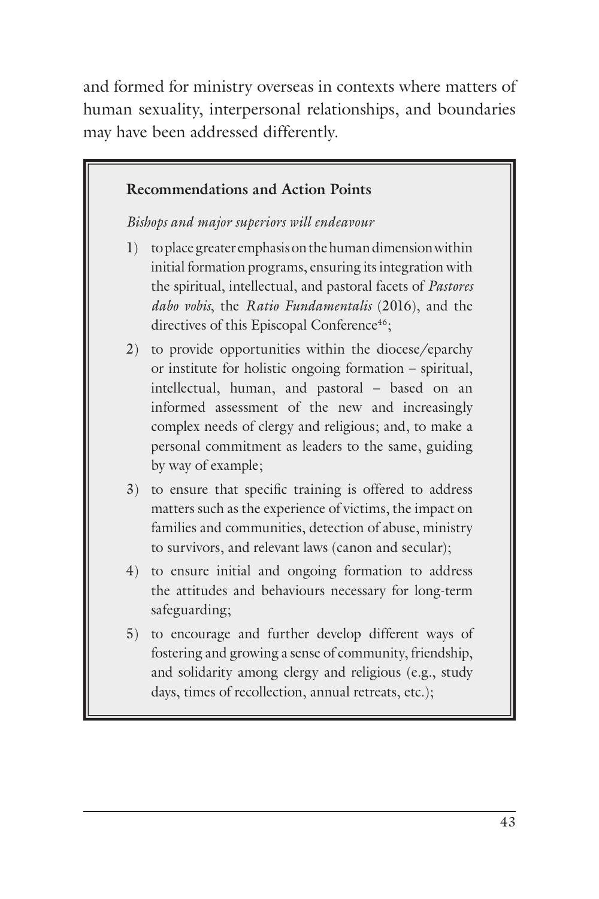and formed for ministry overseas in contexts where matters of human sexuality, interpersonal relationships, and boundaries may have been addressed differently.

**Recommendations and Action Points**

*Bishops and major superiors will endeavour*

1) to place greater emphasis on the human dimension within initial formation programs, ensuring its integration with the spiritual, intellectual, and pastoral facets of *Pastores dabo vobis*, the *Ratio Fundamentalis* (2016), and the directives of this Episcopal Conference[46];
2) to provide opportunities within the diocese/eparchy or institute for holistic ongoing formation – spiritual, intellectual, human, and pastoral – based on an informed assessment of the new and increasingly complex needs of clergy and religious; and, to make a personal commitment as leaders to the same, guiding by way of example;
3) to ensure that specific training is offered to address matters such as the experience of victims, the impact on families and communities, detection of abuse, ministry to survivors, and relevant laws (canon and secular);
4) to ensure initial and ongoing formation to address the attitudes and behaviours necessary for long-term safeguarding;
5) to encourage and further develop different ways of fostering and growing a sense of community, friendship, and solidarity among clergy and religious (e.g., study days, times of recollection, annual retreats, etc.);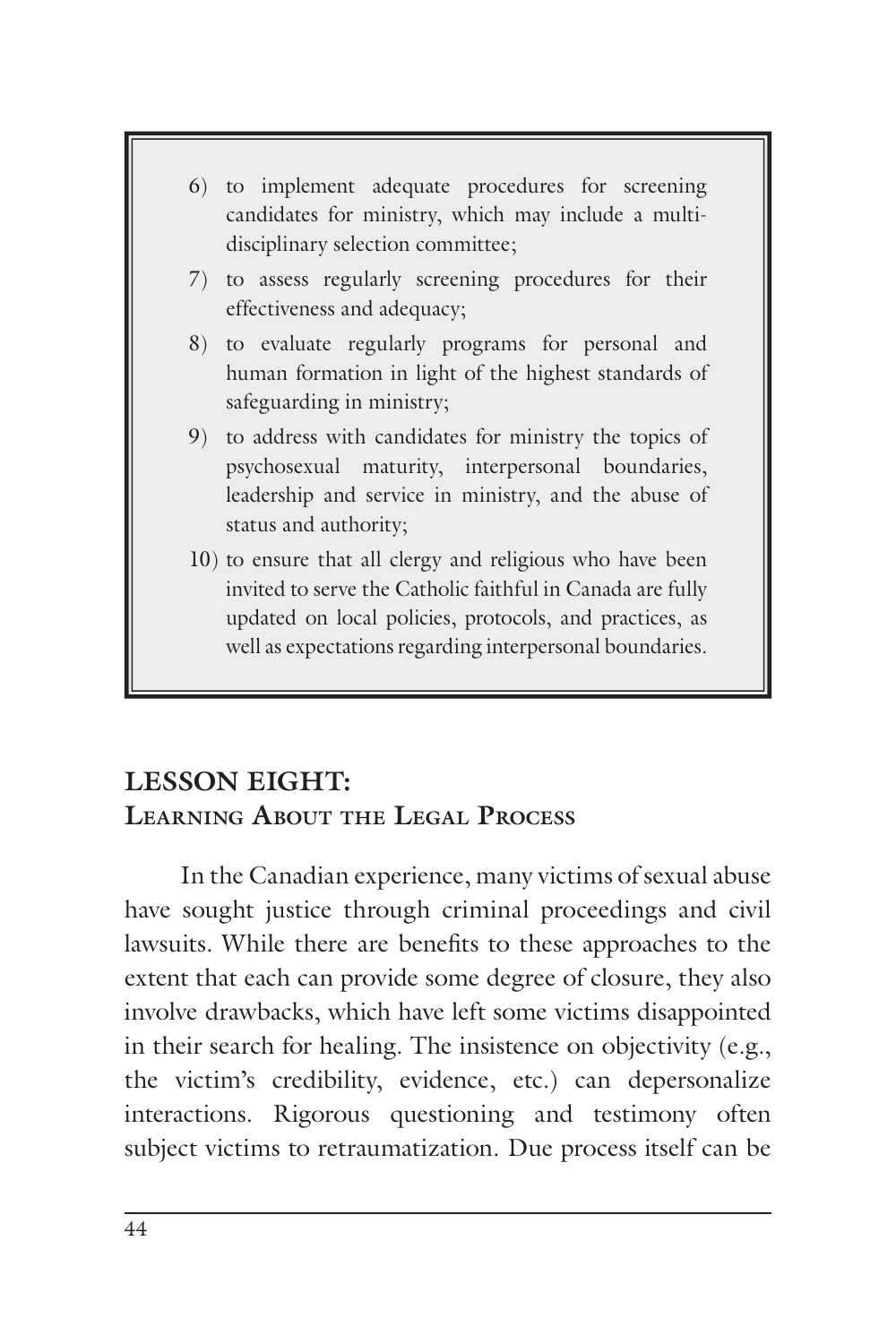6) to implement adequate procedures for screening candidates for ministry, which may include a multi-disciplinary selection committee;
7) to assess regularly screening procedures for their effectiveness and adequacy;
8) to evaluate regularly programs for personal and human formation in light of the highest standards of safeguarding in ministry;
9) to address with candidates for ministry the topics of psychosexual maturity, interpersonal boundaries, leadership and service in ministry, and the abuse of status and authority;
10) to ensure that all clergy and religious who have been invited to serve the Catholic faithful in Canada are fully updated on local policies, protocols, and practices, as well as expectations regarding interpersonal boundaries.

## LESSON EIGHT:
## Learning About the Legal Process

In the Canadian experience, many victims of sexual abuse have sought justice through criminal proceedings and civil lawsuits. While there are benefits to these approaches to the extent that each can provide some degree of closure, they also involve drawbacks, which have left some victims disappointed in their search for healing. The insistence on objectivity (e.g., the victim's credibility, evidence, etc.) can depersonalize interactions. Rigorous questioning and testimony often subject victims to retraumatization. Due process itself can be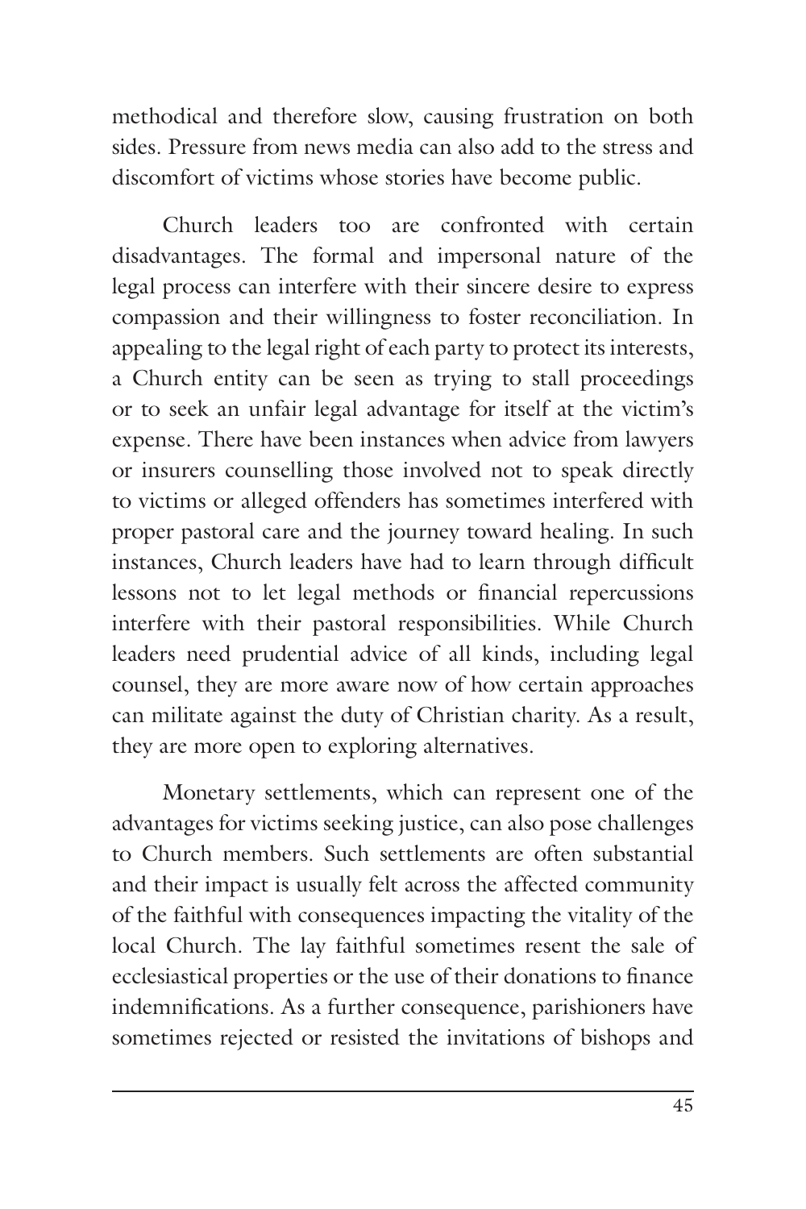methodical and therefore slow, causing frustration on both sides. Pressure from news media can also add to the stress and discomfort of victims whose stories have become public.

Church leaders too are confronted with certain disadvantages. The formal and impersonal nature of the legal process can interfere with their sincere desire to express compassion and their willingness to foster reconciliation. In appealing to the legal right of each party to protect its interests, a Church entity can be seen as trying to stall proceedings or to seek an unfair legal advantage for itself at the victim's expense. There have been instances when advice from lawyers or insurers counselling those involved not to speak directly to victims or alleged offenders has sometimes interfered with proper pastoral care and the journey toward healing. In such instances, Church leaders have had to learn through difficult lessons not to let legal methods or financial repercussions interfere with their pastoral responsibilities. While Church leaders need prudential advice of all kinds, including legal counsel, they are more aware now of how certain approaches can militate against the duty of Christian charity. As a result, they are more open to exploring alternatives.

Monetary settlements, which can represent one of the advantages for victims seeking justice, can also pose challenges to Church members. Such settlements are often substantial and their impact is usually felt across the affected community of the faithful with consequences impacting the vitality of the local Church. The lay faithful sometimes resent the sale of ecclesiastical properties or the use of their donations to finance indemnifications. As a further consequence, parishioners have sometimes rejected or resisted the invitations of bishops and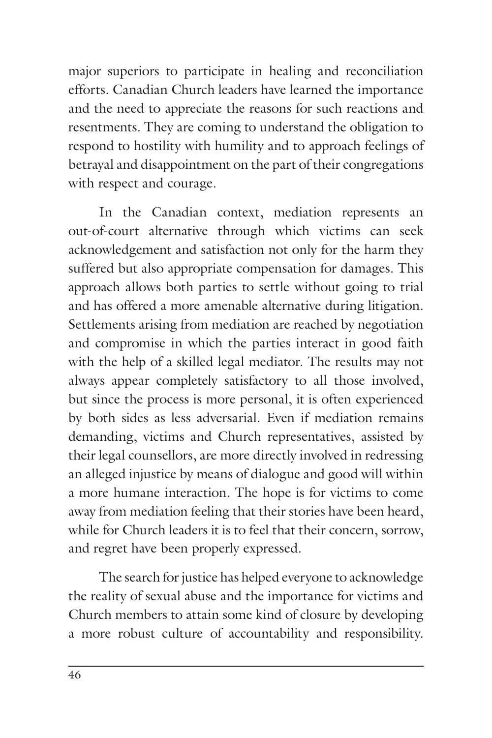major superiors to participate in healing and reconciliation efforts. Canadian Church leaders have learned the importance and the need to appreciate the reasons for such reactions and resentments. They are coming to understand the obligation to respond to hostility with humility and to approach feelings of betrayal and disappointment on the part of their congregations with respect and courage.

In the Canadian context, mediation represents an out-of-court alternative through which victims can seek acknowledgement and satisfaction not only for the harm they suffered but also appropriate compensation for damages. This approach allows both parties to settle without going to trial and has offered a more amenable alternative during litigation. Settlements arising from mediation are reached by negotiation and compromise in which the parties interact in good faith with the help of a skilled legal mediator. The results may not always appear completely satisfactory to all those involved, but since the process is more personal, it is often experienced by both sides as less adversarial. Even if mediation remains demanding, victims and Church representatives, assisted by their legal counsellors, are more directly involved in redressing an alleged injustice by means of dialogue and good will within a more humane interaction. The hope is for victims to come away from mediation feeling that their stories have been heard, while for Church leaders it is to feel that their concern, sorrow, and regret have been properly expressed.

The search for justice has helped everyone to acknowledge the reality of sexual abuse and the importance for victims and Church members to attain some kind of closure by developing a more robust culture of accountability and responsibility.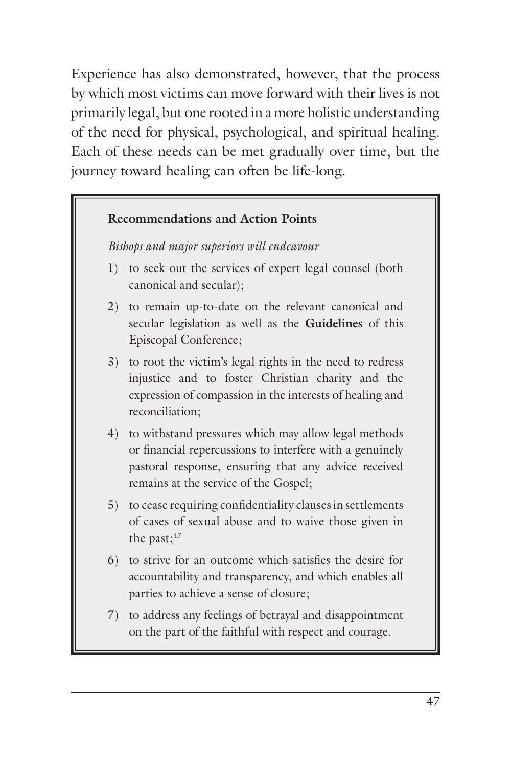Experience has also demonstrated, however, that the process by which most victims can move forward with their lives is not primarily legal, but one rooted in a more holistic understanding of the need for physical, psychological, and spiritual healing. Each of these needs can be met gradually over time, but the journey toward healing can often be life-long.

**Recommendations and Action Points**

*Bishops and major superiors will endeavour*

1) to seek out the services of expert legal counsel (both canonical and secular);
2) to remain up-to-date on the relevant canonical and secular legislation as well as the **Guidelines** of this Episcopal Conference;
3) to root the victim's legal rights in the need to redress injustice and to foster Christian charity and the expression of compassion in the interests of healing and reconciliation;
4) to withstand pressures which may allow legal methods or financial repercussions to interfere with a genuinely pastoral response, ensuring that any advice received remains at the service of the Gospel;
5) to cease requiring confidentiality clauses in settlements of cases of sexual abuse and to waive those given in the past;[47]
6) to strive for an outcome which satisfies the desire for accountability and transparency, and which enables all parties to achieve a sense of closure;
7) to address any feelings of betrayal and disappointment on the part of the faithful with respect and courage.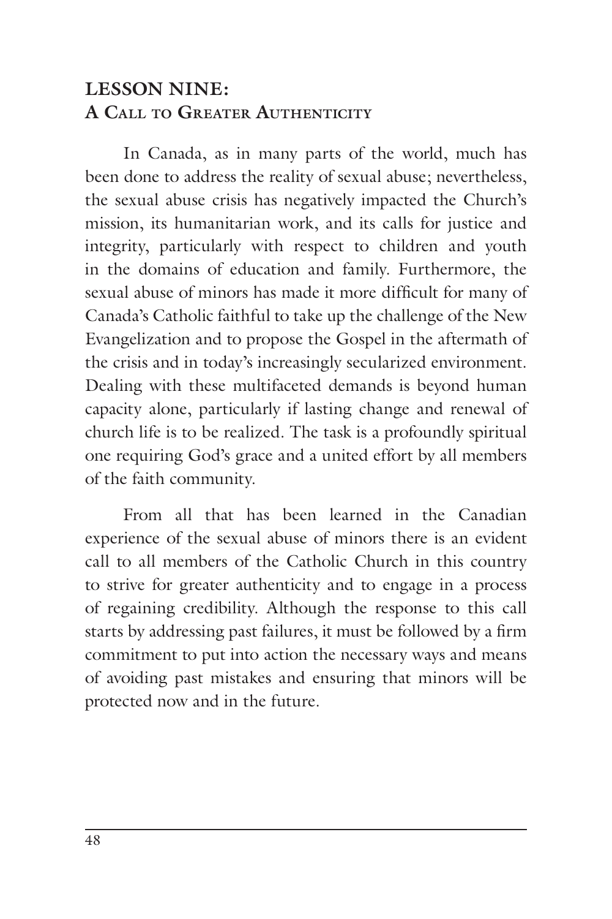## LESSON NINE:
## A Call to Greater Authenticity

In Canada, as in many parts of the world, much has been done to address the reality of sexual abuse; nevertheless, the sexual abuse crisis has negatively impacted the Church's mission, its humanitarian work, and its calls for justice and integrity, particularly with respect to children and youth in the domains of education and family. Furthermore, the sexual abuse of minors has made it more difficult for many of Canada's Catholic faithful to take up the challenge of the New Evangelization and to propose the Gospel in the aftermath of the crisis and in today's increasingly secularized environment. Dealing with these multifaceted demands is beyond human capacity alone, particularly if lasting change and renewal of church life is to be realized. The task is a profoundly spiritual one requiring God's grace and a united effort by all members of the faith community.

From all that has been learned in the Canadian experience of the sexual abuse of minors there is an evident call to all members of the Catholic Church in this country to strive for greater authenticity and to engage in a process of regaining credibility. Although the response to this call starts by addressing past failures, it must be followed by a firm commitment to put into action the necessary ways and means of avoiding past mistakes and ensuring that minors will be protected now and in the future.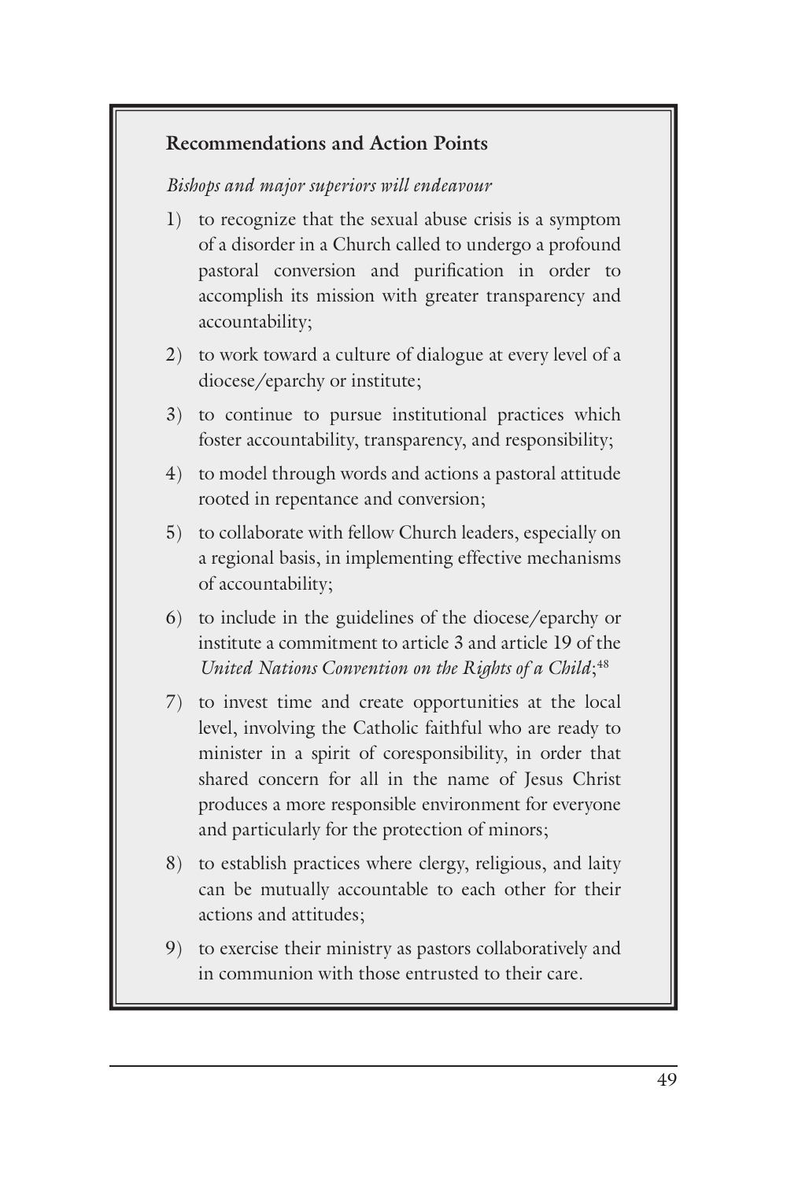**Recommendations and Action Points**

*Bishops and major superiors will endeavour*

1) to recognize that the sexual abuse crisis is a symptom of a disorder in a Church called to undergo a profound pastoral conversion and purification in order to accomplish its mission with greater transparency and accountability;
2) to work toward a culture of dialogue at every level of a diocese/eparchy or institute;
3) to continue to pursue institutional practices which foster accountability, transparency, and responsibility;
4) to model through words and actions a pastoral attitude rooted in repentance and conversion;
5) to collaborate with fellow Church leaders, especially on a regional basis, in implementing effective mechanisms of accountability;
6) to include in the guidelines of the diocese/eparchy or institute a commitment to article 3 and article 19 of the *United Nations Convention on the Rights of a Child*;[48]
7) to invest time and create opportunities at the local level, involving the Catholic faithful who are ready to minister in a spirit of coresponsibility, in order that shared concern for all in the name of Jesus Christ produces a more responsible environment for everyone and particularly for the protection of minors;
8) to establish practices where clergy, religious, and laity can be mutually accountable to each other for their actions and attitudes;
9) to exercise their ministry as pastors collaboratively and in communion with those entrusted to their care.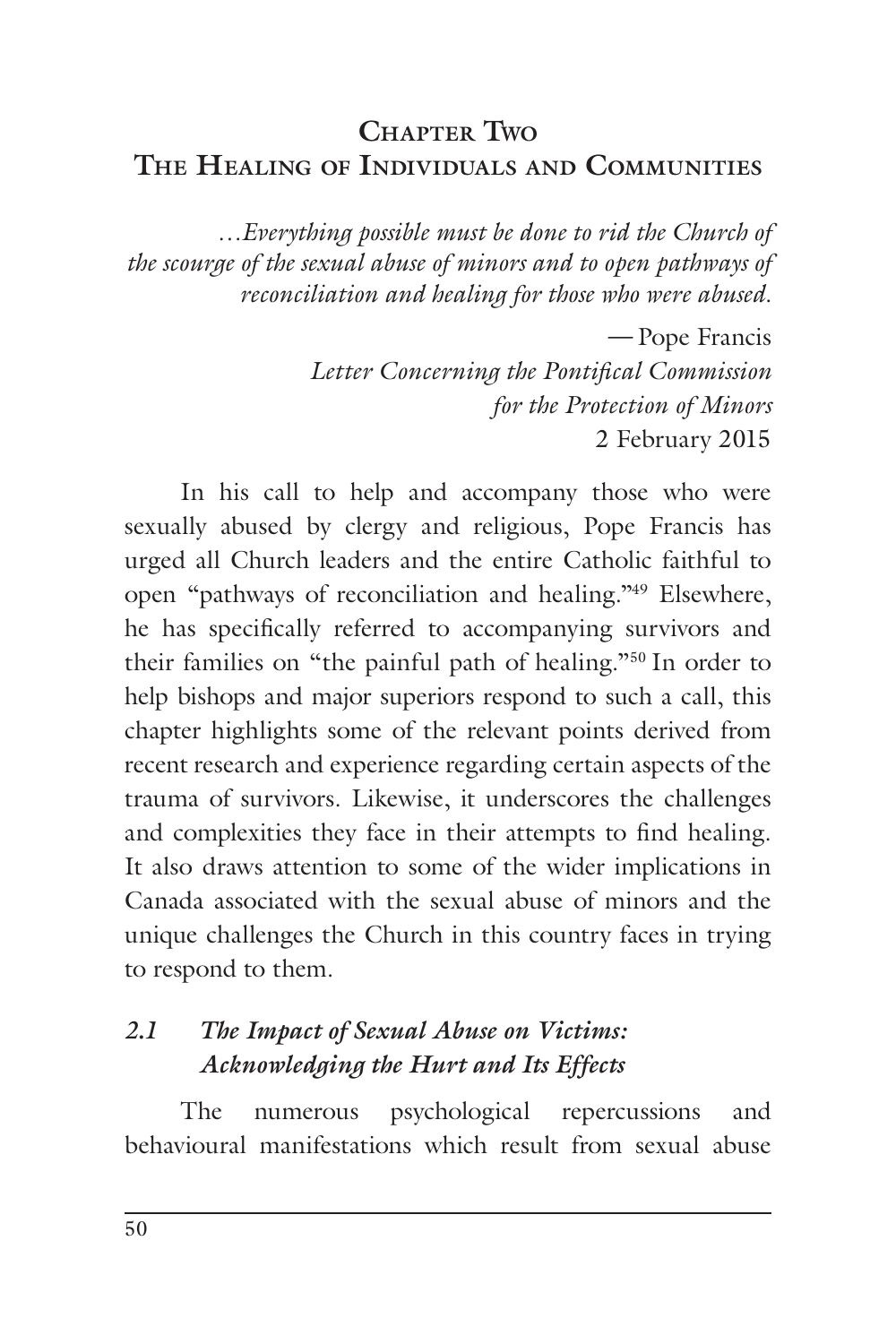# Chapter Two
# The Healing of Individuals and Communities

*...Everything possible must be done to rid the Church of the scourge of the sexual abuse of minors and to open pathways of reconciliation and healing for those who were abused.*

— Pope Francis
*Letter Concerning the Pontifical Commission for the Protection of Minors*
2 February 2015

In his call to help and accompany those who were sexually abused by clergy and religious, Pope Francis has urged all Church leaders and the entire Catholic faithful to open "pathways of reconciliation and healing."[49] Elsewhere, he has specifically referred to accompanying survivors and their families on "the painful path of healing."[50] In order to help bishops and major superiors respond to such a call, this chapter highlights some of the relevant points derived from recent research and experience regarding certain aspects of the trauma of survivors. Likewise, it underscores the challenges and complexities they face in their attempts to find healing. It also draws attention to some of the wider implications in Canada associated with the sexual abuse of minors and the unique challenges the Church in this country faces in trying to respond to them.

## *2.1 The Impact of Sexual Abuse on Victims: Acknowledging the Hurt and Its Effects*

The numerous psychological repercussions and behavioural manifestations which result from sexual abuse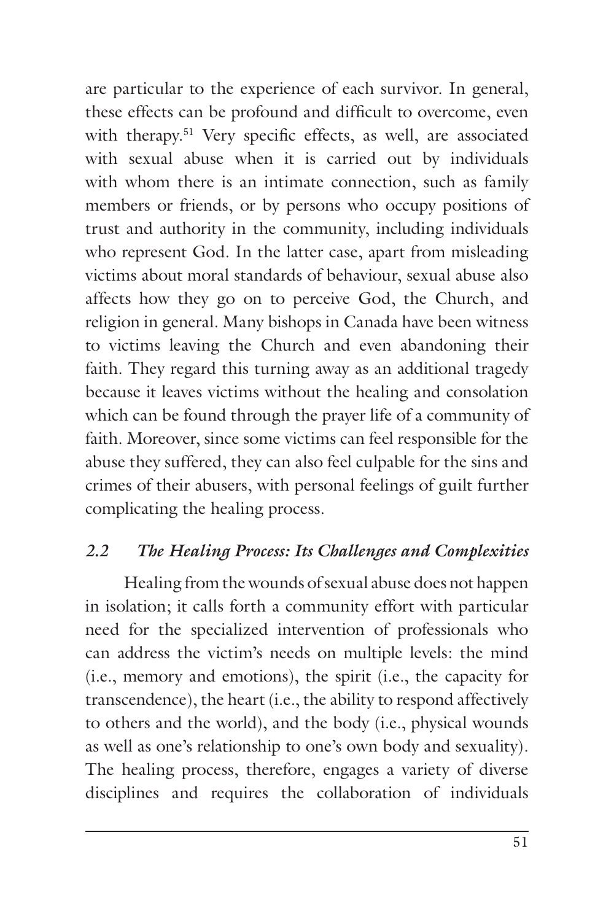are particular to the experience of each survivor. In general, these effects can be profound and difficult to overcome, even with therapy.[51] Very specific effects, as well, are associated with sexual abuse when it is carried out by individuals with whom there is an intimate connection, such as family members or friends, or by persons who occupy positions of trust and authority in the community, including individuals who represent God. In the latter case, apart from misleading victims about moral standards of behaviour, sexual abuse also affects how they go on to perceive God, the Church, and religion in general. Many bishops in Canada have been witness to victims leaving the Church and even abandoning their faith. They regard this turning away as an additional tragedy because it leaves victims without the healing and consolation which can be found through the prayer life of a community of faith. Moreover, since some victims can feel responsible for the abuse they suffered, they can also feel culpable for the sins and crimes of their abusers, with personal feelings of guilt further complicating the healing process.

### *2.2 The Healing Process: Its Challenges and Complexities*

Healing from the wounds of sexual abuse does not happen in isolation; it calls forth a community effort with particular need for the specialized intervention of professionals who can address the victim's needs on multiple levels: the mind (i.e., memory and emotions), the spirit (i.e., the capacity for transcendence), the heart (i.e., the ability to respond affectively to others and the world), and the body (i.e., physical wounds as well as one's relationship to one's own body and sexuality). The healing process, therefore, engages a variety of diverse disciplines and requires the collaboration of individuals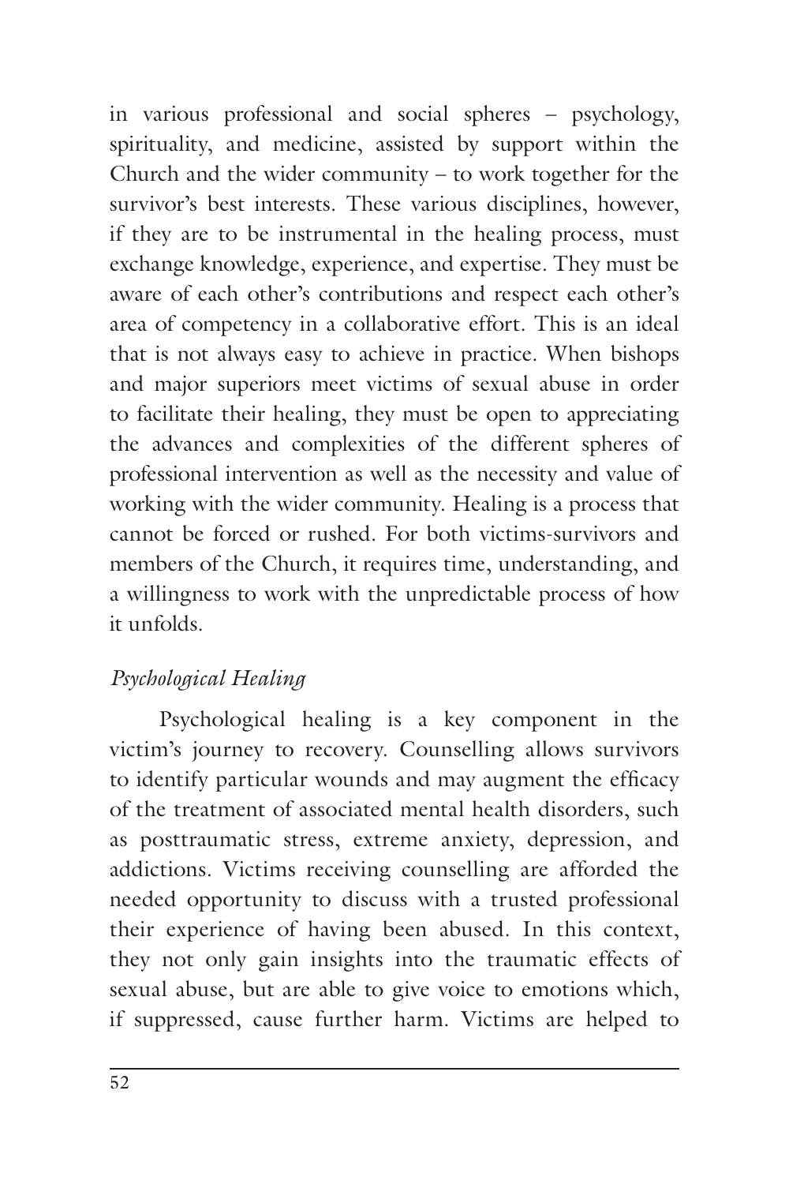in various professional and social spheres – psychology, spirituality, and medicine, assisted by support within the Church and the wider community – to work together for the survivor's best interests. These various disciplines, however, if they are to be instrumental in the healing process, must exchange knowledge, experience, and expertise. They must be aware of each other's contributions and respect each other's area of competency in a collaborative effort. This is an ideal that is not always easy to achieve in practice. When bishops and major superiors meet victims of sexual abuse in order to facilitate their healing, they must be open to appreciating the advances and complexities of the different spheres of professional intervention as well as the necessity and value of working with the wider community. Healing is a process that cannot be forced or rushed. For both victims-survivors and members of the Church, it requires time, understanding, and a willingness to work with the unpredictable process of how it unfolds.

### *Psychological Healing*

Psychological healing is a key component in the victim's journey to recovery. Counselling allows survivors to identify particular wounds and may augment the efficacy of the treatment of associated mental health disorders, such as posttraumatic stress, extreme anxiety, depression, and addictions. Victims receiving counselling are afforded the needed opportunity to discuss with a trusted professional their experience of having been abused. In this context, they not only gain insights into the traumatic effects of sexual abuse, but are able to give voice to emotions which, if suppressed, cause further harm. Victims are helped to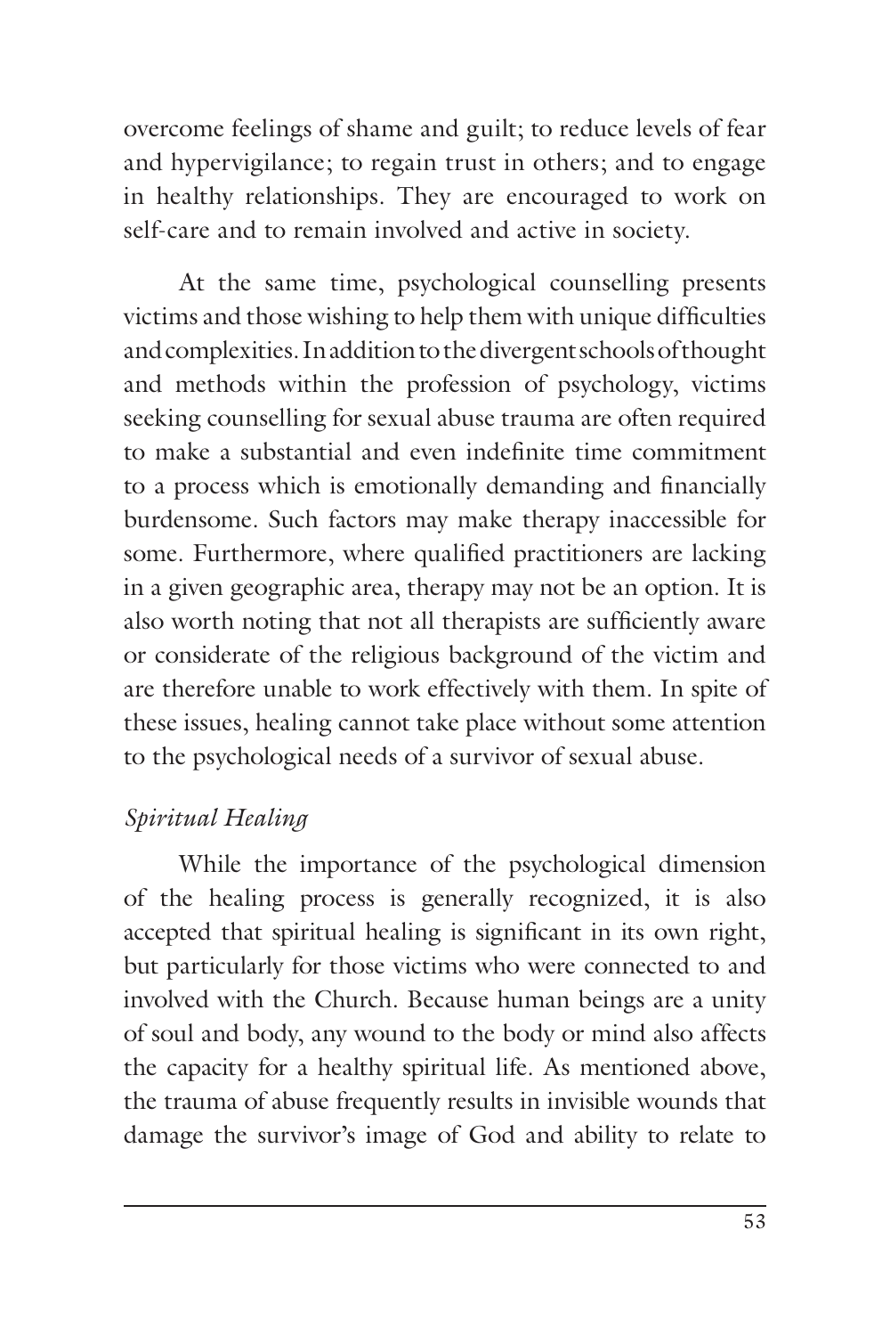overcome feelings of shame and guilt; to reduce levels of fear and hypervigilance; to regain trust in others; and to engage in healthy relationships. They are encouraged to work on self-care and to remain involved and active in society.

At the same time, psychological counselling presents victims and those wishing to help them with unique difficulties and complexities. In addition to the divergent schools of thought and methods within the profession of psychology, victims seeking counselling for sexual abuse trauma are often required to make a substantial and even indefinite time commitment to a process which is emotionally demanding and financially burdensome. Such factors may make therapy inaccessible for some. Furthermore, where qualified practitioners are lacking in a given geographic area, therapy may not be an option. It is also worth noting that not all therapists are sufficiently aware or considerate of the religious background of the victim and are therefore unable to work effectively with them. In spite of these issues, healing cannot take place without some attention to the psychological needs of a survivor of sexual abuse.

### *Spiritual Healing*

While the importance of the psychological dimension of the healing process is generally recognized, it is also accepted that spiritual healing is significant in its own right, but particularly for those victims who were connected to and involved with the Church. Because human beings are a unity of soul and body, any wound to the body or mind also affects the capacity for a healthy spiritual life. As mentioned above, the trauma of abuse frequently results in invisible wounds that damage the survivor's image of God and ability to relate to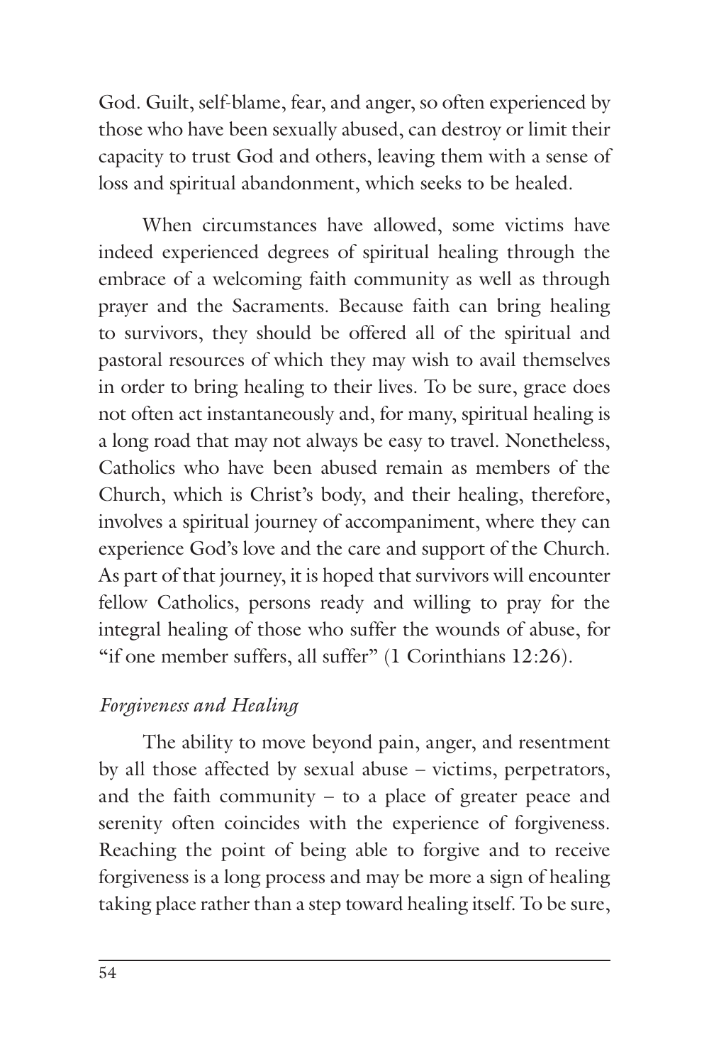God. Guilt, self-blame, fear, and anger, so often experienced by those who have been sexually abused, can destroy or limit their capacity to trust God and others, leaving them with a sense of loss and spiritual abandonment, which seeks to be healed.

When circumstances have allowed, some victims have indeed experienced degrees of spiritual healing through the embrace of a welcoming faith community as well as through prayer and the Sacraments. Because faith can bring healing to survivors, they should be offered all of the spiritual and pastoral resources of which they may wish to avail themselves in order to bring healing to their lives. To be sure, grace does not often act instantaneously and, for many, spiritual healing is a long road that may not always be easy to travel. Nonetheless, Catholics who have been abused remain as members of the Church, which is Christ's body, and their healing, therefore, involves a spiritual journey of accompaniment, where they can experience God's love and the care and support of the Church. As part of that journey, it is hoped that survivors will encounter fellow Catholics, persons ready and willing to pray for the integral healing of those who suffer the wounds of abuse, for "if one member suffers, all suffer" (1 Corinthians 12:26).

*Forgiveness and Healing*

The ability to move beyond pain, anger, and resentment by all those affected by sexual abuse – victims, perpetrators, and the faith community – to a place of greater peace and serenity often coincides with the experience of forgiveness. Reaching the point of being able to forgive and to receive forgiveness is a long process and may be more a sign of healing taking place rather than a step toward healing itself. To be sure,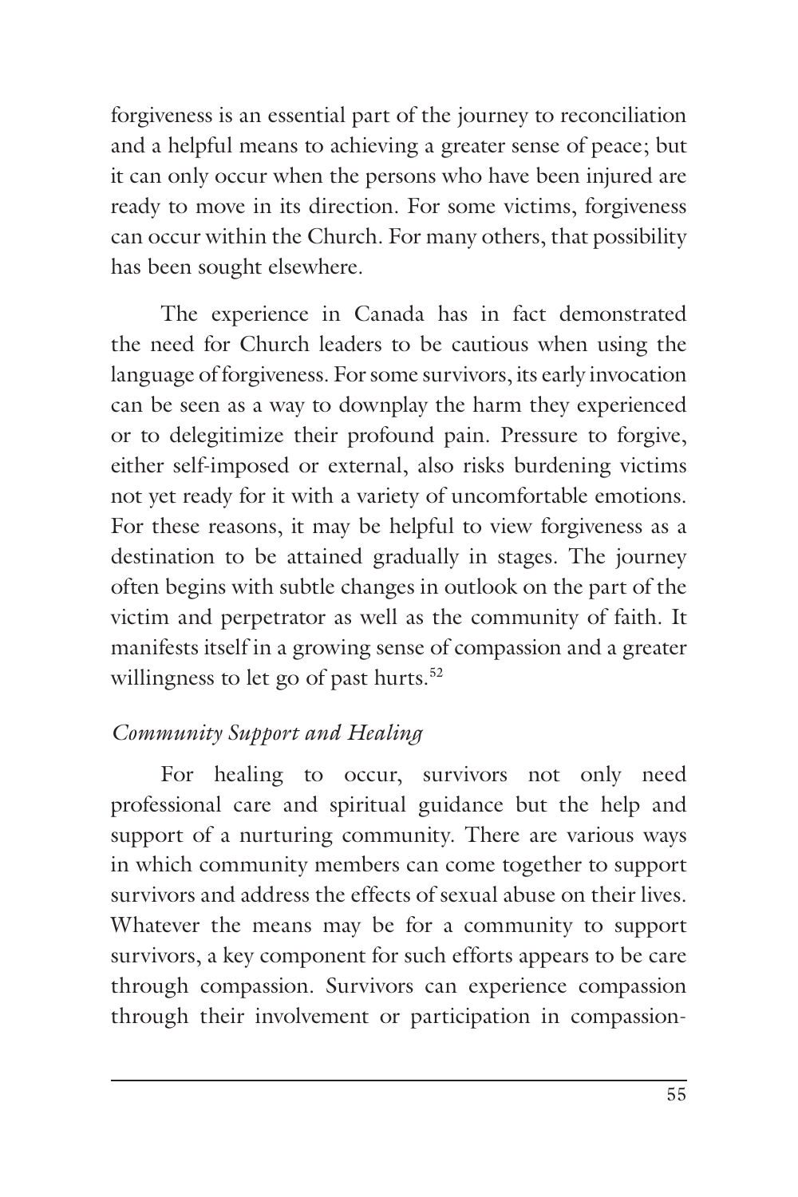forgiveness is an essential part of the journey to reconciliation and a helpful means to achieving a greater sense of peace; but it can only occur when the persons who have been injured are ready to move in its direction. For some victims, forgiveness can occur within the Church. For many others, that possibility has been sought elsewhere.

The experience in Canada has in fact demonstrated the need for Church leaders to be cautious when using the language of forgiveness. For some survivors, its early invocation can be seen as a way to downplay the harm they experienced or to delegitimize their profound pain. Pressure to forgive, either self-imposed or external, also risks burdening victims not yet ready for it with a variety of uncomfortable emotions. For these reasons, it may be helpful to view forgiveness as a destination to be attained gradually in stages. The journey often begins with subtle changes in outlook on the part of the victim and perpetrator as well as the community of faith. It manifests itself in a growing sense of compassion and a greater willingness to let go of past hurts.[52]

*Community Support and Healing*

For healing to occur, survivors not only need professional care and spiritual guidance but the help and support of a nurturing community. There are various ways in which community members can come together to support survivors and address the effects of sexual abuse on their lives. Whatever the means may be for a community to support survivors, a key component for such efforts appears to be care through compassion. Survivors can experience compassion through their involvement or participation in compassion-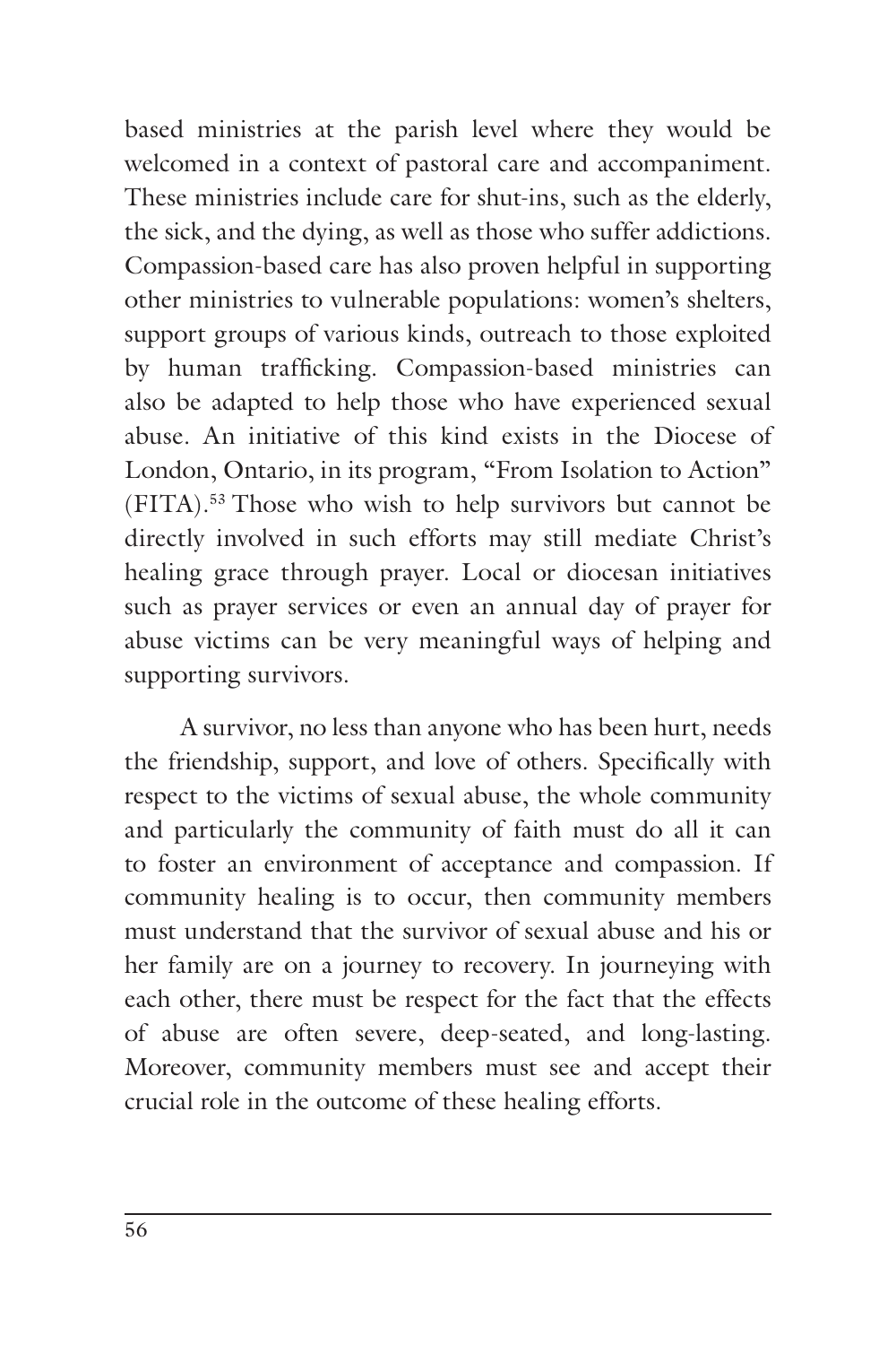based ministries at the parish level where they would be welcomed in a context of pastoral care and accompaniment. These ministries include care for shut-ins, such as the elderly, the sick, and the dying, as well as those who suffer addictions. Compassion-based care has also proven helpful in supporting other ministries to vulnerable populations: women's shelters, support groups of various kinds, outreach to those exploited by human trafficking. Compassion-based ministries can also be adapted to help those who have experienced sexual abuse. An initiative of this kind exists in the Diocese of London, Ontario, in its program, "From Isolation to Action" (FITA).[53] Those who wish to help survivors but cannot be directly involved in such efforts may still mediate Christ's healing grace through prayer. Local or diocesan initiatives such as prayer services or even an annual day of prayer for abuse victims can be very meaningful ways of helping and supporting survivors.

A survivor, no less than anyone who has been hurt, needs the friendship, support, and love of others. Specifically with respect to the victims of sexual abuse, the whole community and particularly the community of faith must do all it can to foster an environment of acceptance and compassion. If community healing is to occur, then community members must understand that the survivor of sexual abuse and his or her family are on a journey to recovery. In journeying with each other, there must be respect for the fact that the effects of abuse are often severe, deep-seated, and long-lasting. Moreover, community members must see and accept their crucial role in the outcome of these healing efforts.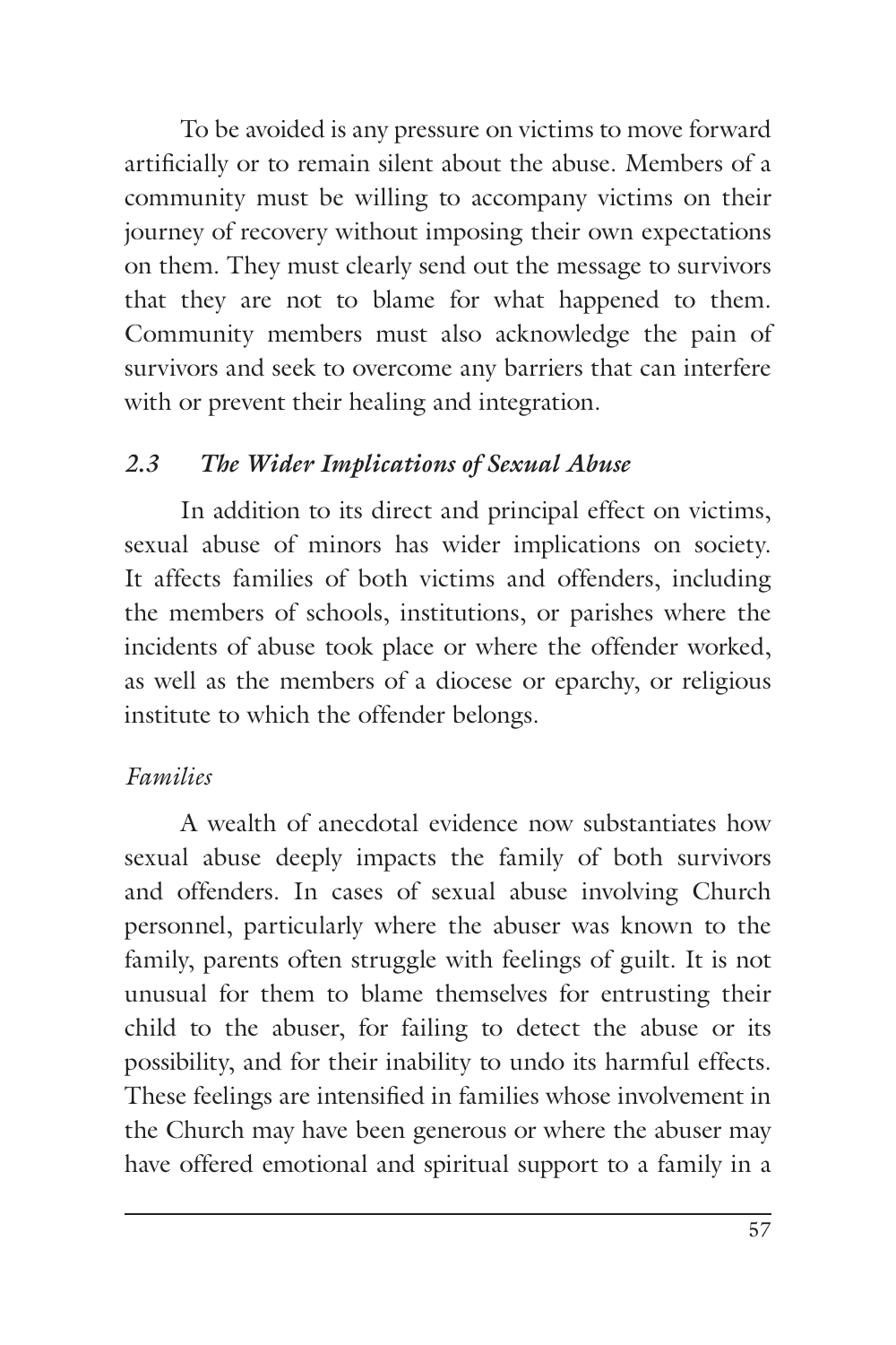To be avoided is any pressure on victims to move forward artificially or to remain silent about the abuse. Members of a community must be willing to accompany victims on their journey of recovery without imposing their own expectations on them. They must clearly send out the message to survivors that they are not to blame for what happened to them. Community members must also acknowledge the pain of survivors and seek to overcome any barriers that can interfere with or prevent their healing and integration.

### *2.3 The Wider Implications of Sexual Abuse*

In addition to its direct and principal effect on victims, sexual abuse of minors has wider implications on society. It affects families of both victims and offenders, including the members of schools, institutions, or parishes where the incidents of abuse took place or where the offender worked, as well as the members of a diocese or eparchy, or religious institute to which the offender belongs.

#### *Families*

A wealth of anecdotal evidence now substantiates how sexual abuse deeply impacts the family of both survivors and offenders. In cases of sexual abuse involving Church personnel, particularly where the abuser was known to the family, parents often struggle with feelings of guilt. It is not unusual for them to blame themselves for entrusting their child to the abuser, for failing to detect the abuse or its possibility, and for their inability to undo its harmful effects. These feelings are intensified in families whose involvement in the Church may have been generous or where the abuser may have offered emotional and spiritual support to a family in a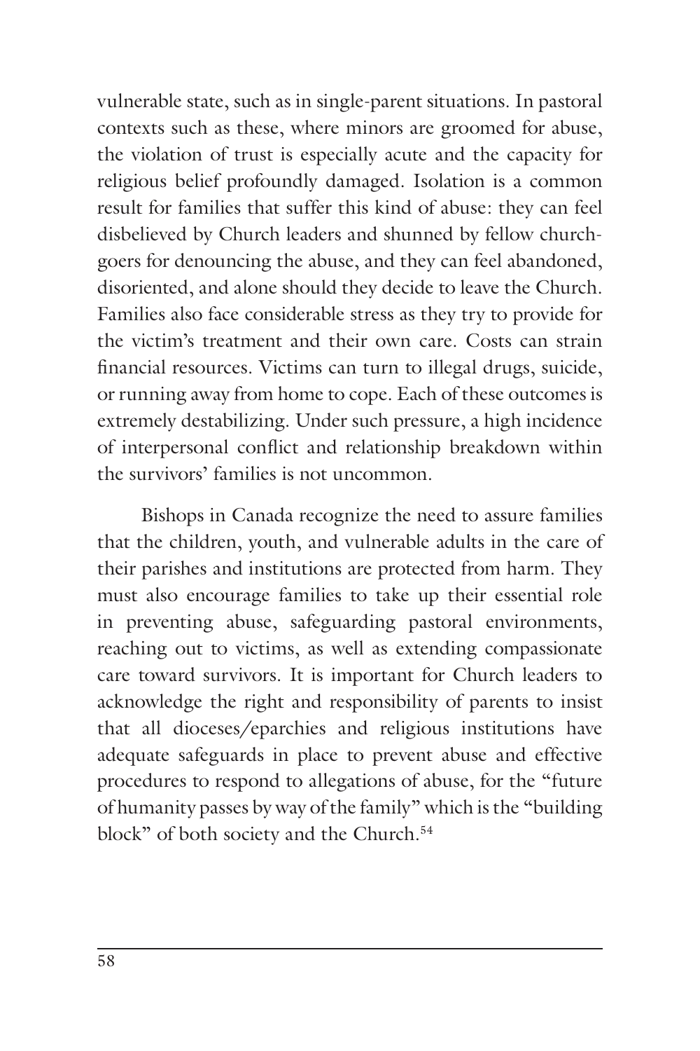vulnerable state, such as in single-parent situations. In pastoral contexts such as these, where minors are groomed for abuse, the violation of trust is especially acute and the capacity for religious belief profoundly damaged. Isolation is a common result for families that suffer this kind of abuse: they can feel disbelieved by Church leaders and shunned by fellow churchgoers for denouncing the abuse, and they can feel abandoned, disoriented, and alone should they decide to leave the Church. Families also face considerable stress as they try to provide for the victim's treatment and their own care. Costs can strain financial resources. Victims can turn to illegal drugs, suicide, or running away from home to cope. Each of these outcomes is extremely destabilizing. Under such pressure, a high incidence of interpersonal conflict and relationship breakdown within the survivors' families is not uncommon.

Bishops in Canada recognize the need to assure families that the children, youth, and vulnerable adults in the care of their parishes and institutions are protected from harm. They must also encourage families to take up their essential role in preventing abuse, safeguarding pastoral environments, reaching out to victims, as well as extending compassionate care toward survivors. It is important for Church leaders to acknowledge the right and responsibility of parents to insist that all dioceses/eparchies and religious institutions have adequate safeguards in place to prevent abuse and effective procedures to respond to allegations of abuse, for the "future of humanity passes by way of the family" which is the "building block" of both society and the Church.[54]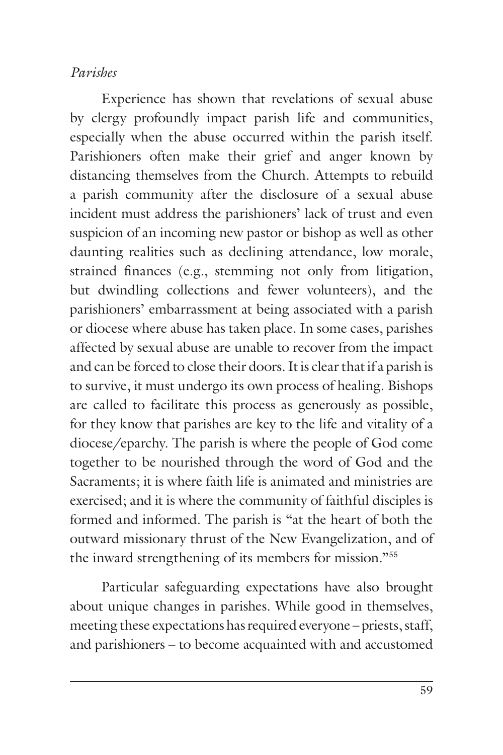*Parishes*

Experience has shown that revelations of sexual abuse by clergy profoundly impact parish life and communities, especially when the abuse occurred within the parish itself. Parishioners often make their grief and anger known by distancing themselves from the Church. Attempts to rebuild a parish community after the disclosure of a sexual abuse incident must address the parishioners' lack of trust and even suspicion of an incoming new pastor or bishop as well as other daunting realities such as declining attendance, low morale, strained finances (e.g., stemming not only from litigation, but dwindling collections and fewer volunteers), and the parishioners' embarrassment at being associated with a parish or diocese where abuse has taken place. In some cases, parishes affected by sexual abuse are unable to recover from the impact and can be forced to close their doors. It is clear that if a parish is to survive, it must undergo its own process of healing. Bishops are called to facilitate this process as generously as possible, for they know that parishes are key to the life and vitality of a diocese/eparchy. The parish is where the people of God come together to be nourished through the word of God and the Sacraments; it is where faith life is animated and ministries are exercised; and it is where the community of faithful disciples is formed and informed. The parish is "at the heart of both the outward missionary thrust of the New Evangelization, and of the inward strengthening of its members for mission."[55]

Particular safeguarding expectations have also brought about unique changes in parishes. While good in themselves, meeting these expectations has required everyone – priests, staff, and parishioners – to become acquainted with and accustomed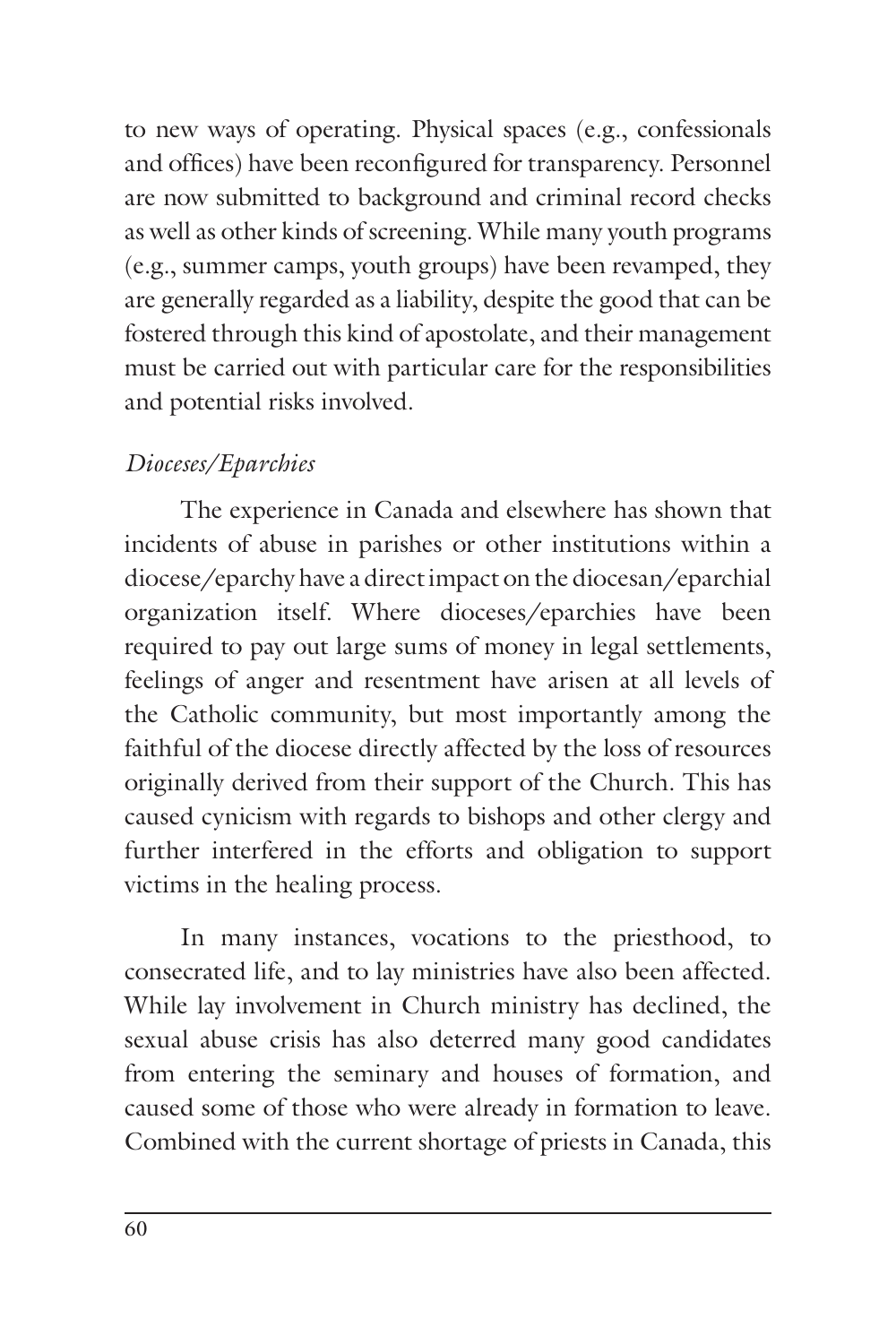to new ways of operating. Physical spaces (e.g., confessionals and offices) have been reconfigured for transparency. Personnel are now submitted to background and criminal record checks as well as other kinds of screening. While many youth programs (e.g., summer camps, youth groups) have been revamped, they are generally regarded as a liability, despite the good that can be fostered through this kind of apostolate, and their management must be carried out with particular care for the responsibilities and potential risks involved.

*Dioceses/Eparchies*

The experience in Canada and elsewhere has shown that incidents of abuse in parishes or other institutions within a diocese/eparchy have a direct impact on the diocesan/eparchial organization itself. Where dioceses/eparchies have been required to pay out large sums of money in legal settlements, feelings of anger and resentment have arisen at all levels of the Catholic community, but most importantly among the faithful of the diocese directly affected by the loss of resources originally derived from their support of the Church. This has caused cynicism with regards to bishops and other clergy and further interfered in the efforts and obligation to support victims in the healing process.

In many instances, vocations to the priesthood, to consecrated life, and to lay ministries have also been affected. While lay involvement in Church ministry has declined, the sexual abuse crisis has also deterred many good candidates from entering the seminary and houses of formation, and caused some of those who were already in formation to leave. Combined with the current shortage of priests in Canada, this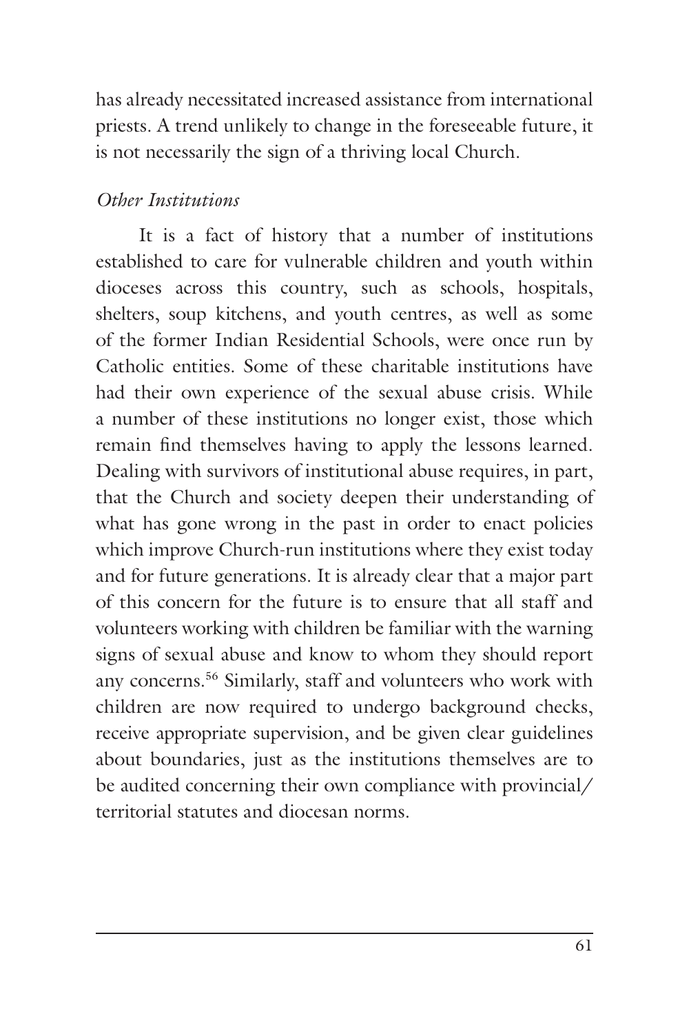has already necessitated increased assistance from international priests. A trend unlikely to change in the foreseeable future, it is not necessarily the sign of a thriving local Church.

*Other Institutions*

It is a fact of history that a number of institutions established to care for vulnerable children and youth within dioceses across this country, such as schools, hospitals, shelters, soup kitchens, and youth centres, as well as some of the former Indian Residential Schools, were once run by Catholic entities. Some of these charitable institutions have had their own experience of the sexual abuse crisis. While a number of these institutions no longer exist, those which remain find themselves having to apply the lessons learned. Dealing with survivors of institutional abuse requires, in part, that the Church and society deepen their understanding of what has gone wrong in the past in order to enact policies which improve Church-run institutions where they exist today and for future generations. It is already clear that a major part of this concern for the future is to ensure that all staff and volunteers working with children be familiar with the warning signs of sexual abuse and know to whom they should report any concerns.[56] Similarly, staff and volunteers who work with children are now required to undergo background checks, receive appropriate supervision, and be given clear guidelines about boundaries, just as the institutions themselves are to be audited concerning their own compliance with provincial/territorial statutes and diocesan norms.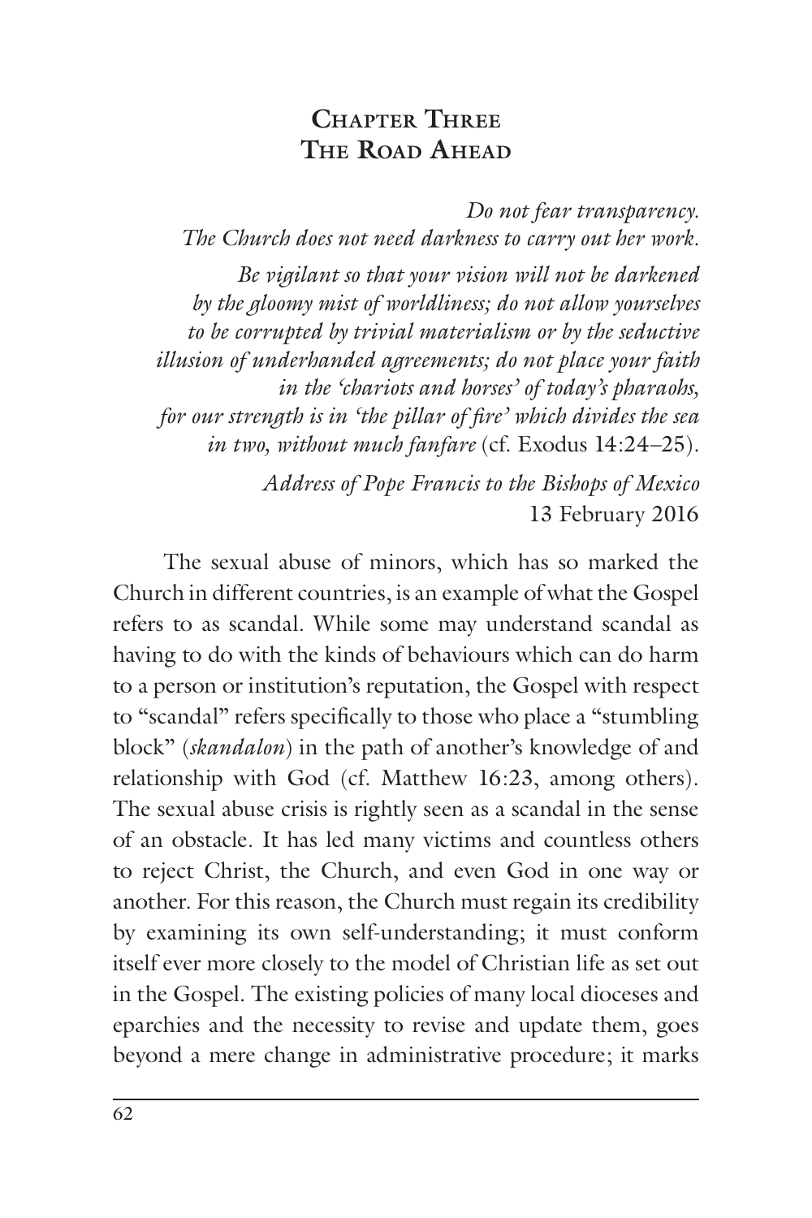# Chapter Three
# The Road Ahead

*Do not fear transparency.*
*The Church does not need darkness to carry out her work.*

*Be vigilant so that your vision will not be darkened by the gloomy mist of worldliness; do not allow yourselves to be corrupted by trivial materialism or by the seductive illusion of underhanded agreements; do not place your faith in the 'chariots and horses' of today's pharaohs, for our strength is in 'the pillar of fire' which divides the sea in two, without much fanfare* (cf. Exodus 14:24–25).

*Address of Pope Francis to the Bishops of Mexico*
13 February 2016

The sexual abuse of minors, which has so marked the Church in different countries, is an example of what the Gospel refers to as scandal. While some may understand scandal as having to do with the kinds of behaviours which can do harm to a person or institution's reputation, the Gospel with respect to "scandal" refers specifically to those who place a "stumbling block" (*skandalon*) in the path of another's knowledge of and relationship with God (cf. Matthew 16:23, among others). The sexual abuse crisis is rightly seen as a scandal in the sense of an obstacle. It has led many victims and countless others to reject Christ, the Church, and even God in one way or another. For this reason, the Church must regain its credibility by examining its own self-understanding; it must conform itself ever more closely to the model of Christian life as set out in the Gospel. The existing policies of many local dioceses and eparchies and the necessity to revise and update them, goes beyond a mere change in administrative procedure; it marks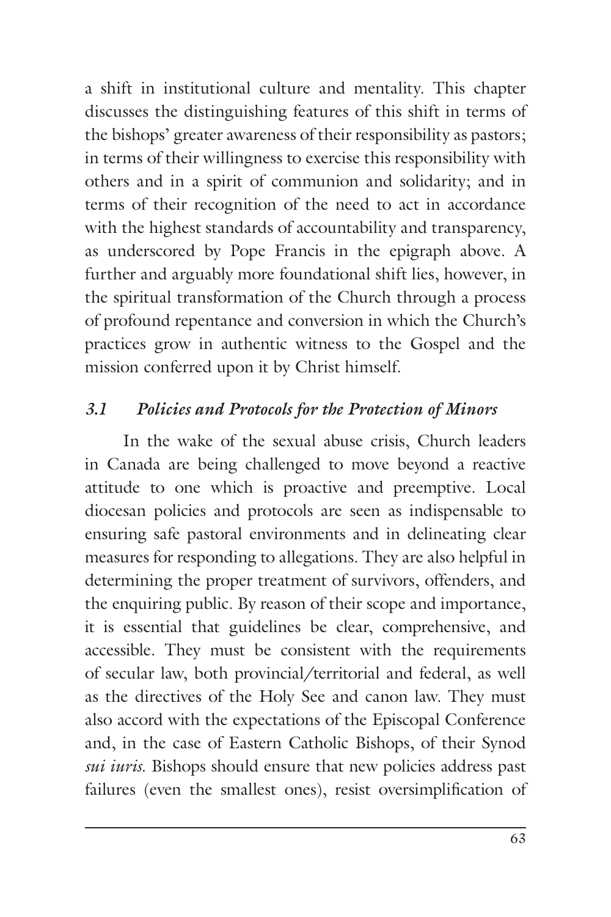a shift in institutional culture and mentality. This chapter discusses the distinguishing features of this shift in terms of the bishops' greater awareness of their responsibility as pastors; in terms of their willingness to exercise this responsibility with others and in a spirit of communion and solidarity; and in terms of their recognition of the need to act in accordance with the highest standards of accountability and transparency, as underscored by Pope Francis in the epigraph above. A further and arguably more foundational shift lies, however, in the spiritual transformation of the Church through a process of profound repentance and conversion in which the Church's practices grow in authentic witness to the Gospel and the mission conferred upon it by Christ himself.

### *3.1 Policies and Protocols for the Protection of Minors*

In the wake of the sexual abuse crisis, Church leaders in Canada are being challenged to move beyond a reactive attitude to one which is proactive and preemptive. Local diocesan policies and protocols are seen as indispensable to ensuring safe pastoral environments and in delineating clear measures for responding to allegations. They are also helpful in determining the proper treatment of survivors, offenders, and the enquiring public. By reason of their scope and importance, it is essential that guidelines be clear, comprehensive, and accessible. They must be consistent with the requirements of secular law, both provincial/territorial and federal, as well as the directives of the Holy See and canon law. They must also accord with the expectations of the Episcopal Conference and, in the case of Eastern Catholic Bishops, of their Synod *sui iuris*. Bishops should ensure that new policies address past failures (even the smallest ones), resist oversimplification of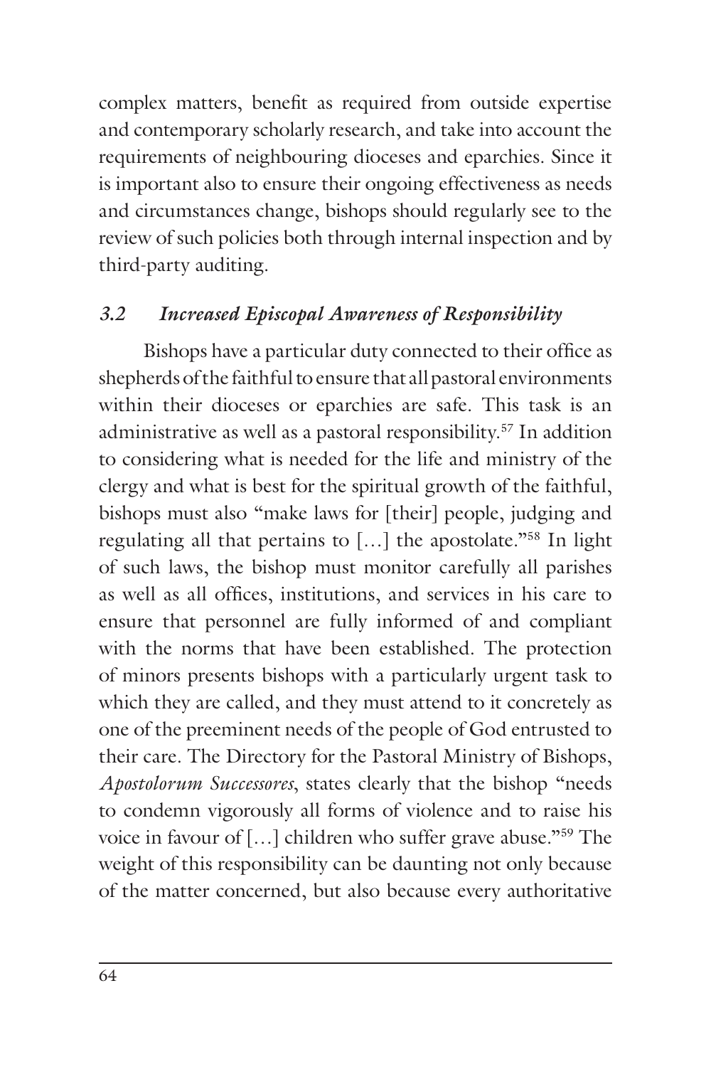complex matters, benefit as required from outside expertise and contemporary scholarly research, and take into account the requirements of neighbouring dioceses and eparchies. Since it is important also to ensure their ongoing effectiveness as needs and circumstances change, bishops should regularly see to the review of such policies both through internal inspection and by third-party auditing.

### *3.2 Increased Episcopal Awareness of Responsibility*

Bishops have a particular duty connected to their office as shepherds of the faithful to ensure that all pastoral environments within their dioceses or eparchies are safe. This task is an administrative as well as a pastoral responsibility.[57] In addition to considering what is needed for the life and ministry of the clergy and what is best for the spiritual growth of the faithful, bishops must also "make laws for [their] people, judging and regulating all that pertains to […] the apostolate."[58] In light of such laws, the bishop must monitor carefully all parishes as well as all offices, institutions, and services in his care to ensure that personnel are fully informed of and compliant with the norms that have been established. The protection of minors presents bishops with a particularly urgent task to which they are called, and they must attend to it concretely as one of the preeminent needs of the people of God entrusted to their care. The Directory for the Pastoral Ministry of Bishops, *Apostolorum Successores*, states clearly that the bishop "needs to condemn vigorously all forms of violence and to raise his voice in favour of […] children who suffer grave abuse."[59] The weight of this responsibility can be daunting not only because of the matter concerned, but also because every authoritative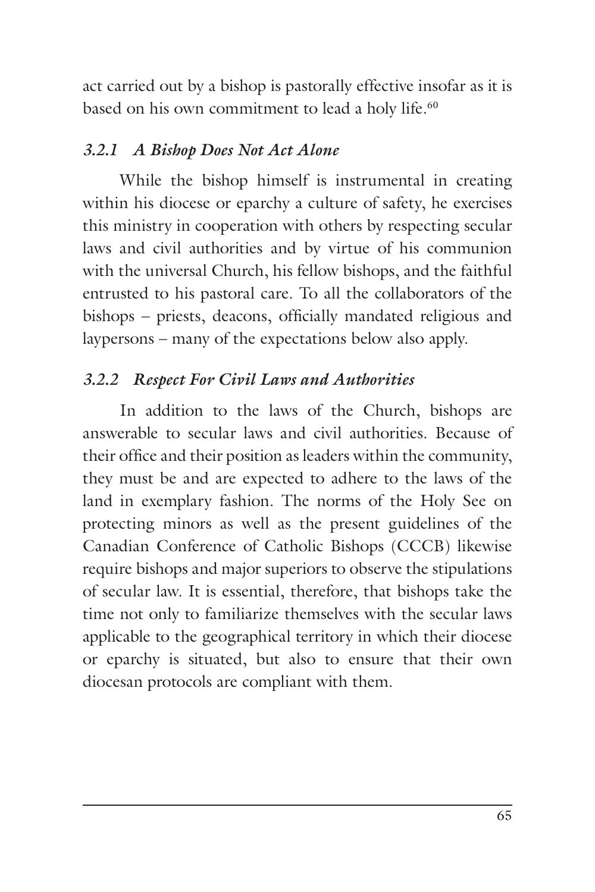act carried out by a bishop is pastorally effective insofar as it is based on his own commitment to lead a holy life.[60]

### *3.2.1 A Bishop Does Not Act Alone*

While the bishop himself is instrumental in creating within his diocese or eparchy a culture of safety, he exercises this ministry in cooperation with others by respecting secular laws and civil authorities and by virtue of his communion with the universal Church, his fellow bishops, and the faithful entrusted to his pastoral care. To all the collaborators of the bishops – priests, deacons, officially mandated religious and laypersons – many of the expectations below also apply.

### *3.2.2 Respect For Civil Laws and Authorities*

In addition to the laws of the Church, bishops are answerable to secular laws and civil authorities. Because of their office and their position as leaders within the community, they must be and are expected to adhere to the laws of the land in exemplary fashion. The norms of the Holy See on protecting minors as well as the present guidelines of the Canadian Conference of Catholic Bishops (CCCB) likewise require bishops and major superiors to observe the stipulations of secular law. It is essential, therefore, that bishops take the time not only to familiarize themselves with the secular laws applicable to the geographical territory in which their diocese or eparchy is situated, but also to ensure that their own diocesan protocols are compliant with them.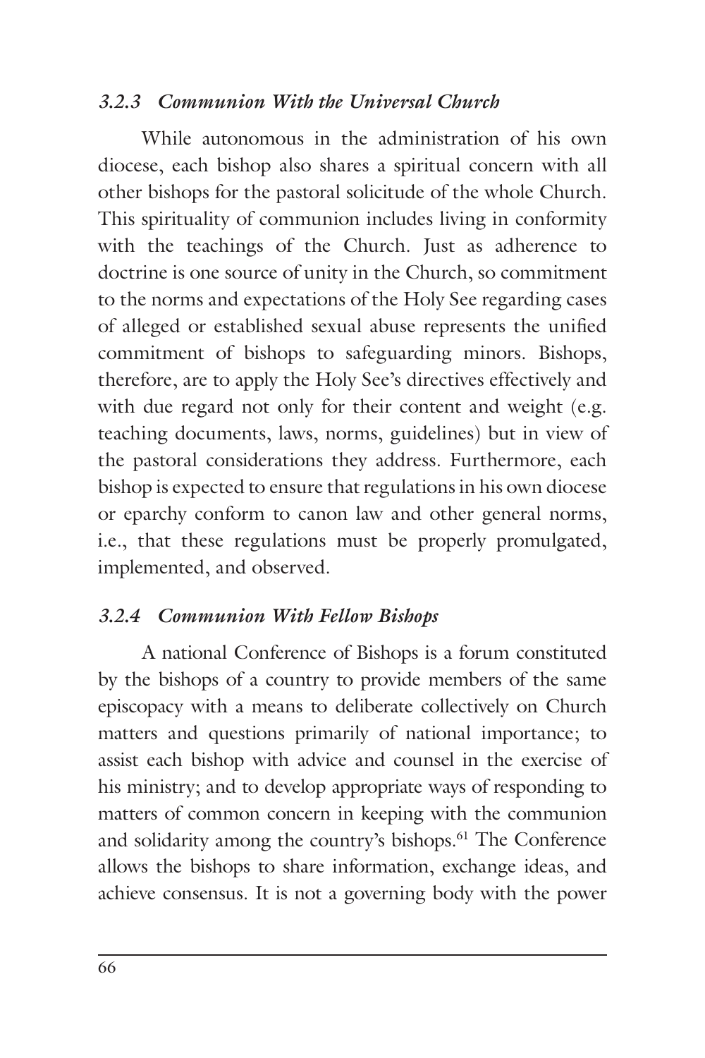### *3.2.3 Communion With the Universal Church*

While autonomous in the administration of his own diocese, each bishop also shares a spiritual concern with all other bishops for the pastoral solicitude of the whole Church. This spirituality of communion includes living in conformity with the teachings of the Church. Just as adherence to doctrine is one source of unity in the Church, so commitment to the norms and expectations of the Holy See regarding cases of alleged or established sexual abuse represents the unified commitment of bishops to safeguarding minors. Bishops, therefore, are to apply the Holy See's directives effectively and with due regard not only for their content and weight (e.g. teaching documents, laws, norms, guidelines) but in view of the pastoral considerations they address. Furthermore, each bishop is expected to ensure that regulations in his own diocese or eparchy conform to canon law and other general norms, i.e., that these regulations must be properly promulgated, implemented, and observed.

### *3.2.4 Communion With Fellow Bishops*

A national Conference of Bishops is a forum constituted by the bishops of a country to provide members of the same episcopacy with a means to deliberate collectively on Church matters and questions primarily of national importance; to assist each bishop with advice and counsel in the exercise of his ministry; and to develop appropriate ways of responding to matters of common concern in keeping with the communion and solidarity among the country's bishops.[61] The Conference allows the bishops to share information, exchange ideas, and achieve consensus. It is not a governing body with the power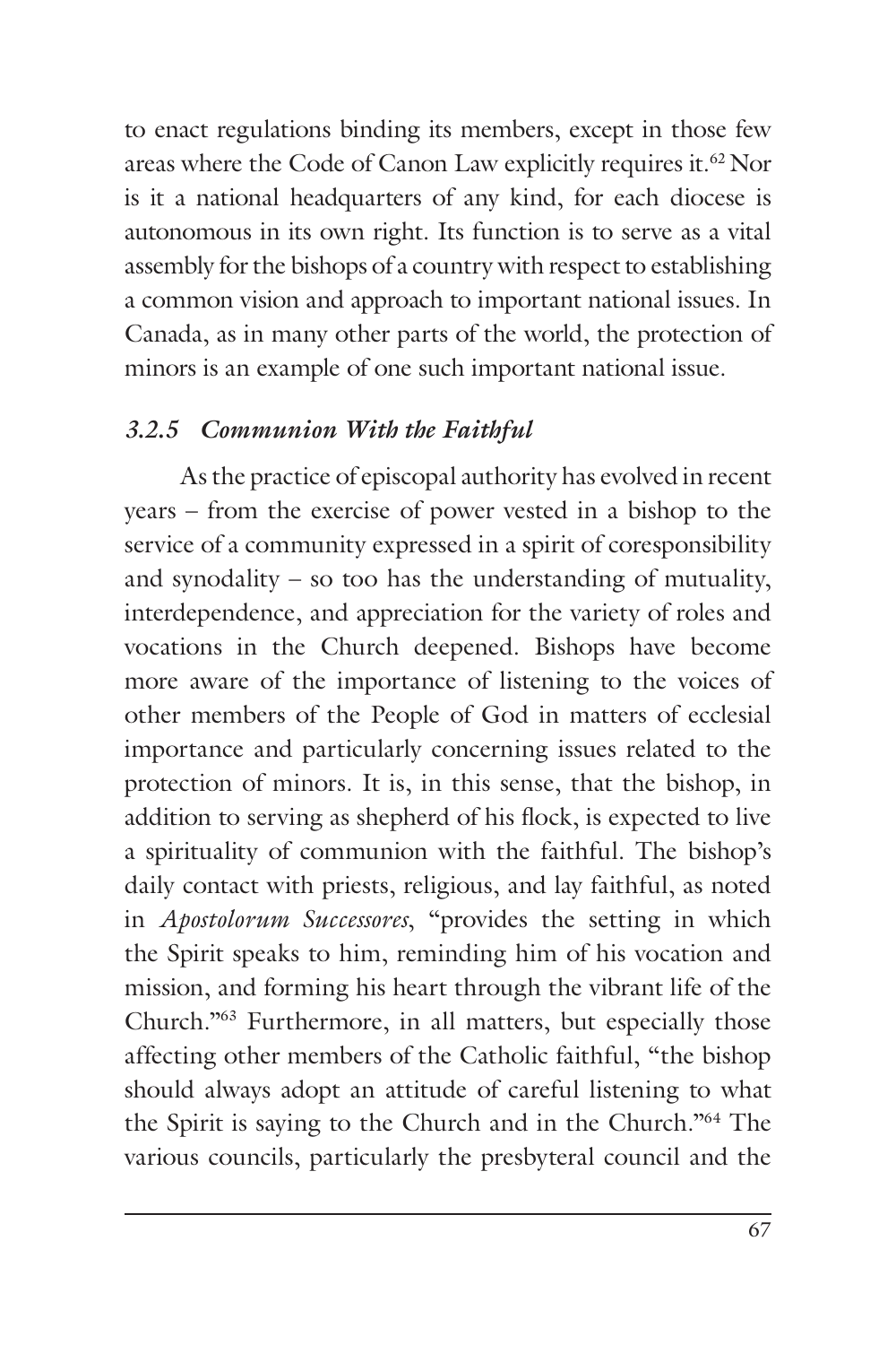to enact regulations binding its members, except in those few areas where the Code of Canon Law explicitly requires it.[62] Nor is it a national headquarters of any kind, for each diocese is autonomous in its own right. Its function is to serve as a vital assembly for the bishops of a country with respect to establishing a common vision and approach to important national issues. In Canada, as in many other parts of the world, the protection of minors is an example of one such important national issue.

### *3.2.5 Communion With the Faithful*

As the practice of episcopal authority has evolved in recent years – from the exercise of power vested in a bishop to the service of a community expressed in a spirit of coresponsibility and synodality – so too has the understanding of mutuality, interdependence, and appreciation for the variety of roles and vocations in the Church deepened. Bishops have become more aware of the importance of listening to the voices of other members of the People of God in matters of ecclesial importance and particularly concerning issues related to the protection of minors. It is, in this sense, that the bishop, in addition to serving as shepherd of his flock, is expected to live a spirituality of communion with the faithful. The bishop's daily contact with priests, religious, and lay faithful, as noted in *Apostolorum Successores*, "provides the setting in which the Spirit speaks to him, reminding him of his vocation and mission, and forming his heart through the vibrant life of the Church."[63] Furthermore, in all matters, but especially those affecting other members of the Catholic faithful, "the bishop should always adopt an attitude of careful listening to what the Spirit is saying to the Church and in the Church."[64] The various councils, particularly the presbyteral council and the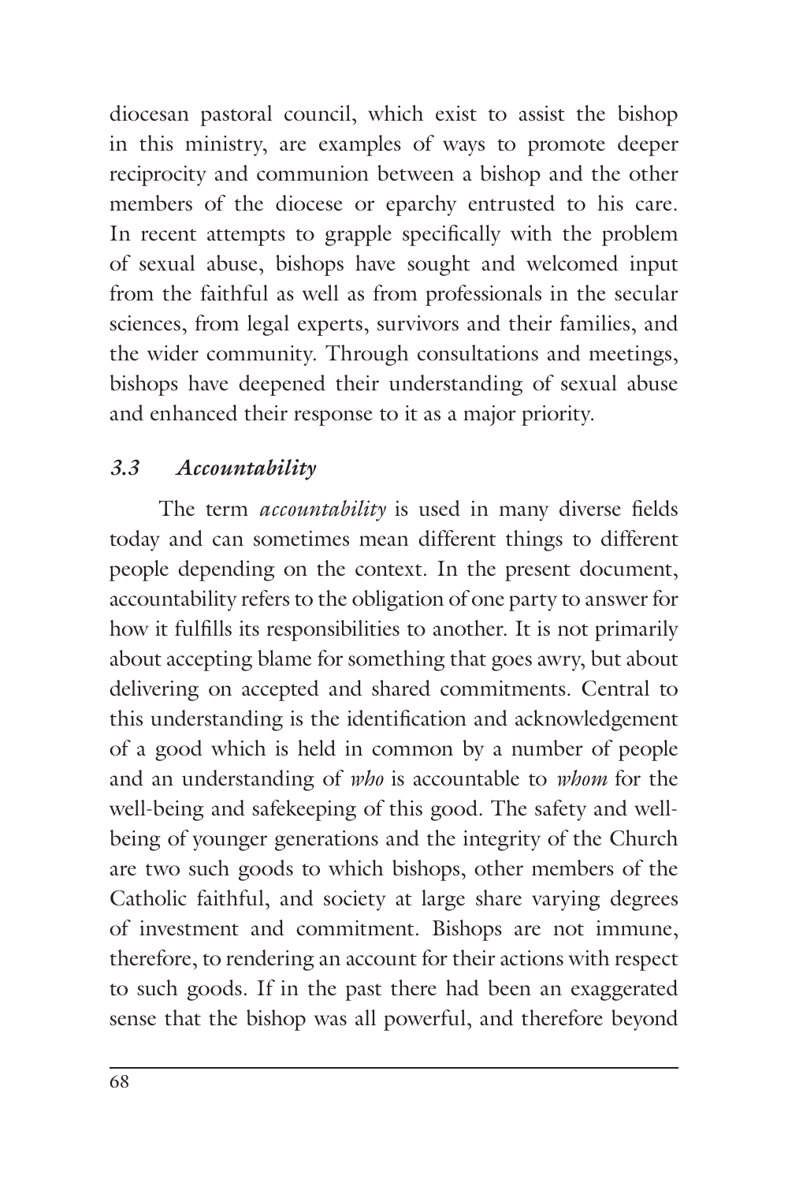diocesan pastoral council, which exist to assist the bishop in this ministry, are examples of ways to promote deeper reciprocity and communion between a bishop and the other members of the diocese or eparchy entrusted to his care. In recent attempts to grapple specifically with the problem of sexual abuse, bishops have sought and welcomed input from the faithful as well as from professionals in the secular sciences, from legal experts, survivors and their families, and the wider community. Through consultations and meetings, bishops have deepened their understanding of sexual abuse and enhanced their response to it as a major priority.

### *3.3 Accountability*

The term *accountability* is used in many diverse fields today and can sometimes mean different things to different people depending on the context. In the present document, accountability refers to the obligation of one party to answer for how it fulfills its responsibilities to another. It is not primarily about accepting blame for something that goes awry, but about delivering on accepted and shared commitments. Central to this understanding is the identification and acknowledgement of a good which is held in common by a number of people and an understanding of *who* is accountable to *whom* for the well-being and safekeeping of this good. The safety and well-being of younger generations and the integrity of the Church are two such goods to which bishops, other members of the Catholic faithful, and society at large share varying degrees of investment and commitment. Bishops are not immune, therefore, to rendering an account for their actions with respect to such goods. If in the past there had been an exaggerated sense that the bishop was all powerful, and therefore beyond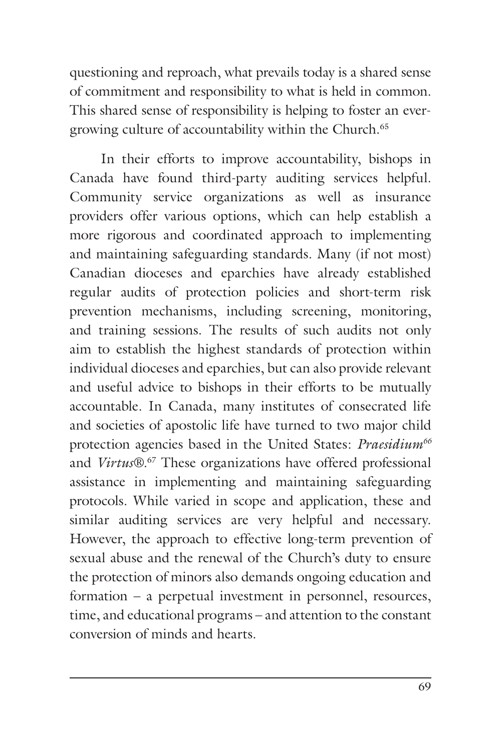questioning and reproach, what prevails today is a shared sense of commitment and responsibility to what is held in common. This shared sense of responsibility is helping to foster an ever-growing culture of accountability within the Church.[65]

In their efforts to improve accountability, bishops in Canada have found third-party auditing services helpful. Community service organizations as well as insurance providers offer various options, which can help establish a more rigorous and coordinated approach to implementing and maintaining safeguarding standards. Many (if not most) Canadian dioceses and eparchies have already established regular audits of protection policies and short-term risk prevention mechanisms, including screening, monitoring, and training sessions. The results of such audits not only aim to establish the highest standards of protection within individual dioceses and eparchies, but can also provide relevant and useful advice to bishops in their efforts to be mutually accountable. In Canada, many institutes of consecrated life and societies of apostolic life have turned to two major child protection agencies based in the United States: *Praesidium*[66] and *Virtus*®.[67] These organizations have offered professional assistance in implementing and maintaining safeguarding protocols. While varied in scope and application, these and similar auditing services are very helpful and necessary. However, the approach to effective long-term prevention of sexual abuse and the renewal of the Church's duty to ensure the protection of minors also demands ongoing education and formation – a perpetual investment in personnel, resources, time, and educational programs – and attention to the constant conversion of minds and hearts.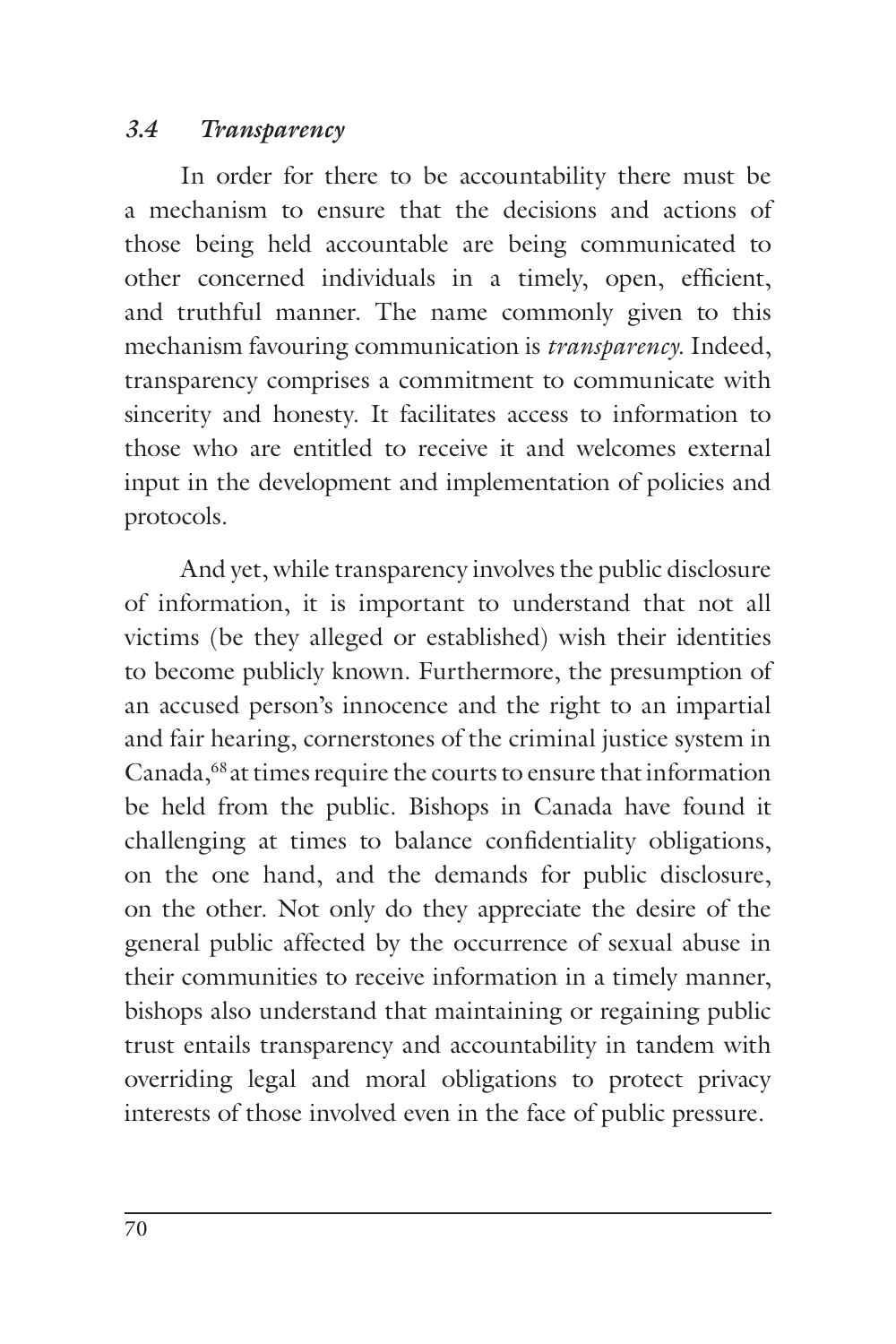### *3.4 Transparency*

In order for there to be accountability there must be a mechanism to ensure that the decisions and actions of those being held accountable are being communicated to other concerned individuals in a timely, open, efficient, and truthful manner. The name commonly given to this mechanism favouring communication is *transparency*. Indeed, transparency comprises a commitment to communicate with sincerity and honesty. It facilitates access to information to those who are entitled to receive it and welcomes external input in the development and implementation of policies and protocols.

And yet, while transparency involves the public disclosure of information, it is important to understand that not all victims (be they alleged or established) wish their identities to become publicly known. Furthermore, the presumption of an accused person's innocence and the right to an impartial and fair hearing, cornerstones of the criminal justice system in Canada,[68] at times require the courts to ensure that information be held from the public. Bishops in Canada have found it challenging at times to balance confidentiality obligations, on the one hand, and the demands for public disclosure, on the other. Not only do they appreciate the desire of the general public affected by the occurrence of sexual abuse in their communities to receive information in a timely manner, bishops also understand that maintaining or regaining public trust entails transparency and accountability in tandem with overriding legal and moral obligations to protect privacy interests of those involved even in the face of public pressure.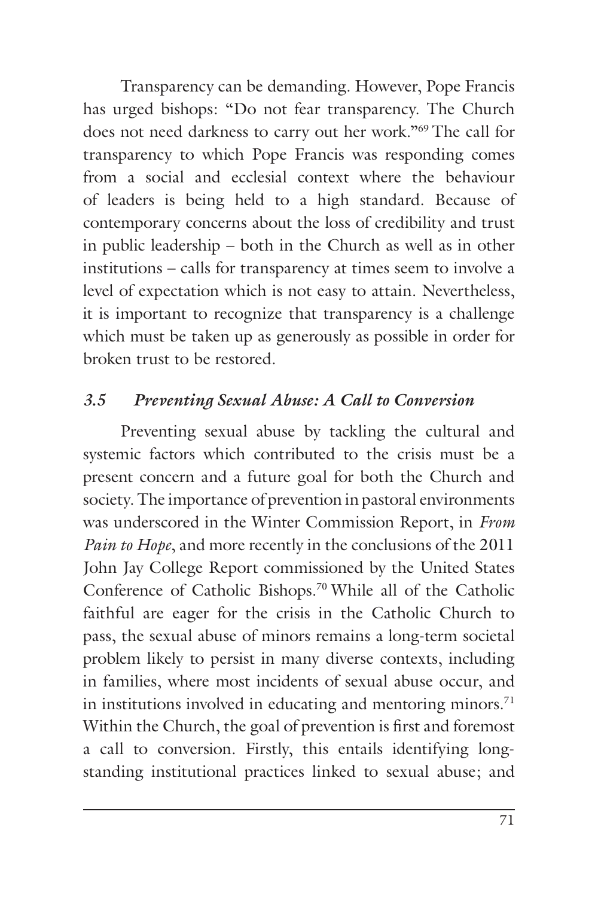Transparency can be demanding. However, Pope Francis has urged bishops: "Do not fear transparency. The Church does not need darkness to carry out her work."[69] The call for transparency to which Pope Francis was responding comes from a social and ecclesial context where the behaviour of leaders is being held to a high standard. Because of contemporary concerns about the loss of credibility and trust in public leadership – both in the Church as well as in other institutions – calls for transparency at times seem to involve a level of expectation which is not easy to attain. Nevertheless, it is important to recognize that transparency is a challenge which must be taken up as generously as possible in order for broken trust to be restored.

### *3.5 Preventing Sexual Abuse: A Call to Conversion*

Preventing sexual abuse by tackling the cultural and systemic factors which contributed to the crisis must be a present concern and a future goal for both the Church and society. The importance of prevention in pastoral environments was underscored in the Winter Commission Report, in *From Pain to Hope*, and more recently in the conclusions of the 2011 John Jay College Report commissioned by the United States Conference of Catholic Bishops.[70] While all of the Catholic faithful are eager for the crisis in the Catholic Church to pass, the sexual abuse of minors remains a long-term societal problem likely to persist in many diverse contexts, including in families, where most incidents of sexual abuse occur, and in institutions involved in educating and mentoring minors.[71] Within the Church, the goal of prevention is first and foremost a call to conversion. Firstly, this entails identifying long-standing institutional practices linked to sexual abuse; and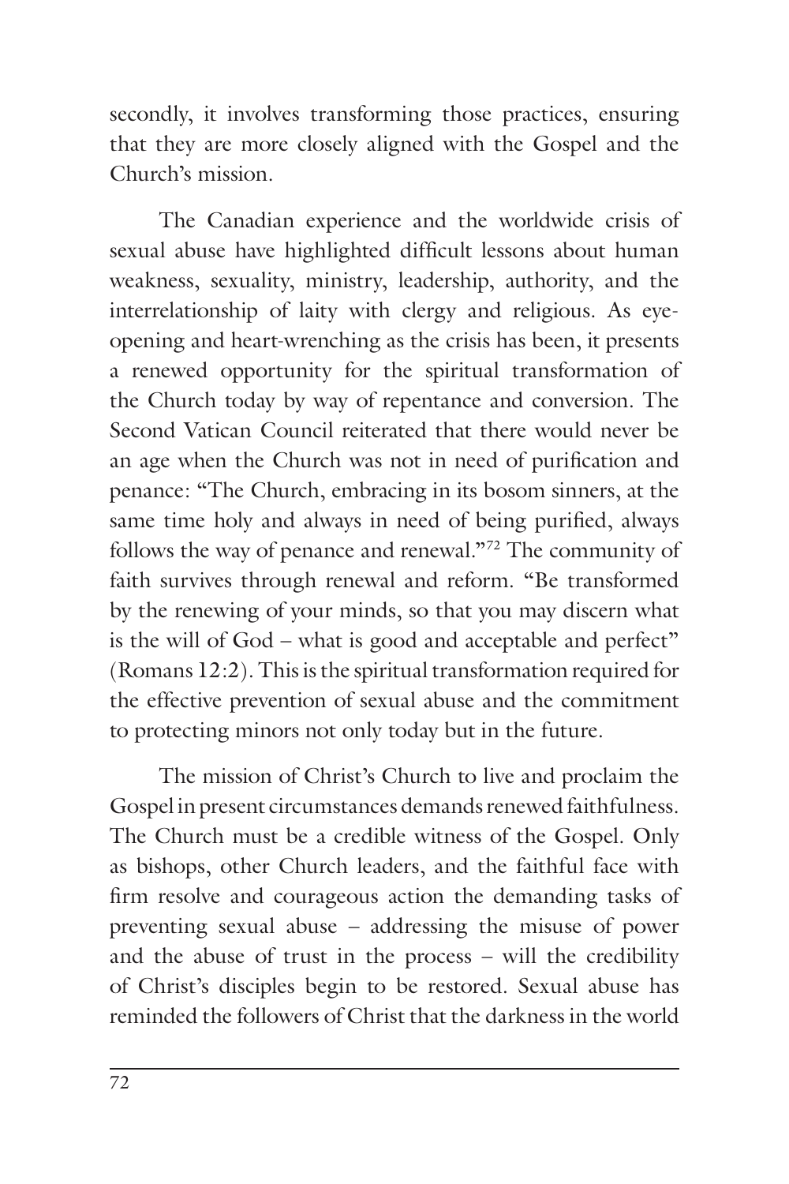secondly, it involves transforming those practices, ensuring that they are more closely aligned with the Gospel and the Church's mission.

The Canadian experience and the worldwide crisis of sexual abuse have highlighted difficult lessons about human weakness, sexuality, ministry, leadership, authority, and the interrelationship of laity with clergy and religious. As eye-opening and heart-wrenching as the crisis has been, it presents a renewed opportunity for the spiritual transformation of the Church today by way of repentance and conversion. The Second Vatican Council reiterated that there would never be an age when the Church was not in need of purification and penance: "The Church, embracing in its bosom sinners, at the same time holy and always in need of being purified, always follows the way of penance and renewal."[72] The community of faith survives through renewal and reform. "Be transformed by the renewing of your minds, so that you may discern what is the will of God – what is good and acceptable and perfect" (Romans 12:2). This is the spiritual transformation required for the effective prevention of sexual abuse and the commitment to protecting minors not only today but in the future.

The mission of Christ's Church to live and proclaim the Gospel in present circumstances demands renewed faithfulness. The Church must be a credible witness of the Gospel. Only as bishops, other Church leaders, and the faithful face with firm resolve and courageous action the demanding tasks of preventing sexual abuse – addressing the misuse of power and the abuse of trust in the process – will the credibility of Christ's disciples begin to be restored. Sexual abuse has reminded the followers of Christ that the darkness in the world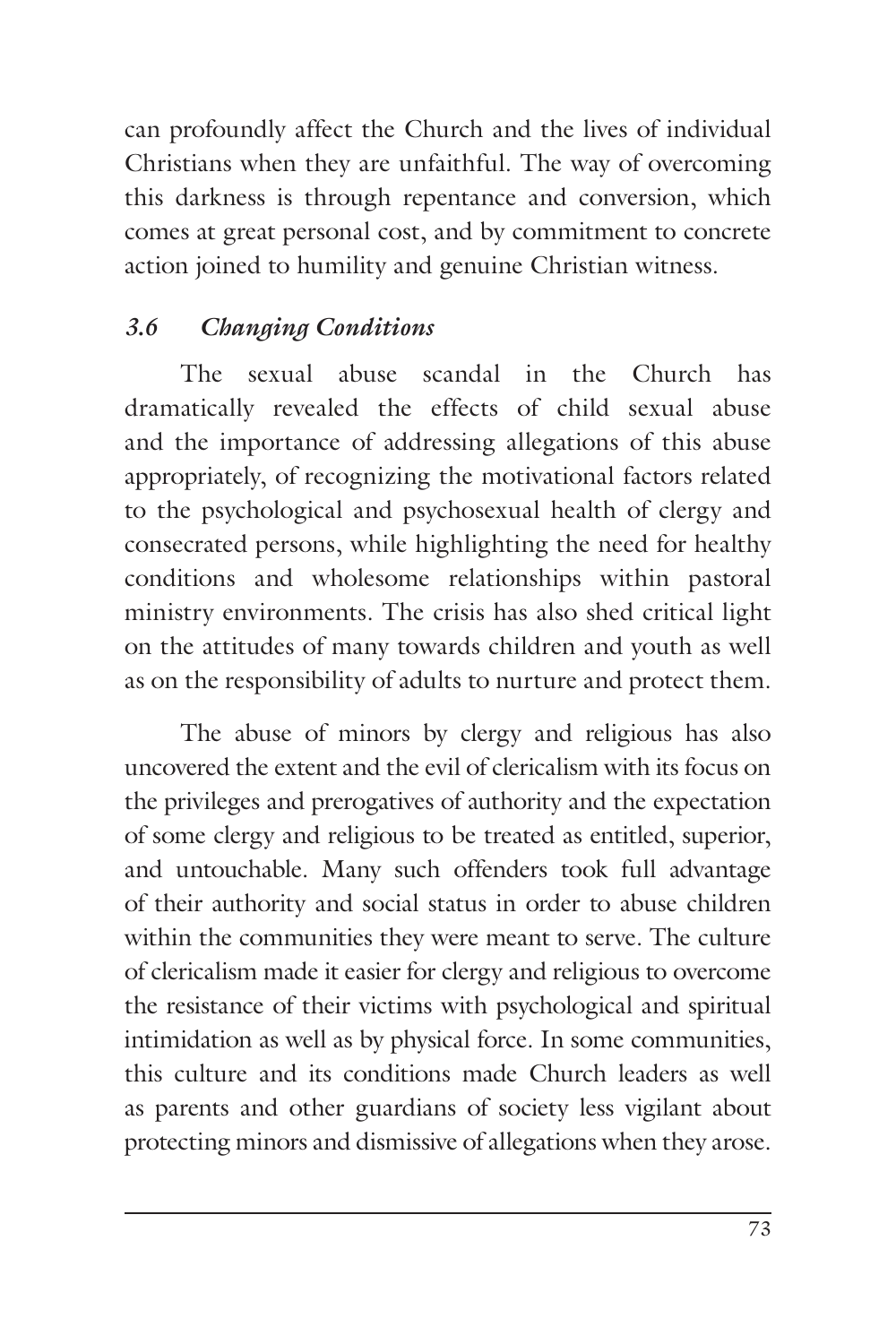can profoundly affect the Church and the lives of individual Christians when they are unfaithful. The way of overcoming this darkness is through repentance and conversion, which comes at great personal cost, and by commitment to concrete action joined to humility and genuine Christian witness.

### *3.6 Changing Conditions*

The sexual abuse scandal in the Church has dramatically revealed the effects of child sexual abuse and the importance of addressing allegations of this abuse appropriately, of recognizing the motivational factors related to the psychological and psychosexual health of clergy and consecrated persons, while highlighting the need for healthy conditions and wholesome relationships within pastoral ministry environments. The crisis has also shed critical light on the attitudes of many towards children and youth as well as on the responsibility of adults to nurture and protect them.

The abuse of minors by clergy and religious has also uncovered the extent and the evil of clericalism with its focus on the privileges and prerogatives of authority and the expectation of some clergy and religious to be treated as entitled, superior, and untouchable. Many such offenders took full advantage of their authority and social status in order to abuse children within the communities they were meant to serve. The culture of clericalism made it easier for clergy and religious to overcome the resistance of their victims with psychological and spiritual intimidation as well as by physical force. In some communities, this culture and its conditions made Church leaders as well as parents and other guardians of society less vigilant about protecting minors and dismissive of allegations when they arose.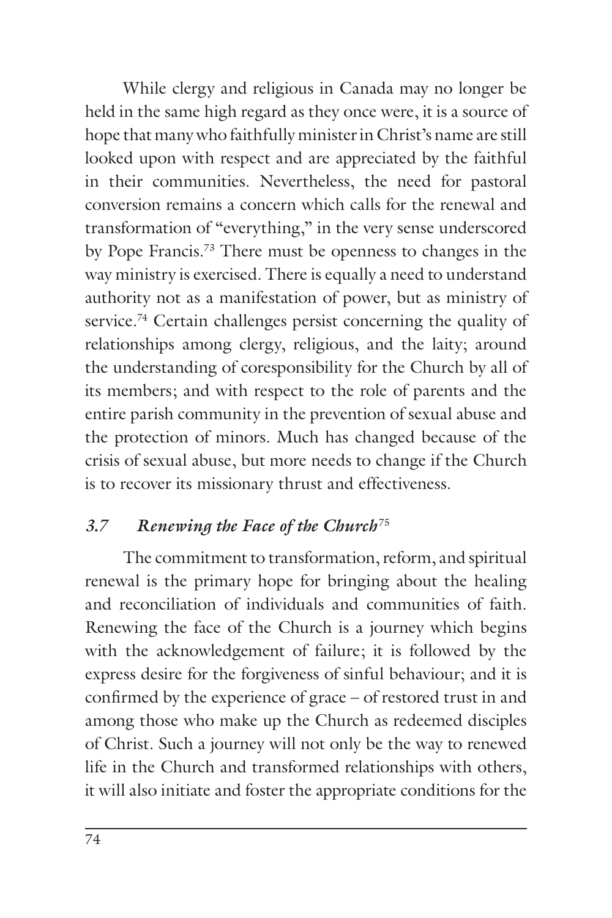While clergy and religious in Canada may no longer be held in the same high regard as they once were, it is a source of hope that many who faithfully minister in Christ's name are still looked upon with respect and are appreciated by the faithful in their communities. Nevertheless, the need for pastoral conversion remains a concern which calls for the renewal and transformation of "everything," in the very sense underscored by Pope Francis.[73] There must be openness to changes in the way ministry is exercised. There is equally a need to understand authority not as a manifestation of power, but as ministry of service.[74] Certain challenges persist concerning the quality of relationships among clergy, religious, and the laity; around the understanding of coresponsibility for the Church by all of its members; and with respect to the role of parents and the entire parish community in the prevention of sexual abuse and the protection of minors. Much has changed because of the crisis of sexual abuse, but more needs to change if the Church is to recover its missionary thrust and effectiveness.

### *3.7 Renewing the Face of the Church*[75]

The commitment to transformation, reform, and spiritual renewal is the primary hope for bringing about the healing and reconciliation of individuals and communities of faith. Renewing the face of the Church is a journey which begins with the acknowledgement of failure; it is followed by the express desire for the forgiveness of sinful behaviour; and it is confirmed by the experience of grace – of restored trust in and among those who make up the Church as redeemed disciples of Christ. Such a journey will not only be the way to renewed life in the Church and transformed relationships with others, it will also initiate and foster the appropriate conditions for the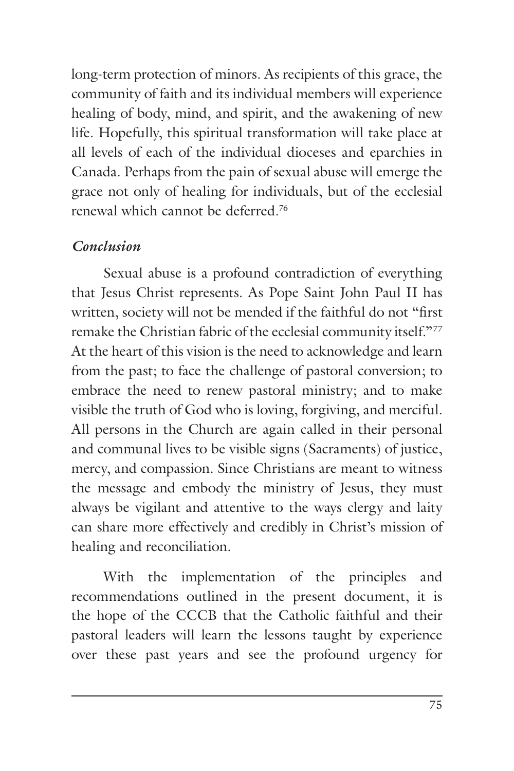long-term protection of minors. As recipients of this grace, the community of faith and its individual members will experience healing of body, mind, and spirit, and the awakening of new life. Hopefully, this spiritual transformation will take place at all levels of each of the individual dioceses and eparchies in Canada. Perhaps from the pain of sexual abuse will emerge the grace not only of healing for individuals, but of the ecclesial renewal which cannot be deferred.[76]

### *Conclusion*

Sexual abuse is a profound contradiction of everything that Jesus Christ represents. As Pope Saint John Paul II has written, society will not be mended if the faithful do not "first remake the Christian fabric of the ecclesial community itself."[77] At the heart of this vision is the need to acknowledge and learn from the past; to face the challenge of pastoral conversion; to embrace the need to renew pastoral ministry; and to make visible the truth of God who is loving, forgiving, and merciful. All persons in the Church are again called in their personal and communal lives to be visible signs (Sacraments) of justice, mercy, and compassion. Since Christians are meant to witness the message and embody the ministry of Jesus, they must always be vigilant and attentive to the ways clergy and laity can share more effectively and credibly in Christ's mission of healing and reconciliation.

With the implementation of the principles and recommendations outlined in the present document, it is the hope of the CCCB that the Catholic faithful and their pastoral leaders will learn the lessons taught by experience over these past years and see the profound urgency for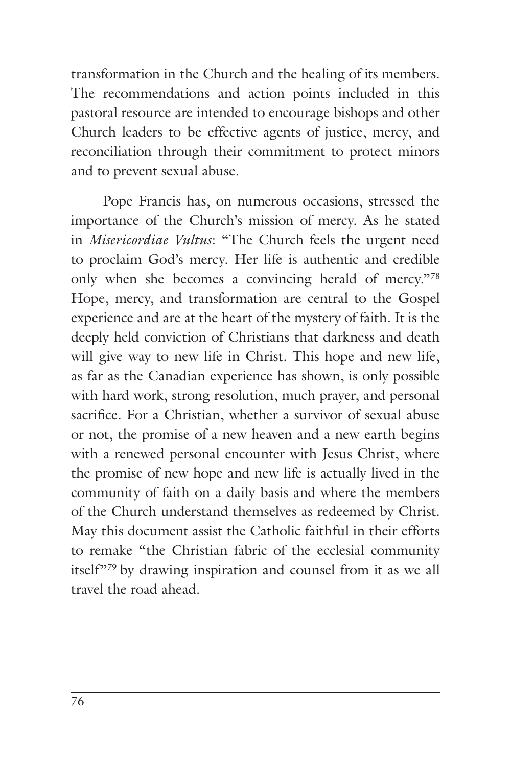transformation in the Church and the healing of its members. The recommendations and action points included in this pastoral resource are intended to encourage bishops and other Church leaders to be effective agents of justice, mercy, and reconciliation through their commitment to protect minors and to prevent sexual abuse.

Pope Francis has, on numerous occasions, stressed the importance of the Church's mission of mercy. As he stated in *Misericordiae Vultus*: "The Church feels the urgent need to proclaim God's mercy. Her life is authentic and credible only when she becomes a convincing herald of mercy."[78] Hope, mercy, and transformation are central to the Gospel experience and are at the heart of the mystery of faith. It is the deeply held conviction of Christians that darkness and death will give way to new life in Christ. This hope and new life, as far as the Canadian experience has shown, is only possible with hard work, strong resolution, much prayer, and personal sacrifice. For a Christian, whether a survivor of sexual abuse or not, the promise of a new heaven and a new earth begins with a renewed personal encounter with Jesus Christ, where the promise of new hope and new life is actually lived in the community of faith on a daily basis and where the members of the Church understand themselves as redeemed by Christ. May this document assist the Catholic faithful in their efforts to remake "the Christian fabric of the ecclesial community itself"[79] by drawing inspiration and counsel from it as we all travel the road ahead.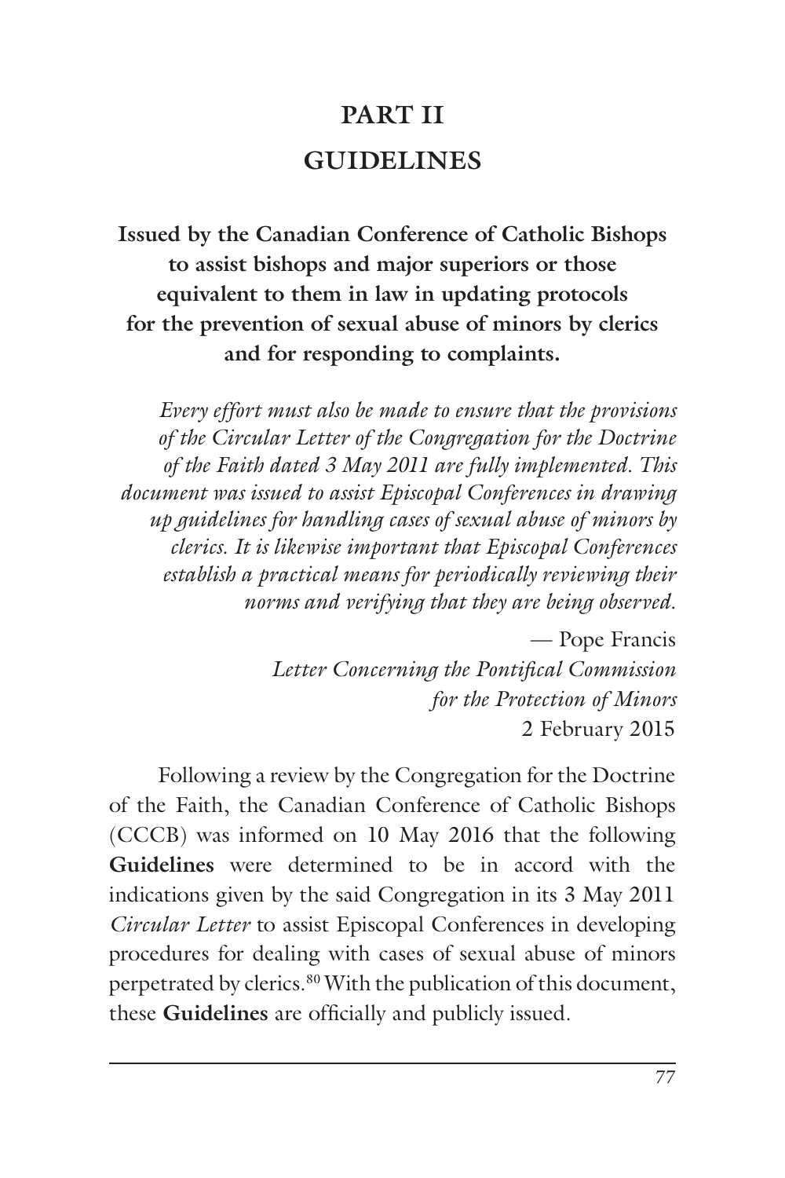# PART II

# GUIDELINES

**Issued by the Canadian Conference of Catholic Bishops to assist bishops and major superiors or those equivalent to them in law in updating protocols for the prevention of sexual abuse of minors by clerics and for responding to complaints.**

> *Every effort must also be made to ensure that the provisions of the Circular Letter of the Congregation for the Doctrine of the Faith dated 3 May 2011 are fully implemented. This document was issued to assist Episcopal Conferences in drawing up guidelines for handling cases of sexual abuse of minors by clerics. It is likewise important that Episcopal Conferences establish a practical means for periodically reviewing their norms and verifying that they are being observed.*
>
> — Pope Francis
> *Letter Concerning the Pontifical Commission for the Protection of Minors*
> 2 February 2015

Following a review by the Congregation for the Doctrine of the Faith, the Canadian Conference of Catholic Bishops (CCCB) was informed on 10 May 2016 that the following **Guidelines** were determined to be in accord with the indications given by the said Congregation in its 3 May 2011 *Circular Letter* to assist Episcopal Conferences in developing procedures for dealing with cases of sexual abuse of minors perpetrated by clerics.[80] With the publication of this document, these **Guidelines** are officially and publicly issued.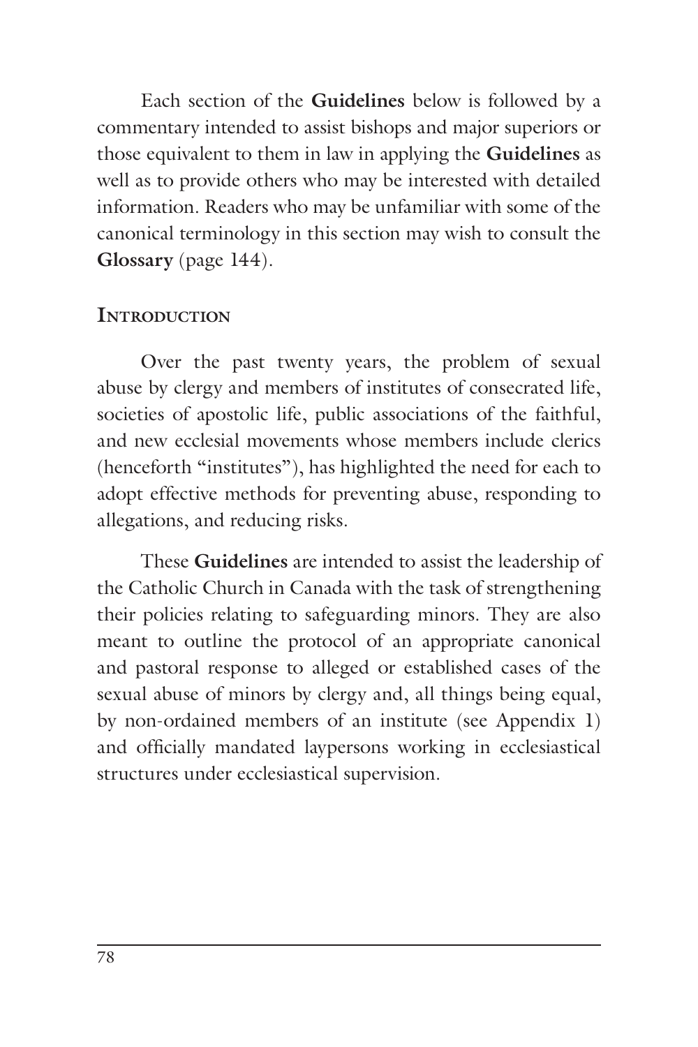Each section of the **Guidelines** below is followed by a commentary intended to assist bishops and major superiors or those equivalent to them in law in applying the **Guidelines** as well as to provide others who may be interested with detailed information. Readers who may be unfamiliar with some of the canonical terminology in this section may wish to consult the **Glossary** (page 144).

## Introduction

Over the past twenty years, the problem of sexual abuse by clergy and members of institutes of consecrated life, societies of apostolic life, public associations of the faithful, and new ecclesial movements whose members include clerics (henceforth "institutes"), has highlighted the need for each to adopt effective methods for preventing abuse, responding to allegations, and reducing risks.

These **Guidelines** are intended to assist the leadership of the Catholic Church in Canada with the task of strengthening their policies relating to safeguarding minors. They are also meant to outline the protocol of an appropriate canonical and pastoral response to alleged or established cases of the sexual abuse of minors by clergy and, all things being equal, by non-ordained members of an institute (see Appendix 1) and officially mandated laypersons working in ecclesiastical structures under ecclesiastical supervision.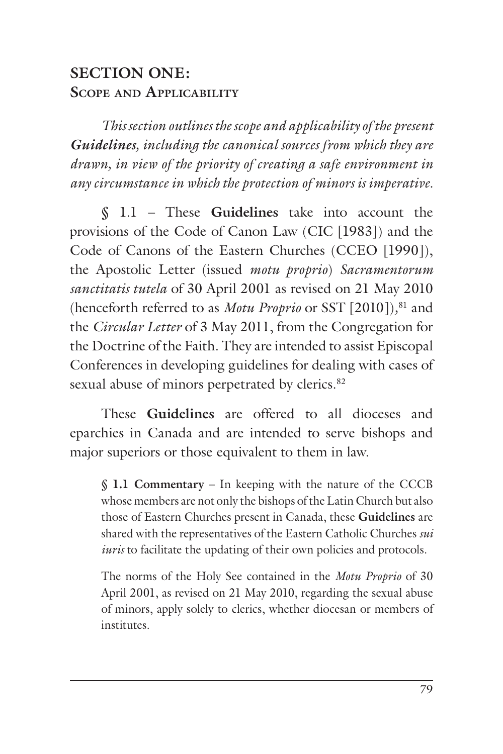## SECTION ONE: Scope and Applicability

*This section outlines the scope and applicability of the present **Guidelines**, including the canonical sources from which they are drawn, in view of the priority of creating a safe environment in any circumstance in which the protection of minors is imperative.*

§ 1.1 – These **Guidelines** take into account the provisions of the Code of Canon Law (CIC [1983]) and the Code of Canons of the Eastern Churches (CCEO [1990]), the Apostolic Letter (issued *motu proprio*) *Sacramentorum sanctitatis tutela* of 30 April 2001 as revised on 21 May 2010 (henceforth referred to as *Motu Proprio* or SST [2010]),[81] and the *Circular Letter* of 3 May 2011, from the Congregation for the Doctrine of the Faith. They are intended to assist Episcopal Conferences in developing guidelines for dealing with cases of sexual abuse of minors perpetrated by clerics.[82]

These **Guidelines** are offered to all dioceses and eparchies in Canada and are intended to serve bishops and major superiors or those equivalent to them in law.

> **§ 1.1 Commentary** – In keeping with the nature of the CCCB whose members are not only the bishops of the Latin Church but also those of Eastern Churches present in Canada, these **Guidelines** are shared with the representatives of the Eastern Catholic Churches *sui iuris* to facilitate the updating of their own policies and protocols.
>
> The norms of the Holy See contained in the *Motu Proprio* of 30 April 2001, as revised on 21 May 2010, regarding the sexual abuse of minors, apply solely to clerics, whether diocesan or members of institutes.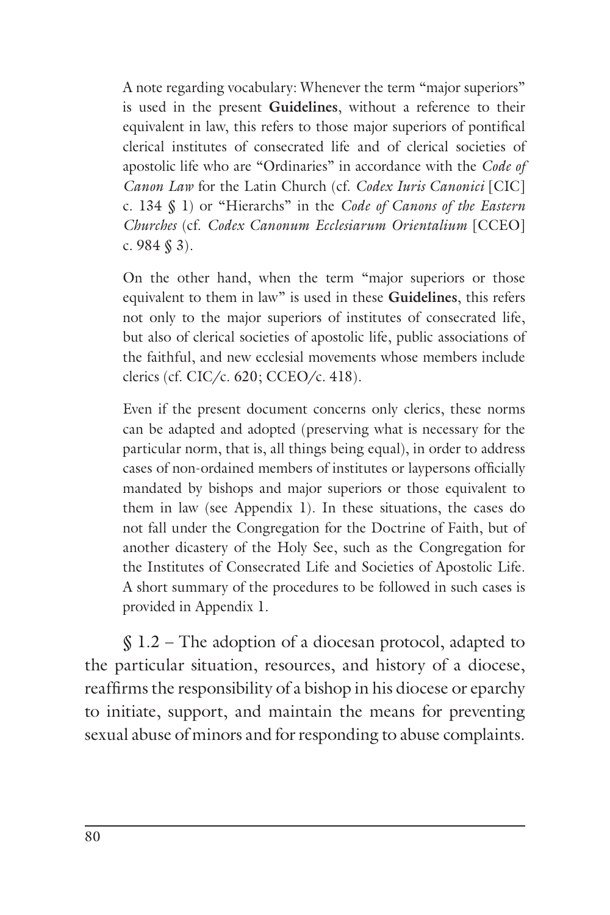A note regarding vocabulary: Whenever the term "major superiors" is used in the present **Guidelines**, without a reference to their equivalent in law, this refers to those major superiors of pontifical clerical institutes of consecrated life and of clerical societies of apostolic life who are "Ordinaries" in accordance with the *Code of Canon Law* for the Latin Church (cf. *Codex Iuris Canonici* [CIC] c. 134 § 1) or "Hierarchs" in the *Code of Canons of the Eastern Churches* (cf. *Codex Canonum Ecclesiarum Orientalium* [CCEO] c. 984 § 3).

On the other hand, when the term "major superiors or those equivalent to them in law" is used in these **Guidelines**, this refers not only to the major superiors of institutes of consecrated life, but also of clerical societies of apostolic life, public associations of the faithful, and new ecclesial movements whose members include clerics (cf. CIC/c. 620; CCEO/c. 418).

Even if the present document concerns only clerics, these norms can be adapted and adopted (preserving what is necessary for the particular norm, that is, all things being equal), in order to address cases of non-ordained members of institutes or laypersons officially mandated by bishops and major superiors or those equivalent to them in law (see Appendix 1). In these situations, the cases do not fall under the Congregation for the Doctrine of Faith, but of another dicastery of the Holy See, such as the Congregation for the Institutes of Consecrated Life and Societies of Apostolic Life. A short summary of the procedures to be followed in such cases is provided in Appendix 1.

§ 1.2 – The adoption of a diocesan protocol, adapted to the particular situation, resources, and history of a diocese, reaffirms the responsibility of a bishop in his diocese or eparchy to initiate, support, and maintain the means for preventing sexual abuse of minors and for responding to abuse complaints.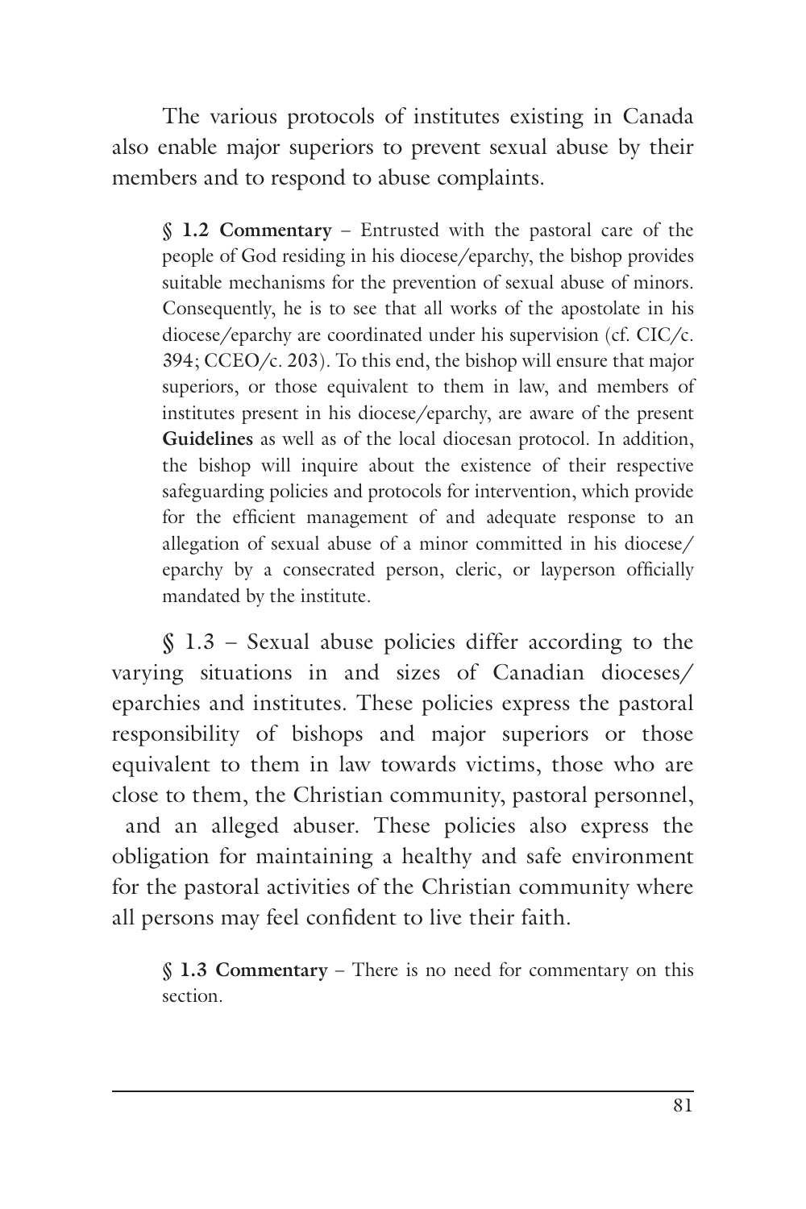The various protocols of institutes existing in Canada also enable major superiors to prevent sexual abuse by their members and to respond to abuse complaints.

> **§ 1.2 Commentary** – Entrusted with the pastoral care of the people of God residing in his diocese/eparchy, the bishop provides suitable mechanisms for the prevention of sexual abuse of minors. Consequently, he is to see that all works of the apostolate in his diocese/eparchy are coordinated under his supervision (cf. CIC/c. 394; CCEO/c. 203). To this end, the bishop will ensure that major superiors, or those equivalent to them in law, and members of institutes present in his diocese/eparchy, are aware of the present **Guidelines** as well as of the local diocesan protocol. In addition, the bishop will inquire about the existence of their respective safeguarding policies and protocols for intervention, which provide for the efficient management of and adequate response to an allegation of sexual abuse of a minor committed in his diocese/eparchy by a consecrated person, cleric, or layperson officially mandated by the institute.

§ 1.3 – Sexual abuse policies differ according to the varying situations in and sizes of Canadian dioceses/eparchies and institutes. These policies express the pastoral responsibility of bishops and major superiors or those equivalent to them in law towards victims, those who are close to them, the Christian community, pastoral personnel, and an alleged abuser. These policies also express the obligation for maintaining a healthy and safe environment for the pastoral activities of the Christian community where all persons may feel confident to live their faith.

> **§ 1.3 Commentary** – There is no need for commentary on this section.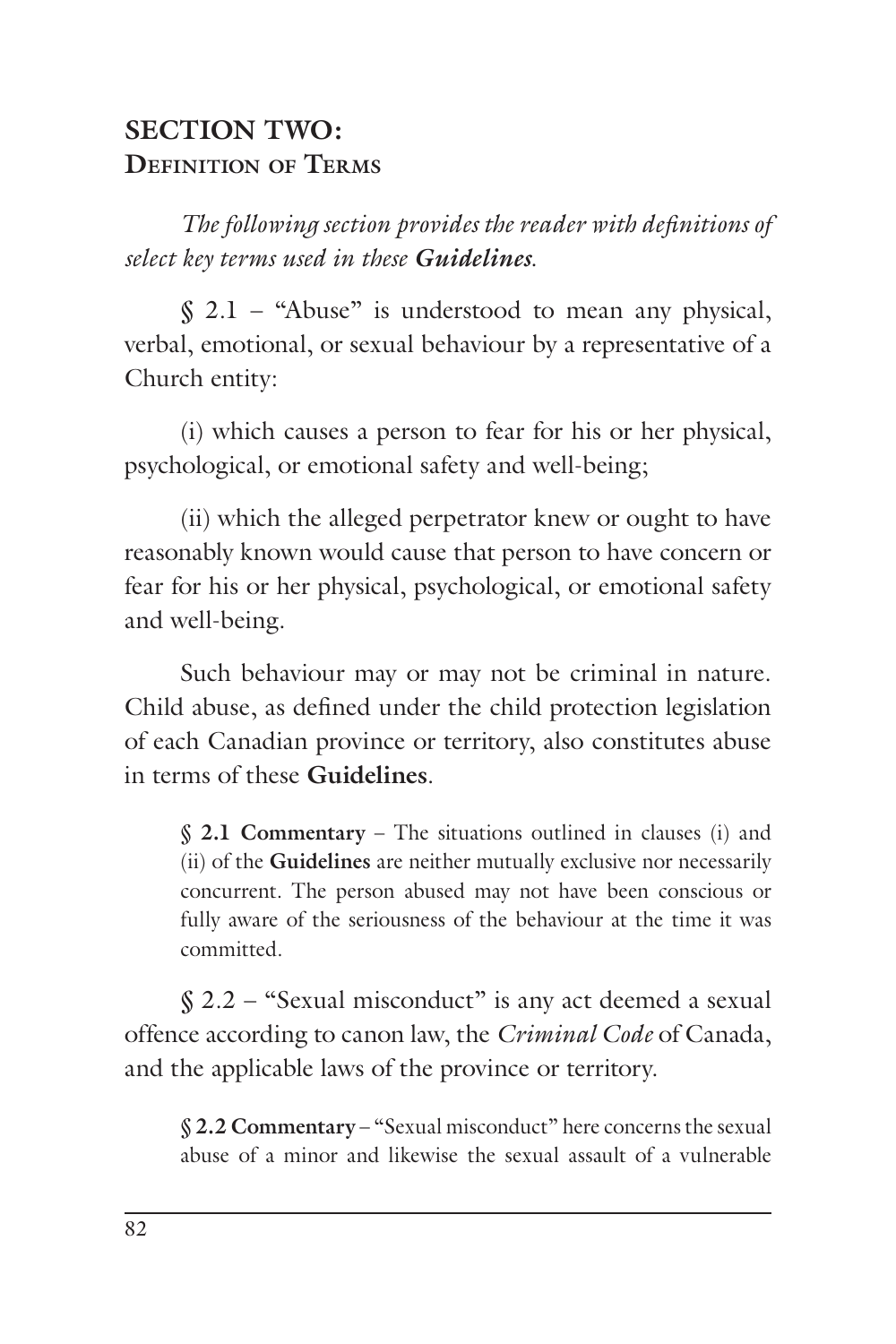## SECTION TWO:
### Definition of Terms

*The following section provides the reader with definitions of select key terms used in these **Guidelines**.*

§ 2.1 – "Abuse" is understood to mean any physical, verbal, emotional, or sexual behaviour by a representative of a Church entity:

(i) which causes a person to fear for his or her physical, psychological, or emotional safety and well-being;

(ii) which the alleged perpetrator knew or ought to have reasonably known would cause that person to have concern or fear for his or her physical, psychological, or emotional safety and well-being.

Such behaviour may or may not be criminal in nature. Child abuse, as defined under the child protection legislation of each Canadian province or territory, also constitutes abuse in terms of these **Guidelines**.

> **§ 2.1 Commentary** – The situations outlined in clauses (i) and (ii) of the **Guidelines** are neither mutually exclusive nor necessarily concurrent. The person abused may not have been conscious or fully aware of the seriousness of the behaviour at the time it was committed.

§ 2.2 – "Sexual misconduct" is any act deemed a sexual offence according to canon law, the *Criminal Code* of Canada, and the applicable laws of the province or territory.

> **§ 2.2 Commentary** – "Sexual misconduct" here concerns the sexual abuse of a minor and likewise the sexual assault of a vulnerable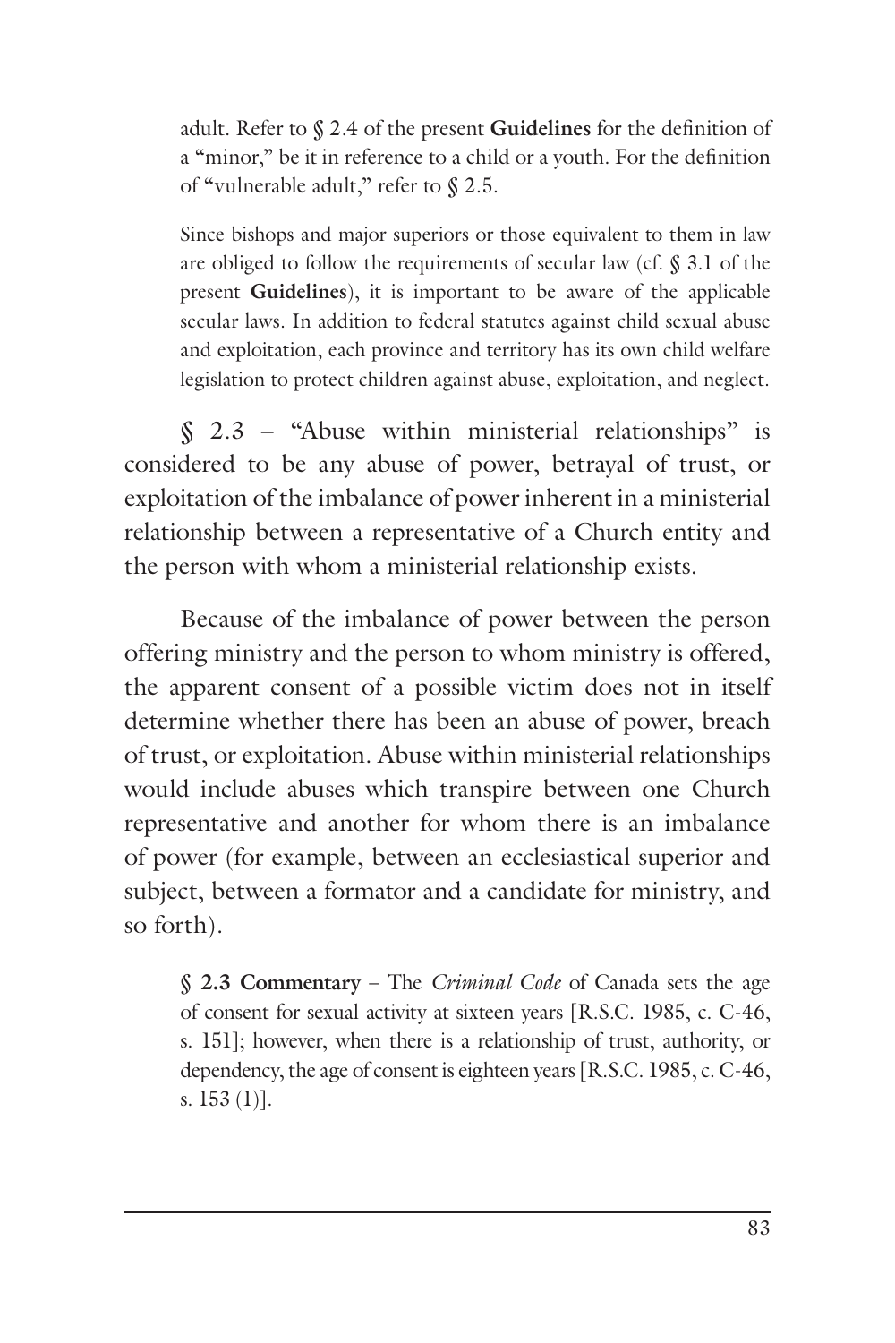adult. Refer to § 2.4 of the present **Guidelines** for the definition of a "minor," be it in reference to a child or a youth. For the definition of "vulnerable adult," refer to § 2.5.

Since bishops and major superiors or those equivalent to them in law are obliged to follow the requirements of secular law (cf. § 3.1 of the present **Guidelines**), it is important to be aware of the applicable secular laws. In addition to federal statutes against child sexual abuse and exploitation, each province and territory has its own child welfare legislation to protect children against abuse, exploitation, and neglect.

§ 2.3 – "Abuse within ministerial relationships" is considered to be any abuse of power, betrayal of trust, or exploitation of the imbalance of power inherent in a ministerial relationship between a representative of a Church entity and the person with whom a ministerial relationship exists.

Because of the imbalance of power between the person offering ministry and the person to whom ministry is offered, the apparent consent of a possible victim does not in itself determine whether there has been an abuse of power, breach of trust, or exploitation. Abuse within ministerial relationships would include abuses which transpire between one Church representative and another for whom there is an imbalance of power (for example, between an ecclesiastical superior and subject, between a formator and a candidate for ministry, and so forth).

**§ 2.3 Commentary** – The *Criminal Code* of Canada sets the age of consent for sexual activity at sixteen years [R.S.C. 1985, c. C-46, s. 151]; however, when there is a relationship of trust, authority, or dependency, the age of consent is eighteen years [R.S.C. 1985, c. C-46, s. 153 (1)].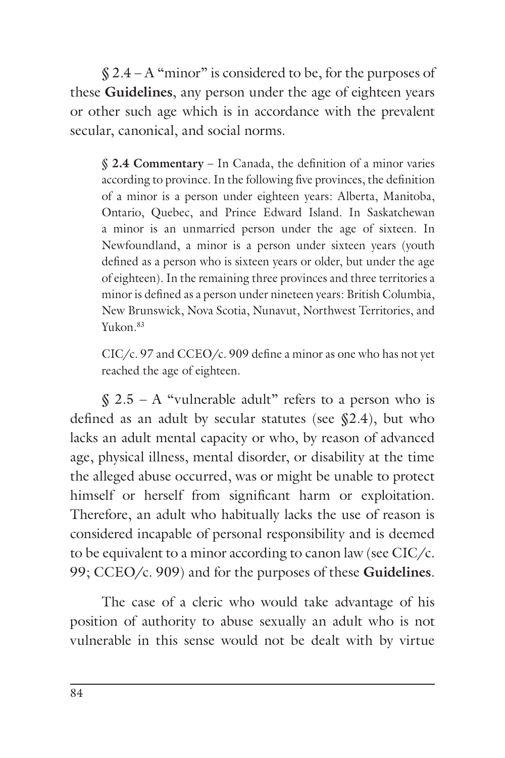§ 2.4 – A "minor" is considered to be, for the purposes of these **Guidelines**, any person under the age of eighteen years or other such age which is in accordance with the prevalent secular, canonical, and social norms.

> **§ 2.4 Commentary** – In Canada, the definition of a minor varies according to province. In the following five provinces, the definition of a minor is a person under eighteen years: Alberta, Manitoba, Ontario, Quebec, and Prince Edward Island. In Saskatchewan a minor is an unmarried person under the age of sixteen. In Newfoundland, a minor is a person under sixteen years (youth defined as a person who is sixteen years or older, but under the age of eighteen). In the remaining three provinces and three territories a minor is defined as a person under nineteen years: British Columbia, New Brunswick, Nova Scotia, Nunavut, Northwest Territories, and Yukon.[83]
>
> CIC/c. 97 and CCEO/c. 909 define a minor as one who has not yet reached the age of eighteen.

§ 2.5 – A "vulnerable adult" refers to a person who is defined as an adult by secular statutes (see §2.4), but who lacks an adult mental capacity or who, by reason of advanced age, physical illness, mental disorder, or disability at the time the alleged abuse occurred, was or might be unable to protect himself or herself from significant harm or exploitation. Therefore, an adult who habitually lacks the use of reason is considered incapable of personal responsibility and is deemed to be equivalent to a minor according to canon law (see CIC/c. 99; CCEO/c. 909) and for the purposes of these **Guidelines**.

The case of a cleric who would take advantage of his position of authority to abuse sexually an adult who is not vulnerable in this sense would not be dealt with by virtue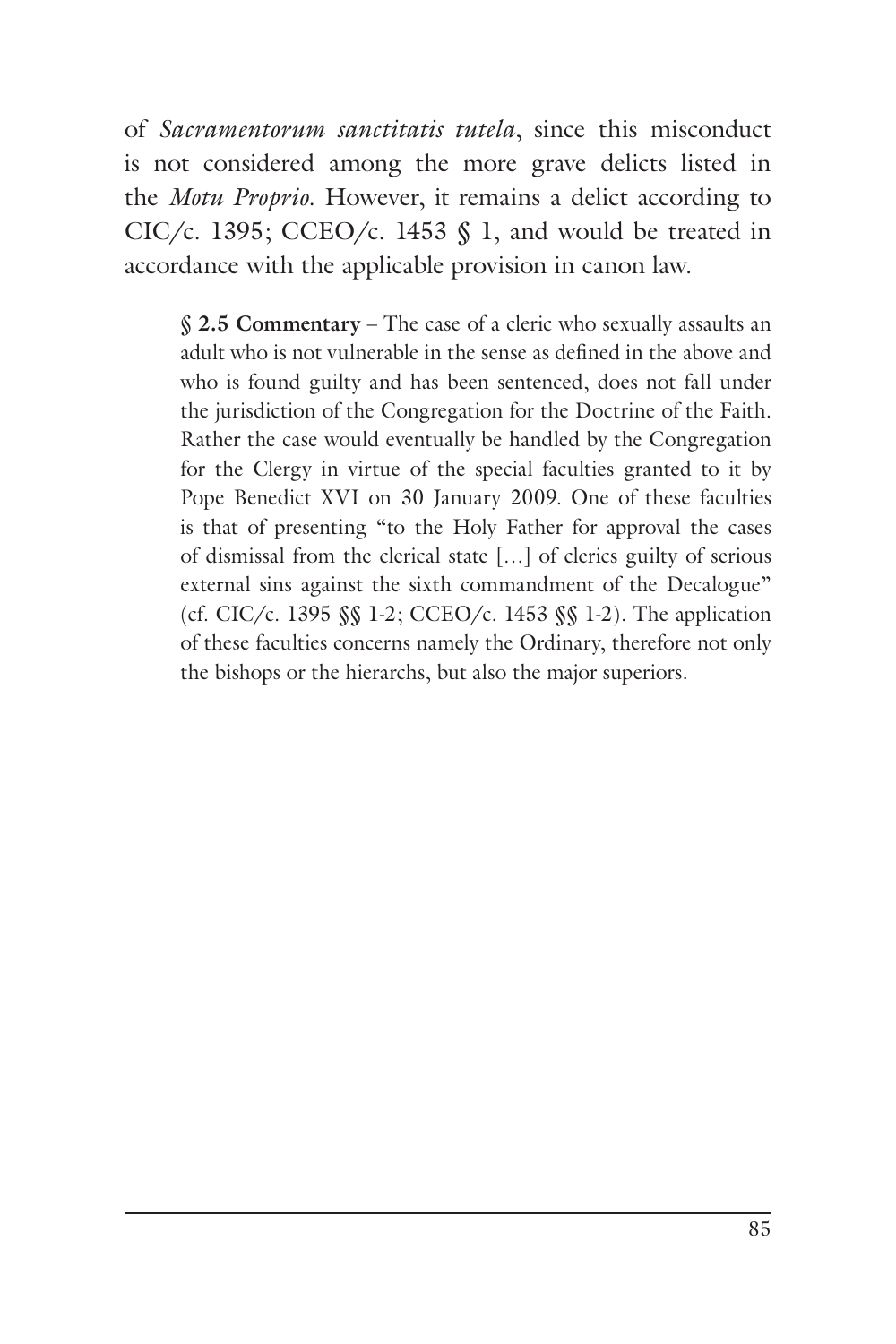of *Sacramentorum sanctitatis tutela*, since this misconduct is not considered among the more grave delicts listed in the *Motu Proprio*. However, it remains a delict according to CIC/c. 1395; CCEO/c. 1453 § 1, and would be treated in accordance with the applicable provision in canon law.

> **§ 2.5 Commentary** – The case of a cleric who sexually assaults an adult who is not vulnerable in the sense as defined in the above and who is found guilty and has been sentenced, does not fall under the jurisdiction of the Congregation for the Doctrine of the Faith. Rather the case would eventually be handled by the Congregation for the Clergy in virtue of the special faculties granted to it by Pope Benedict XVI on 30 January 2009. One of these faculties is that of presenting "to the Holy Father for approval the cases of dismissal from the clerical state [...] of clerics guilty of serious external sins against the sixth commandment of the Decalogue" (cf. CIC/c. 1395 §§ 1-2; CCEO/c. 1453 §§ 1-2). The application of these faculties concerns namely the Ordinary, therefore not only the bishops or the hierarchs, but also the major superiors.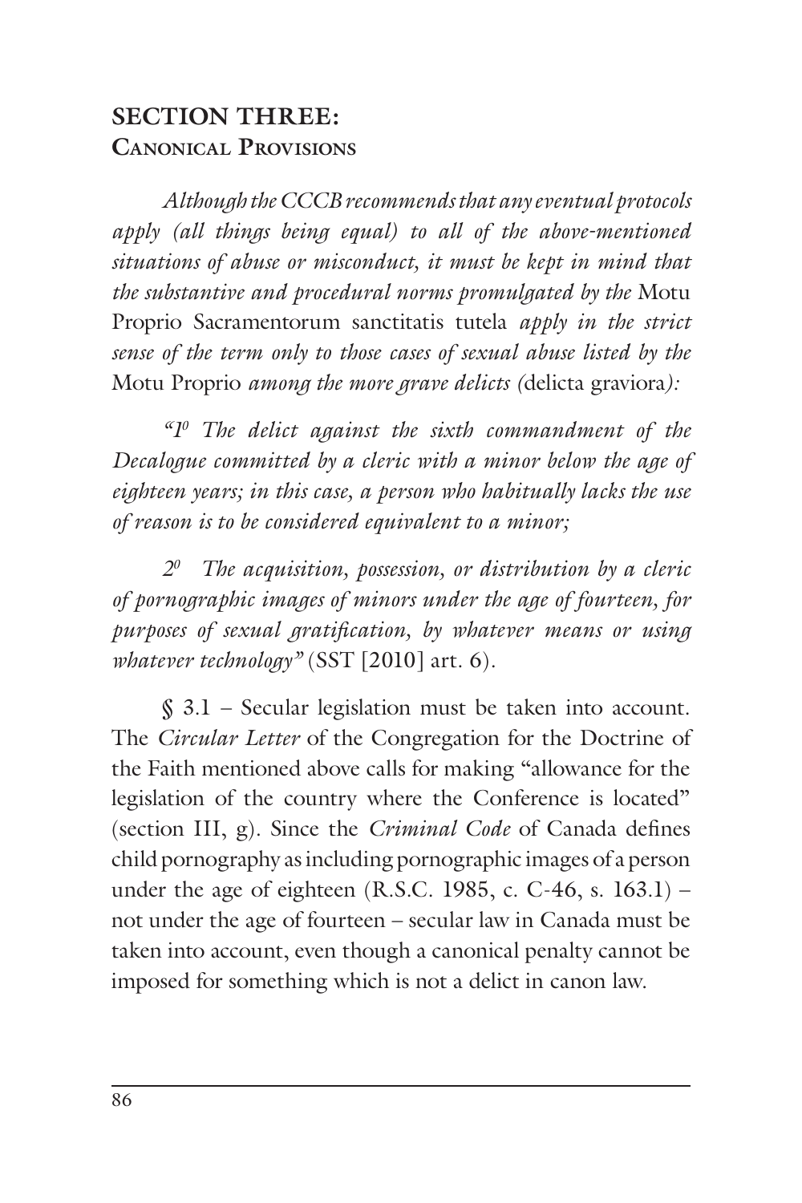## SECTION THREE: Canonical Provisions

*Although the CCCB recommends that any eventual protocols apply (all things being equal) to all of the above-mentioned situations of abuse or misconduct, it must be kept in mind that the substantive and procedural norms promulgated by the* Motu Proprio Sacramentorum sanctitatis tutela *apply in the strict sense of the term only to those cases of sexual abuse listed by the* Motu Proprio *among the more grave delicts (*delicta graviora*):*

*"1° The delict against the sixth commandment of the Decalogue committed by a cleric with a minor below the age of eighteen years; in this case, a person who habitually lacks the use of reason is to be considered equivalent to a minor;*

*2° The acquisition, possession, or distribution by a cleric of pornographic images of minors under the age of fourteen, for purposes of sexual gratification, by whatever means or using whatever technology"* (SST [2010] art. 6).

§ 3.1 – Secular legislation must be taken into account. The *Circular Letter* of the Congregation for the Doctrine of the Faith mentioned above calls for making "allowance for the legislation of the country where the Conference is located" (section III, g). Since the *Criminal Code* of Canada defines child pornography as including pornographic images of a person under the age of eighteen (R.S.C. 1985, c. C-46, s. 163.1) – not under the age of fourteen – secular law in Canada must be taken into account, even though a canonical penalty cannot be imposed for something which is not a delict in canon law.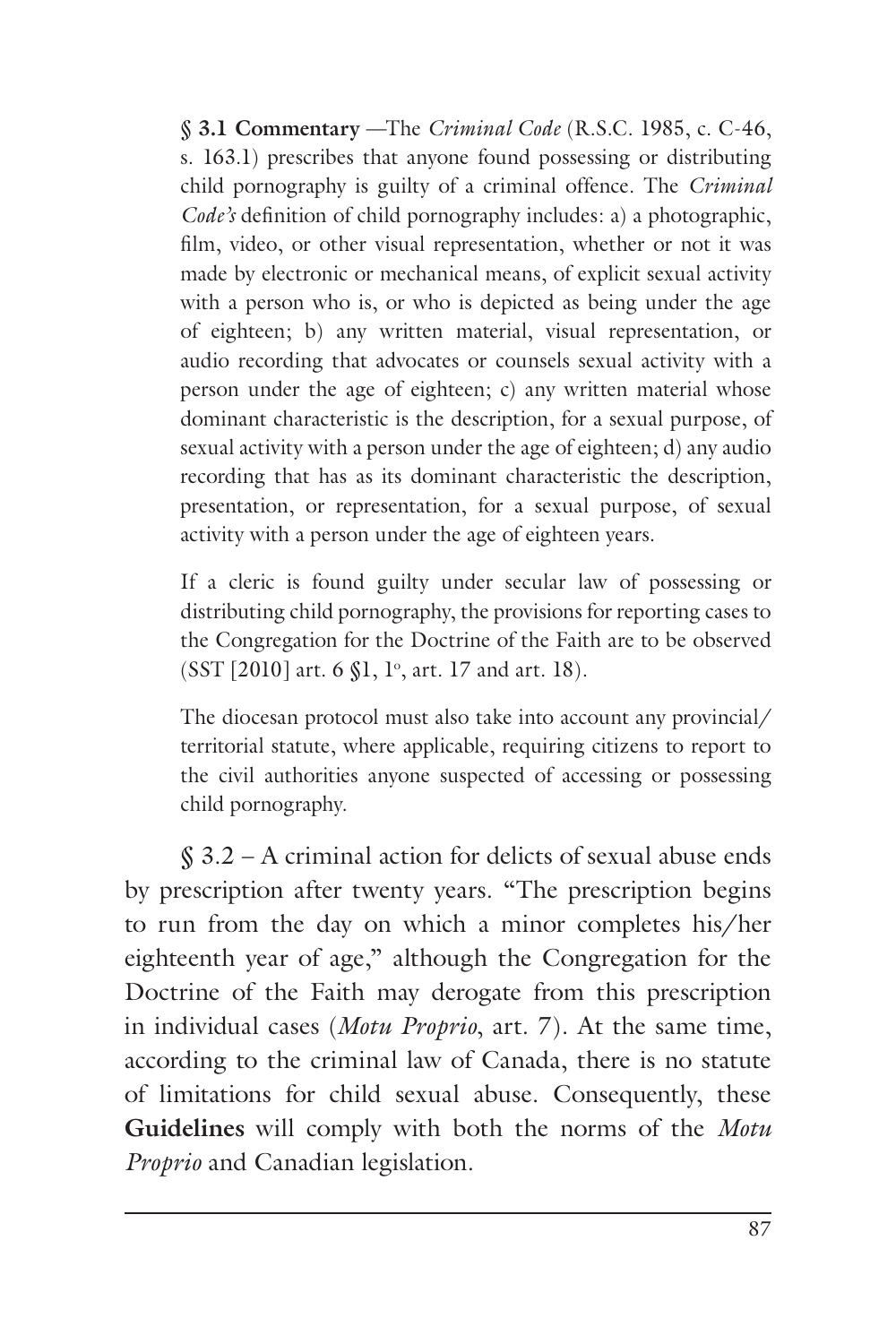**§ 3.1 Commentary** —The *Criminal Code* (R.S.C. 1985, c. C-46, s. 163.1) prescribes that anyone found possessing or distributing child pornography is guilty of a criminal offence. The *Criminal Code's* definition of child pornography includes: a) a photographic, film, video, or other visual representation, whether or not it was made by electronic or mechanical means, of explicit sexual activity with a person who is, or who is depicted as being under the age of eighteen; b) any written material, visual representation, or audio recording that advocates or counsels sexual activity with a person under the age of eighteen; c) any written material whose dominant characteristic is the description, for a sexual purpose, of sexual activity with a person under the age of eighteen; d) any audio recording that has as its dominant characteristic the description, presentation, or representation, for a sexual purpose, of sexual activity with a person under the age of eighteen years.

If a cleric is found guilty under secular law of possessing or distributing child pornography, the provisions for reporting cases to the Congregation for the Doctrine of the Faith are to be observed (SST [2010] art. 6 §1, 1º, art. 17 and art. 18).

The diocesan protocol must also take into account any provincial/territorial statute, where applicable, requiring citizens to report to the civil authorities anyone suspected of accessing or possessing child pornography.

§ 3.2 – A criminal action for delicts of sexual abuse ends by prescription after twenty years. "The prescription begins to run from the day on which a minor completes his/her eighteenth year of age," although the Congregation for the Doctrine of the Faith may derogate from this prescription in individual cases (*Motu Proprio*, art. 7). At the same time, according to the criminal law of Canada, there is no statute of limitations for child sexual abuse. Consequently, these **Guidelines** will comply with both the norms of the *Motu Proprio* and Canadian legislation.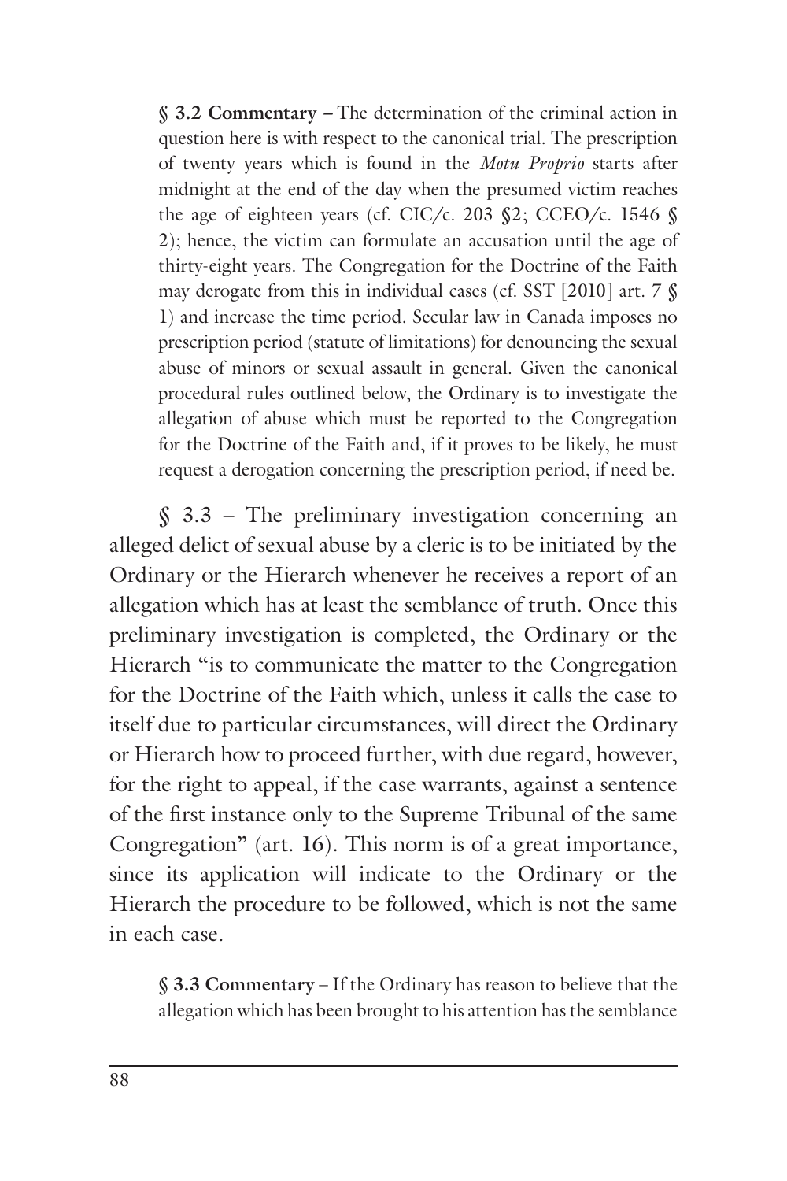**§ 3.2 Commentary –** The determination of the criminal action in question here is with respect to the canonical trial. The prescription of twenty years which is found in the *Motu Proprio* starts after midnight at the end of the day when the presumed victim reaches the age of eighteen years (cf. CIC/c. 203 §2; CCEO/c. 1546 § 2); hence, the victim can formulate an accusation until the age of thirty-eight years. The Congregation for the Doctrine of the Faith may derogate from this in individual cases (cf. SST [2010] art. 7 § 1) and increase the time period. Secular law in Canada imposes no prescription period (statute of limitations) for denouncing the sexual abuse of minors or sexual assault in general. Given the canonical procedural rules outlined below, the Ordinary is to investigate the allegation of abuse which must be reported to the Congregation for the Doctrine of the Faith and, if it proves to be likely, he must request a derogation concerning the prescription period, if need be.

§ 3.3 – The preliminary investigation concerning an alleged delict of sexual abuse by a cleric is to be initiated by the Ordinary or the Hierarch whenever he receives a report of an allegation which has at least the semblance of truth. Once this preliminary investigation is completed, the Ordinary or the Hierarch "is to communicate the matter to the Congregation for the Doctrine of the Faith which, unless it calls the case to itself due to particular circumstances, will direct the Ordinary or Hierarch how to proceed further, with due regard, however, for the right to appeal, if the case warrants, against a sentence of the first instance only to the Supreme Tribunal of the same Congregation" (art. 16). This norm is of a great importance, since its application will indicate to the Ordinary or the Hierarch the procedure to be followed, which is not the same in each case.

**§ 3.3 Commentary** – If the Ordinary has reason to believe that the allegation which has been brought to his attention has the semblance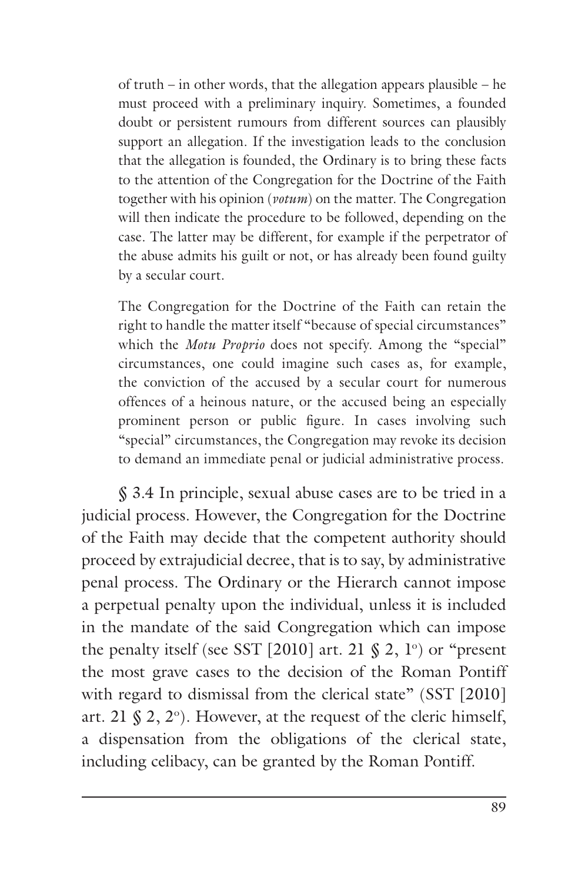of truth – in other words, that the allegation appears plausible – he must proceed with a preliminary inquiry. Sometimes, a founded doubt or persistent rumours from different sources can plausibly support an allegation. If the investigation leads to the conclusion that the allegation is founded, the Ordinary is to bring these facts to the attention of the Congregation for the Doctrine of the Faith together with his opinion (*votum*) on the matter. The Congregation will then indicate the procedure to be followed, depending on the case. The latter may be different, for example if the perpetrator of the abuse admits his guilt or not, or has already been found guilty by a secular court.

The Congregation for the Doctrine of the Faith can retain the right to handle the matter itself "because of special circumstances" which the *Motu Proprio* does not specify. Among the "special" circumstances, one could imagine such cases as, for example, the conviction of the accused by a secular court for numerous offences of a heinous nature, or the accused being an especially prominent person or public figure. In cases involving such "special" circumstances, the Congregation may revoke its decision to demand an immediate penal or judicial administrative process.

§ 3.4 In principle, sexual abuse cases are to be tried in a judicial process. However, the Congregation for the Doctrine of the Faith may decide that the competent authority should proceed by extrajudicial decree, that is to say, by administrative penal process. The Ordinary or the Hierarch cannot impose a perpetual penalty upon the individual, unless it is included in the mandate of the said Congregation which can impose the penalty itself (see SST [2010] art. 21 § 2, 1°) or "present the most grave cases to the decision of the Roman Pontiff with regard to dismissal from the clerical state" (SST [2010] art. 21 § 2, 2°). However, at the request of the cleric himself, a dispensation from the obligations of the clerical state, including celibacy, can be granted by the Roman Pontiff.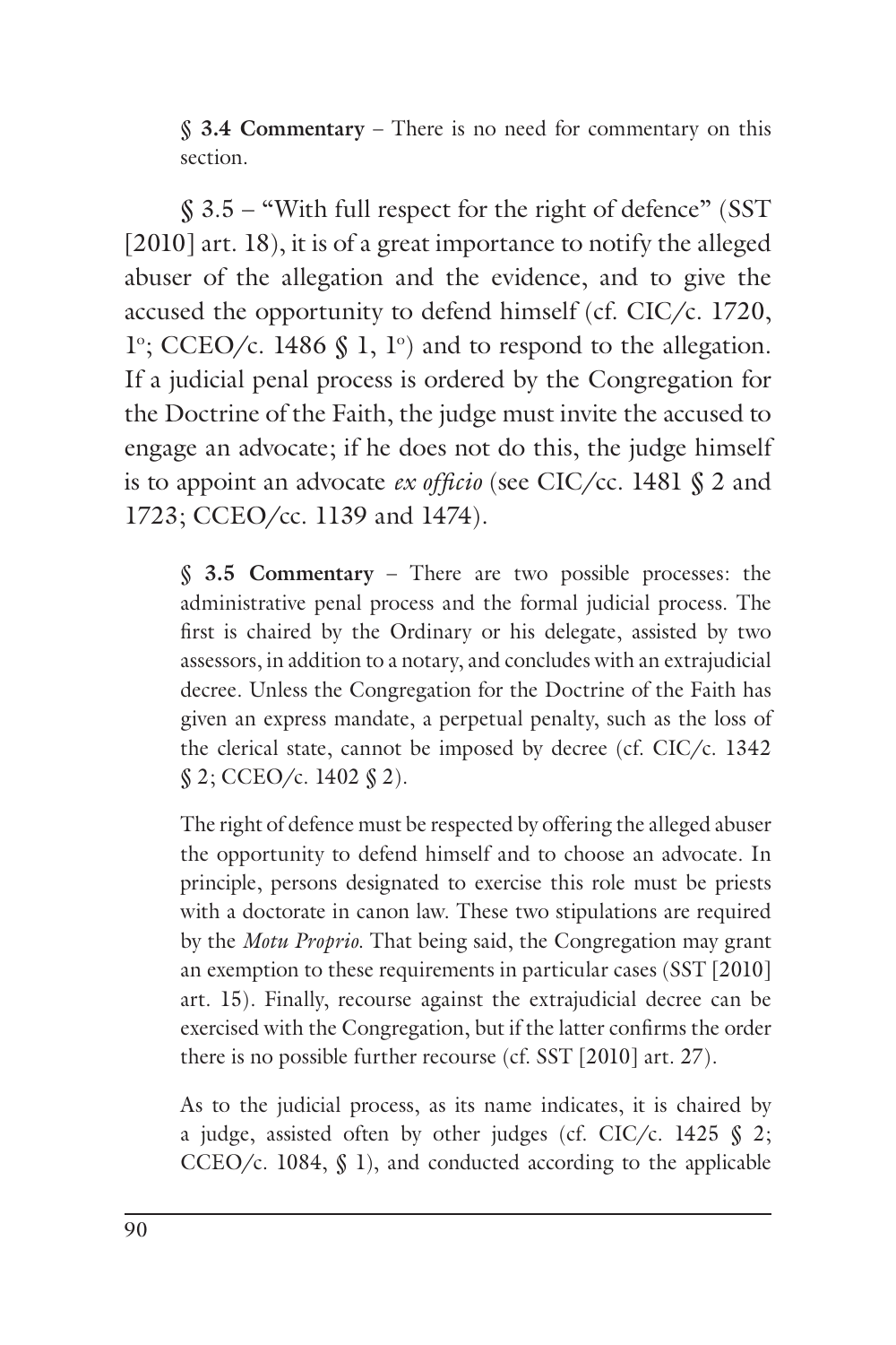**§ 3.4 Commentary** – There is no need for commentary on this section.

§ 3.5 – "With full respect for the right of defence" (SST [2010] art. 18), it is of a great importance to notify the alleged abuser of the allegation and the evidence, and to give the accused the opportunity to defend himself (cf. CIC/c. 1720, 1°; CCEO/c. 1486 § 1, 1°) and to respond to the allegation. If a judicial penal process is ordered by the Congregation for the Doctrine of the Faith, the judge must invite the accused to engage an advocate; if he does not do this, the judge himself is to appoint an advocate *ex officio* (see CIC/cc. 1481 § 2 and 1723; CCEO/cc. 1139 and 1474).

**§ 3.5 Commentary** – There are two possible processes: the administrative penal process and the formal judicial process. The first is chaired by the Ordinary or his delegate, assisted by two assessors, in addition to a notary, and concludes with an extrajudicial decree. Unless the Congregation for the Doctrine of the Faith has given an express mandate, a perpetual penalty, such as the loss of the clerical state, cannot be imposed by decree (cf. CIC/c. 1342 § 2; CCEO/c. 1402 § 2).

The right of defence must be respected by offering the alleged abuser the opportunity to defend himself and to choose an advocate. In principle, persons designated to exercise this role must be priests with a doctorate in canon law. These two stipulations are required by the *Motu Proprio*. That being said, the Congregation may grant an exemption to these requirements in particular cases (SST [2010] art. 15). Finally, recourse against the extrajudicial decree can be exercised with the Congregation, but if the latter confirms the order there is no possible further recourse (cf. SST [2010] art. 27).

As to the judicial process, as its name indicates, it is chaired by a judge, assisted often by other judges (cf. CIC/c. 1425 § 2; CCEO/c. 1084, § 1), and conducted according to the applicable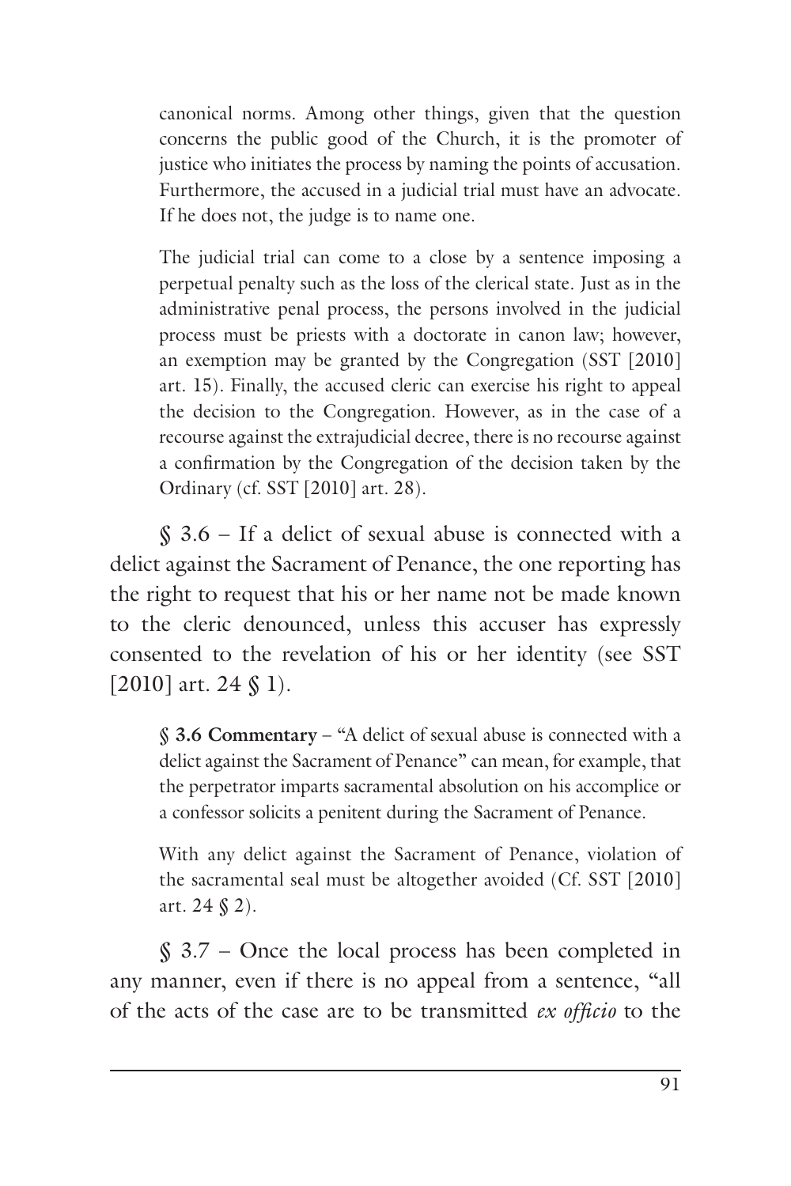canonical norms. Among other things, given that the question concerns the public good of the Church, it is the promoter of justice who initiates the process by naming the points of accusation. Furthermore, the accused in a judicial trial must have an advocate. If he does not, the judge is to name one.

The judicial trial can come to a close by a sentence imposing a perpetual penalty such as the loss of the clerical state. Just as in the administrative penal process, the persons involved in the judicial process must be priests with a doctorate in canon law; however, an exemption may be granted by the Congregation (SST [2010] art. 15). Finally, the accused cleric can exercise his right to appeal the decision to the Congregation. However, as in the case of a recourse against the extrajudicial decree, there is no recourse against a confirmation by the Congregation of the decision taken by the Ordinary (cf. SST [2010] art. 28).

§ 3.6 – If a delict of sexual abuse is connected with a delict against the Sacrament of Penance, the one reporting has the right to request that his or her name not be made known to the cleric denounced, unless this accuser has expressly consented to the revelation of his or her identity (see SST [2010] art. 24 § 1).

**§ 3.6 Commentary** – "A delict of sexual abuse is connected with a delict against the Sacrament of Penance" can mean, for example, that the perpetrator imparts sacramental absolution on his accomplice or a confessor solicits a penitent during the Sacrament of Penance.

With any delict against the Sacrament of Penance, violation of the sacramental seal must be altogether avoided (Cf. SST [2010] art. 24 § 2).

§ 3.7 – Once the local process has been completed in any manner, even if there is no appeal from a sentence, "all of the acts of the case are to be transmitted *ex officio* to the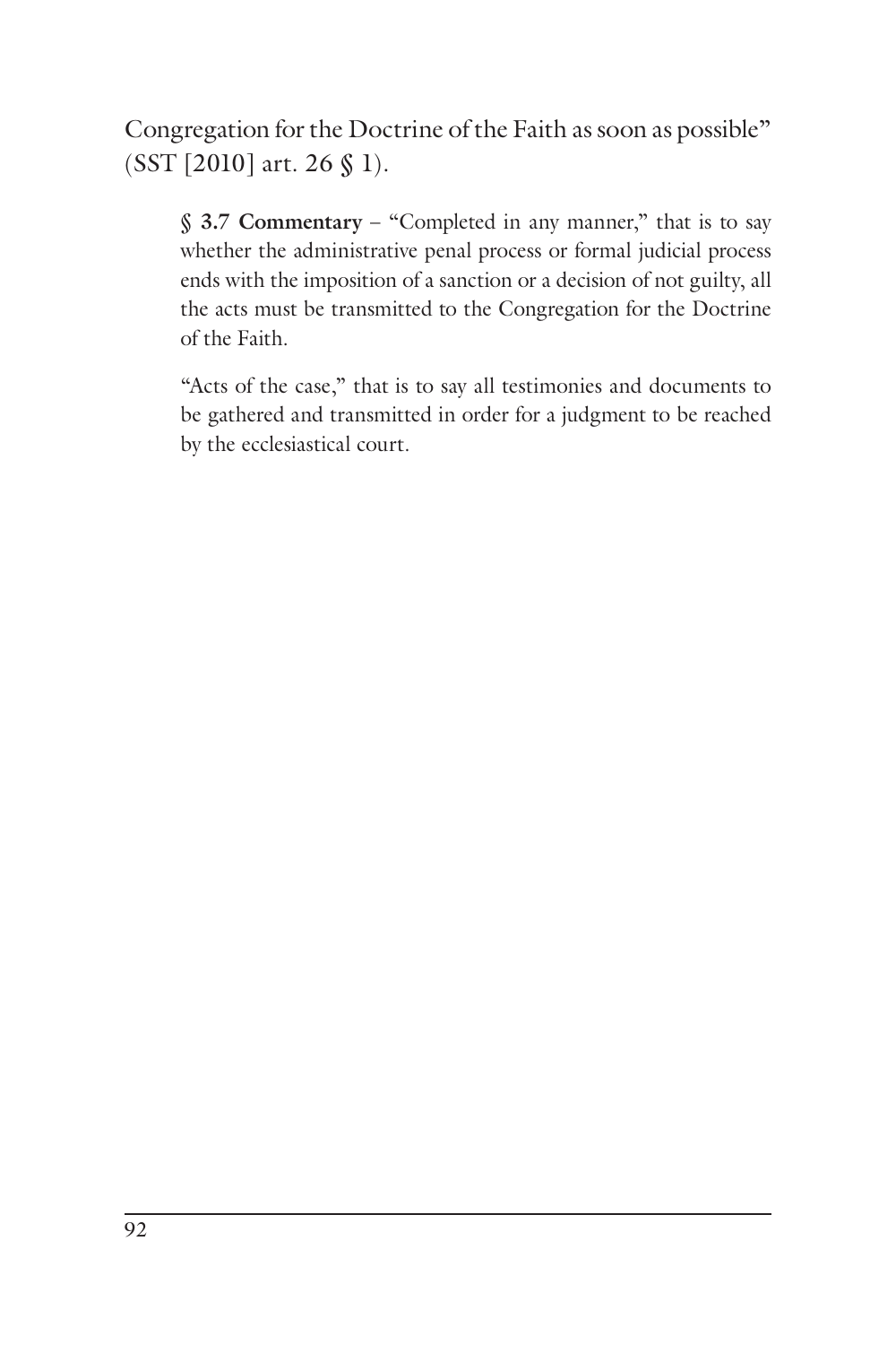Congregation for the Doctrine of the Faith as soon as possible" (SST [2010] art. 26 § 1).

> **§ 3.7 Commentary** – "Completed in any manner," that is to say whether the administrative penal process or formal judicial process ends with the imposition of a sanction or a decision of not guilty, all the acts must be transmitted to the Congregation for the Doctrine of the Faith.
>
> "Acts of the case," that is to say all testimonies and documents to be gathered and transmitted in order for a judgment to be reached by the ecclesiastical court.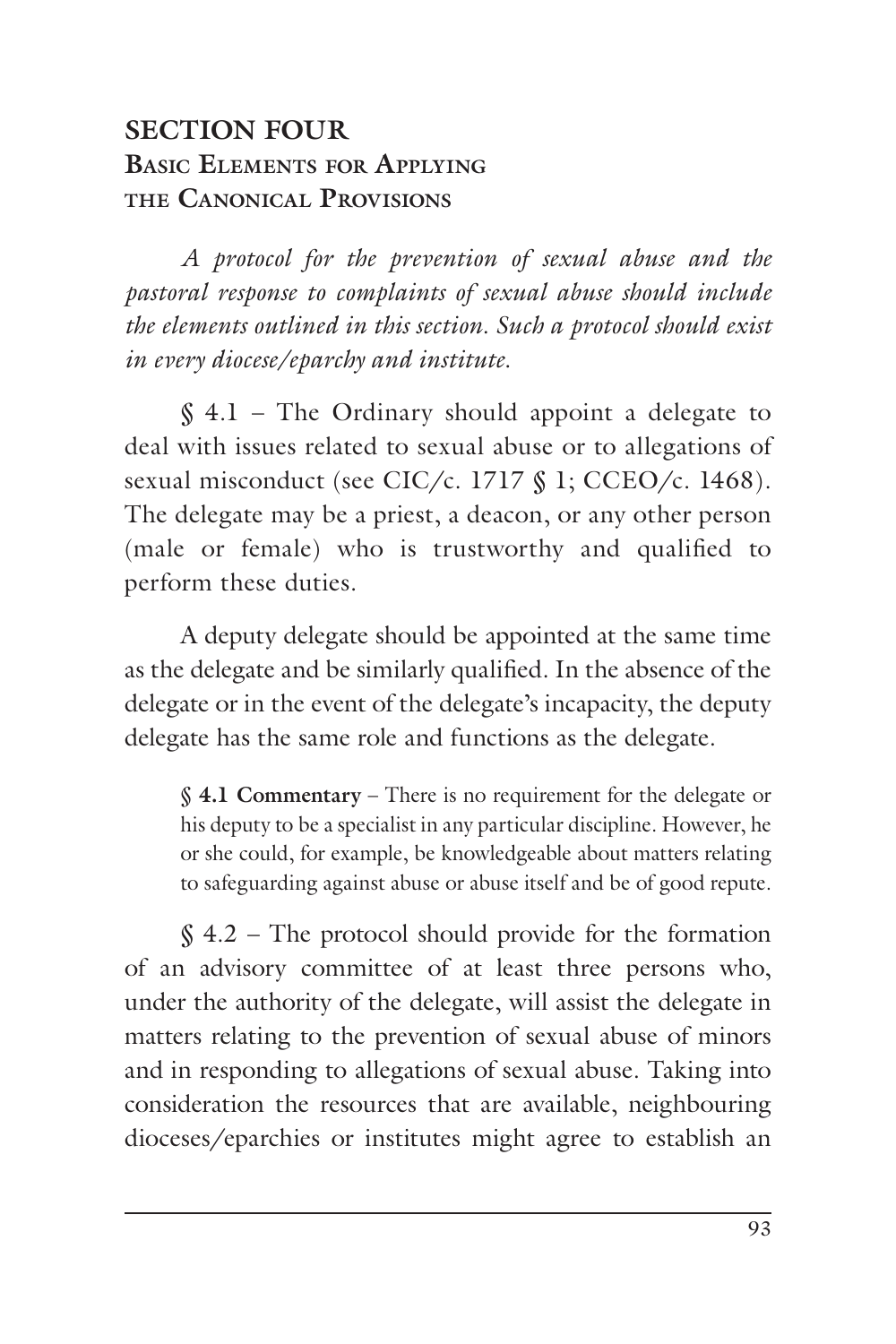## SECTION FOUR
### Basic Elements for Applying the Canonical Provisions

*A protocol for the prevention of sexual abuse and the pastoral response to complaints of sexual abuse should include the elements outlined in this section. Such a protocol should exist in every diocese/eparchy and institute.*

§ 4.1 – The Ordinary should appoint a delegate to deal with issues related to sexual abuse or to allegations of sexual misconduct (see CIC/c. 1717 § 1; CCEO/c. 1468). The delegate may be a priest, a deacon, or any other person (male or female) who is trustworthy and qualified to perform these duties.

A deputy delegate should be appointed at the same time as the delegate and be similarly qualified. In the absence of the delegate or in the event of the delegate's incapacity, the deputy delegate has the same role and functions as the delegate.

> **§ 4.1 Commentary** – There is no requirement for the delegate or his deputy to be a specialist in any particular discipline. However, he or she could, for example, be knowledgeable about matters relating to safeguarding against abuse or abuse itself and be of good repute.

§ 4.2 – The protocol should provide for the formation of an advisory committee of at least three persons who, under the authority of the delegate, will assist the delegate in matters relating to the prevention of sexual abuse of minors and in responding to allegations of sexual abuse. Taking into consideration the resources that are available, neighbouring dioceses/eparchies or institutes might agree to establish an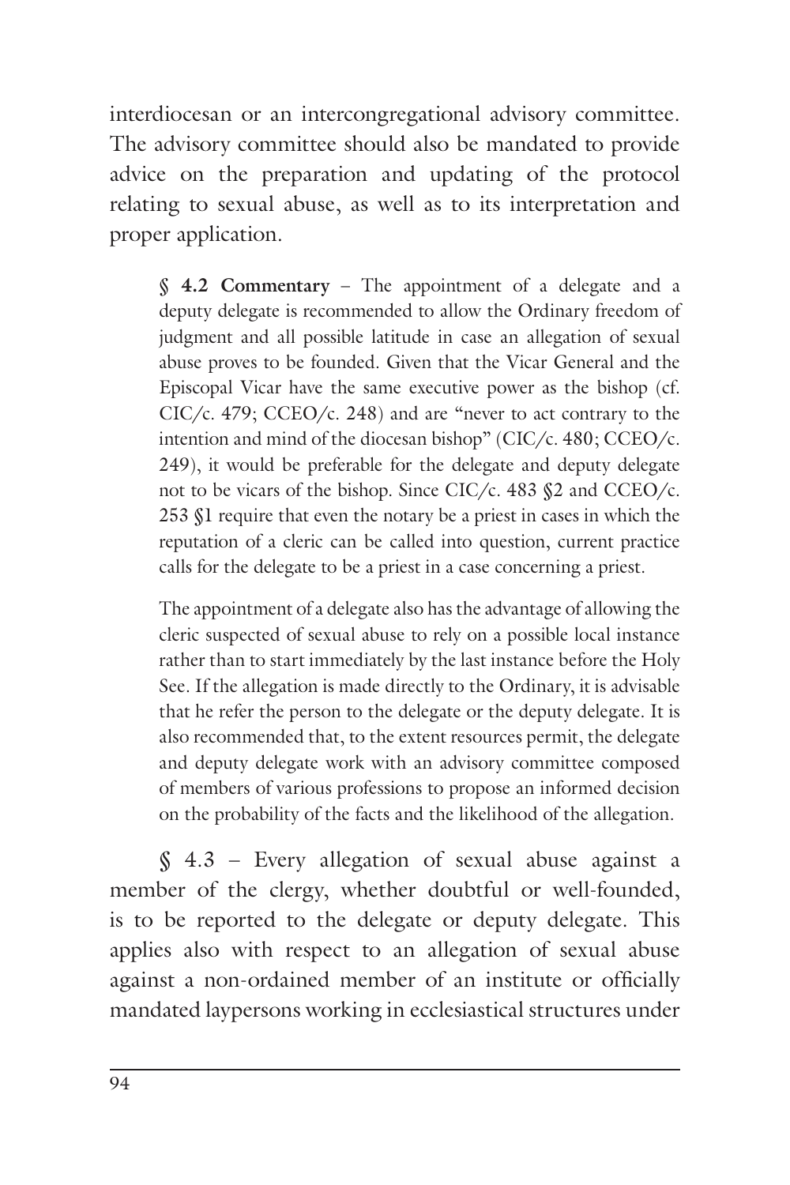interdiocesan or an intercongregational advisory committee. The advisory committee should also be mandated to provide advice on the preparation and updating of the protocol relating to sexual abuse, as well as to its interpretation and proper application.

> **§ 4.2 Commentary** – The appointment of a delegate and a deputy delegate is recommended to allow the Ordinary freedom of judgment and all possible latitude in case an allegation of sexual abuse proves to be founded. Given that the Vicar General and the Episcopal Vicar have the same executive power as the bishop (cf. CIC/c. 479; CCEO/c. 248) and are "never to act contrary to the intention and mind of the diocesan bishop" (CIC/c. 480; CCEO/c. 249), it would be preferable for the delegate and deputy delegate not to be vicars of the bishop. Since CIC/c. 483 §2 and CCEO/c. 253 §1 require that even the notary be a priest in cases in which the reputation of a cleric can be called into question, current practice calls for the delegate to be a priest in a case concerning a priest.
>
> The appointment of a delegate also has the advantage of allowing the cleric suspected of sexual abuse to rely on a possible local instance rather than to start immediately by the last instance before the Holy See. If the allegation is made directly to the Ordinary, it is advisable that he refer the person to the delegate or the deputy delegate. It is also recommended that, to the extent resources permit, the delegate and deputy delegate work with an advisory committee composed of members of various professions to propose an informed decision on the probability of the facts and the likelihood of the allegation.

§ 4.3 – Every allegation of sexual abuse against a member of the clergy, whether doubtful or well-founded, is to be reported to the delegate or deputy delegate. This applies also with respect to an allegation of sexual abuse against a non-ordained member of an institute or officially mandated laypersons working in ecclesiastical structures under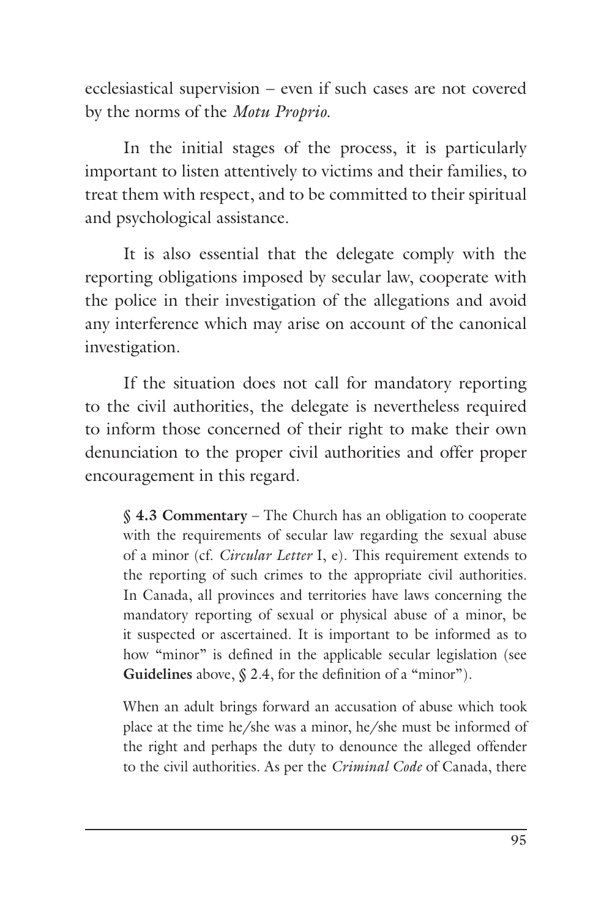ecclesiastical supervision – even if such cases are not covered by the norms of the *Motu Proprio.*

In the initial stages of the process, it is particularly important to listen attentively to victims and their families, to treat them with respect, and to be committed to their spiritual and psychological assistance.

It is also essential that the delegate comply with the reporting obligations imposed by secular law, cooperate with the police in their investigation of the allegations and avoid any interference which may arise on account of the canonical investigation.

If the situation does not call for mandatory reporting to the civil authorities, the delegate is nevertheless required to inform those concerned of their right to make their own denunciation to the proper civil authorities and offer proper encouragement in this regard.

> **§ 4.3 Commentary** – The Church has an obligation to cooperate with the requirements of secular law regarding the sexual abuse of a minor (cf. *Circular Letter* I, e). This requirement extends to the reporting of such crimes to the appropriate civil authorities. In Canada, all provinces and territories have laws concerning the mandatory reporting of sexual or physical abuse of a minor, be it suspected or ascertained. It is important to be informed as to how "minor" is defined in the applicable secular legislation (see **Guidelines** above, § 2.4, for the definition of a "minor").
>
> When an adult brings forward an accusation of abuse which took place at the time he/she was a minor, he/she must be informed of the right and perhaps the duty to denounce the alleged offender to the civil authorities. As per the *Criminal Code* of Canada, there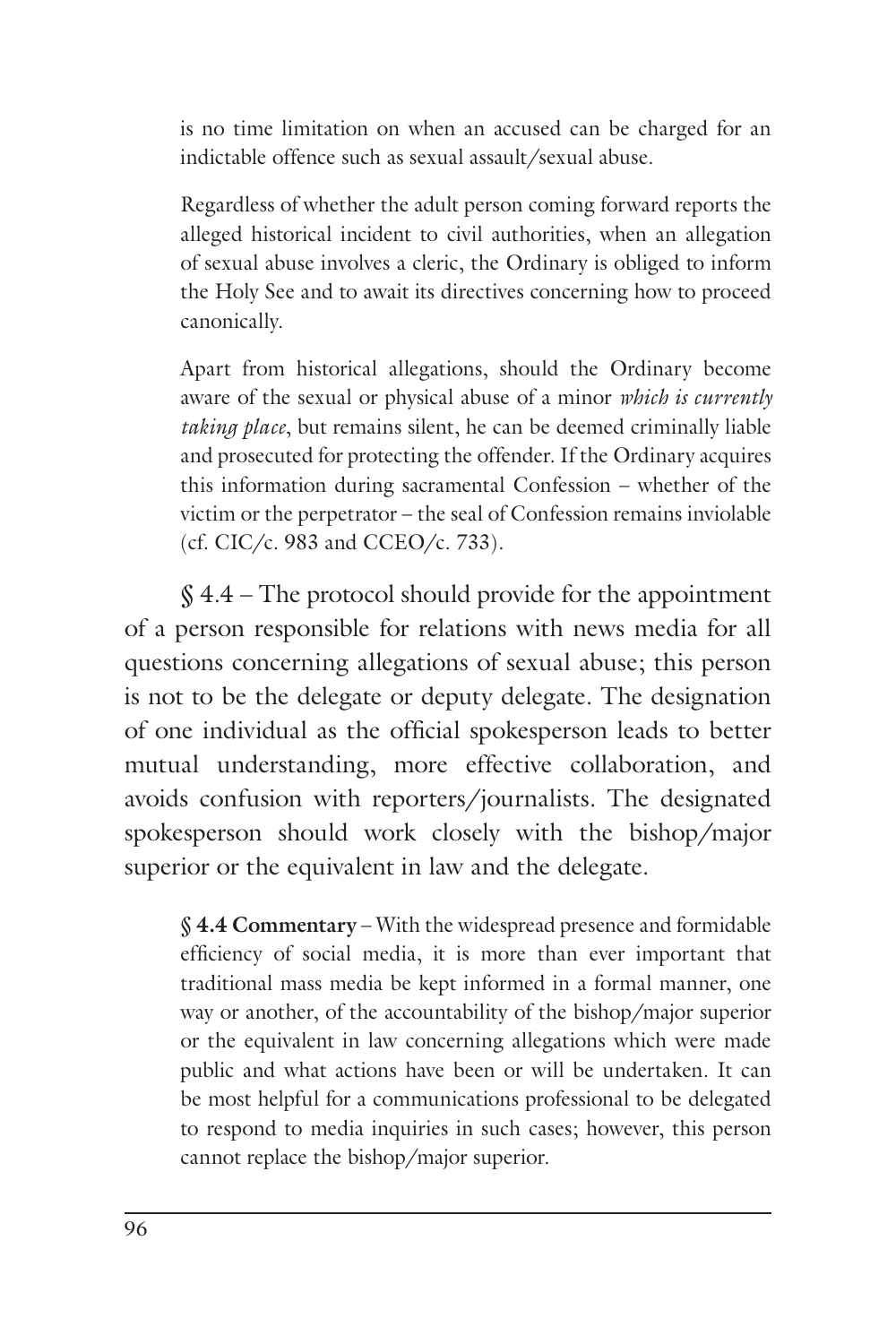is no time limitation on when an accused can be charged for an indictable offence such as sexual assault/sexual abuse.

Regardless of whether the adult person coming forward reports the alleged historical incident to civil authorities, when an allegation of sexual abuse involves a cleric, the Ordinary is obliged to inform the Holy See and to await its directives concerning how to proceed canonically.

Apart from historical allegations, should the Ordinary become aware of the sexual or physical abuse of a minor *which is currently taking place*, but remains silent, he can be deemed criminally liable and prosecuted for protecting the offender. If the Ordinary acquires this information during sacramental Confession – whether of the victim or the perpetrator – the seal of Confession remains inviolable (cf. CIC/c. 983 and CCEO/c. 733).

§ 4.4 – The protocol should provide for the appointment of a person responsible for relations with news media for all questions concerning allegations of sexual abuse; this person is not to be the delegate or deputy delegate. The designation of one individual as the official spokesperson leads to better mutual understanding, more effective collaboration, and avoids confusion with reporters/journalists. The designated spokesperson should work closely with the bishop/major superior or the equivalent in law and the delegate.

**§ 4.4 Commentary** – With the widespread presence and formidable efficiency of social media, it is more than ever important that traditional mass media be kept informed in a formal manner, one way or another, of the accountability of the bishop/major superior or the equivalent in law concerning allegations which were made public and what actions have been or will be undertaken. It can be most helpful for a communications professional to be delegated to respond to media inquiries in such cases; however, this person cannot replace the bishop/major superior.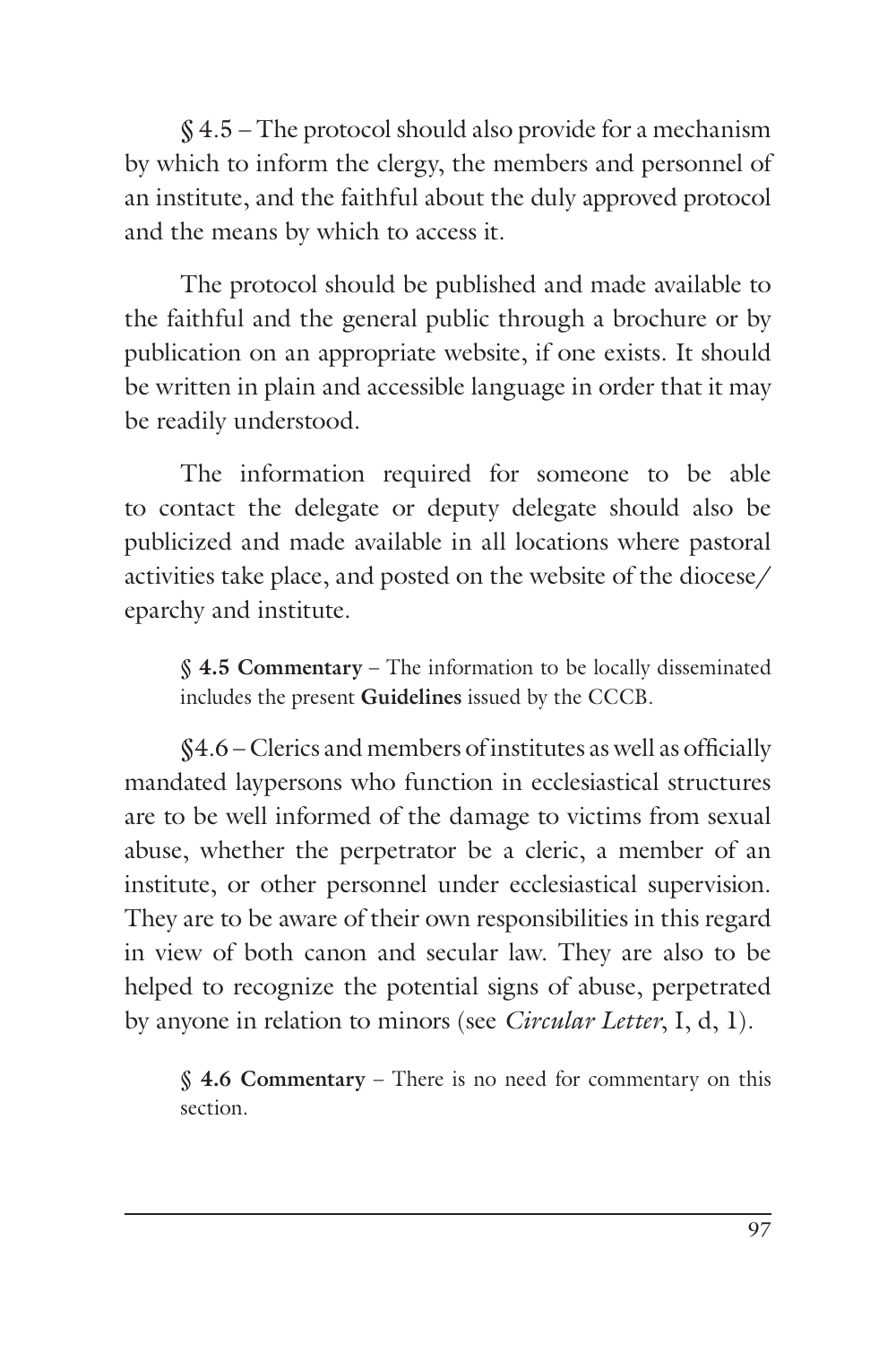§ 4.5 – The protocol should also provide for a mechanism by which to inform the clergy, the members and personnel of an institute, and the faithful about the duly approved protocol and the means by which to access it.

The protocol should be published and made available to the faithful and the general public through a brochure or by publication on an appropriate website, if one exists. It should be written in plain and accessible language in order that it may be readily understood.

The information required for someone to be able to contact the delegate or deputy delegate should also be publicized and made available in all locations where pastoral activities take place, and posted on the website of the diocese/eparchy and institute.

> **§ 4.5 Commentary** – The information to be locally disseminated includes the present **Guidelines** issued by the CCCB.

§4.6 – Clerics and members of institutes as well as officially mandated laypersons who function in ecclesiastical structures are to be well informed of the damage to victims from sexual abuse, whether the perpetrator be a cleric, a member of an institute, or other personnel under ecclesiastical supervision. They are to be aware of their own responsibilities in this regard in view of both canon and secular law. They are also to be helped to recognize the potential signs of abuse, perpetrated by anyone in relation to minors (see *Circular Letter*, I, d, 1).

> **§ 4.6 Commentary** – There is no need for commentary on this section.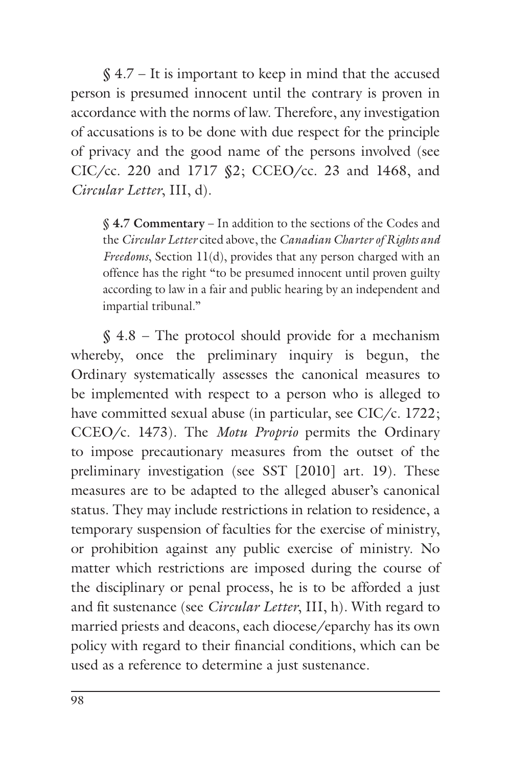§ 4.7 – It is important to keep in mind that the accused person is presumed innocent until the contrary is proven in accordance with the norms of law. Therefore, any investigation of accusations is to be done with due respect for the principle of privacy and the good name of the persons involved (see CIC/cc. 220 and 1717 §2; CCEO/cc. 23 and 1468, and *Circular Letter*, III, d).

> **§ 4.7 Commentary** – In addition to the sections of the Codes and the *Circular Letter* cited above, the *Canadian Charter of Rights and Freedoms*, Section 11(d), provides that any person charged with an offence has the right "to be presumed innocent until proven guilty according to law in a fair and public hearing by an independent and impartial tribunal."

§ 4.8 – The protocol should provide for a mechanism whereby, once the preliminary inquiry is begun, the Ordinary systematically assesses the canonical measures to be implemented with respect to a person who is alleged to have committed sexual abuse (in particular, see CIC/c. 1722; CCEO/c. 1473). The *Motu Proprio* permits the Ordinary to impose precautionary measures from the outset of the preliminary investigation (see SST [2010] art. 19). These measures are to be adapted to the alleged abuser's canonical status. They may include restrictions in relation to residence, a temporary suspension of faculties for the exercise of ministry, or prohibition against any public exercise of ministry. No matter which restrictions are imposed during the course of the disciplinary or penal process, he is to be afforded a just and fit sustenance (see *Circular Letter*, III, h). With regard to married priests and deacons, each diocese/eparchy has its own policy with regard to their financial conditions, which can be used as a reference to determine a just sustenance.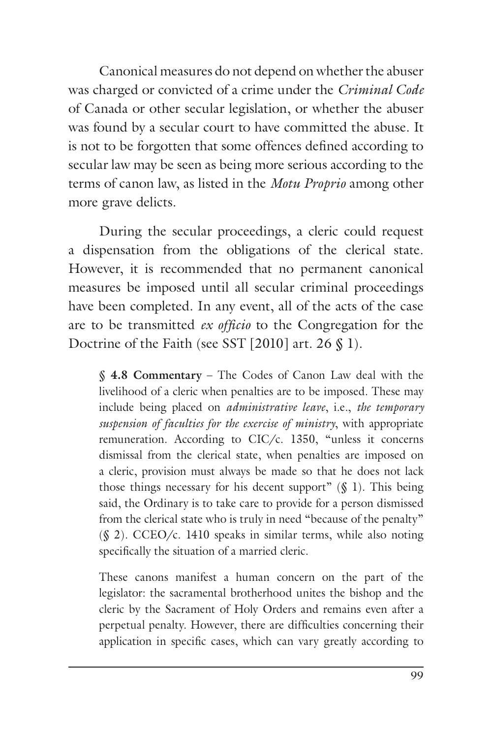Canonical measures do not depend on whether the abuser was charged or convicted of a crime under the *Criminal Code* of Canada or other secular legislation, or whether the abuser was found by a secular court to have committed the abuse. It is not to be forgotten that some offences defined according to secular law may be seen as being more serious according to the terms of canon law, as listed in the *Motu Proprio* among other more grave delicts.

During the secular proceedings, a cleric could request a dispensation from the obligations of the clerical state. However, it is recommended that no permanent canonical measures be imposed until all secular criminal proceedings have been completed. In any event, all of the acts of the case are to be transmitted *ex officio* to the Congregation for the Doctrine of the Faith (see SST [2010] art. 26 § 1).

> **§ 4.8 Commentary** – The Codes of Canon Law deal with the livelihood of a cleric when penalties are to be imposed. These may include being placed on *administrative leave*, i.e., *the temporary suspension of faculties for the exercise of ministry*, with appropriate remuneration. According to CIC/c. 1350, "unless it concerns dismissal from the clerical state, when penalties are imposed on a cleric, provision must always be made so that he does not lack those things necessary for his decent support" (§ 1). This being said, the Ordinary is to take care to provide for a person dismissed from the clerical state who is truly in need "because of the penalty" (§ 2). CCEO/c. 1410 speaks in similar terms, while also noting specifically the situation of a married cleric.
>
> These canons manifest a human concern on the part of the legislator: the sacramental brotherhood unites the bishop and the cleric by the Sacrament of Holy Orders and remains even after a perpetual penalty. However, there are difficulties concerning their application in specific cases, which can vary greatly according to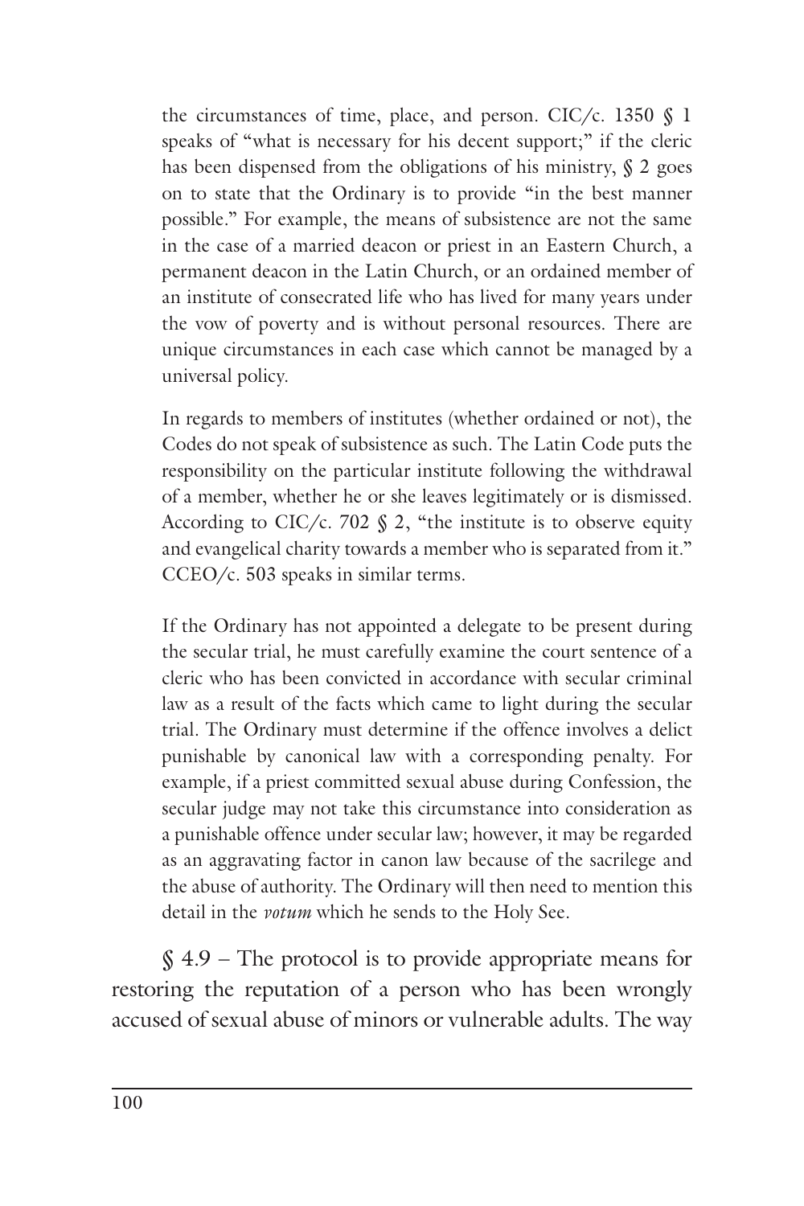the circumstances of time, place, and person. CIC/c. 1350 § 1 speaks of "what is necessary for his decent support;" if the cleric has been dispensed from the obligations of his ministry, § 2 goes on to state that the Ordinary is to provide "in the best manner possible." For example, the means of subsistence are not the same in the case of a married deacon or priest in an Eastern Church, a permanent deacon in the Latin Church, or an ordained member of an institute of consecrated life who has lived for many years under the vow of poverty and is without personal resources. There are unique circumstances in each case which cannot be managed by a universal policy.

In regards to members of institutes (whether ordained or not), the Codes do not speak of subsistence as such. The Latin Code puts the responsibility on the particular institute following the withdrawal of a member, whether he or she leaves legitimately or is dismissed. According to CIC/c. 702 § 2, "the institute is to observe equity and evangelical charity towards a member who is separated from it." CCEO/c. 503 speaks in similar terms.

If the Ordinary has not appointed a delegate to be present during the secular trial, he must carefully examine the court sentence of a cleric who has been convicted in accordance with secular criminal law as a result of the facts which came to light during the secular trial. The Ordinary must determine if the offence involves a delict punishable by canonical law with a corresponding penalty. For example, if a priest committed sexual abuse during Confession, the secular judge may not take this circumstance into consideration as a punishable offence under secular law; however, it may be regarded as an aggravating factor in canon law because of the sacrilege and the abuse of authority. The Ordinary will then need to mention this detail in the *votum* which he sends to the Holy See.

§ 4.9 – The protocol is to provide appropriate means for restoring the reputation of a person who has been wrongly accused of sexual abuse of minors or vulnerable adults. The way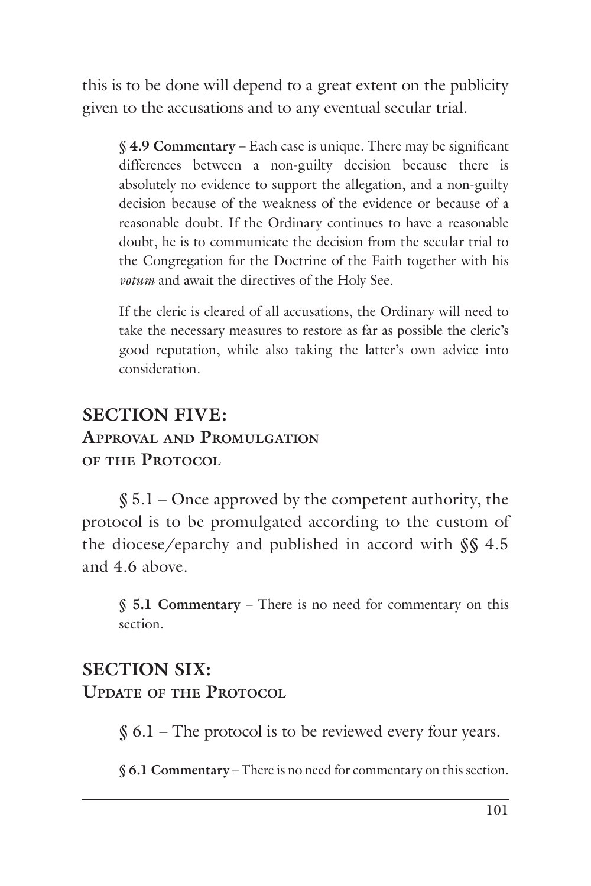this is to be done will depend to a great extent on the publicity given to the accusations and to any eventual secular trial.

> **§ 4.9 Commentary** – Each case is unique. There may be significant differences between a non-guilty decision because there is absolutely no evidence to support the allegation, and a non-guilty decision because of the weakness of the evidence or because of a reasonable doubt. If the Ordinary continues to have a reasonable doubt, he is to communicate the decision from the secular trial to the Congregation for the Doctrine of the Faith together with his *votum* and await the directives of the Holy See.
>
> If the cleric is cleared of all accusations, the Ordinary will need to take the necessary measures to restore as far as possible the cleric's good reputation, while also taking the latter's own advice into consideration.

## SECTION FIVE: Approval and Promulgation of the Protocol

§ 5.1 – Once approved by the competent authority, the protocol is to be promulgated according to the custom of the diocese/eparchy and published in accord with §§ 4.5 and 4.6 above.

> **§ 5.1 Commentary** – There is no need for commentary on this section.

## SECTION SIX: Update of the Protocol

§ 6.1 – The protocol is to be reviewed every four years.

> **§ 6.1 Commentary** – There is no need for commentary on this section.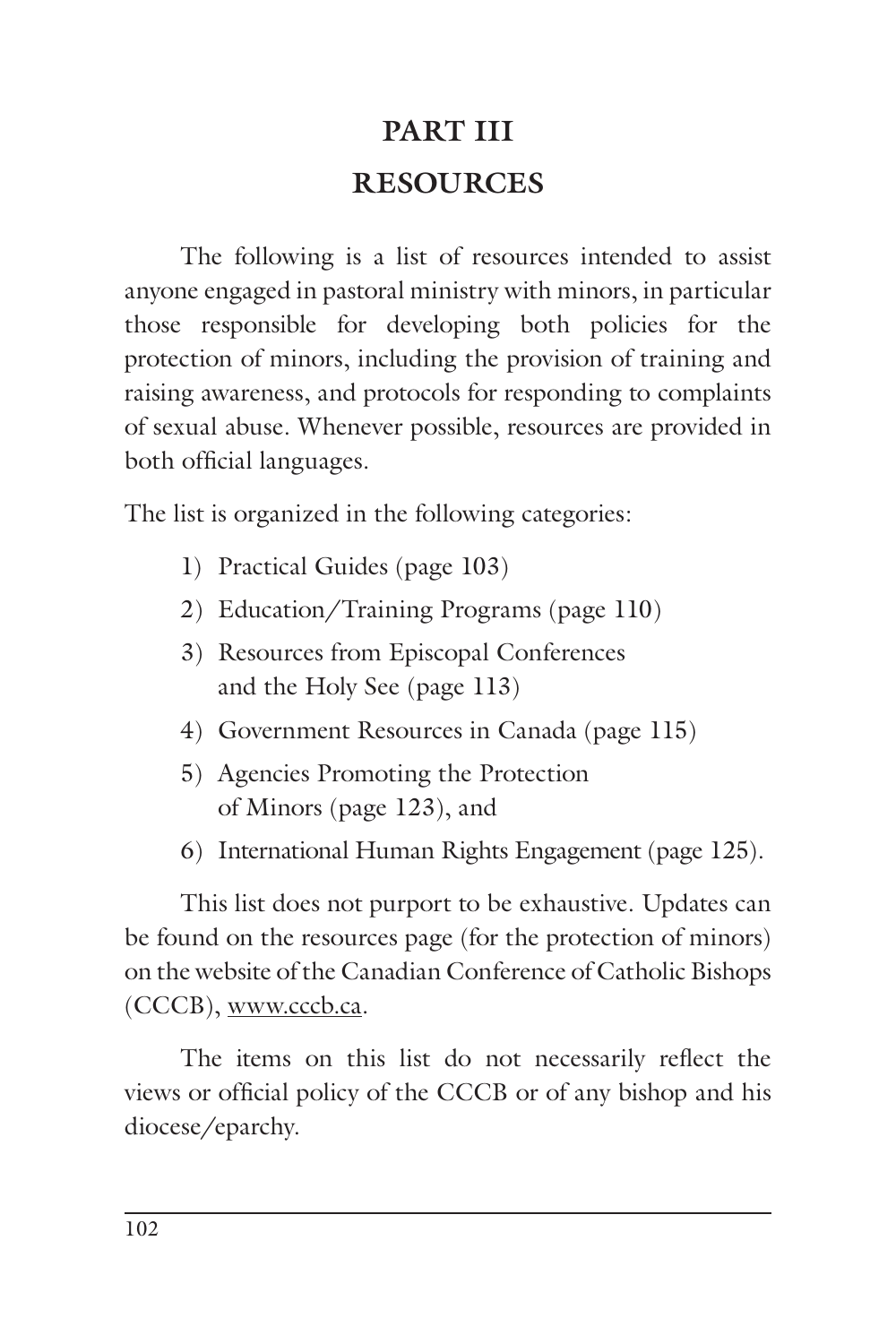# PART III

# RESOURCES

The following is a list of resources intended to assist anyone engaged in pastoral ministry with minors, in particular those responsible for developing both policies for the protection of minors, including the provision of training and raising awareness, and protocols for responding to complaints of sexual abuse. Whenever possible, resources are provided in both official languages.

The list is organized in the following categories:

1) Practical Guides (page 103)
2) Education/Training Programs (page 110)
3) Resources from Episcopal Conferences and the Holy See (page 113)
4) Government Resources in Canada (page 115)
5) Agencies Promoting the Protection of Minors (page 123), and
6) International Human Rights Engagement (page 125).

This list does not purport to be exhaustive. Updates can be found on the resources page (for the protection of minors) on the website of the Canadian Conference of Catholic Bishops (CCCB), www.cccb.ca.

The items on this list do not necessarily reflect the views or official policy of the CCCB or of any bishop and his diocese/eparchy.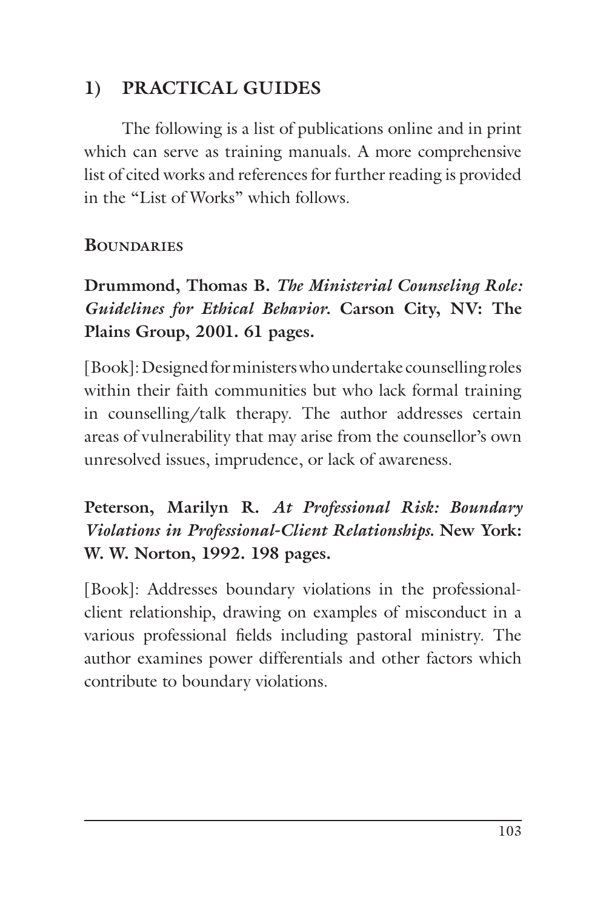## 1) PRACTICAL GUIDES

The following is a list of publications online and in print which can serve as training manuals. A more comprehensive list of cited works and references for further reading is provided in the "List of Works" which follows.

### Boundaries

**Drummond, Thomas B. *The Ministerial Counseling Role: Guidelines for Ethical Behavior.* Carson City, NV: The Plains Group, 2001. 61 pages.**

[Book]: Designed for ministers who undertake counselling roles within their faith communities but who lack formal training in counselling/talk therapy. The author addresses certain areas of vulnerability that may arise from the counsellor's own unresolved issues, imprudence, or lack of awareness.

**Peterson, Marilyn R. *At Professional Risk: Boundary Violations in Professional-Client Relationships.* New York: W. W. Norton, 1992. 198 pages.**

[Book]: Addresses boundary violations in the professional-client relationship, drawing on examples of misconduct in a various professional fields including pastoral ministry. The author examines power differentials and other factors which contribute to boundary violations.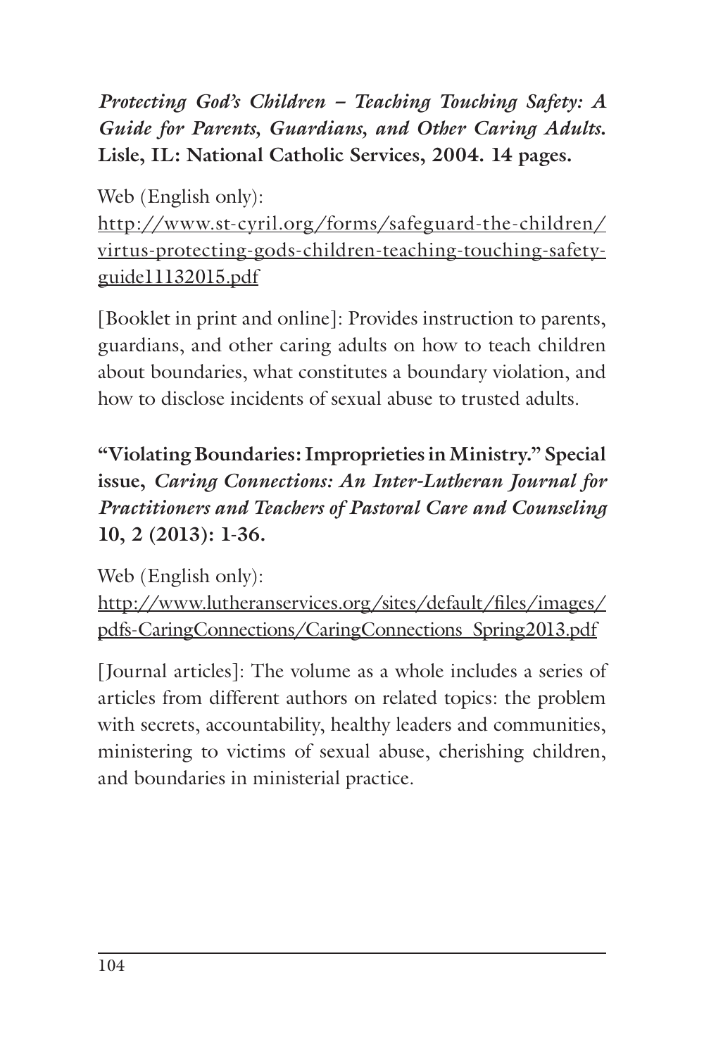***Protecting God's Children – Teaching Touching Safety: A Guide for Parents, Guardians, and Other Caring Adults.*** **Lisle, IL: National Catholic Services, 2004. 14 pages.**

Web (English only):
http://www.st-cyril.org/forms/safeguard-the-children/virtus-protecting-gods-children-teaching-touching-safety-guide11132015.pdf

[Booklet in print and online]: Provides instruction to parents, guardians, and other caring adults on how to teach children about boundaries, what constitutes a boundary violation, and how to disclose incidents of sexual abuse to trusted adults.

**"Violating Boundaries: Improprieties in Ministry." Special issue,** ***Caring Connections: An Inter-Lutheran Journal for Practitioners and Teachers of Pastoral Care and Counseling*** **10, 2 (2013): 1-36.**

Web (English only):
http://www.lutheranservices.org/sites/default/files/images/pdfs-CaringConnections/CaringConnections_Spring2013.pdf

[Journal articles]: The volume as a whole includes a series of articles from different authors on related topics: the problem with secrets, accountability, healthy leaders and communities, ministering to victims of sexual abuse, cherishing children, and boundaries in ministerial practice.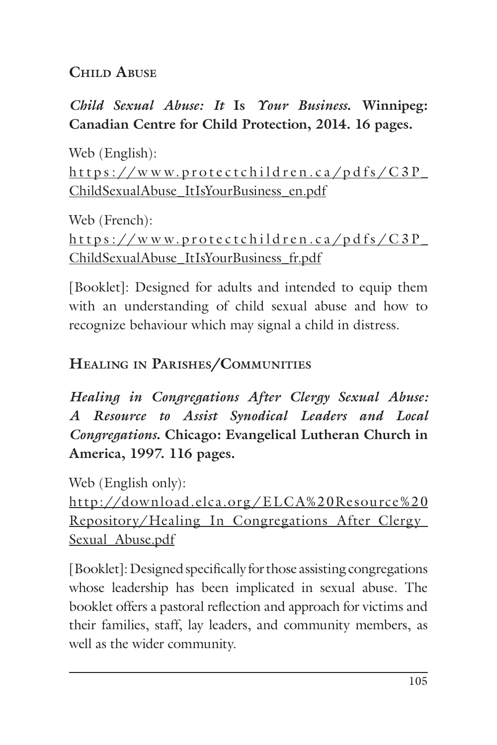## Child Abuse

***Child Sexual Abuse: It* Is *Your Business.* Winnipeg: Canadian Centre for Child Protection, 2014. 16 pages.**

Web (English):
https://www.protectchildren.ca/pdfs/C3P_ChildSexualAbuse_ItIsYourBusiness_en.pdf

Web (French):
https://www.protectchildren.ca/pdfs/C3P_ChildSexualAbuse_ItIsYourBusiness_fr.pdf

[Booklet]: Designed for adults and intended to equip them with an understanding of child sexual abuse and how to recognize behaviour which may signal a child in distress.

## Healing in Parishes/Communities

***Healing in Congregations After Clergy Sexual Abuse: A Resource to Assist Synodical Leaders and Local Congregations.* Chicago: Evangelical Lutheran Church in America, 1997. 116 pages.**

Web (English only):
http://download.elca.org/ELCA%20Resource%20Repository/Healing_In_Congregations_After_Clergy_Sexual_Abuse.pdf

[Booklet]: Designed specifically for those assisting congregations whose leadership has been implicated in sexual abuse. The booklet offers a pastoral reflection and approach for victims and their families, staff, lay leaders, and community members, as well as the wider community.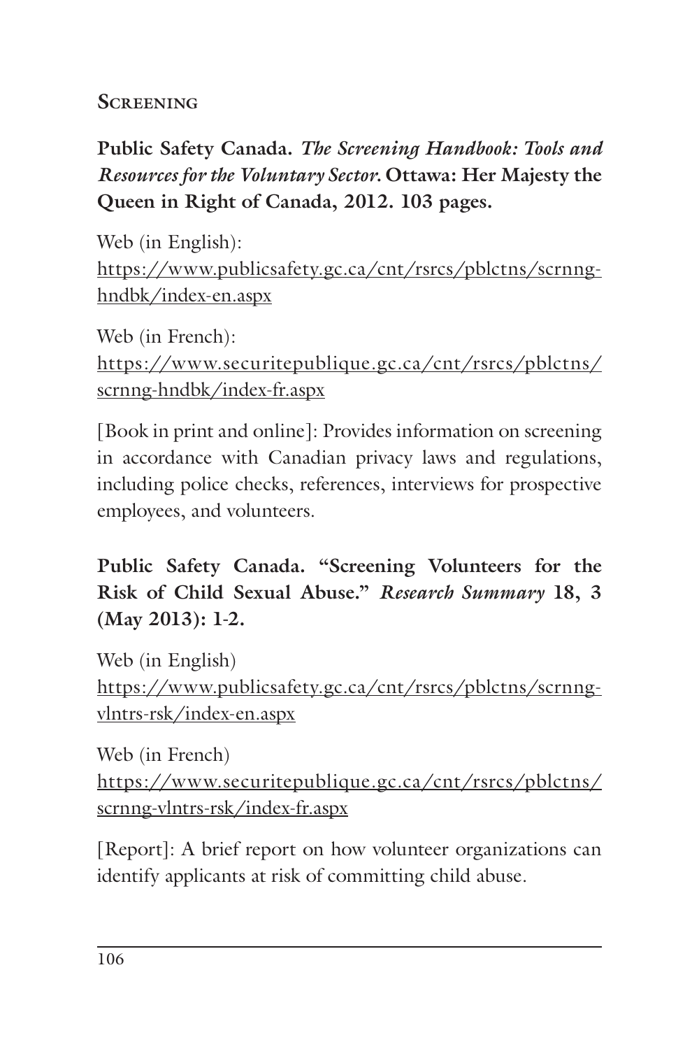## Screening

**Public Safety Canada. *The Screening Handbook: Tools and Resources for the Voluntary Sector*. Ottawa: Her Majesty the Queen in Right of Canada, 2012. 103 pages.**

Web (in English):
https://www.publicsafety.gc.ca/cnt/rsrcs/pblctns/scrnng-hndbk/index-en.aspx

Web (in French):
https://www.securitepublique.gc.ca/cnt/rsrcs/pblctns/scrnng-hndbk/index-fr.aspx

[Book in print and online]: Provides information on screening in accordance with Canadian privacy laws and regulations, including police checks, references, interviews for prospective employees, and volunteers.

**Public Safety Canada. "Screening Volunteers for the Risk of Child Sexual Abuse." *Research Summary* 18, 3 (May 2013): 1-2.**

Web (in English)
https://www.publicsafety.gc.ca/cnt/rsrcs/pblctns/scrnng-vlntrs-rsk/index-en.aspx

Web (in French)
https://www.securitepublique.gc.ca/cnt/rsrcs/pblctns/scrnng-vlntrs-rsk/index-fr.aspx

[Report]: A brief report on how volunteer organizations can identify applicants at risk of committing child abuse.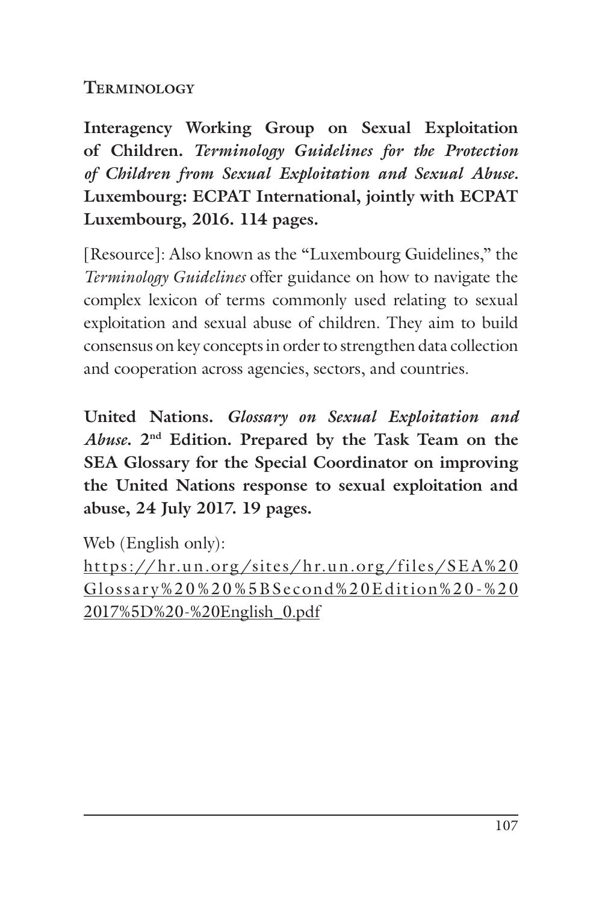## Terminology

**Interagency Working Group on Sexual Exploitation of Children.** ***Terminology Guidelines for the Protection of Children from Sexual Exploitation and Sexual Abuse.*** **Luxembourg: ECPAT International, jointly with ECPAT Luxembourg, 2016. 114 pages.**

[Resource]: Also known as the "Luxembourg Guidelines," the *Terminology Guidelines* offer guidance on how to navigate the complex lexicon of terms commonly used relating to sexual exploitation and sexual abuse of children. They aim to build consensus on key concepts in order to strengthen data collection and cooperation across agencies, sectors, and countries.

**United Nations.** ***Glossary on Sexual Exploitation and Abuse.*** **2nd Edition. Prepared by the Task Team on the SEA Glossary for the Special Coordinator on improving the United Nations response to sexual exploitation and abuse, 24 July 2017. 19 pages.**

Web (English only):
https://hr.un.org/sites/hr.un.org/files/SEA%20Glossary%20%20%5BSecond%20Edition%20-%202017%5D%20-%20English_0.pdf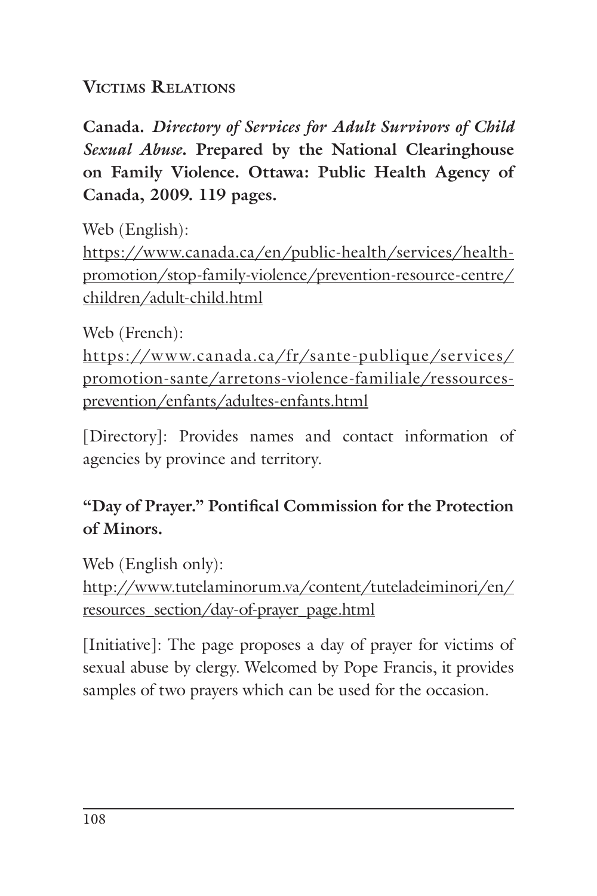## Victims Relations

**Canada.** ***Directory of Services for Adult Survivors of Child Sexual Abuse*****. Prepared by the National Clearinghouse on Family Violence. Ottawa: Public Health Agency of Canada, 2009. 119 pages.**

Web (English):
https://www.canada.ca/en/public-health/services/health-promotion/stop-family-violence/prevention-resource-centre/children/adult-child.html

Web (French):
https://www.canada.ca/fr/sante-publique/services/promotion-sante/arretons-violence-familiale/ressources-prevention/enfants/adultes-enfants.html

[Directory]: Provides names and contact information of agencies by province and territory.

**"Day of Prayer." Pontifical Commission for the Protection of Minors.**

Web (English only):
http://www.tutelaminorum.va/content/tuteladeiminori/en/resources_section/day-of-prayer_page.html

[Initiative]: The page proposes a day of prayer for victims of sexual abuse by clergy. Welcomed by Pope Francis, it provides samples of two prayers which can be used for the occasion.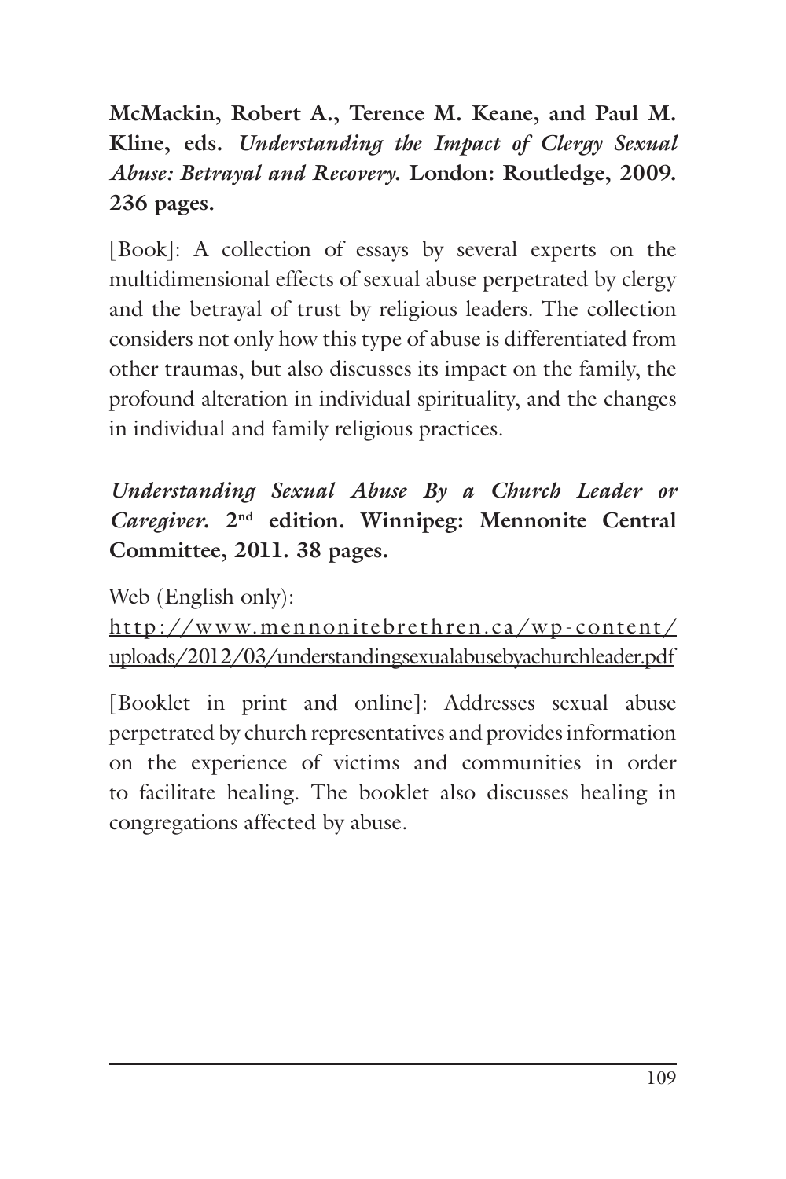**McMackin, Robert A., Terence M. Keane, and Paul M. Kline, eds.** ***Understanding the Impact of Clergy Sexual Abuse: Betrayal and Recovery.*** **London: Routledge, 2009. 236 pages.**

[Book]: A collection of essays by several experts on the multidimensional effects of sexual abuse perpetrated by clergy and the betrayal of trust by religious leaders. The collection considers not only how this type of abuse is differentiated from other traumas, but also discusses its impact on the family, the profound alteration in individual spirituality, and the changes in individual and family religious practices.

***Understanding Sexual Abuse By a Church Leader or Caregiver.*** **2nd edition. Winnipeg: Mennonite Central Committee, 2011. 38 pages.**

Web (English only):
http://www.mennonitebrethren.ca/wp-content/uploads/2012/03/understandingsexualabusebyachurchleader.pdf

[Booklet in print and online]: Addresses sexual abuse perpetrated by church representatives and provides information on the experience of victims and communities in order to facilitate healing. The booklet also discusses healing in congregations affected by abuse.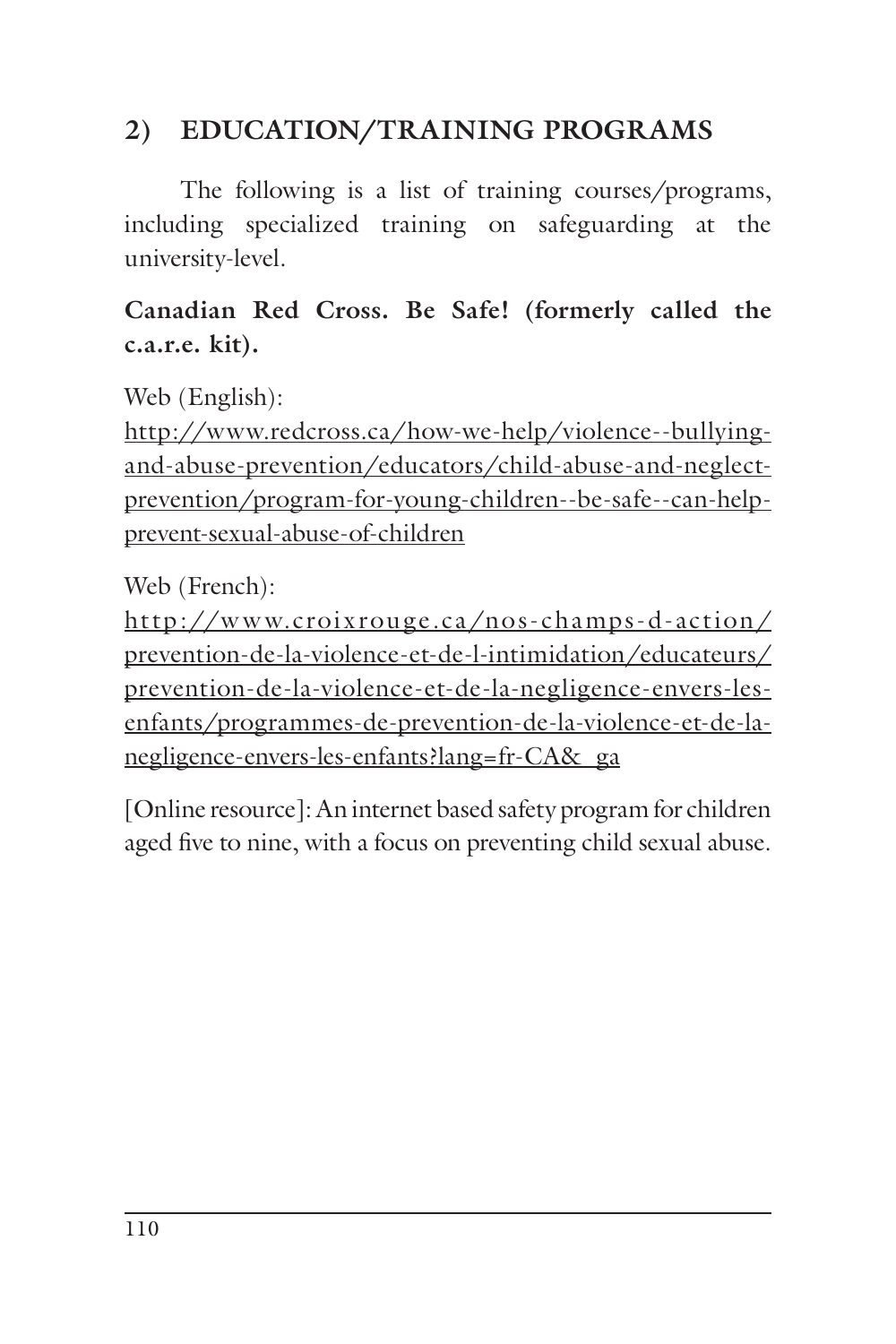## 2) EDUCATION/TRAINING PROGRAMS

The following is a list of training courses/programs, including specialized training on safeguarding at the university-level.

**Canadian Red Cross. Be Safe! (formerly called the c.a.r.e. kit).**

Web (English):
http://www.redcross.ca/how-we-help/violence--bullying-and-abuse-prevention/educators/child-abuse-and-neglect-prevention/program-for-young-children--be-safe--can-help-prevent-sexual-abuse-of-children

Web (French):
http://www.croixrouge.ca/nos-champs-d-action/prevention-de-la-violence-et-de-l-intimidation/educateurs/prevention-de-la-violence-et-de-la-negligence-envers-les-enfants/programmes-de-prevention-de-la-violence-et-de-la-negligence-envers-les-enfants?lang=fr-CA&_ga

[Online resource]: An internet based safety program for children aged five to nine, with a focus on preventing child sexual abuse.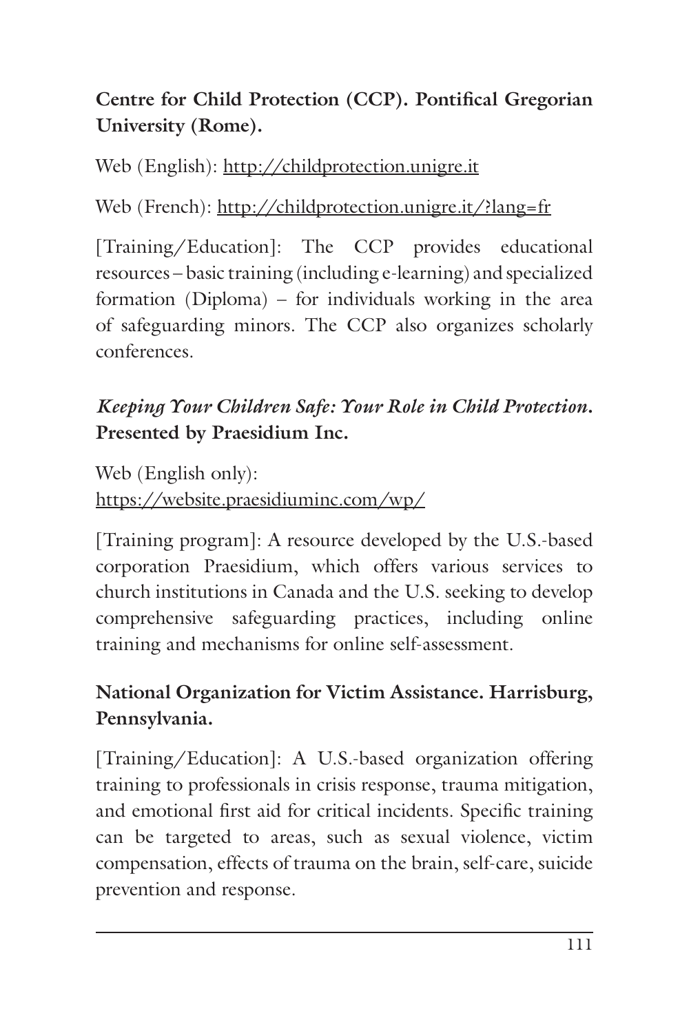**Centre for Child Protection (CCP). Pontifical Gregorian University (Rome).**

Web (English): http://childprotection.unigre.it

Web (French): http://childprotection.unigre.it/?lang=fr

[Training/Education]: The CCP provides educational resources – basic training (including e-learning) and specialized formation (Diploma) – for individuals working in the area of safeguarding minors. The CCP also organizes scholarly conferences.

***Keeping Your Children Safe: Your Role in Child Protection.* Presented by Praesidium Inc.**

Web (English only):
https://website.praesidiuminc.com/wp/

[Training program]: A resource developed by the U.S.-based corporation Praesidium, which offers various services to church institutions in Canada and the U.S. seeking to develop comprehensive safeguarding practices, including online training and mechanisms for online self-assessment.

**National Organization for Victim Assistance. Harrisburg, Pennsylvania.**

[Training/Education]: A U.S.-based organization offering training to professionals in crisis response, trauma mitigation, and emotional first aid for critical incidents. Specific training can be targeted to areas, such as sexual violence, victim compensation, effects of trauma on the brain, self-care, suicide prevention and response.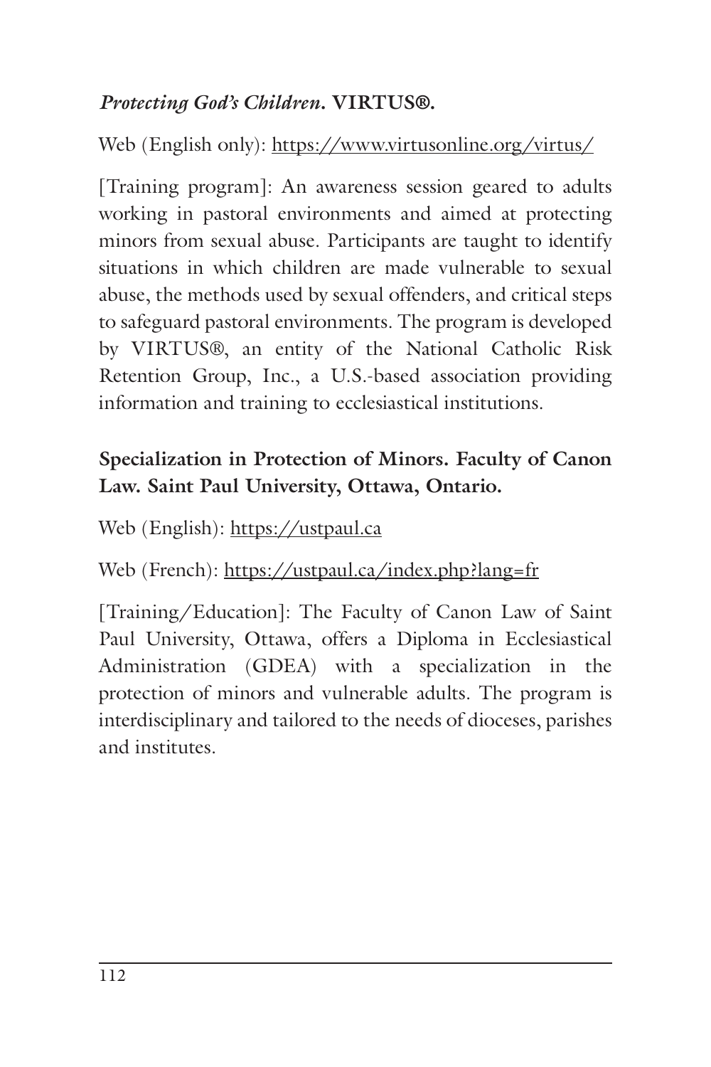***Protecting God's Children*. VIRTUS®.**

Web (English only): https://www.virtusonline.org/virtus/

[Training program]: An awareness session geared to adults working in pastoral environments and aimed at protecting minors from sexual abuse. Participants are taught to identify situations in which children are made vulnerable to sexual abuse, the methods used by sexual offenders, and critical steps to safeguard pastoral environments. The program is developed by VIRTUS®, an entity of the National Catholic Risk Retention Group, Inc., a U.S.-based association providing information and training to ecclesiastical institutions.

**Specialization in Protection of Minors. Faculty of Canon Law. Saint Paul University, Ottawa, Ontario.**

Web (English): https://ustpaul.ca

Web (French): https://ustpaul.ca/index.php?lang=fr

[Training/Education]: The Faculty of Canon Law of Saint Paul University, Ottawa, offers a Diploma in Ecclesiastical Administration (GDEA) with a specialization in the protection of minors and vulnerable adults. The program is interdisciplinary and tailored to the needs of dioceses, parishes and institutes.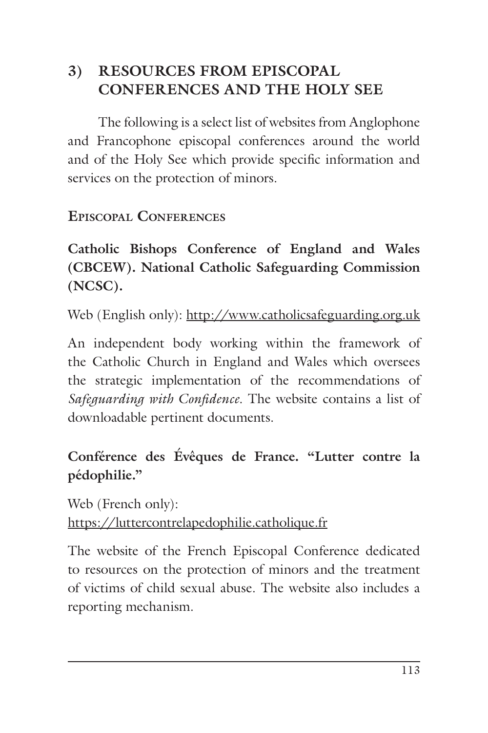## 3) RESOURCES FROM EPISCOPAL CONFERENCES AND THE HOLY SEE

The following is a select list of websites from Anglophone and Francophone episcopal conferences around the world and of the Holy See which provide specific information and services on the protection of minors.

### Episcopal Conferences

**Catholic Bishops Conference of England and Wales (CBCEW). National Catholic Safeguarding Commission (NCSC).**

Web (English only): http://www.catholicsafeguarding.org.uk

An independent body working within the framework of the Catholic Church in England and Wales which oversees the strategic implementation of the recommendations of *Safeguarding with Confidence*. The website contains a list of downloadable pertinent documents.

**Conférence des Évêques de France. "Lutter contre la pédophilie."**

Web (French only):
https://luttercontrelapedophilie.catholique.fr

The website of the French Episcopal Conference dedicated to resources on the protection of minors and the treatment of victims of child sexual abuse. The website also includes a reporting mechanism.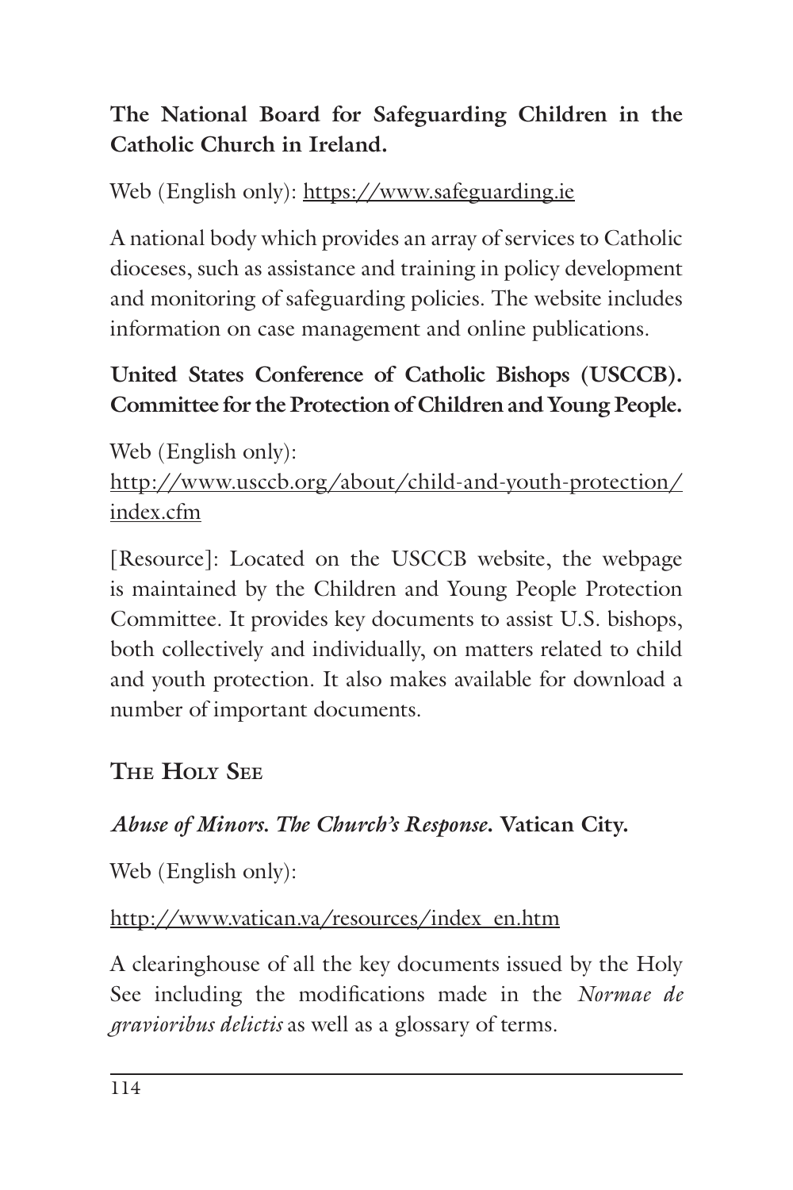**The National Board for Safeguarding Children in the Catholic Church in Ireland.**

Web (English only): https://www.safeguarding.ie

A national body which provides an array of services to Catholic dioceses, such as assistance and training in policy development and monitoring of safeguarding policies. The website includes information on case management and online publications.

**United States Conference of Catholic Bishops (USCCB). Committee for the Protection of Children and Young People.**

Web (English only):
http://www.usccb.org/about/child-and-youth-protection/index.cfm

[Resource]: Located on the USCCB website, the webpage is maintained by the Children and Young People Protection Committee. It provides key documents to assist U.S. bishops, both collectively and individually, on matters related to child and youth protection. It also makes available for download a number of important documents.

## The Holy See

***Abuse of Minors. The Church's Response.* Vatican City.**

Web (English only):

http://www.vatican.va/resources/index_en.htm

A clearinghouse of all the key documents issued by the Holy See including the modifications made in the *Normae de gravioribus delictis* as well as a glossary of terms.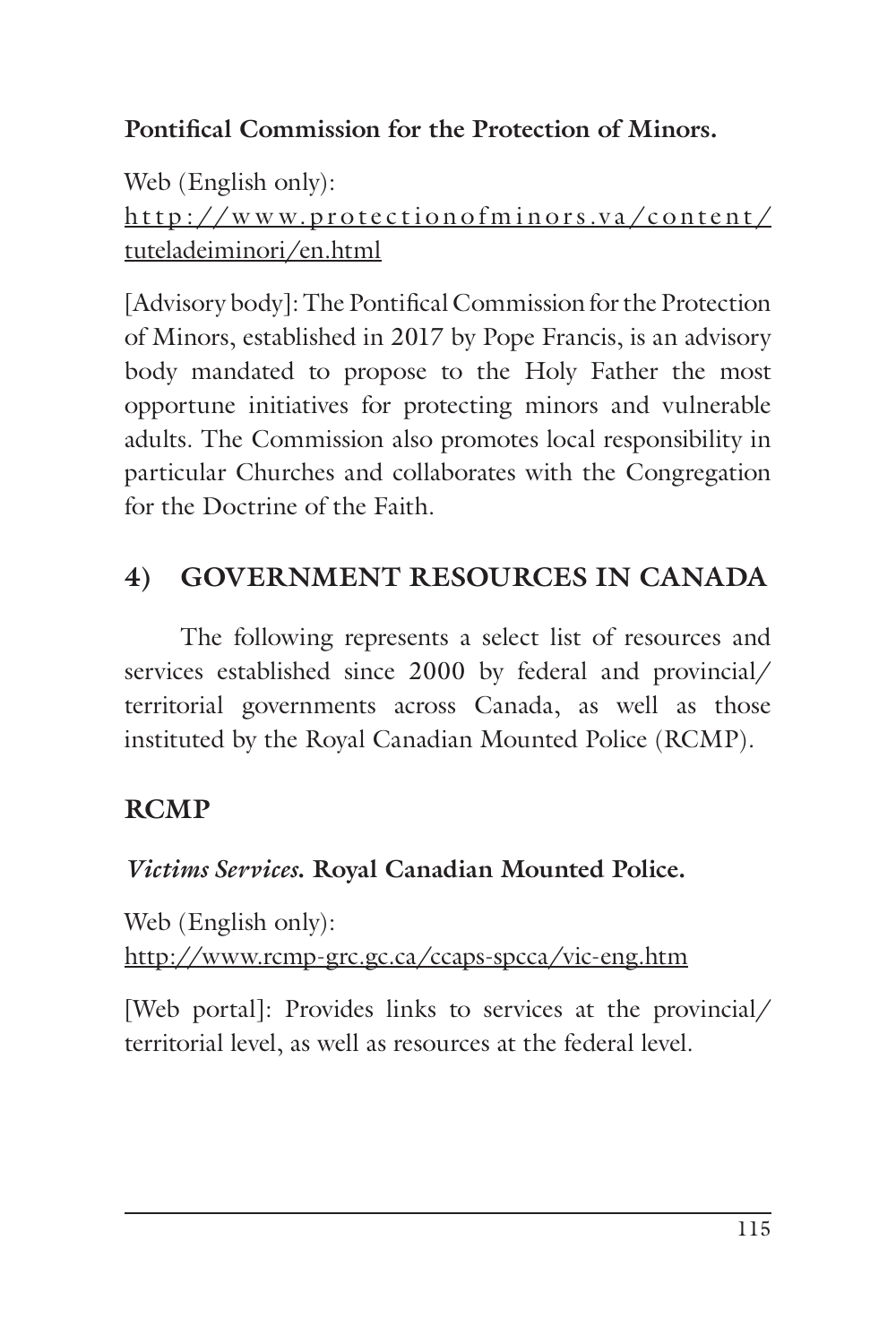**Pontifical Commission for the Protection of Minors.**

Web (English only):
http://www.protectionofminors.va/content/tuteladeiminori/en.html

[Advisory body]: The Pontifical Commission for the Protection of Minors, established in 2017 by Pope Francis, is an advisory body mandated to propose to the Holy Father the most opportune initiatives for protecting minors and vulnerable adults. The Commission also promotes local responsibility in particular Churches and collaborates with the Congregation for the Doctrine of the Faith.

## 4) GOVERNMENT RESOURCES IN CANADA

The following represents a select list of resources and services established since 2000 by federal and provincial/territorial governments across Canada, as well as those instituted by the Royal Canadian Mounted Police (RCMP).

### RCMP

***Victims Services.*** **Royal Canadian Mounted Police.**

Web (English only):
http://www.rcmp-grc.gc.ca/ccaps-spcca/vic-eng.htm

[Web portal]: Provides links to services at the provincial/territorial level, as well as resources at the federal level.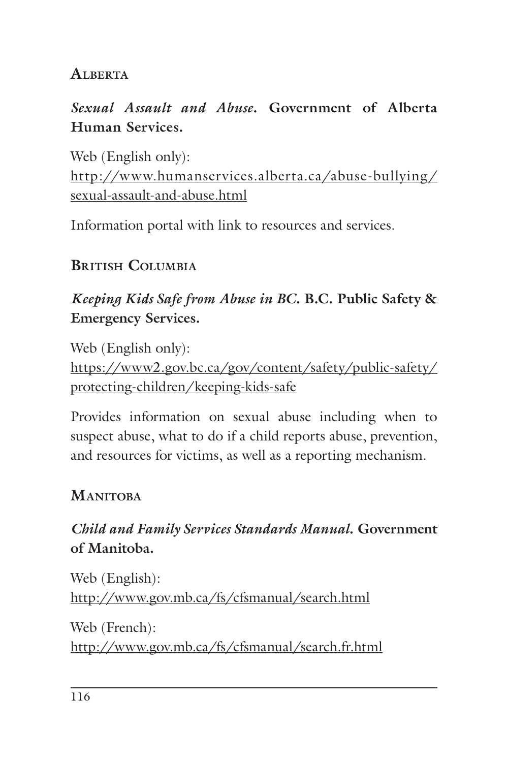## Alberta

***Sexual Assault and Abuse*. Government of Alberta Human Services.**

Web (English only):
http://www.humanservices.alberta.ca/abuse-bullying/sexual-assault-and-abuse.html

Information portal with link to resources and services.

## British Columbia

***Keeping Kids Safe from Abuse in BC.* B.C. Public Safety & Emergency Services.**

Web (English only):
https://www2.gov.bc.ca/gov/content/safety/public-safety/protecting-children/keeping-kids-safe

Provides information on sexual abuse including when to suspect abuse, what to do if a child reports abuse, prevention, and resources for victims, as well as a reporting mechanism.

## Manitoba

***Child and Family Services Standards Manual.* Government of Manitoba.**

Web (English):
http://www.gov.mb.ca/fs/cfsmanual/search.html

Web (French):
http://www.gov.mb.ca/fs/cfsmanual/search.fr.html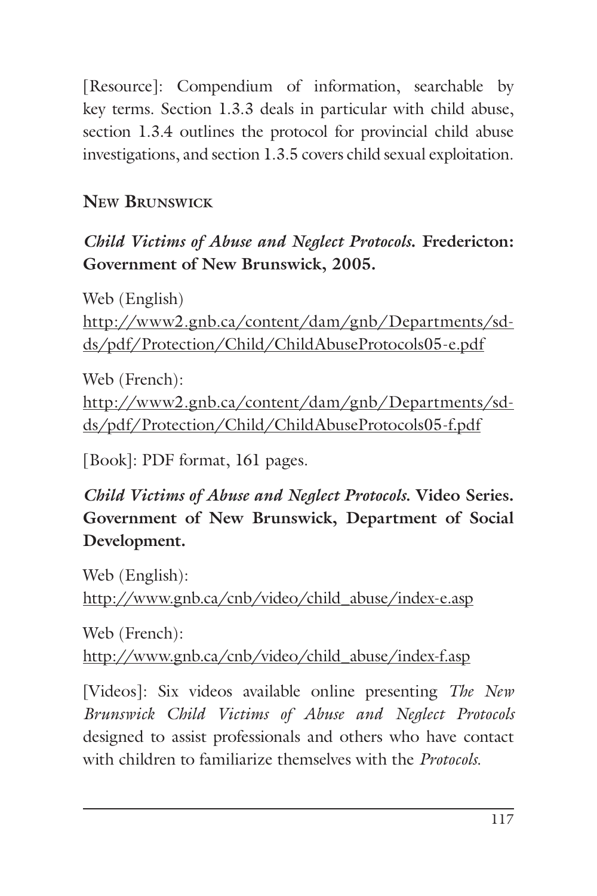[Resource]: Compendium of information, searchable by key terms. Section 1.3.3 deals in particular with child abuse, section 1.3.4 outlines the protocol for provincial child abuse investigations, and section 1.3.5 covers child sexual exploitation.

## New Brunswick

***Child Victims of Abuse and Neglect Protocols.* Fredericton: Government of New Brunswick, 2005.**

Web (English)
http://www2.gnb.ca/content/dam/gnb/Departments/sd-ds/pdf/Protection/Child/ChildAbuseProtocols05-e.pdf

Web (French):
http://www2.gnb.ca/content/dam/gnb/Departments/sd-ds/pdf/Protection/Child/ChildAbuseProtocols05-f.pdf

[Book]: PDF format, 161 pages.

***Child Victims of Abuse and Neglect Protocols.* Video Series. Government of New Brunswick, Department of Social Development.**

Web (English):
http://www.gnb.ca/cnb/video/child_abuse/index-e.asp

Web (French):
http://www.gnb.ca/cnb/video/child_abuse/index-f.asp

[Videos]: Six videos available online presenting *The New Brunswick Child Victims of Abuse and Neglect Protocols* designed to assist professionals and others who have contact with children to familiarize themselves with the *Protocols.*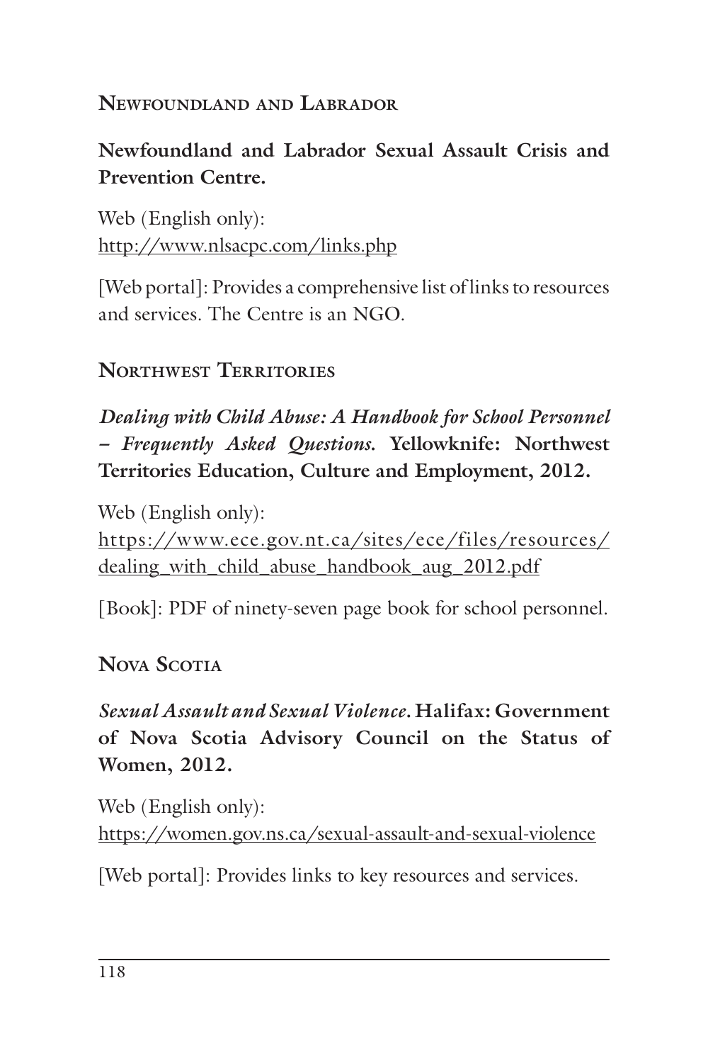## Newfoundland and Labrador

**Newfoundland and Labrador Sexual Assault Crisis and Prevention Centre.**

Web (English only):
http://www.nlsacpc.com/links.php

[Web portal]: Provides a comprehensive list of links to resources and services. The Centre is an NGO.

## Northwest Territories

***Dealing with Child Abuse: A Handbook for School Personnel – Frequently Asked Questions.*** **Yellowknife: Northwest Territories Education, Culture and Employment, 2012.**

Web (English only):
https://www.ece.gov.nt.ca/sites/ece/files/resources/dealing_with_child_abuse_handbook_aug_2012.pdf

[Book]: PDF of ninety-seven page book for school personnel.

## Nova Scotia

***Sexual Assault and Sexual Violence.*** **Halifax: Government of Nova Scotia Advisory Council on the Status of Women, 2012.**

Web (English only):
https://women.gov.ns.ca/sexual-assault-and-sexual-violence

[Web portal]: Provides links to key resources and services.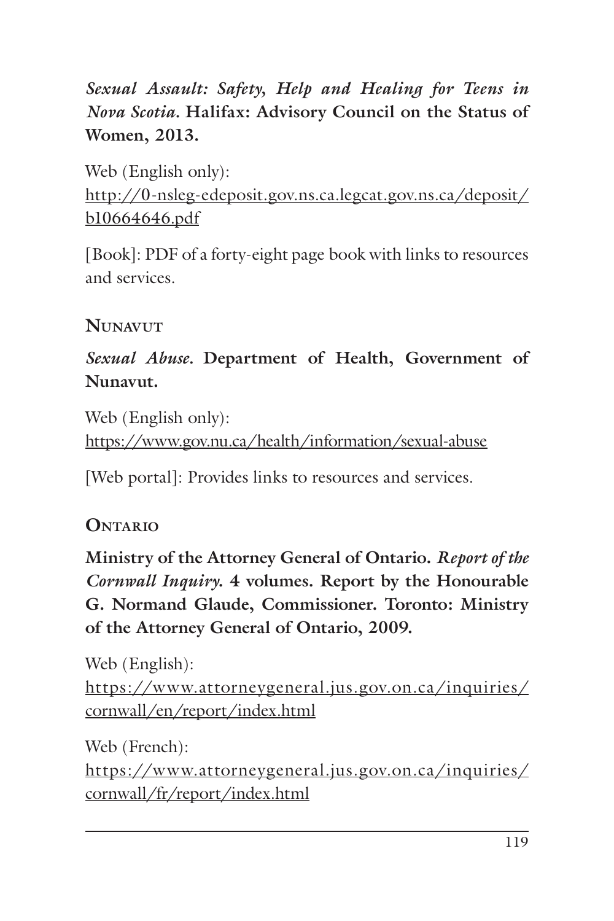***Sexual Assault: Safety, Help and Healing for Teens in Nova Scotia*. Halifax: Advisory Council on the Status of Women, 2013.**

Web (English only):
http://0-nsleg-edeposit.gov.ns.ca.legcat.gov.ns.ca/deposit/b10664646.pdf

[Book]: PDF of a forty-eight page book with links to resources and services.

### Nunavut

***Sexual Abuse*. Department of Health, Government of Nunavut.**

Web (English only):
https://www.gov.nu.ca/health/information/sexual-abuse

[Web portal]: Provides links to resources and services.

### Ontario

**Ministry of the Attorney General of Ontario. *Report of the Cornwall Inquiry.* 4 volumes. Report by the Honourable G. Normand Glaude, Commissioner. Toronto: Ministry of the Attorney General of Ontario, 2009.**

Web (English):
https://www.attorneygeneral.jus.gov.on.ca/inquiries/cornwall/en/report/index.html

Web (French):
https://www.attorneygeneral.jus.gov.on.ca/inquiries/cornwall/fr/report/index.html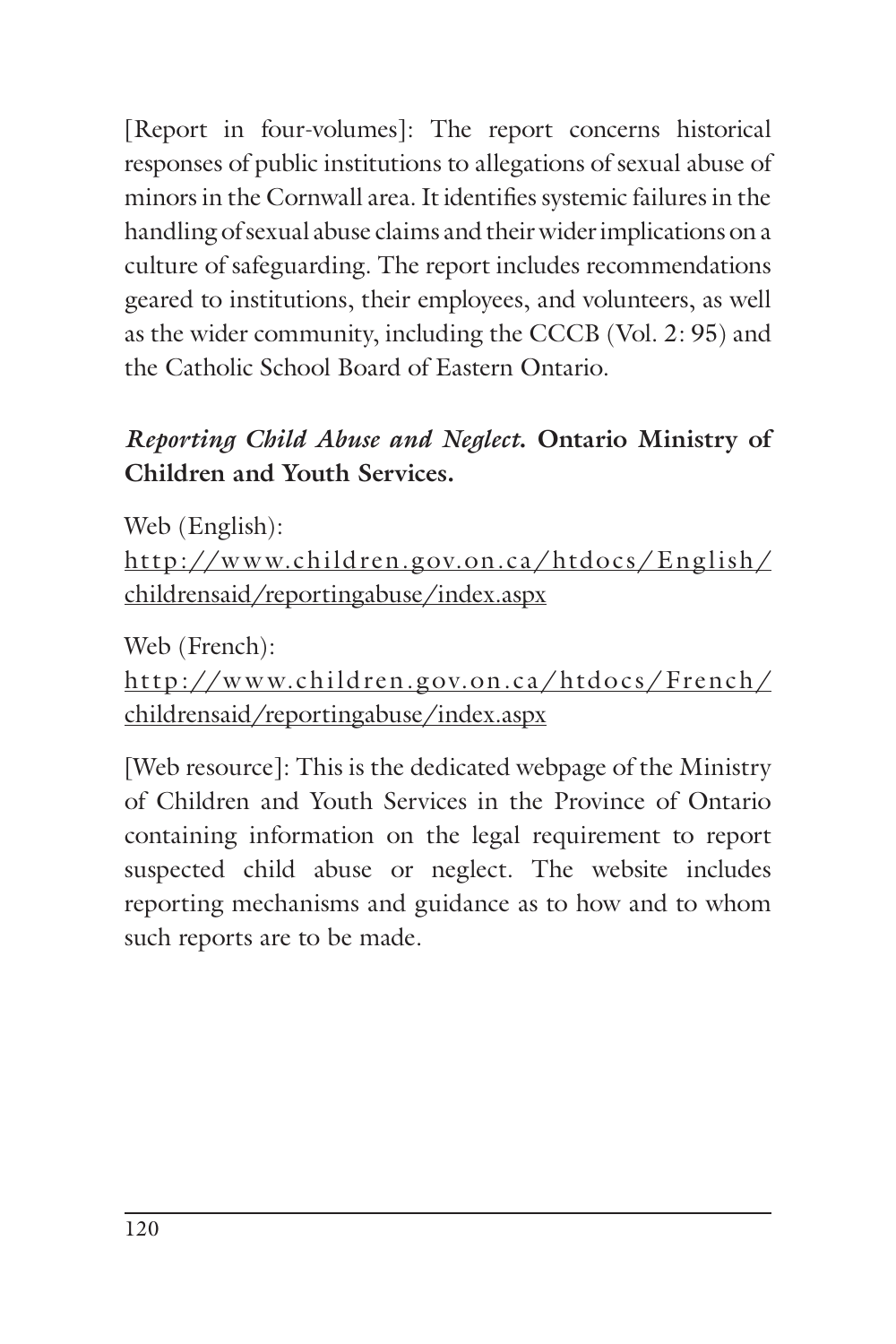[Report in four-volumes]: The report concerns historical responses of public institutions to allegations of sexual abuse of minors in the Cornwall area. It identifies systemic failures in the handling of sexual abuse claims and their wider implications on a culture of safeguarding. The report includes recommendations geared to institutions, their employees, and volunteers, as well as the wider community, including the CCCB (Vol. 2: 95) and the Catholic School Board of Eastern Ontario.

***Reporting Child Abuse and Neglect.*** **Ontario Ministry of Children and Youth Services.**

Web (English):
http://www.children.gov.on.ca/htdocs/English/childrensaid/reportingabuse/index.aspx

Web (French):
http://www.children.gov.on.ca/htdocs/French/childrensaid/reportingabuse/index.aspx

[Web resource]: This is the dedicated webpage of the Ministry of Children and Youth Services in the Province of Ontario containing information on the legal requirement to report suspected child abuse or neglect. The website includes reporting mechanisms and guidance as to how and to whom such reports are to be made.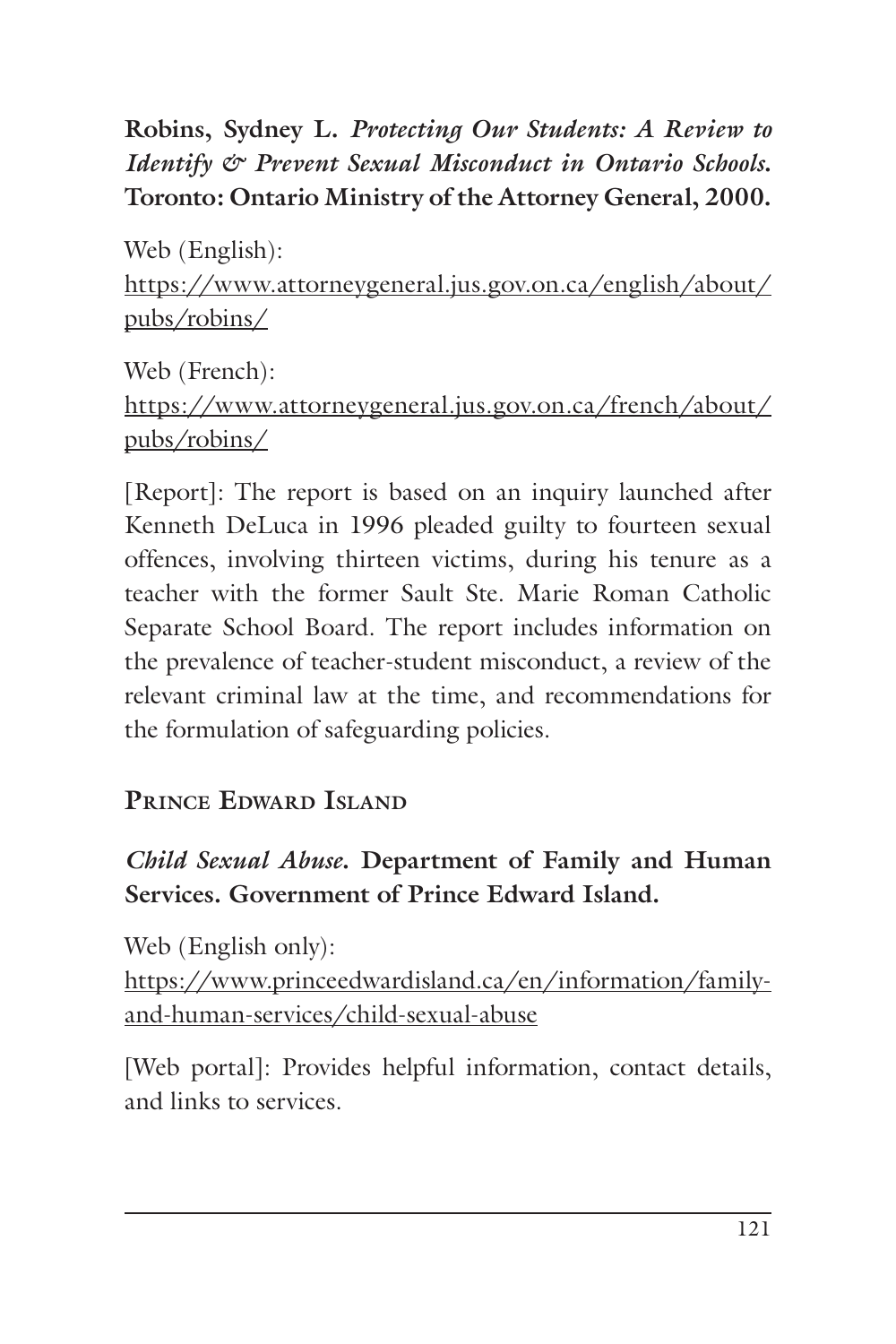**Robins, Sydney L.** ***Protecting Our Students: A Review to Identify & Prevent Sexual Misconduct in Ontario Schools.*** **Toronto: Ontario Ministry of the Attorney General, 2000.**

Web (English):
https://www.attorneygeneral.jus.gov.on.ca/english/about/pubs/robins/

Web (French):
https://www.attorneygeneral.jus.gov.on.ca/french/about/pubs/robins/

[Report]: The report is based on an inquiry launched after Kenneth DeLuca in 1996 pleaded guilty to fourteen sexual offences, involving thirteen victims, during his tenure as a teacher with the former Sault Ste. Marie Roman Catholic Separate School Board. The report includes information on the prevalence of teacher-student misconduct, a review of the relevant criminal law at the time, and recommendations for the formulation of safeguarding policies.

## Prince Edward Island

***Child Sexual Abuse.*** **Department of Family and Human Services. Government of Prince Edward Island.**

Web (English only):
https://www.princeedwardisland.ca/en/information/family-and-human-services/child-sexual-abuse

[Web portal]: Provides helpful information, contact details, and links to services.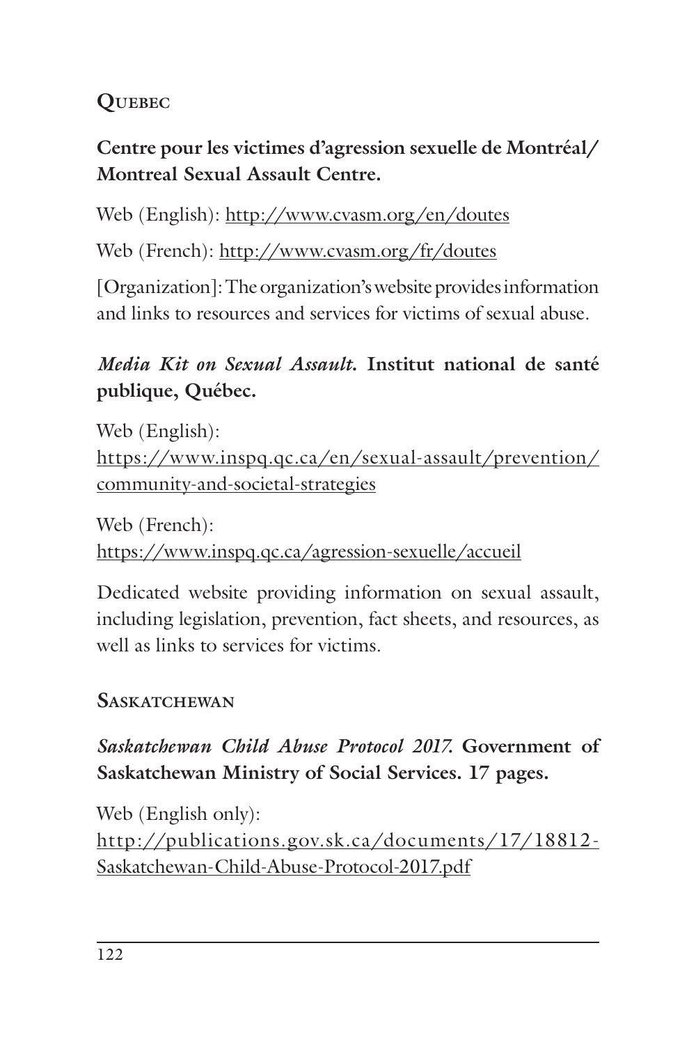## Quebec

**Centre pour les victimes d'agression sexuelle de Montréal/ Montreal Sexual Assault Centre.**

Web (English): http://www.cvasm.org/en/doutes

Web (French): http://www.cvasm.org/fr/doutes

[Organization]: The organization's website provides information and links to resources and services for victims of sexual abuse.

***Media Kit on Sexual Assault.* Institut national de santé publique, Québec.**

Web (English):
https://www.inspq.qc.ca/en/sexual-assault/prevention/community-and-societal-strategies

Web (French):
https://www.inspq.qc.ca/agression-sexuelle/accueil

Dedicated website providing information on sexual assault, including legislation, prevention, fact sheets, and resources, as well as links to services for victims.

## Saskatchewan

***Saskatchewan Child Abuse Protocol 2017.* Government of Saskatchewan Ministry of Social Services. 17 pages.**

Web (English only):
http://publications.gov.sk.ca/documents/17/18812-Saskatchewan-Child-Abuse-Protocol-2017.pdf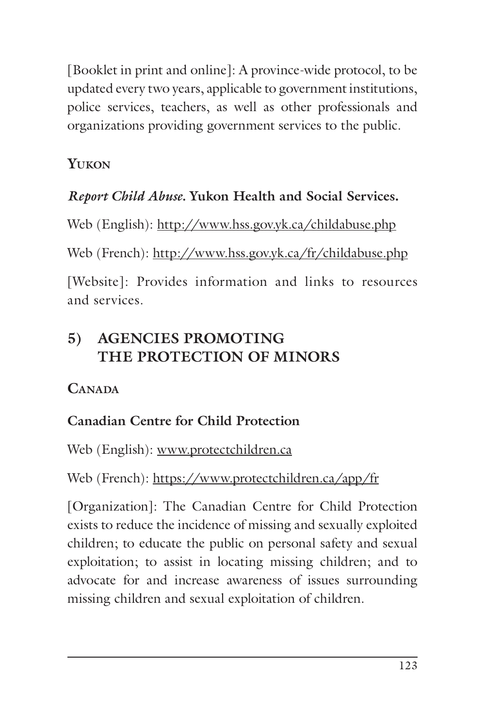[Booklet in print and online]: A province-wide protocol, to be updated every two years, applicable to government institutions, police services, teachers, as well as other professionals and organizations providing government services to the public.

### Yukon

***Report Child Abuse*. Yukon Health and Social Services.**

Web (English): http://www.hss.gov.yk.ca/childabuse.php

Web (French): http://www.hss.gov.yk.ca/fr/childabuse.php

[Website]: Provides information and links to resources and services.

## 5) AGENCIES PROMOTING THE PROTECTION OF MINORS

### Canada

**Canadian Centre for Child Protection**

Web (English): www.protectchildren.ca

Web (French): https://www.protectchildren.ca/app/fr

[Organization]: The Canadian Centre for Child Protection exists to reduce the incidence of missing and sexually exploited children; to educate the public on personal safety and sexual exploitation; to assist in locating missing children; and to advocate for and increase awareness of issues surrounding missing children and sexual exploitation of children.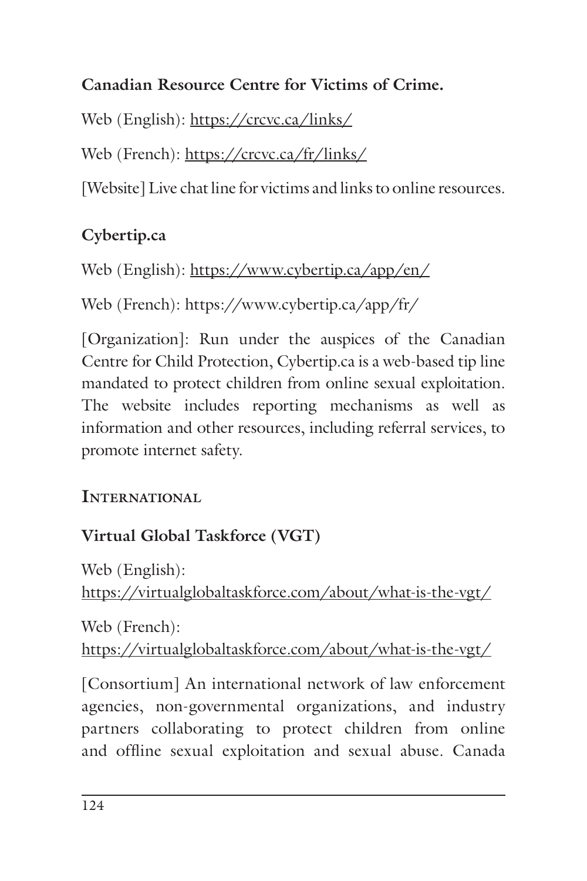**Canadian Resource Centre for Victims of Crime.**

Web (English): https://crcvc.ca/links/

Web (French): https://crcvc.ca/fr/links/

[Website] Live chat line for victims and links to online resources.

**Cybertip.ca**

Web (English): https://www.cybertip.ca/app/en/

Web (French): https://www.cybertip.ca/app/fr/

[Organization]: Run under the auspices of the Canadian Centre for Child Protection, Cybertip.ca is a web-based tip line mandated to protect children from online sexual exploitation. The website includes reporting mechanisms as well as information and other resources, including referral services, to promote internet safety.

### International

**Virtual Global Taskforce (VGT)**

Web (English):
https://virtualglobaltaskforce.com/about/what-is-the-vgt/

Web (French):
https://virtualglobaltaskforce.com/about/what-is-the-vgt/

[Consortium] An international network of law enforcement agencies, non-governmental organizations, and industry partners collaborating to protect children from online and offline sexual exploitation and sexual abuse. Canada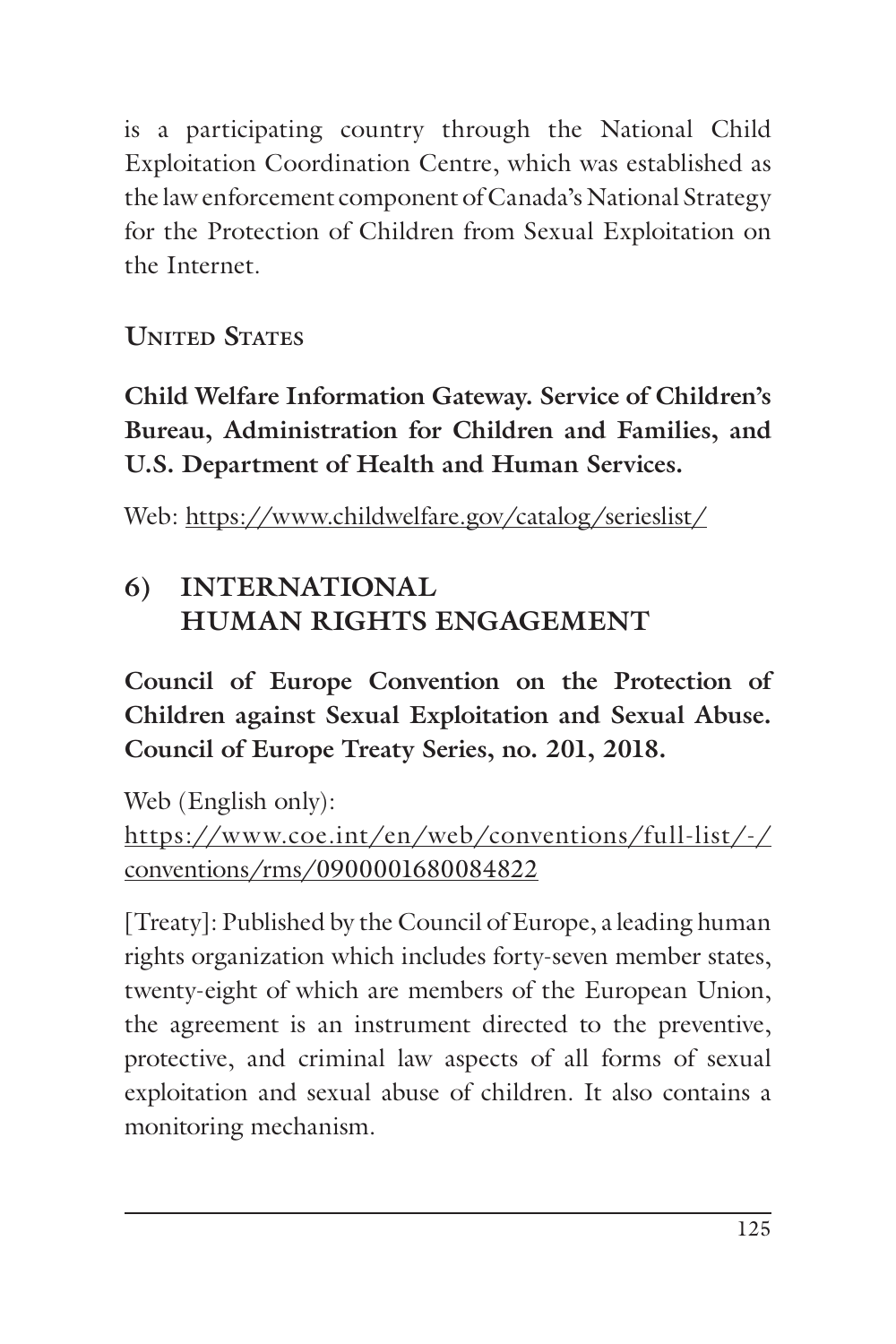is a participating country through the National Child Exploitation Coordination Centre, which was established as the law enforcement component of Canada's National Strategy for the Protection of Children from Sexual Exploitation on the Internet.

### United States

**Child Welfare Information Gateway. Service of Children's Bureau, Administration for Children and Families, and U.S. Department of Health and Human Services.**

Web: https://www.childwelfare.gov/catalog/serieslist/

## 6) INTERNATIONAL HUMAN RIGHTS ENGAGEMENT

**Council of Europe Convention on the Protection of Children against Sexual Exploitation and Sexual Abuse. Council of Europe Treaty Series, no. 201, 2018.**

Web (English only):
https://www.coe.int/en/web/conventions/full-list/-/conventions/rms/0900001680084822

[Treaty]: Published by the Council of Europe, a leading human rights organization which includes forty-seven member states, twenty-eight of which are members of the European Union, the agreement is an instrument directed to the preventive, protective, and criminal law aspects of all forms of sexual exploitation and sexual abuse of children. It also contains a monitoring mechanism.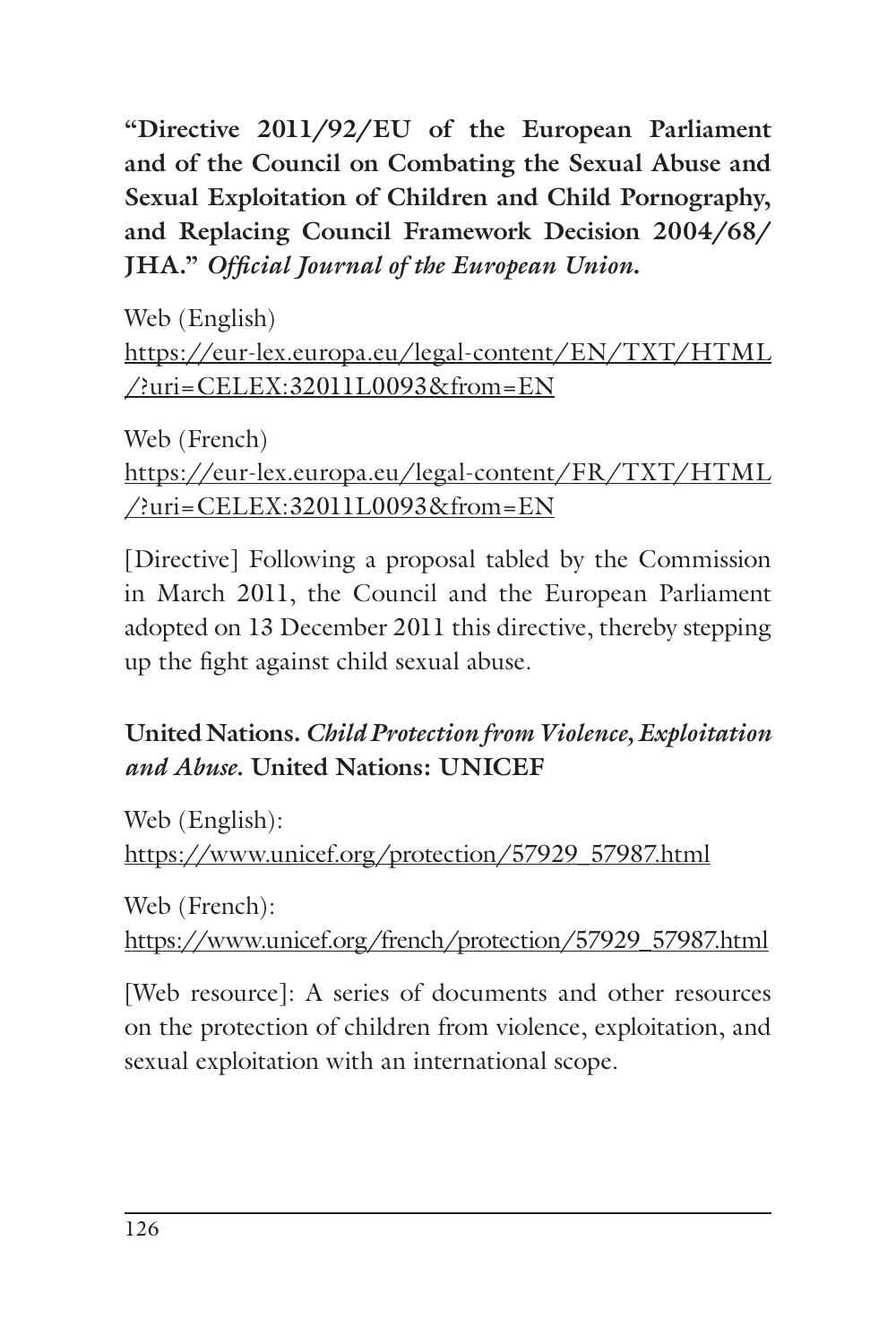**"Directive 2011/92/EU of the European Parliament and of the Council on Combating the Sexual Abuse and Sexual Exploitation of Children and Child Pornography, and Replacing Council Framework Decision 2004/68/JHA."** ***Official Journal of the European Union.***

Web (English)
https://eur-lex.europa.eu/legal-content/EN/TXT/HTML/?uri=CELEX:32011L0093&from=EN

Web (French)
https://eur-lex.europa.eu/legal-content/FR/TXT/HTML/?uri=CELEX:32011L0093&from=EN

[Directive] Following a proposal tabled by the Commission in March 2011, the Council and the European Parliament adopted on 13 December 2011 this directive, thereby stepping up the fight against child sexual abuse.

**United Nations.** ***Child Protection from Violence, Exploitation and Abuse.*** **United Nations: UNICEF**

Web (English):
https://www.unicef.org/protection/57929_57987.html

Web (French):
https://www.unicef.org/french/protection/57929_57987.html

[Web resource]: A series of documents and other resources on the protection of children from violence, exploitation, and sexual exploitation with an international scope.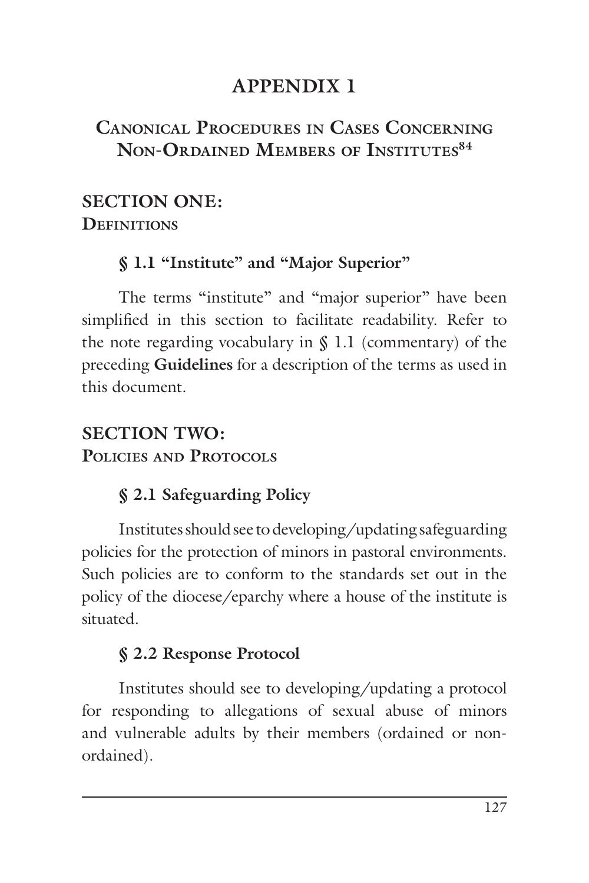# APPENDIX 1

## Canonical Procedures in Cases Concerning Non-Ordained Members of Institutes[84]

## SECTION ONE:
### Definitions

#### § 1.1 "Institute" and "Major Superior"

The terms "institute" and "major superior" have been simplified in this section to facilitate readability. Refer to the note regarding vocabulary in § 1.1 (commentary) of the preceding **Guidelines** for a description of the terms as used in this document.

## SECTION TWO:
### Policies and Protocols

#### § 2.1 Safeguarding Policy

Institutes should see to developing/updating safeguarding policies for the protection of minors in pastoral environments. Such policies are to conform to the standards set out in the policy of the diocese/eparchy where a house of the institute is situated.

#### § 2.2 Response Protocol

Institutes should see to developing/updating a protocol for responding to allegations of sexual abuse of minors and vulnerable adults by their members (ordained or non-ordained).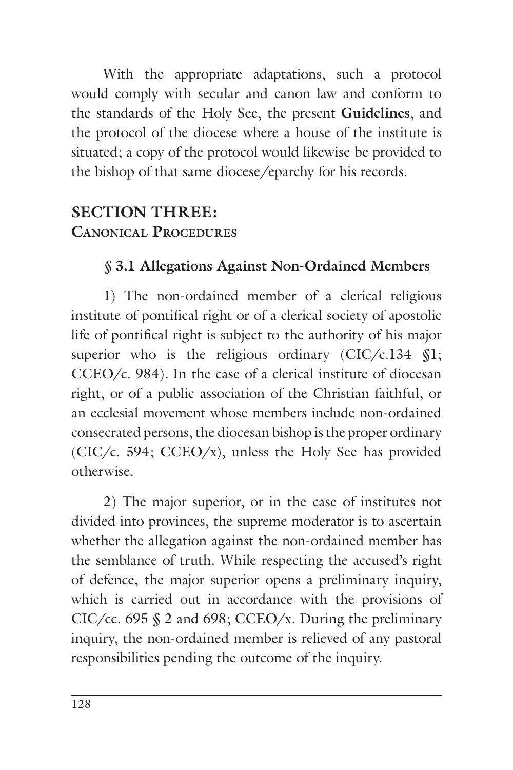With the appropriate adaptations, such a protocol would comply with secular and canon law and conform to the standards of the Holy See, the present **Guidelines**, and the protocol of the diocese where a house of the institute is situated; a copy of the protocol would likewise be provided to the bishop of that same diocese/eparchy for his records.

## SECTION THREE:
## Canonical Procedures

### § 3.1 Allegations Against Non-Ordained Members

1) The non-ordained member of a clerical religious institute of pontifical right or of a clerical society of apostolic life of pontifical right is subject to the authority of his major superior who is the religious ordinary (CIC/c.134 §1; CCEO/c. 984). In the case of a clerical institute of diocesan right, or of a public association of the Christian faithful, or an ecclesial movement whose members include non-ordained consecrated persons, the diocesan bishop is the proper ordinary (CIC/c. 594; CCEO/x), unless the Holy See has provided otherwise.

2) The major superior, or in the case of institutes not divided into provinces, the supreme moderator is to ascertain whether the allegation against the non-ordained member has the semblance of truth. While respecting the accused's right of defence, the major superior opens a preliminary inquiry, which is carried out in accordance with the provisions of CIC/cc. 695 § 2 and 698; CCEO/x. During the preliminary inquiry, the non-ordained member is relieved of any pastoral responsibilities pending the outcome of the inquiry.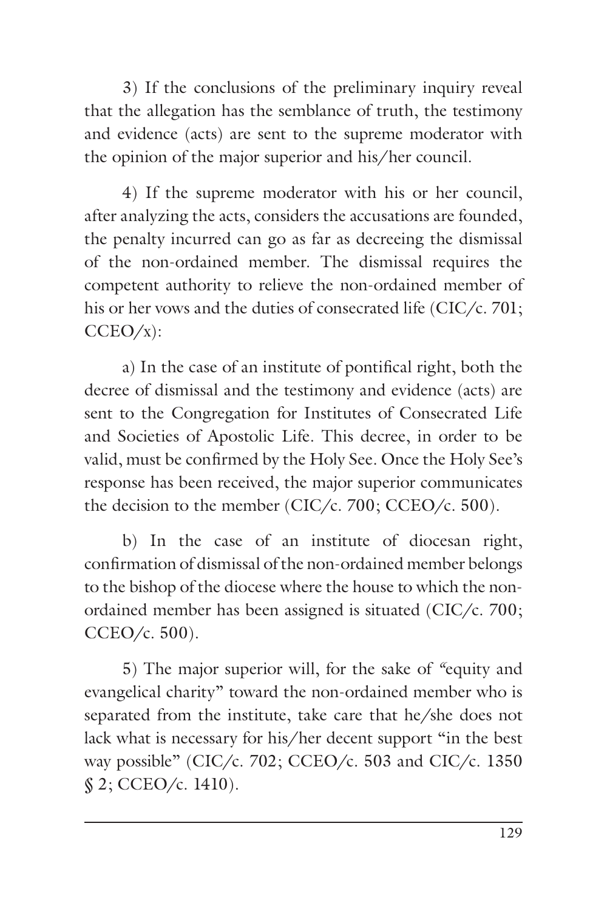3) If the conclusions of the preliminary inquiry reveal that the allegation has the semblance of truth, the testimony and evidence (acts) are sent to the supreme moderator with the opinion of the major superior and his/her council.

4) If the supreme moderator with his or her council, after analyzing the acts, considers the accusations are founded, the penalty incurred can go as far as decreeing the dismissal of the non-ordained member. The dismissal requires the competent authority to relieve the non-ordained member of his or her vows and the duties of consecrated life (CIC/c. 701; CCEO/x):

a) In the case of an institute of pontifical right, both the decree of dismissal and the testimony and evidence (acts) are sent to the Congregation for Institutes of Consecrated Life and Societies of Apostolic Life. This decree, in order to be valid, must be confirmed by the Holy See. Once the Holy See's response has been received, the major superior communicates the decision to the member (CIC/c. 700; CCEO/c. 500).

b) In the case of an institute of diocesan right, confirmation of dismissal of the non-ordained member belongs to the bishop of the diocese where the house to which the non-ordained member has been assigned is situated (CIC/c. 700; CCEO/c. 500).

5) The major superior will, for the sake of "equity and evangelical charity" toward the non-ordained member who is separated from the institute, take care that he/she does not lack what is necessary for his/her decent support "in the best way possible" (CIC/c. 702; CCEO/c. 503 and CIC/c. 1350 § 2; CCEO/c. 1410).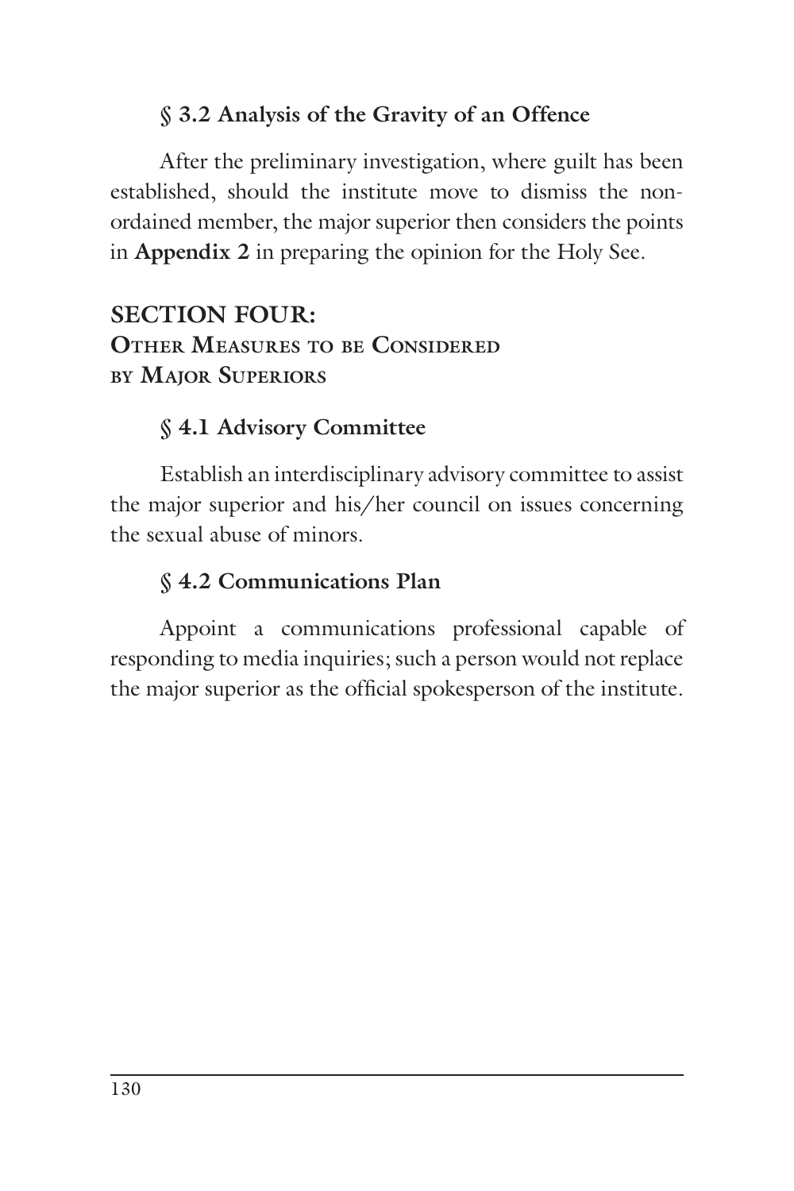### § 3.2 Analysis of the Gravity of an Offence

After the preliminary investigation, where guilt has been established, should the institute move to dismiss the non-ordained member, the major superior then considers the points in **Appendix 2** in preparing the opinion for the Holy See.

## SECTION FOUR: Other Measures to be Considered by Major Superiors

### § 4.1 Advisory Committee

Establish an interdisciplinary advisory committee to assist the major superior and his/her council on issues concerning the sexual abuse of minors.

### § 4.2 Communications Plan

Appoint a communications professional capable of responding to media inquiries; such a person would not replace the major superior as the official spokesperson of the institute.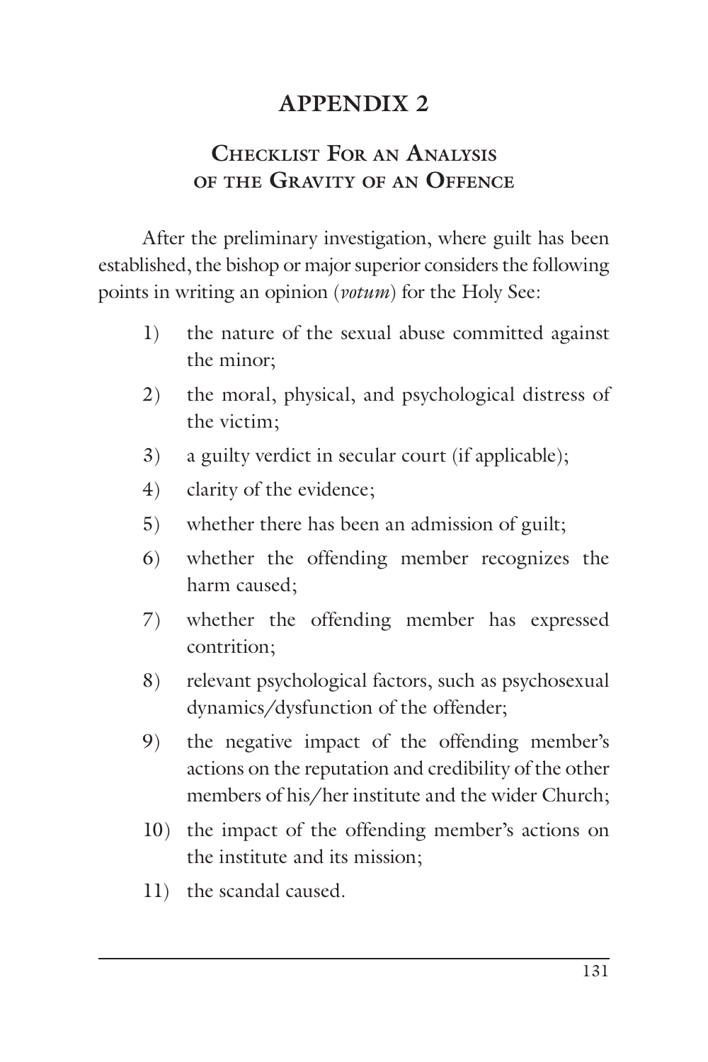# APPENDIX 2

## Checklist For an Analysis of the Gravity of an Offence

After the preliminary investigation, where guilt has been established, the bishop or major superior considers the following points in writing an opinion (*votum*) for the Holy See:

1) the nature of the sexual abuse committed against the minor;
2) the moral, physical, and psychological distress of the victim;
3) a guilty verdict in secular court (if applicable);
4) clarity of the evidence;
5) whether there has been an admission of guilt;
6) whether the offending member recognizes the harm caused;
7) whether the offending member has expressed contrition;
8) relevant psychological factors, such as psychosexual dynamics/dysfunction of the offender;
9) the negative impact of the offending member's actions on the reputation and credibility of the other members of his/her institute and the wider Church;
10) the impact of the offending member's actions on the institute and its mission;
11) the scandal caused.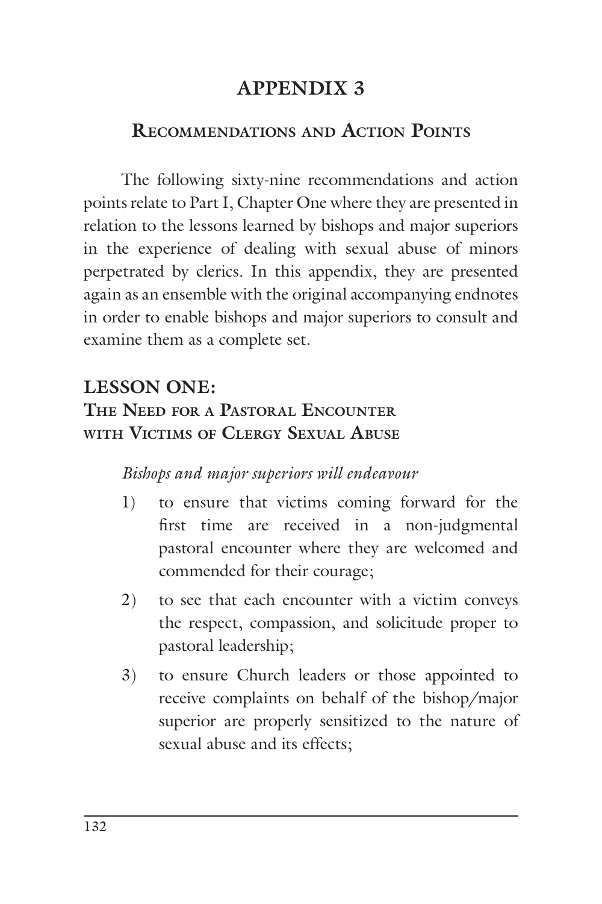# APPENDIX 3

## Recommendations and Action Points

The following sixty-nine recommendations and action points relate to Part I, Chapter One where they are presented in relation to the lessons learned by bishops and major superiors in the experience of dealing with sexual abuse of minors perpetrated by clerics. In this appendix, they are presented again as an ensemble with the original accompanying endnotes in order to enable bishops and major superiors to consult and examine them as a complete set.

### LESSON ONE: The Need for a Pastoral Encounter with Victims of Clergy Sexual Abuse

*Bishops and major superiors will endeavour*

1) to ensure that victims coming forward for the first time are received in a non-judgmental pastoral encounter where they are welcomed and commended for their courage;
2) to see that each encounter with a victim conveys the respect, compassion, and solicitude proper to pastoral leadership;
3) to ensure Church leaders or those appointed to receive complaints on behalf of the bishop/major superior are properly sensitized to the nature of sexual abuse and its effects;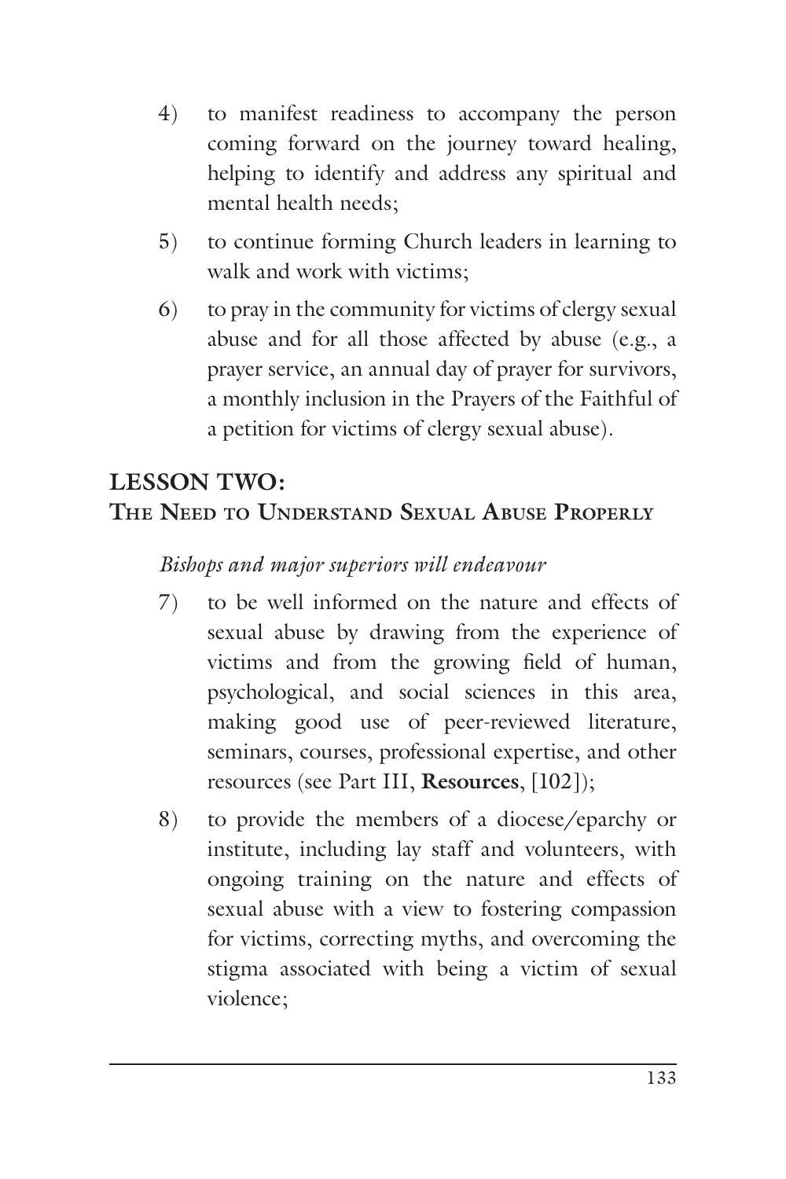4) to manifest readiness to accompany the person coming forward on the journey toward healing, helping to identify and address any spiritual and mental health needs;

5) to continue forming Church leaders in learning to walk and work with victims;

6) to pray in the community for victims of clergy sexual abuse and for all those affected by abuse (e.g., a prayer service, an annual day of prayer for survivors, a monthly inclusion in the Prayers of the Faithful of a petition for victims of clergy sexual abuse).

## LESSON TWO:
## The Need to Understand Sexual Abuse Properly

*Bishops and major superiors will endeavour*

7) to be well informed on the nature and effects of sexual abuse by drawing from the experience of victims and from the growing field of human, psychological, and social sciences in this area, making good use of peer-reviewed literature, seminars, courses, professional expertise, and other resources (see Part III, **Resources**, [102]);

8) to provide the members of a diocese/eparchy or institute, including lay staff and volunteers, with ongoing training on the nature and effects of sexual abuse with a view to fostering compassion for victims, correcting myths, and overcoming the stigma associated with being a victim of sexual violence;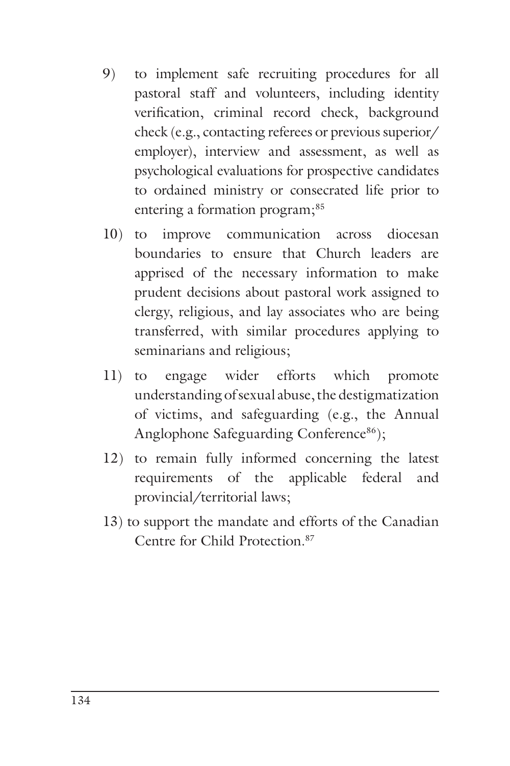9) to implement safe recruiting procedures for all pastoral staff and volunteers, including identity verification, criminal record check, background check (e.g., contacting referees or previous superior/employer), interview and assessment, as well as psychological evaluations for prospective candidates to ordained ministry or consecrated life prior to entering a formation program;[85]

10) to improve communication across diocesan boundaries to ensure that Church leaders are apprised of the necessary information to make prudent decisions about pastoral work assigned to clergy, religious, and lay associates who are being transferred, with similar procedures applying to seminarians and religious;

11) to engage wider efforts which promote understanding of sexual abuse, the destigmatization of victims, and safeguarding (e.g., the Annual Anglophone Safeguarding Conference[86]);

12) to remain fully informed concerning the latest requirements of the applicable federal and provincial/territorial laws;

13) to support the mandate and efforts of the Canadian Centre for Child Protection.[87]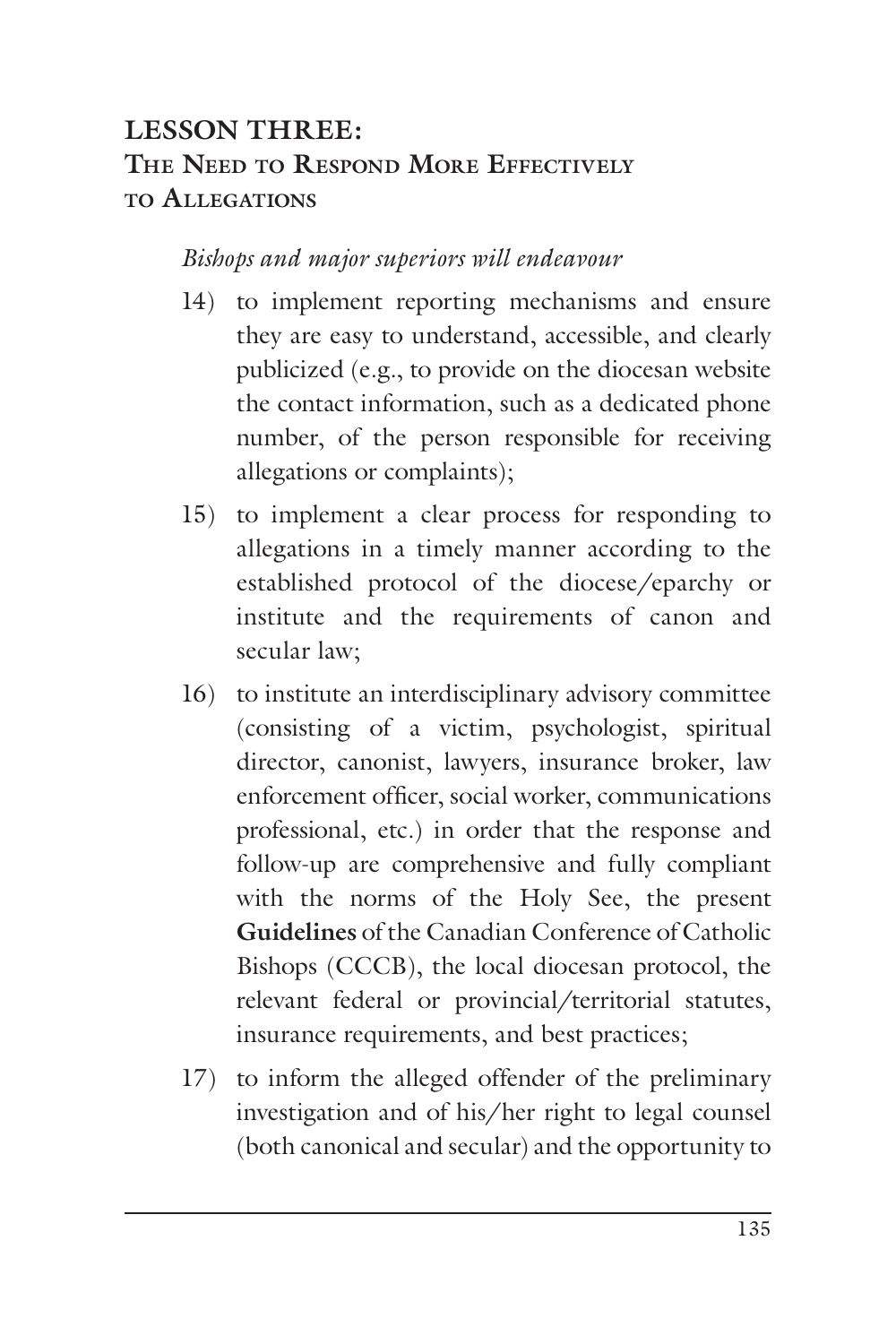## LESSON THREE: The Need to Respond More Effectively to Allegations

*Bishops and major superiors will endeavour*

14) to implement reporting mechanisms and ensure they are easy to understand, accessible, and clearly publicized (e.g., to provide on the diocesan website the contact information, such as a dedicated phone number, of the person responsible for receiving allegations or complaints);

15) to implement a clear process for responding to allegations in a timely manner according to the established protocol of the diocese/eparchy or institute and the requirements of canon and secular law;

16) to institute an interdisciplinary advisory committee (consisting of a victim, psychologist, spiritual director, canonist, lawyers, insurance broker, law enforcement officer, social worker, communications professional, etc.) in order that the response and follow-up are comprehensive and fully compliant with the norms of the Holy See, the present **Guidelines** of the Canadian Conference of Catholic Bishops (CCCB), the local diocesan protocol, the relevant federal or provincial/territorial statutes, insurance requirements, and best practices;

17) to inform the alleged offender of the preliminary investigation and of his/her right to legal counsel (both canonical and secular) and the opportunity to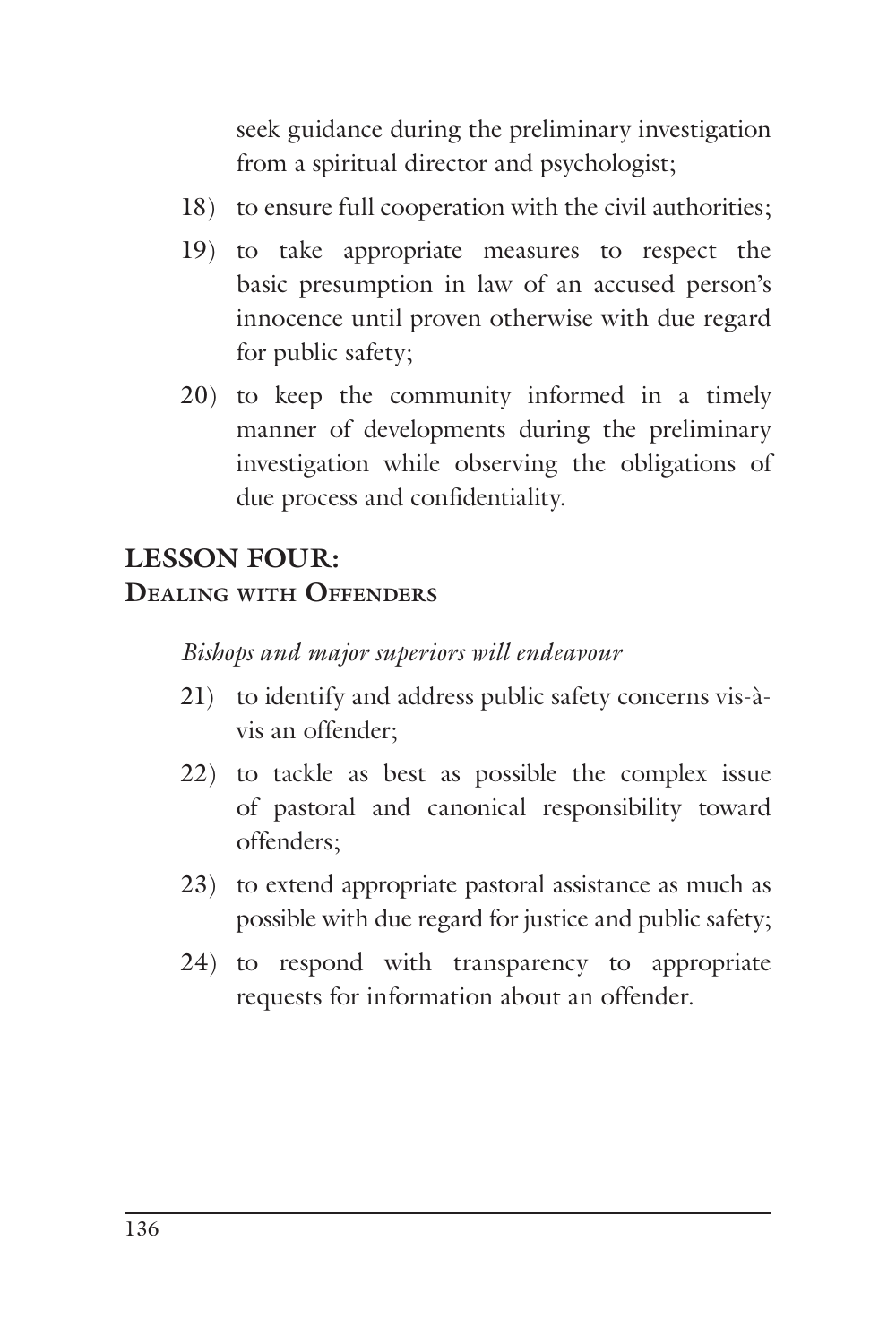seek guidance during the preliminary investigation from a spiritual director and psychologist;

18) to ensure full cooperation with the civil authorities;

19) to take appropriate measures to respect the basic presumption in law of an accused person's innocence until proven otherwise with due regard for public safety;

20) to keep the community informed in a timely manner of developments during the preliminary investigation while observing the obligations of due process and confidentiality.

## LESSON FOUR: DEALING WITH OFFENDERS

*Bishops and major superiors will endeavour*

21) to identify and address public safety concerns vis-à-vis an offender;

22) to tackle as best as possible the complex issue of pastoral and canonical responsibility toward offenders;

23) to extend appropriate pastoral assistance as much as possible with due regard for justice and public safety;

24) to respond with transparency to appropriate requests for information about an offender.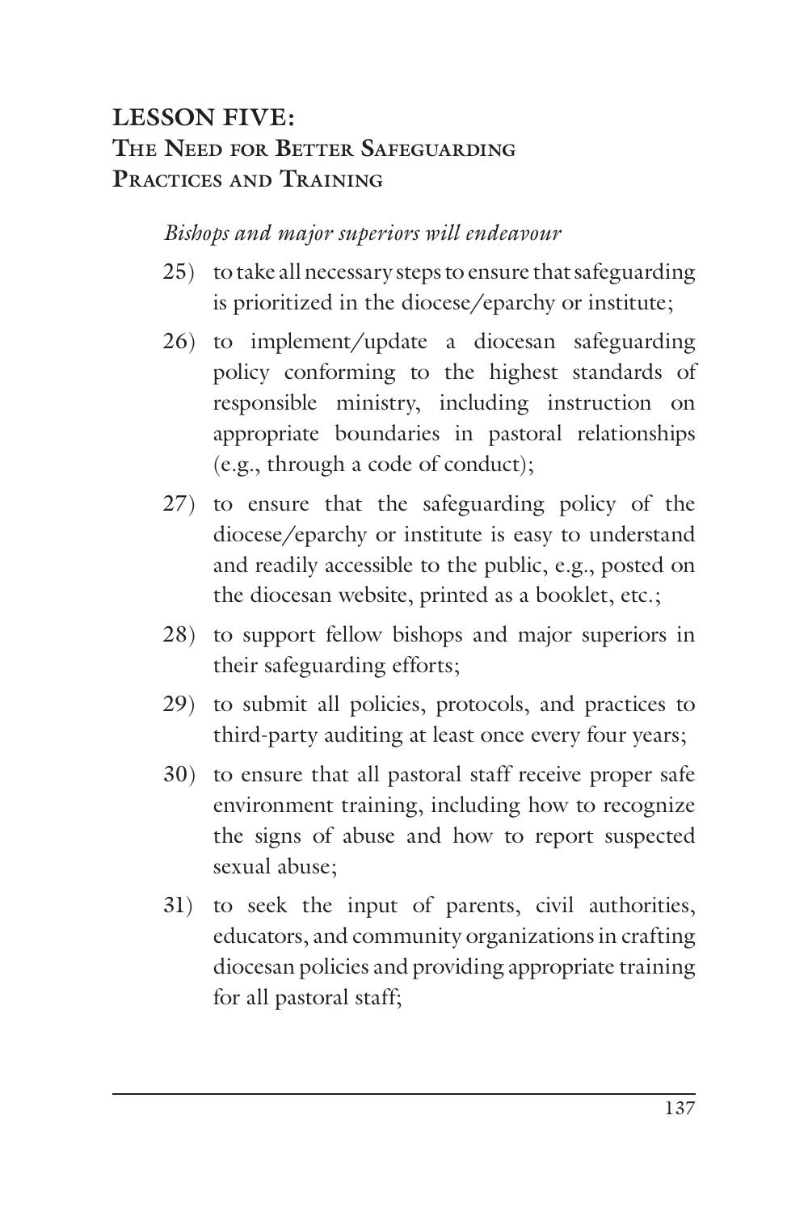## LESSON FIVE:
## The Need for Better Safeguarding Practices and Training

*Bishops and major superiors will endeavour*

25) to take all necessary steps to ensure that safeguarding is prioritized in the diocese/eparchy or institute;

26) to implement/update a diocesan safeguarding policy conforming to the highest standards of responsible ministry, including instruction on appropriate boundaries in pastoral relationships (e.g., through a code of conduct);

27) to ensure that the safeguarding policy of the diocese/eparchy or institute is easy to understand and readily accessible to the public, e.g., posted on the diocesan website, printed as a booklet, etc.;

28) to support fellow bishops and major superiors in their safeguarding efforts;

29) to submit all policies, protocols, and practices to third-party auditing at least once every four years;

30) to ensure that all pastoral staff receive proper safe environment training, including how to recognize the signs of abuse and how to report suspected sexual abuse;

31) to seek the input of parents, civil authorities, educators, and community organizations in crafting diocesan policies and providing appropriate training for all pastoral staff;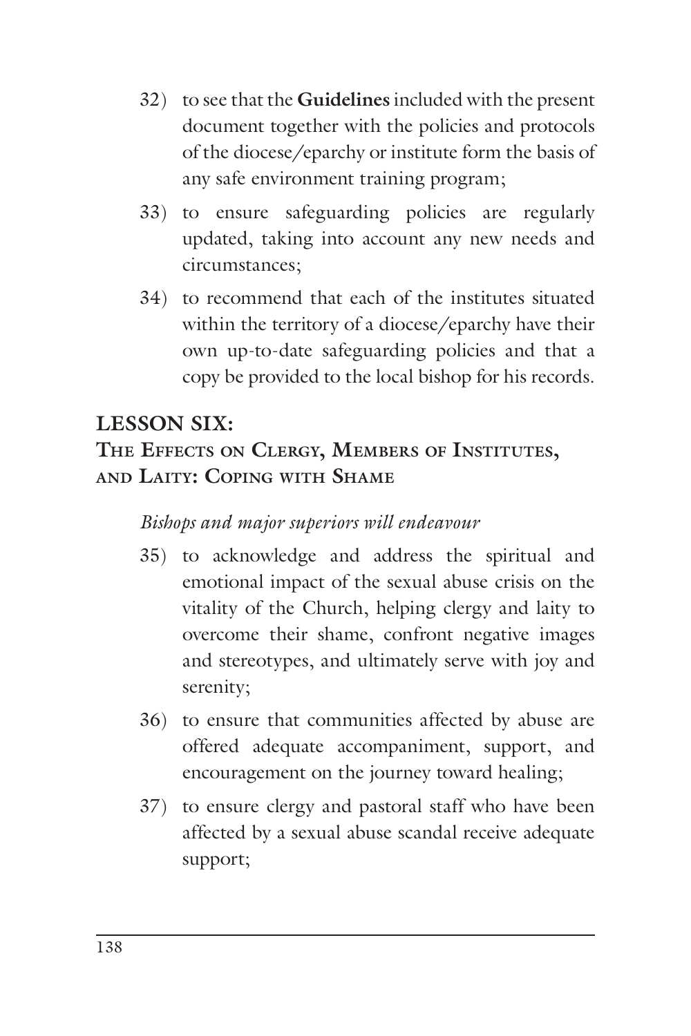32) to see that the **Guidelines** included with the present document together with the policies and protocols of the diocese/eparchy or institute form the basis of any safe environment training program;

33) to ensure safeguarding policies are regularly updated, taking into account any new needs and circumstances;

34) to recommend that each of the institutes situated within the territory of a diocese/eparchy have their own up-to-date safeguarding policies and that a copy be provided to the local bishop for his records.

## LESSON SIX: THE EFFECTS ON CLERGY, MEMBERS OF INSTITUTES, AND LAITY: COPING WITH SHAME

*Bishops and major superiors will endeavour*

35) to acknowledge and address the spiritual and emotional impact of the sexual abuse crisis on the vitality of the Church, helping clergy and laity to overcome their shame, confront negative images and stereotypes, and ultimately serve with joy and serenity;

36) to ensure that communities affected by abuse are offered adequate accompaniment, support, and encouragement on the journey toward healing;

37) to ensure clergy and pastoral staff who have been affected by a sexual abuse scandal receive adequate support;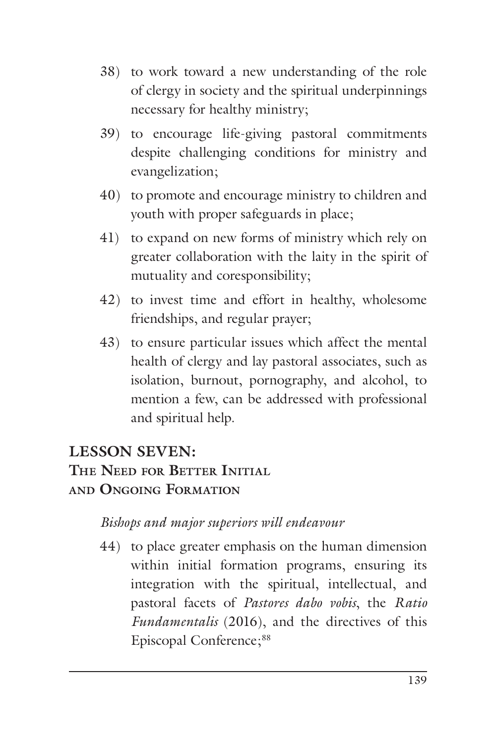38) to work toward a new understanding of the role of clergy in society and the spiritual underpinnings necessary for healthy ministry;

39) to encourage life-giving pastoral commitments despite challenging conditions for ministry and evangelization;

40) to promote and encourage ministry to children and youth with proper safeguards in place;

41) to expand on new forms of ministry which rely on greater collaboration with the laity in the spirit of mutuality and coresponsibility;

42) to invest time and effort in healthy, wholesome friendships, and regular prayer;

43) to ensure particular issues which affect the mental health of clergy and lay pastoral associates, such as isolation, burnout, pornography, and alcohol, to mention a few, can be addressed with professional and spiritual help.

## LESSON SEVEN: The Need for Better Initial and Ongoing Formation

*Bishops and major superiors will endeavour*

44) to place greater emphasis on the human dimension within initial formation programs, ensuring its integration with the spiritual, intellectual, and pastoral facets of *Pastores dabo vobis*, the *Ratio Fundamentalis* (2016), and the directives of this Episcopal Conference;[88]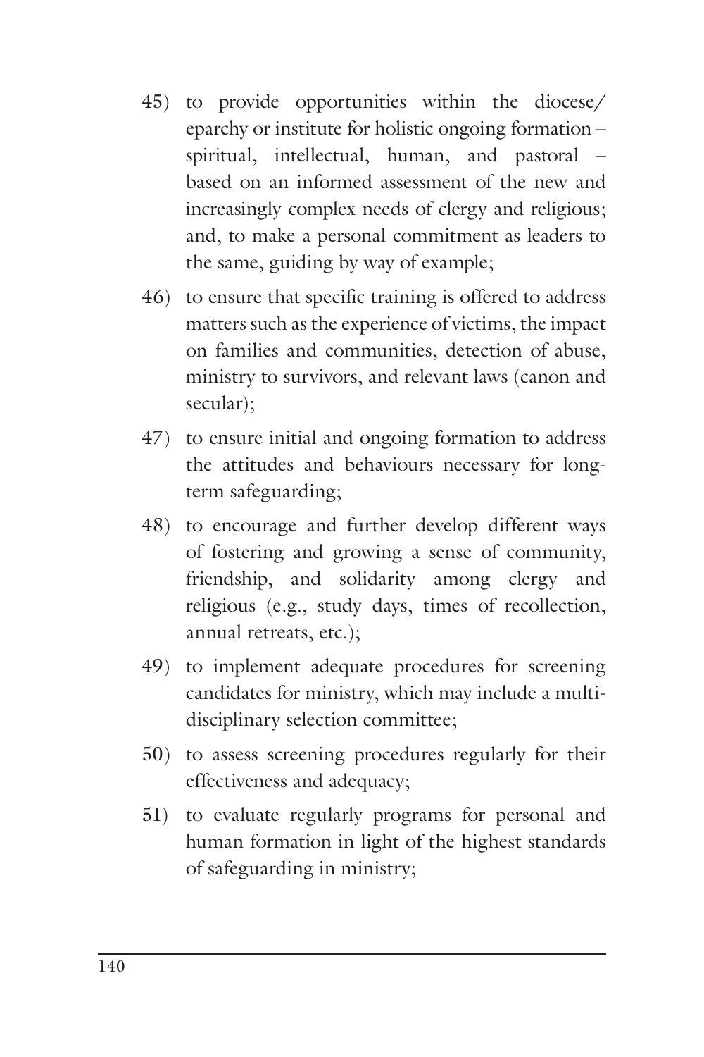45) to provide opportunities within the diocese/eparchy or institute for holistic ongoing formation – spiritual, intellectual, human, and pastoral – based on an informed assessment of the new and increasingly complex needs of clergy and religious; and, to make a personal commitment as leaders to the same, guiding by way of example;

46) to ensure that specific training is offered to address matters such as the experience of victims, the impact on families and communities, detection of abuse, ministry to survivors, and relevant laws (canon and secular);

47) to ensure initial and ongoing formation to address the attitudes and behaviours necessary for long-term safeguarding;

48) to encourage and further develop different ways of fostering and growing a sense of community, friendship, and solidarity among clergy and religious (e.g., study days, times of recollection, annual retreats, etc.);

49) to implement adequate procedures for screening candidates for ministry, which may include a multi-disciplinary selection committee;

50) to assess screening procedures regularly for their effectiveness and adequacy;

51) to evaluate regularly programs for personal and human formation in light of the highest standards of safeguarding in ministry;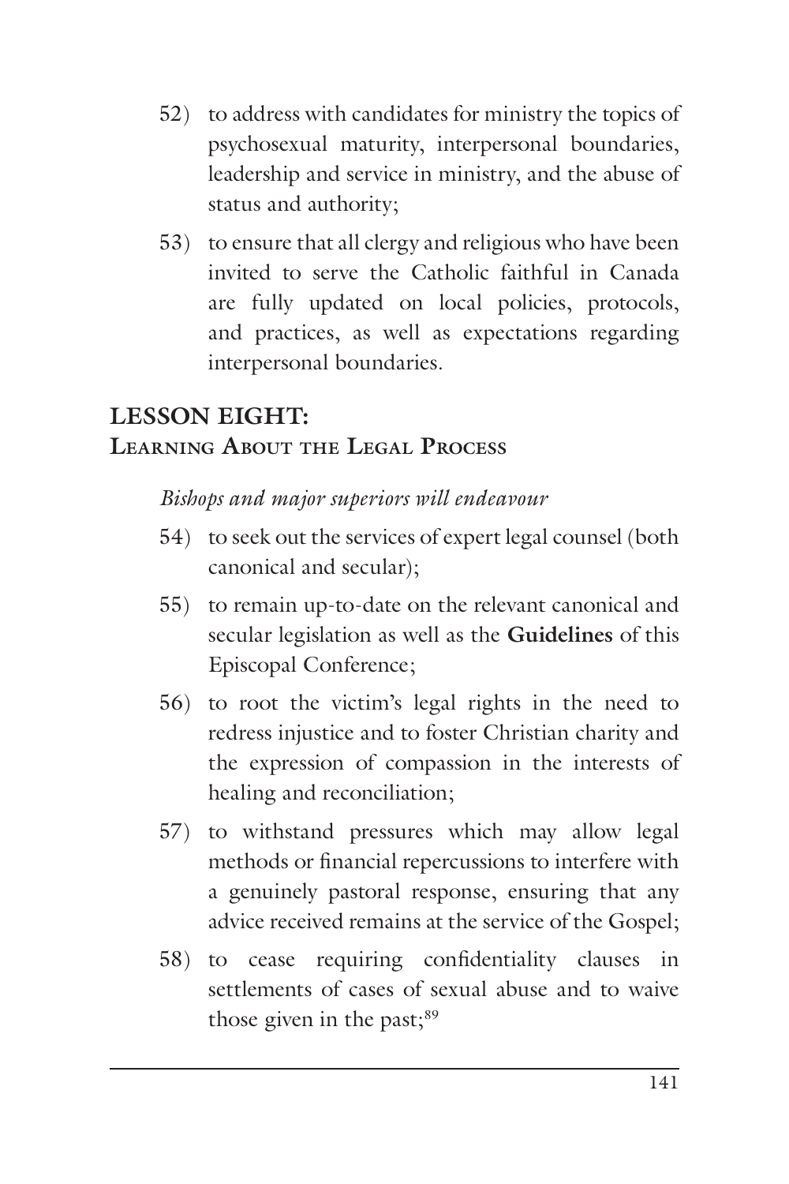52) to address with candidates for ministry the topics of psychosexual maturity, interpersonal boundaries, leadership and service in ministry, and the abuse of status and authority;

53) to ensure that all clergy and religious who have been invited to serve the Catholic faithful in Canada are fully updated on local policies, protocols, and practices, as well as expectations regarding interpersonal boundaries.

## LESSON EIGHT:
## Learning About the Legal Process

*Bishops and major superiors will endeavour*

54) to seek out the services of expert legal counsel (both canonical and secular);

55) to remain up-to-date on the relevant canonical and secular legislation as well as the **Guidelines** of this Episcopal Conference;

56) to root the victim's legal rights in the need to redress injustice and to foster Christian charity and the expression of compassion in the interests of healing and reconciliation;

57) to withstand pressures which may allow legal methods or financial repercussions to interfere with a genuinely pastoral response, ensuring that any advice received remains at the service of the Gospel;

58) to cease requiring confidentiality clauses in settlements of cases of sexual abuse and to waive those given in the past;[89]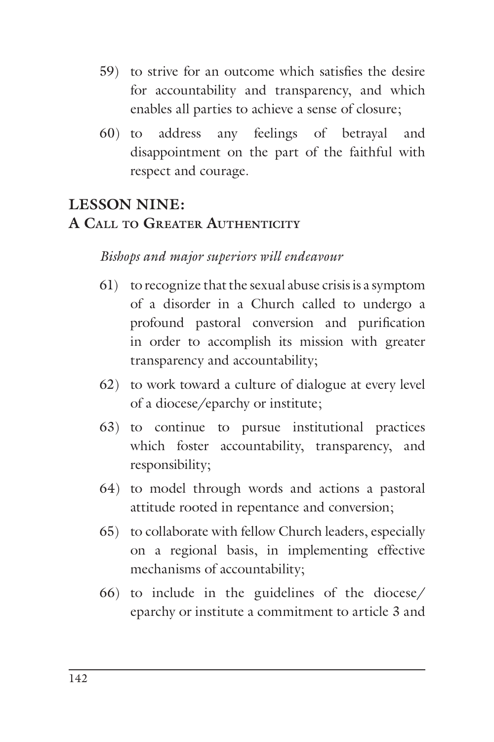59) to strive for an outcome which satisfies the desire for accountability and transparency, and which enables all parties to achieve a sense of closure;

60) to address any feelings of betrayal and disappointment on the part of the faithful with respect and courage.

## LESSON NINE: A CALL TO GREATER AUTHENTICITY

*Bishops and major superiors will endeavour*

61) to recognize that the sexual abuse crisis is a symptom of a disorder in a Church called to undergo a profound pastoral conversion and purification in order to accomplish its mission with greater transparency and accountability;

62) to work toward a culture of dialogue at every level of a diocese/eparchy or institute;

63) to continue to pursue institutional practices which foster accountability, transparency, and responsibility;

64) to model through words and actions a pastoral attitude rooted in repentance and conversion;

65) to collaborate with fellow Church leaders, especially on a regional basis, in implementing effective mechanisms of accountability;

66) to include in the guidelines of the diocese/eparchy or institute a commitment to article 3 and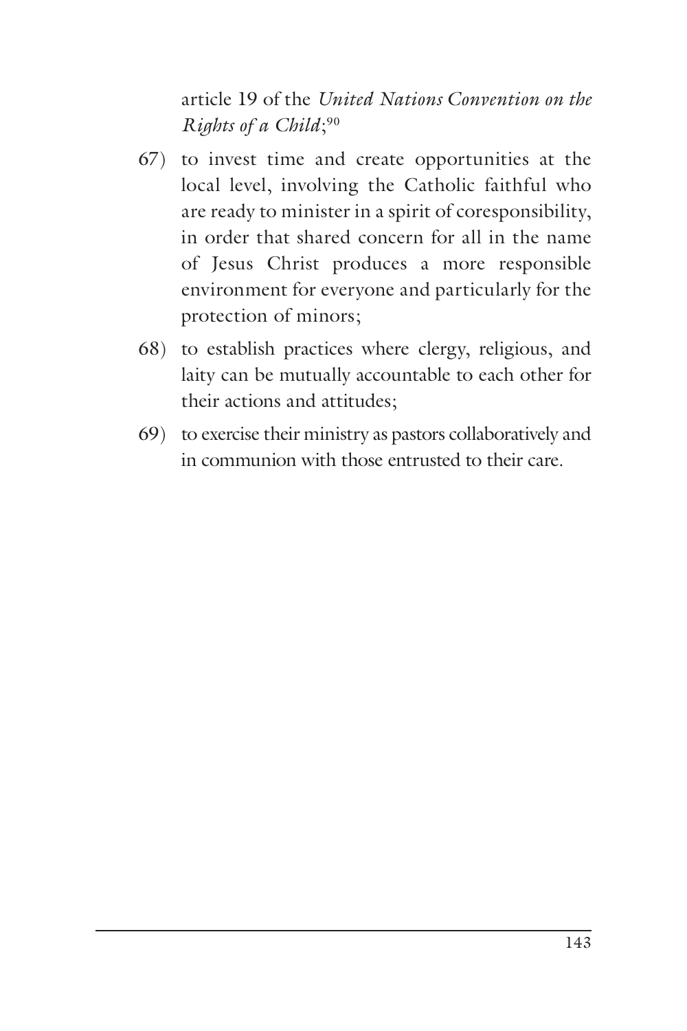article 19 of the *United Nations Convention on the Rights of a Child*;[90]

67) to invest time and create opportunities at the local level, involving the Catholic faithful who are ready to minister in a spirit of coresponsibility, in order that shared concern for all in the name of Jesus Christ produces a more responsible environment for everyone and particularly for the protection of minors;

68) to establish practices where clergy, religious, and laity can be mutually accountable to each other for their actions and attitudes;

69) to exercise their ministry as pastors collaboratively and in communion with those entrusted to their care.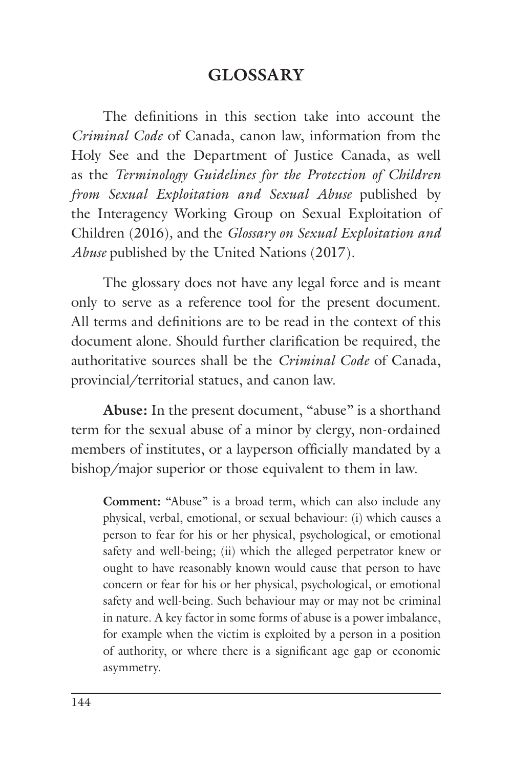## GLOSSARY

The definitions in this section take into account the *Criminal Code* of Canada, canon law, information from the Holy See and the Department of Justice Canada, as well as the *Terminology Guidelines for the Protection of Children from Sexual Exploitation and Sexual Abuse* published by the Interagency Working Group on Sexual Exploitation of Children (2016), and the *Glossary on Sexual Exploitation and Abuse* published by the United Nations (2017).

The glossary does not have any legal force and is meant only to serve as a reference tool for the present document. All terms and definitions are to be read in the context of this document alone. Should further clarification be required, the authoritative sources shall be the *Criminal Code* of Canada, provincial/territorial statues, and canon law.

**Abuse:** In the present document, "abuse" is a shorthand term for the sexual abuse of a minor by clergy, non-ordained members of institutes, or a layperson officially mandated by a bishop/major superior or those equivalent to them in law.

> **Comment:** "Abuse" is a broad term, which can also include any physical, verbal, emotional, or sexual behaviour: (i) which causes a person to fear for his or her physical, psychological, or emotional safety and well-being; (ii) which the alleged perpetrator knew or ought to have reasonably known would cause that person to have concern or fear for his or her physical, psychological, or emotional safety and well-being. Such behaviour may or may not be criminal in nature. A key factor in some forms of abuse is a power imbalance, for example when the victim is exploited by a person in a position of authority, or where there is a significant age gap or economic asymmetry.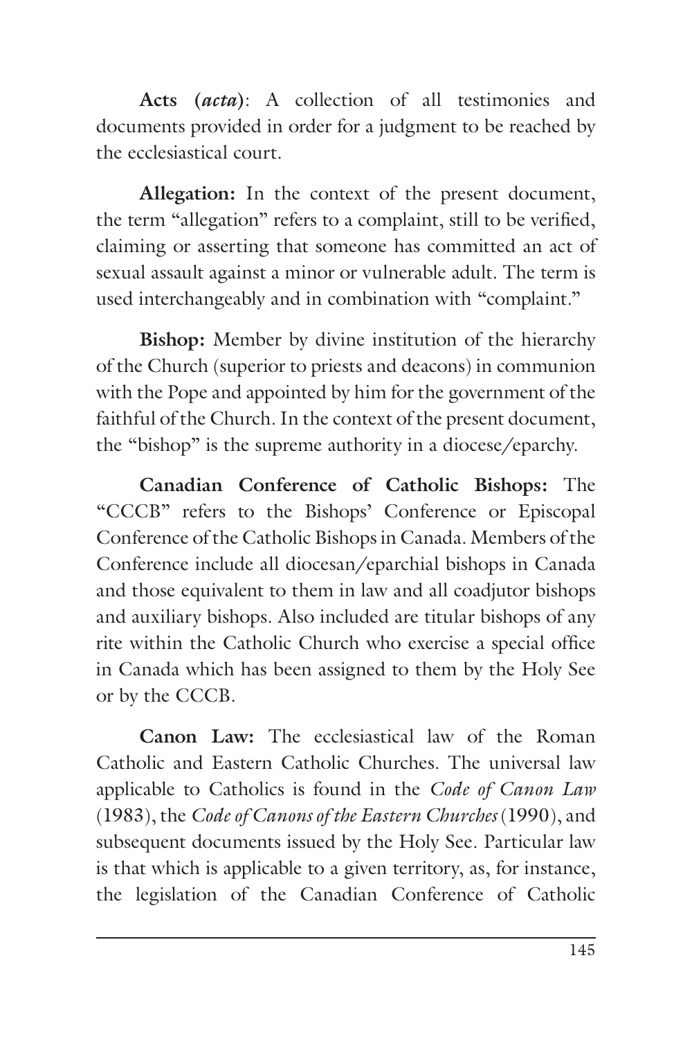**Acts (*acta*)**: A collection of all testimonies and documents provided in order for a judgment to be reached by the ecclesiastical court.

**Allegation:** In the context of the present document, the term "allegation" refers to a complaint, still to be verified, claiming or asserting that someone has committed an act of sexual assault against a minor or vulnerable adult. The term is used interchangeably and in combination with "complaint."

**Bishop:** Member by divine institution of the hierarchy of the Church (superior to priests and deacons) in communion with the Pope and appointed by him for the government of the faithful of the Church. In the context of the present document, the "bishop" is the supreme authority in a diocese/eparchy.

**Canadian Conference of Catholic Bishops:** The "CCCB" refers to the Bishops' Conference or Episcopal Conference of the Catholic Bishops in Canada. Members of the Conference include all diocesan/eparchial bishops in Canada and those equivalent to them in law and all coadjutor bishops and auxiliary bishops. Also included are titular bishops of any rite within the Catholic Church who exercise a special office in Canada which has been assigned to them by the Holy See or by the CCCB.

**Canon Law:** The ecclesiastical law of the Roman Catholic and Eastern Catholic Churches. The universal law applicable to Catholics is found in the *Code of Canon Law* (1983), the *Code of Canons of the Eastern Churches* (1990), and subsequent documents issued by the Holy See. Particular law is that which is applicable to a given territory, as, for instance, the legislation of the Canadian Conference of Catholic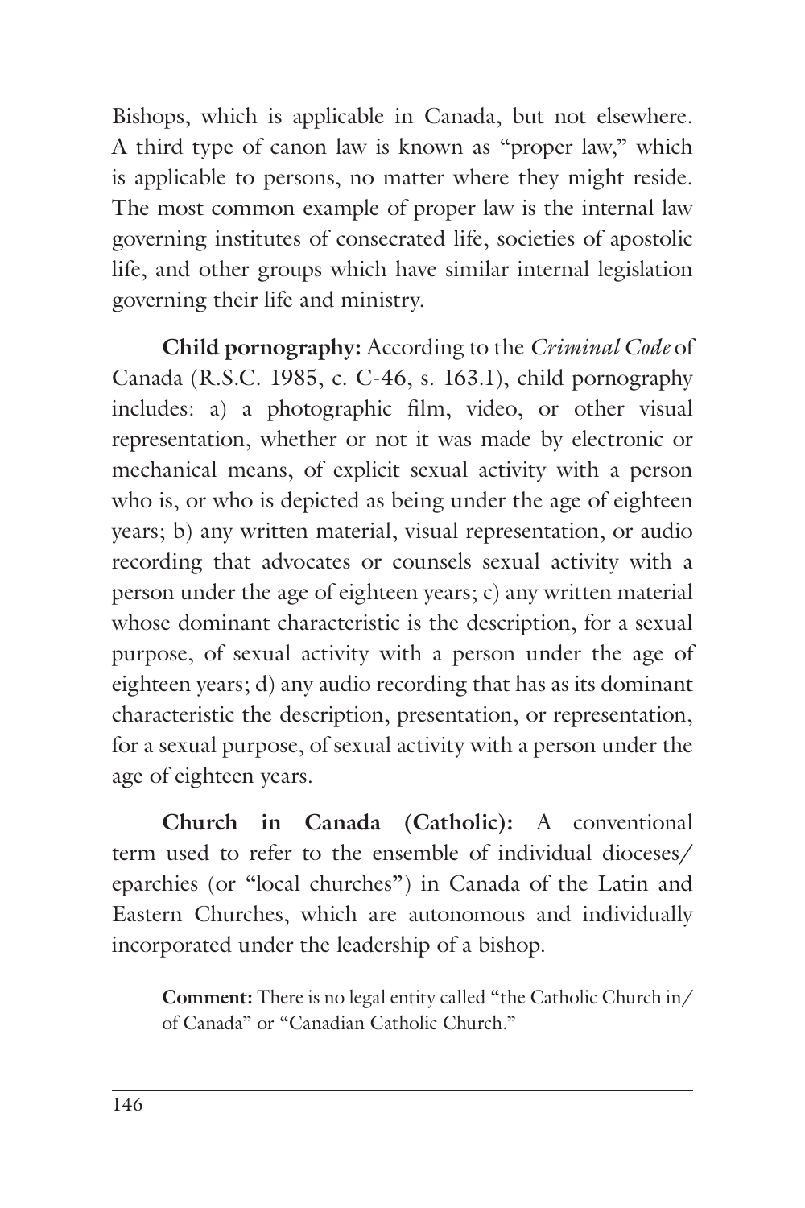Bishops, which is applicable in Canada, but not elsewhere. A third type of canon law is known as "proper law," which is applicable to persons, no matter where they might reside. The most common example of proper law is the internal law governing institutes of consecrated life, societies of apostolic life, and other groups which have similar internal legislation governing their life and ministry.

**Child pornography:** According to the *Criminal Code* of Canada (R.S.C. 1985, c. C-46, s. 163.1), child pornography includes: a) a photographic film, video, or other visual representation, whether or not it was made by electronic or mechanical means, of explicit sexual activity with a person who is, or who is depicted as being under the age of eighteen years; b) any written material, visual representation, or audio recording that advocates or counsels sexual activity with a person under the age of eighteen years; c) any written material whose dominant characteristic is the description, for a sexual purpose, of sexual activity with a person under the age of eighteen years; d) any audio recording that has as its dominant characteristic the description, presentation, or representation, for a sexual purpose, of sexual activity with a person under the age of eighteen years.

**Church in Canada (Catholic):** A conventional term used to refer to the ensemble of individual dioceses/eparchies (or "local churches") in Canada of the Latin and Eastern Churches, which are autonomous and individually incorporated under the leadership of a bishop.

> **Comment:** There is no legal entity called "the Catholic Church in/of Canada" or "Canadian Catholic Church."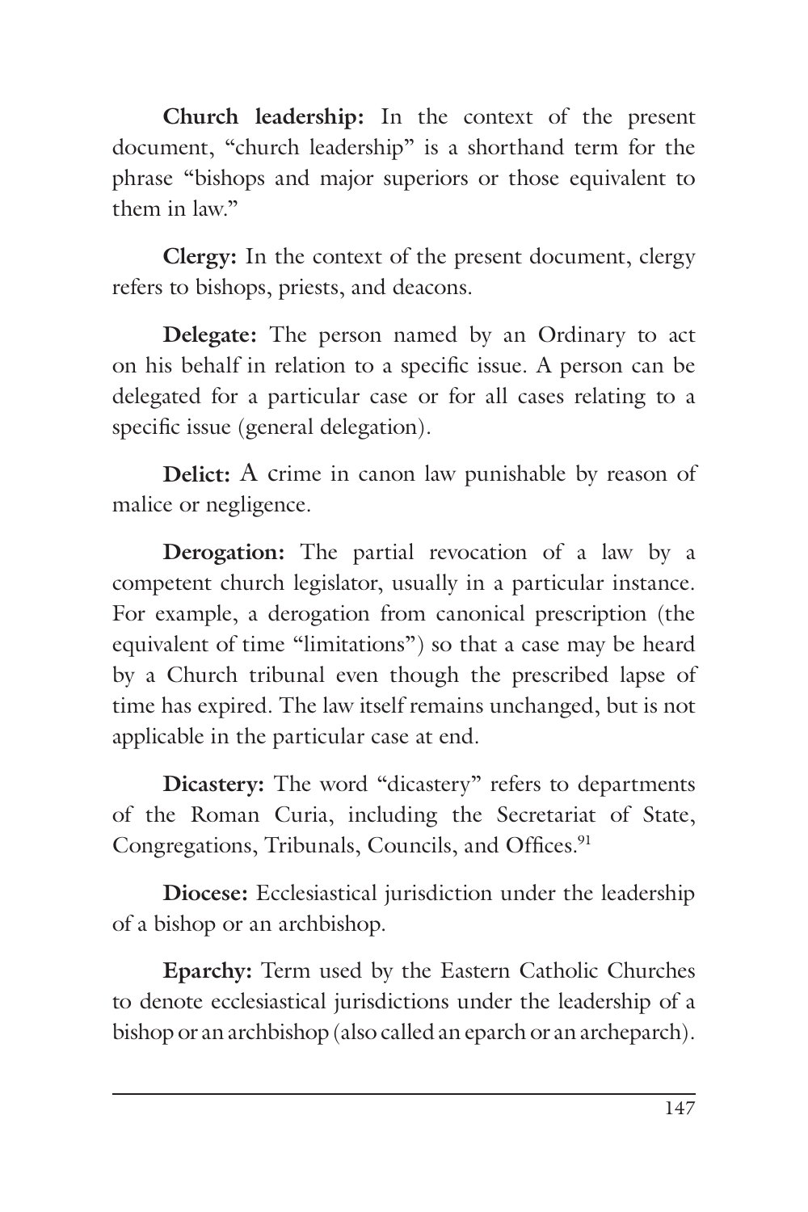**Church leadership:** In the context of the present document, "church leadership" is a shorthand term for the phrase "bishops and major superiors or those equivalent to them in law."

**Clergy:** In the context of the present document, clergy refers to bishops, priests, and deacons.

**Delegate:** The person named by an Ordinary to act on his behalf in relation to a specific issue. A person can be delegated for a particular case or for all cases relating to a specific issue (general delegation).

**Delict:** A crime in canon law punishable by reason of malice or negligence.

**Derogation:** The partial revocation of a law by a competent church legislator, usually in a particular instance. For example, a derogation from canonical prescription (the equivalent of time "limitations") so that a case may be heard by a Church tribunal even though the prescribed lapse of time has expired. The law itself remains unchanged, but is not applicable in the particular case at end.

**Dicastery:** The word "dicastery" refers to departments of the Roman Curia, including the Secretariat of State, Congregations, Tribunals, Councils, and Offices.[91]

**Diocese:** Ecclesiastical jurisdiction under the leadership of a bishop or an archbishop.

**Eparchy:** Term used by the Eastern Catholic Churches to denote ecclesiastical jurisdictions under the leadership of a bishop or an archbishop (also called an eparch or an archeparch).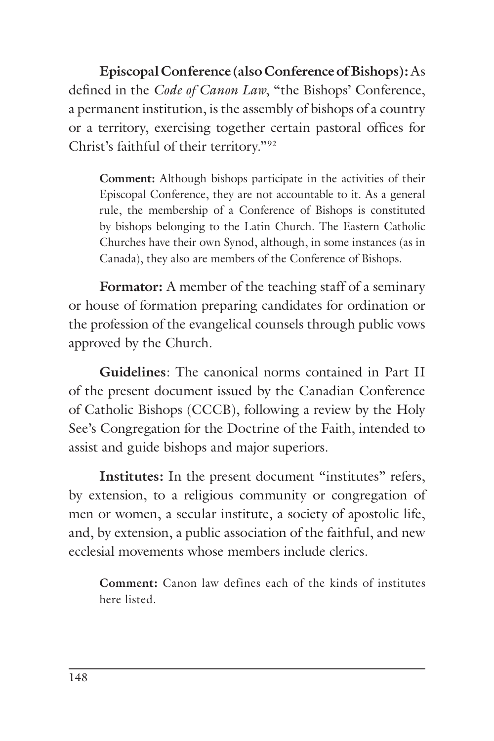**Episcopal Conference (also Conference of Bishops):** As defined in the *Code of Canon Law*, "the Bishops' Conference, a permanent institution, is the assembly of bishops of a country or a territory, exercising together certain pastoral offices for Christ's faithful of their territory."[92]

> **Comment:** Although bishops participate in the activities of their Episcopal Conference, they are not accountable to it. As a general rule, the membership of a Conference of Bishops is constituted by bishops belonging to the Latin Church. The Eastern Catholic Churches have their own Synod, although, in some instances (as in Canada), they also are members of the Conference of Bishops.

**Formator:** A member of the teaching staff of a seminary or house of formation preparing candidates for ordination or the profession of the evangelical counsels through public vows approved by the Church.

**Guidelines**: The canonical norms contained in Part II of the present document issued by the Canadian Conference of Catholic Bishops (CCCB), following a review by the Holy See's Congregation for the Doctrine of the Faith, intended to assist and guide bishops and major superiors.

**Institutes:** In the present document "institutes" refers, by extension, to a religious community or congregation of men or women, a secular institute, a society of apostolic life, and, by extension, a public association of the faithful, and new ecclesial movements whose members include clerics.

> **Comment:** Canon law defines each of the kinds of institutes here listed.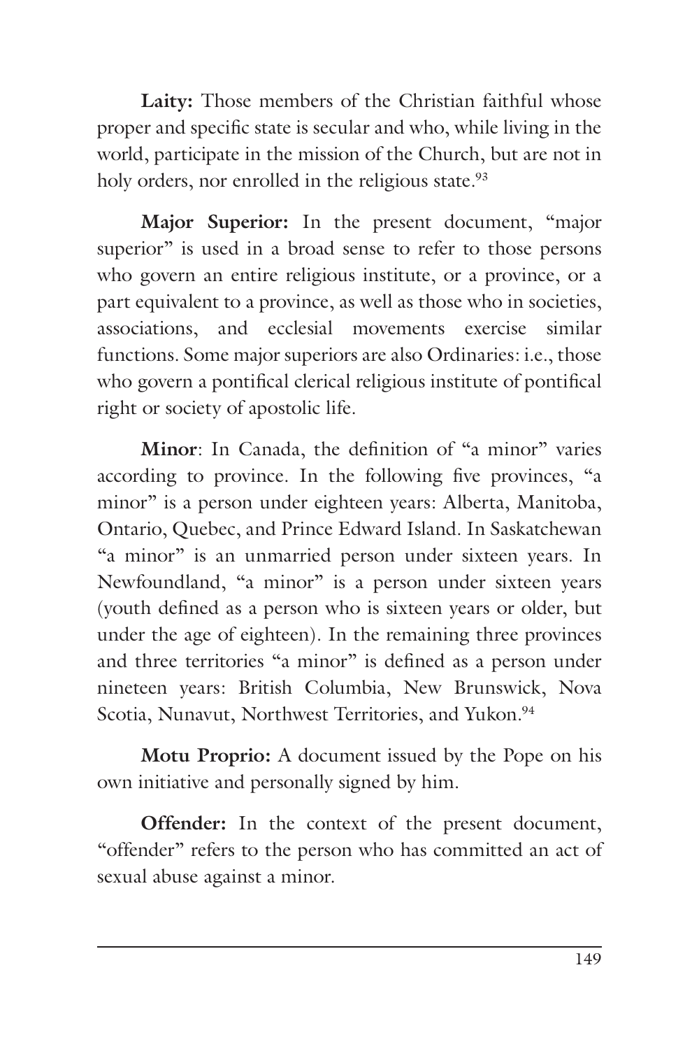**Laity:** Those members of the Christian faithful whose proper and specific state is secular and who, while living in the world, participate in the mission of the Church, but are not in holy orders, nor enrolled in the religious state.[93]

**Major Superior:** In the present document, "major superior" is used in a broad sense to refer to those persons who govern an entire religious institute, or a province, or a part equivalent to a province, as well as those who in societies, associations, and ecclesial movements exercise similar functions. Some major superiors are also Ordinaries: i.e., those who govern a pontifical clerical religious institute of pontifical right or society of apostolic life.

**Minor**: In Canada, the definition of "a minor" varies according to province. In the following five provinces, "a minor" is a person under eighteen years: Alberta, Manitoba, Ontario, Quebec, and Prince Edward Island. In Saskatchewan "a minor" is an unmarried person under sixteen years. In Newfoundland, "a minor" is a person under sixteen years (youth defined as a person who is sixteen years or older, but under the age of eighteen). In the remaining three provinces and three territories "a minor" is defined as a person under nineteen years: British Columbia, New Brunswick, Nova Scotia, Nunavut, Northwest Territories, and Yukon.[94]

**Motu Proprio:** A document issued by the Pope on his own initiative and personally signed by him.

**Offender:** In the context of the present document, "offender" refers to the person who has committed an act of sexual abuse against a minor.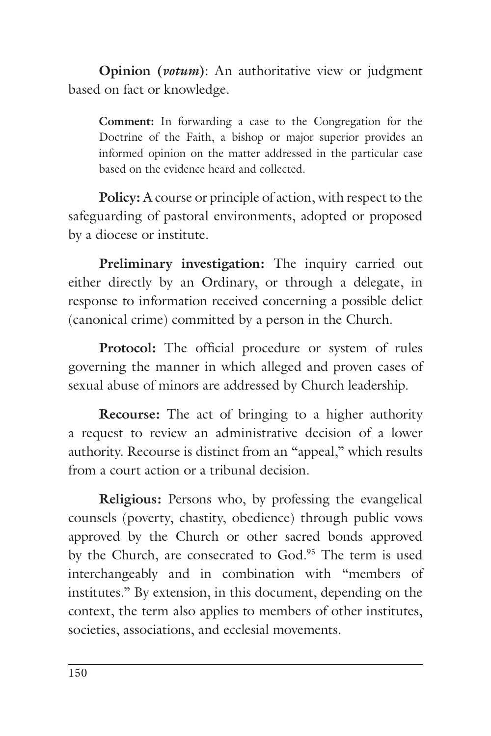**Opinion (*votum*)**: An authoritative view or judgment based on fact or knowledge.

> **Comment:** In forwarding a case to the Congregation for the Doctrine of the Faith, a bishop or major superior provides an informed opinion on the matter addressed in the particular case based on the evidence heard and collected.

**Policy:** A course or principle of action, with respect to the safeguarding of pastoral environments, adopted or proposed by a diocese or institute.

**Preliminary investigation:** The inquiry carried out either directly by an Ordinary, or through a delegate, in response to information received concerning a possible delict (canonical crime) committed by a person in the Church.

**Protocol:** The official procedure or system of rules governing the manner in which alleged and proven cases of sexual abuse of minors are addressed by Church leadership.

**Recourse:** The act of bringing to a higher authority a request to review an administrative decision of a lower authority. Recourse is distinct from an "appeal," which results from a court action or a tribunal decision.

**Religious:** Persons who, by professing the evangelical counsels (poverty, chastity, obedience) through public vows approved by the Church or other sacred bonds approved by the Church, are consecrated to God.[95] The term is used interchangeably and in combination with "members of institutes." By extension, in this document, depending on the context, the term also applies to members of other institutes, societies, associations, and ecclesial movements.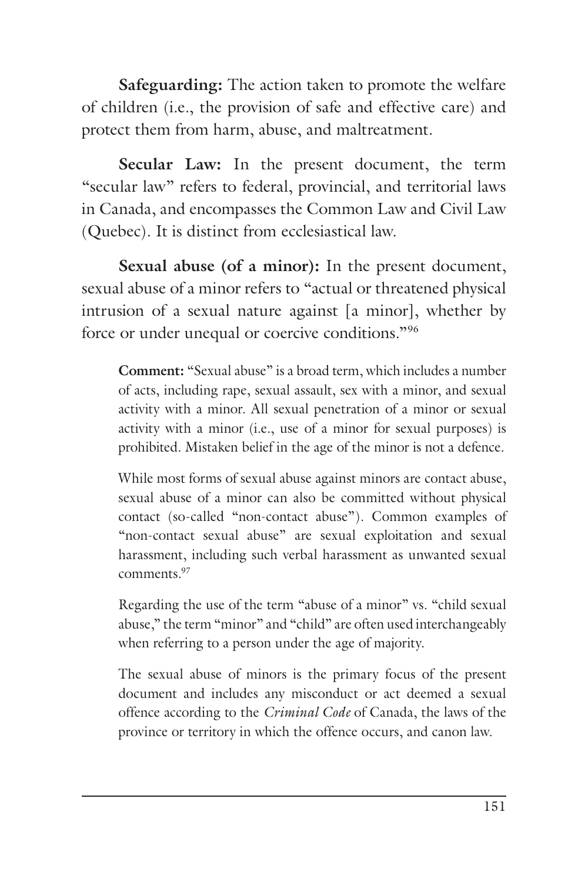**Safeguarding:** The action taken to promote the welfare of children (i.e., the provision of safe and effective care) and protect them from harm, abuse, and maltreatment.

**Secular Law:** In the present document, the term "secular law" refers to federal, provincial, and territorial laws in Canada, and encompasses the Common Law and Civil Law (Quebec). It is distinct from ecclesiastical law.

**Sexual abuse (of a minor):** In the present document, sexual abuse of a minor refers to "actual or threatened physical intrusion of a sexual nature against [a minor], whether by force or under unequal or coercive conditions."[96]

> **Comment:** "Sexual abuse" is a broad term, which includes a number of acts, including rape, sexual assault, sex with a minor, and sexual activity with a minor. All sexual penetration of a minor or sexual activity with a minor (i.e., use of a minor for sexual purposes) is prohibited. Mistaken belief in the age of the minor is not a defence.
>
> While most forms of sexual abuse against minors are contact abuse, sexual abuse of a minor can also be committed without physical contact (so-called "non-contact abuse"). Common examples of "non-contact sexual abuse" are sexual exploitation and sexual harassment, including such verbal harassment as unwanted sexual comments.[97]
>
> Regarding the use of the term "abuse of a minor" vs. "child sexual abuse," the term "minor" and "child" are often used interchangeably when referring to a person under the age of majority.
>
> The sexual abuse of minors is the primary focus of the present document and includes any misconduct or act deemed a sexual offence according to the *Criminal Code* of Canada, the laws of the province or territory in which the offence occurs, and canon law.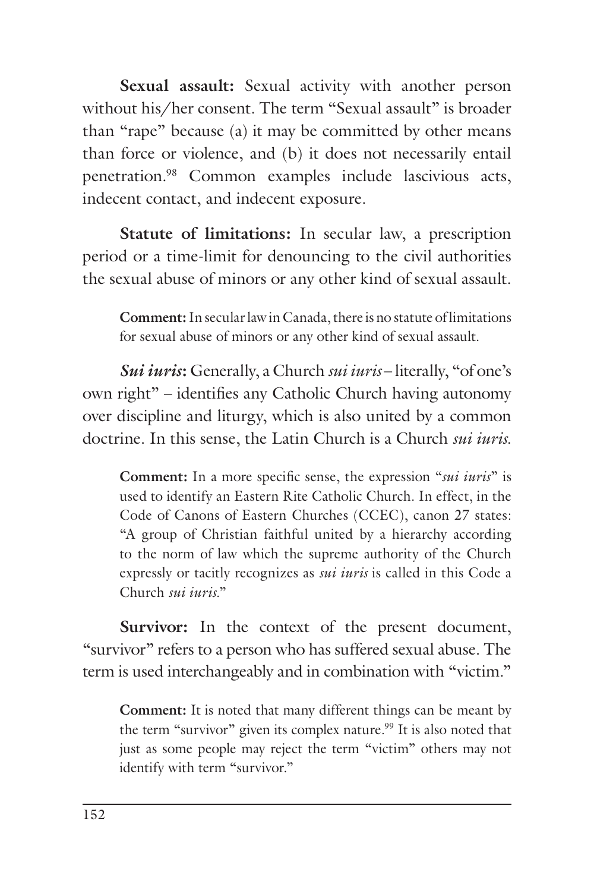**Sexual assault:** Sexual activity with another person without his/her consent. The term "Sexual assault" is broader than "rape" because (a) it may be committed by other means than force or violence, and (b) it does not necessarily entail penetration.[98] Common examples include lascivious acts, indecent contact, and indecent exposure.

**Statute of limitations:** In secular law, a prescription period or a time-limit for denouncing to the civil authorities the sexual abuse of minors or any other kind of sexual assault.

> **Comment:** In secular law in Canada, there is no statute of limitations for sexual abuse of minors or any other kind of sexual assault.

***Sui iuris*:** Generally, a Church *sui iuris* – literally, "of one's own right" – identifies any Catholic Church having autonomy over discipline and liturgy, which is also united by a common doctrine. In this sense, the Latin Church is a Church *sui iuris*.

> **Comment:** In a more specific sense, the expression "*sui iuris*" is used to identify an Eastern Rite Catholic Church. In effect, in the Code of Canons of Eastern Churches (CCEC), canon 27 states: "A group of Christian faithful united by a hierarchy according to the norm of law which the supreme authority of the Church expressly or tacitly recognizes as *sui iuris* is called in this Code a Church *sui iuris*."

**Survivor:** In the context of the present document, "survivor" refers to a person who has suffered sexual abuse. The term is used interchangeably and in combination with "victim."

> **Comment:** It is noted that many different things can be meant by the term "survivor" given its complex nature.[99] It is also noted that just as some people may reject the term "victim" others may not identify with term "survivor."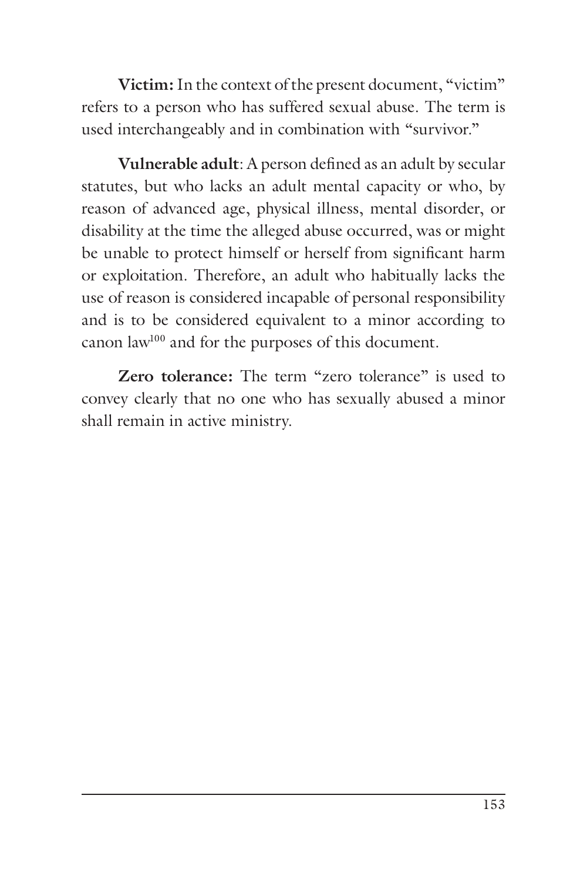**Victim:** In the context of the present document, "victim" refers to a person who has suffered sexual abuse. The term is used interchangeably and in combination with "survivor."

**Vulnerable adult**: A person defined as an adult by secular statutes, but who lacks an adult mental capacity or who, by reason of advanced age, physical illness, mental disorder, or disability at the time the alleged abuse occurred, was or might be unable to protect himself or herself from significant harm or exploitation. Therefore, an adult who habitually lacks the use of reason is considered incapable of personal responsibility and is to be considered equivalent to a minor according to canon law[100] and for the purposes of this document.

**Zero tolerance:** The term "zero tolerance" is used to convey clearly that no one who has sexually abused a minor shall remain in active ministry.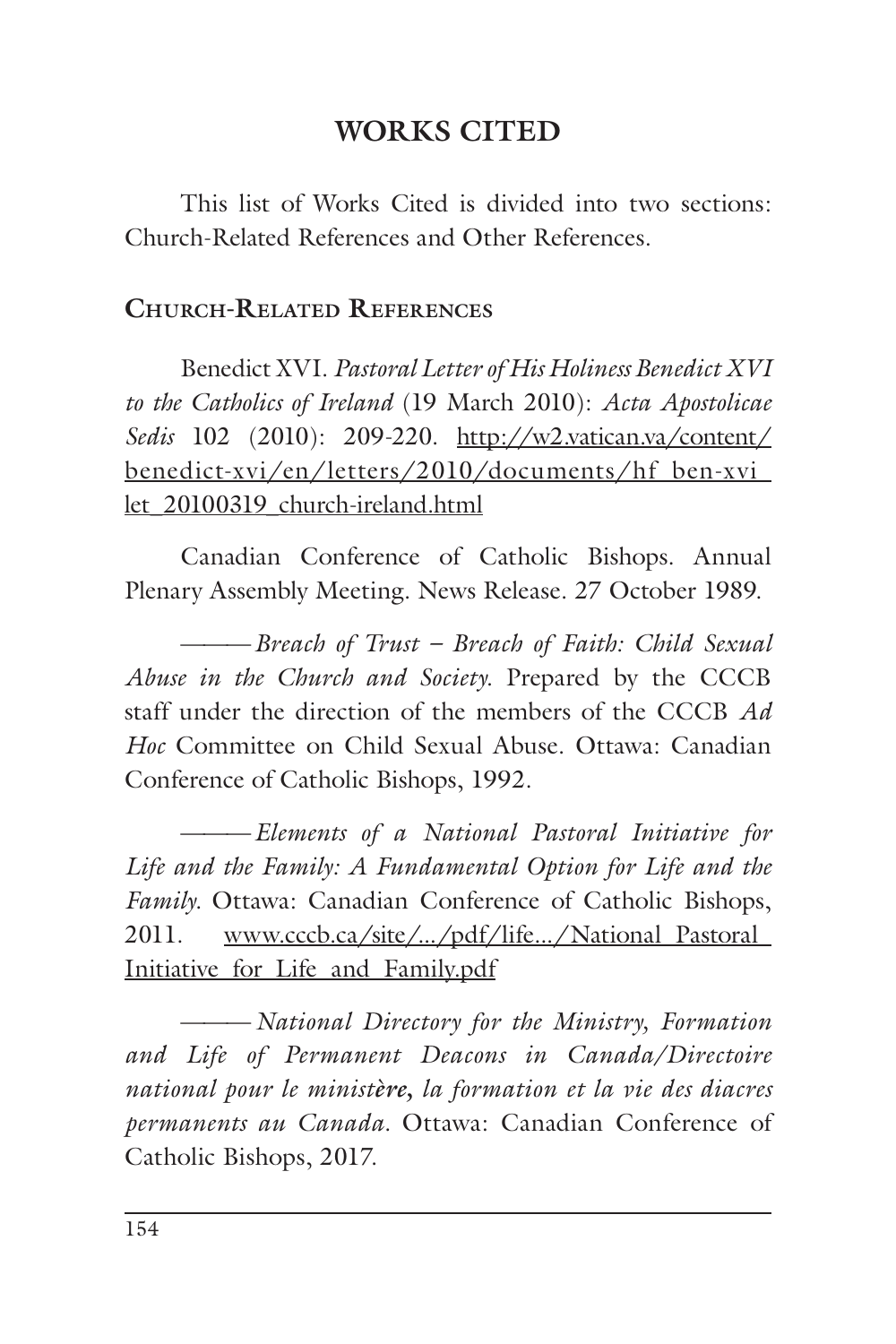# WORKS CITED

This list of Works Cited is divided into two sections: Church-Related References and Other References.

## Church-Related References

Benedict XVI. *Pastoral Letter of His Holiness Benedict XVI to the Catholics of Ireland* (19 March 2010): *Acta Apostolicae Sedis* 102 (2010): 209-220. http://w2.vatican.va/content/benedict-xvi/en/letters/2010/documents/hf_ben-xvi_let_20100319_church-ireland.html

Canadian Conference of Catholic Bishops. Annual Plenary Assembly Meeting. News Release. 27 October 1989.

——— *Breach of Trust – Breach of Faith: Child Sexual Abuse in the Church and Society.* Prepared by the CCCB staff under the direction of the members of the CCCB *Ad Hoc* Committee on Child Sexual Abuse. Ottawa: Canadian Conference of Catholic Bishops, 1992.

——— *Elements of a National Pastoral Initiative for Life and the Family: A Fundamental Option for Life and the Family.* Ottawa: Canadian Conference of Catholic Bishops, 2011. www.cccb.ca/site/.../pdf/life.../National_Pastoral_Initiative_for_Life_and_Family.pdf

——— *National Directory for the Ministry, Formation and Life of Permanent Deacons in Canada/Directoire national pour le ministère, la formation et la vie des diacres permanents au Canada*. Ottawa: Canadian Conference of Catholic Bishops, 2017.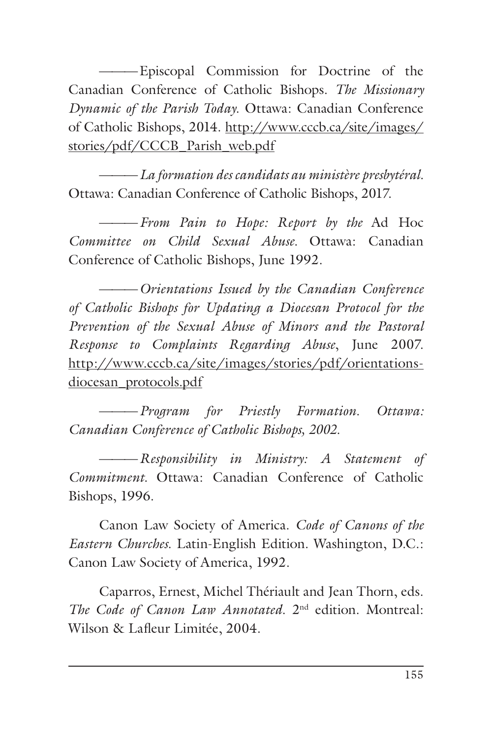——— Episcopal Commission for Doctrine of the Canadian Conference of Catholic Bishops. *The Missionary Dynamic of the Parish Today*. Ottawa: Canadian Conference of Catholic Bishops, 2014. http://www.cccb.ca/site/images/stories/pdf/CCCB_Parish_web.pdf

——— *La formation des candidats au ministère presbytéral*. Ottawa: Canadian Conference of Catholic Bishops, 2017.

——— *From Pain to Hope: Report by the* Ad Hoc *Committee on Child Sexual Abuse*. Ottawa: Canadian Conference of Catholic Bishops, June 1992.

——— *Orientations Issued by the Canadian Conference of Catholic Bishops for Updating a Diocesan Protocol for the Prevention of the Sexual Abuse of Minors and the Pastoral Response to Complaints Regarding Abuse*, June 2007. http://www.cccb.ca/site/images/stories/pdf/orientations-diocesan_protocols.pdf

——— *Program for Priestly Formation. Ottawa: Canadian Conference of Catholic Bishops, 2002.*

——— *Responsibility in Ministry: A Statement of Commitment*. Ottawa: Canadian Conference of Catholic Bishops, 1996.

Canon Law Society of America. *Code of Canons of the Eastern Churches*. Latin-English Edition. Washington, D.C.: Canon Law Society of America, 1992.

Caparros, Ernest, Michel Thériault and Jean Thorn, eds. *The Code of Canon Law Annotated*. 2nd edition. Montreal: Wilson & Lafleur Limitée, 2004.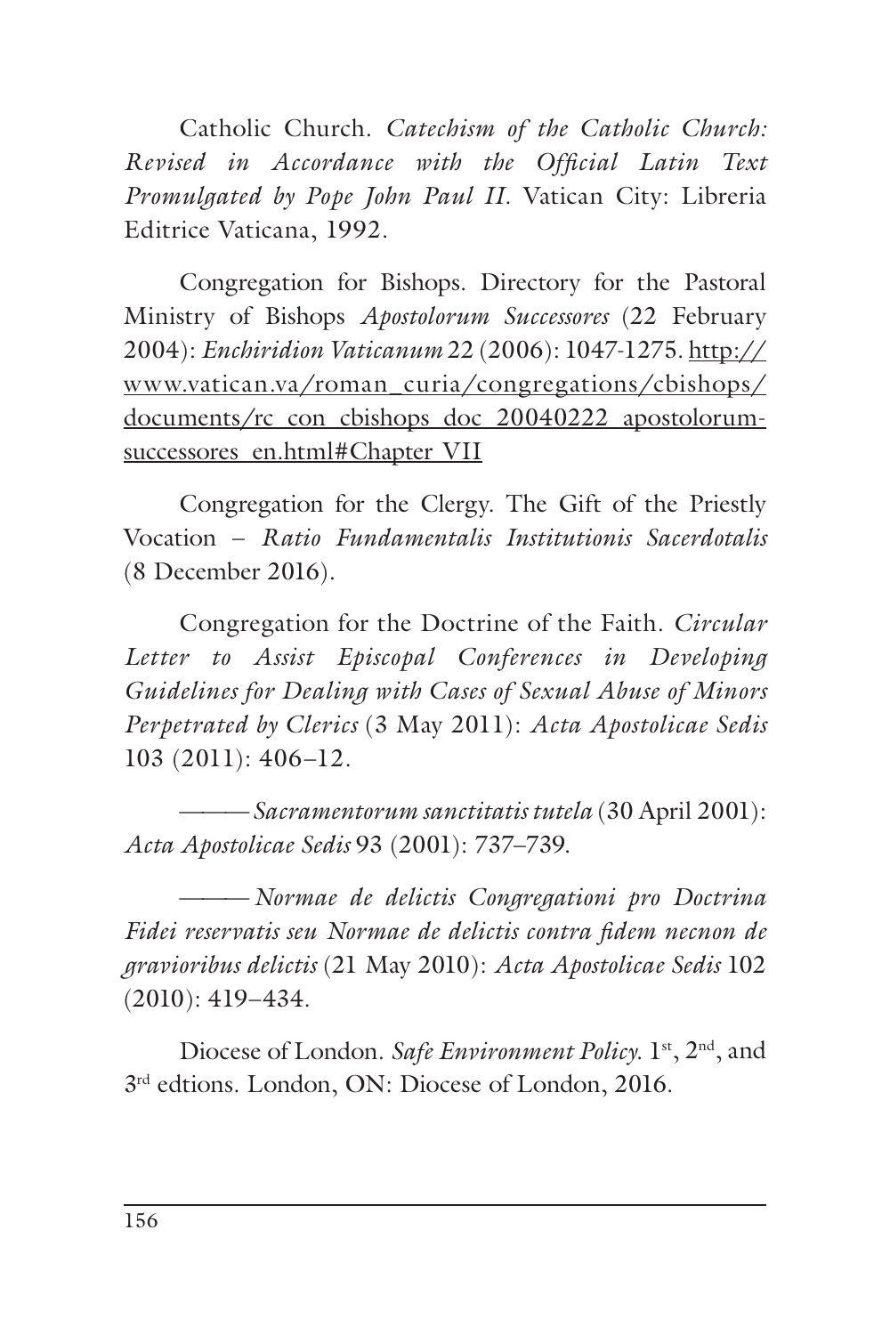Catholic Church. *Catechism of the Catholic Church: Revised in Accordance with the Official Latin Text Promulgated by Pope John Paul II*. Vatican City: Libreria Editrice Vaticana, 1992.

Congregation for Bishops. Directory for the Pastoral Ministry of Bishops *Apostolorum Successores* (22 February 2004): *Enchiridion Vaticanum* 22 (2006): 1047-1275. http://www.vatican.va/roman_curia/congregations/cbishops/documents/rc_con_cbishops_doc_20040222_apostolorum-successores_en.html#Chapter_VII

Congregation for the Clergy. The Gift of the Priestly Vocation – *Ratio Fundamentalis Institutionis Sacerdotalis* (8 December 2016).

Congregation for the Doctrine of the Faith. *Circular Letter to Assist Episcopal Conferences in Developing Guidelines for Dealing with Cases of Sexual Abuse of Minors Perpetrated by Clerics* (3 May 2011): *Acta Apostolicae Sedis* 103 (2011): 406–12.

——— *Sacramentorum sanctitatis tutela* (30 April 2001): *Acta Apostolicae Sedis* 93 (2001): 737–739.

——— *Normae de delictis Congregationi pro Doctrina Fidei reservatis seu Normae de delictis contra fidem necnon de gravioribus delictis* (21 May 2010): *Acta Apostolicae Sedis* 102 (2010): 419–434.

Diocese of London. *Safe Environment Policy.* 1st, 2nd, and 3rd edtions. London, ON: Diocese of London, 2016.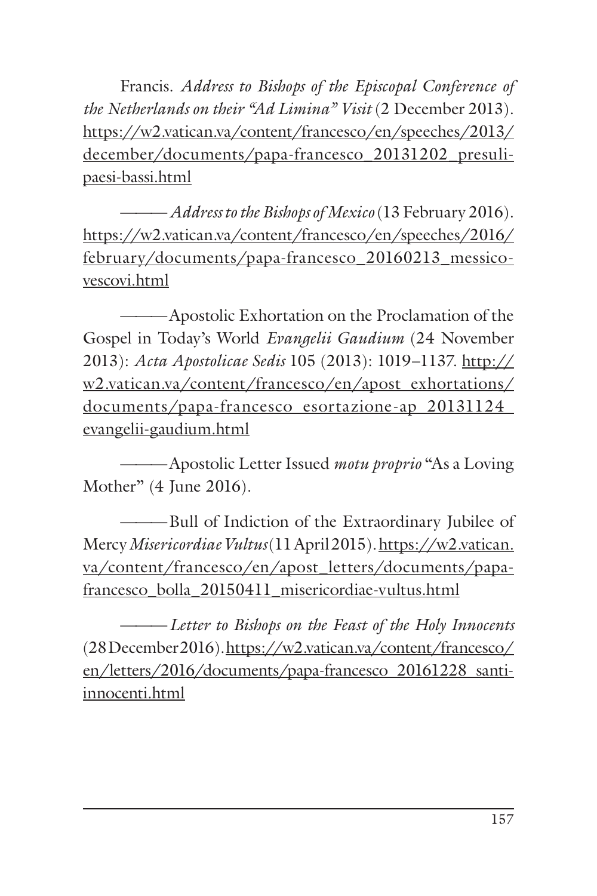Francis. *Address to Bishops of the Episcopal Conference of the Netherlands on their "Ad Limina" Visit* (2 December 2013). https://w2.vatican.va/content/francesco/en/speeches/2013/december/documents/papa-francesco_20131202_presuli-paesi-bassi.html

——— *Address to the Bishops of Mexico* (13 February 2016). https://w2.vatican.va/content/francesco/en/speeches/2016/february/documents/papa-francesco_20160213_messico-vescovi.html

——— Apostolic Exhortation on the Proclamation of the Gospel in Today's World *Evangelii Gaudium* (24 November 2013): *Acta Apostolicae Sedis* 105 (2013): 1019–1137. http://w2.vatican.va/content/francesco/en/apost_exhortations/documents/papa-francesco_esortazione-ap_20131124_evangelii-gaudium.html

——— Apostolic Letter Issued *motu proprio* "As a Loving Mother" (4 June 2016).

——— Bull of Indiction of the Extraordinary Jubilee of Mercy *Misericordiae Vultus* (11 April 2015). https://w2.vatican.va/content/francesco/en/apost_letters/documents/papa-francesco_bolla_20150411_misericordiae-vultus.html

——— *Letter to Bishops on the Feast of the Holy Innocents* (28 December 2016). https://w2.vatican.va/content/francesco/en/letters/2016/documents/papa-francesco_20161228_santi-innocenti.html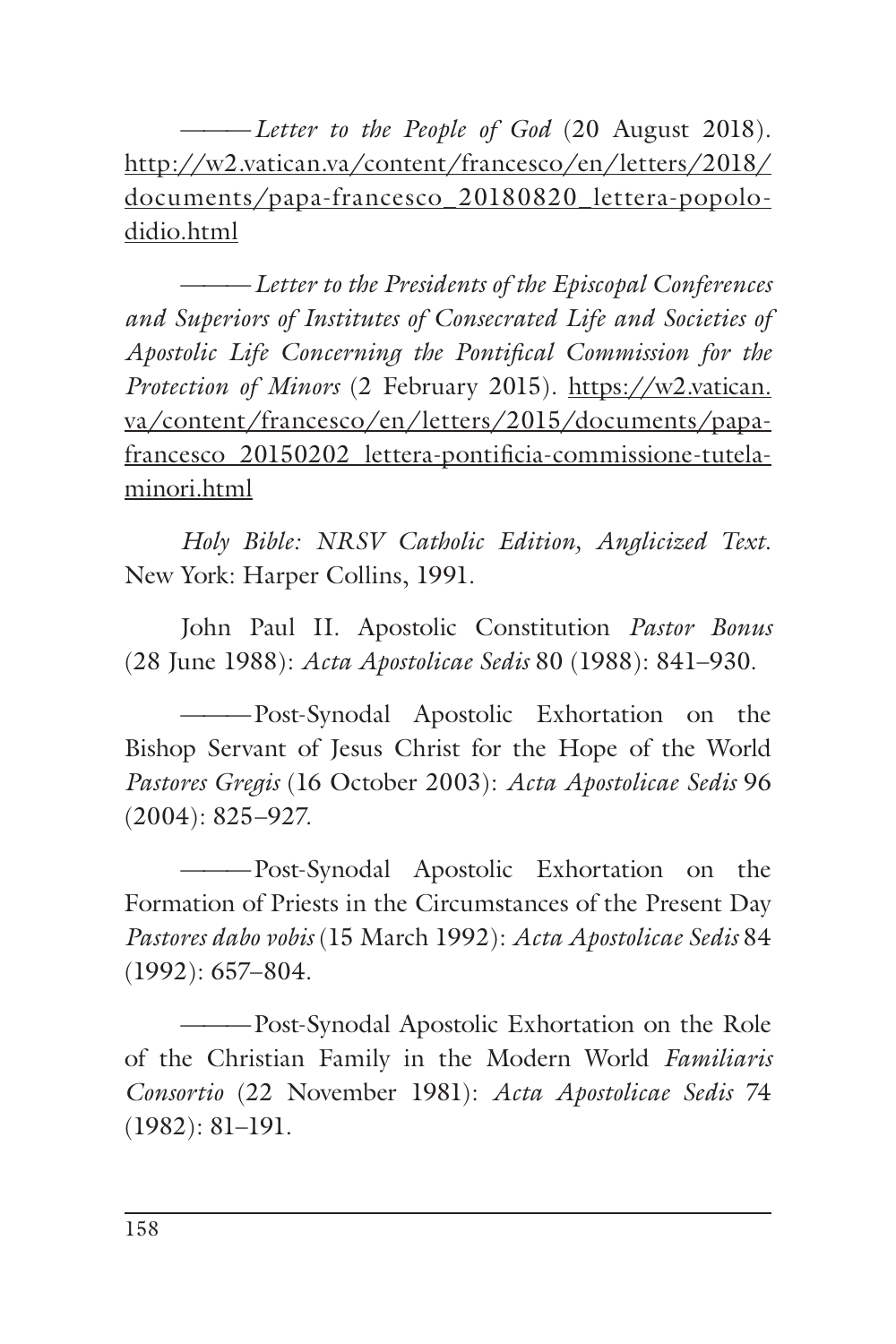——— *Letter to the People of God* (20 August 2018). http://w2.vatican.va/content/francesco/en/letters/2018/documents/papa-francesco_20180820_lettera-popolo-didio.html

——— *Letter to the Presidents of the Episcopal Conferences and Superiors of Institutes of Consecrated Life and Societies of Apostolic Life Concerning the Pontifical Commission for the Protection of Minors* (2 February 2015). https://w2.vatican.va/content/francesco/en/letters/2015/documents/papa-francesco_20150202_lettera-pontificia-commissione-tutela-minori.html

*Holy Bible: NRSV Catholic Edition, Anglicized Text*. New York: Harper Collins, 1991.

John Paul II. Apostolic Constitution *Pastor Bonus* (28 June 1988): *Acta Apostolicae Sedis* 80 (1988): 841–930.

——— Post-Synodal Apostolic Exhortation on the Bishop Servant of Jesus Christ for the Hope of the World *Pastores Gregis* (16 October 2003): *Acta Apostolicae Sedis* 96 (2004): 825–927.

——— Post-Synodal Apostolic Exhortation on the Formation of Priests in the Circumstances of the Present Day *Pastores dabo vobis* (15 March 1992): *Acta Apostolicae Sedis* 84 (1992): 657–804.

——— Post-Synodal Apostolic Exhortation on the Role of the Christian Family in the Modern World *Familiaris Consortio* (22 November 1981): *Acta Apostolicae Sedis* 74 (1982): 81–191.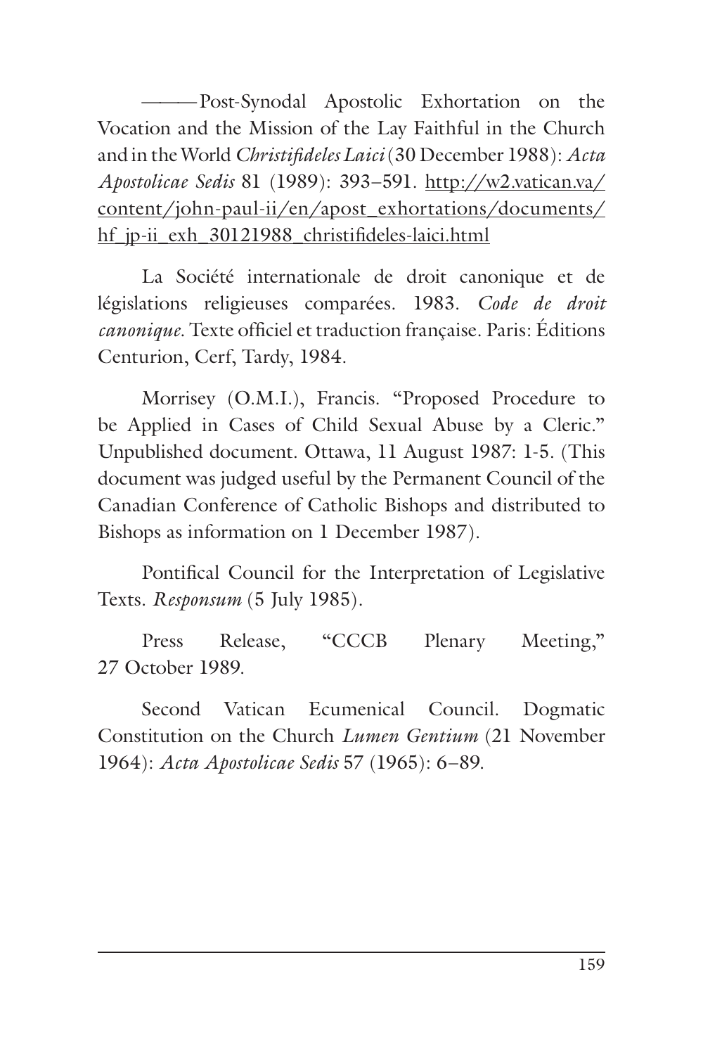——— Post-Synodal Apostolic Exhortation on the Vocation and the Mission of the Lay Faithful in the Church and in the World *Christifideles Laici* (30 December 1988): *Acta Apostolicae Sedis* 81 (1989): 393–591. http://w2.vatican.va/content/john-paul-ii/en/apost_exhortations/documents/hf_jp-ii_exh_30121988_christifideles-laici.html

La Société internationale de droit canonique et de législations religieuses comparées. 1983. *Code de droit canonique*. Texte officiel et traduction française. Paris: Éditions Centurion, Cerf, Tardy, 1984.

Morrisey (O.M.I.), Francis. "Proposed Procedure to be Applied in Cases of Child Sexual Abuse by a Cleric." Unpublished document. Ottawa, 11 August 1987: 1-5. (This document was judged useful by the Permanent Council of the Canadian Conference of Catholic Bishops and distributed to Bishops as information on 1 December 1987).

Pontifical Council for the Interpretation of Legislative Texts. *Responsum* (5 July 1985).

Press Release, "CCCB Plenary Meeting," 27 October 1989.

Second Vatican Ecumenical Council. Dogmatic Constitution on the Church *Lumen Gentium* (21 November 1964): *Acta Apostolicae Sedis* 57 (1965): 6–89.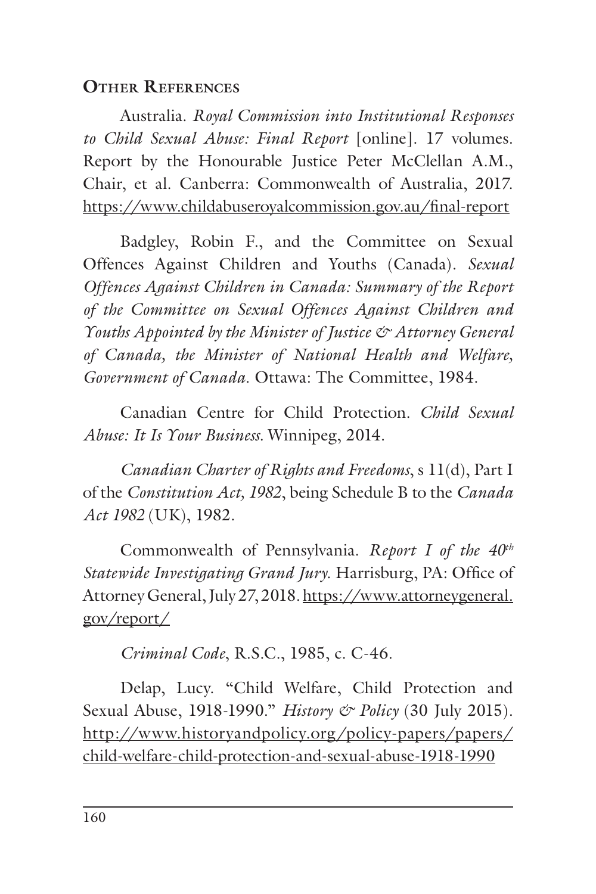## Other References

Australia. *Royal Commission into Institutional Responses to Child Sexual Abuse: Final Report* [online]. 17 volumes. Report by the Honourable Justice Peter McClellan A.M., Chair, et al. Canberra: Commonwealth of Australia, 2017. https://www.childabuseroyalcommission.gov.au/final-report

Badgley, Robin F., and the Committee on Sexual Offences Against Children and Youths (Canada). *Sexual Offences Against Children in Canada: Summary of the Report of the Committee on Sexual Offences Against Children and Youths Appointed by the Minister of Justice & Attorney General of Canada, the Minister of National Health and Welfare, Government of Canada.* Ottawa: The Committee, 1984.

Canadian Centre for Child Protection. *Child Sexual Abuse: It Is Your Business.* Winnipeg, 2014.

*Canadian Charter of Rights and Freedoms*, s 11(d), Part I of the *Constitution Act, 1982*, being Schedule B to the *Canada Act 1982* (UK), 1982.

Commonwealth of Pennsylvania. *Report I of the 40th Statewide Investigating Grand Jury.* Harrisburg, PA: Office of Attorney General, July 27, 2018. https://www.attorneygeneral.gov/report/

*Criminal Code*, R.S.C., 1985, c. C-46.

Delap, Lucy. "Child Welfare, Child Protection and Sexual Abuse, 1918-1990." *History & Policy* (30 July 2015). http://www.historyandpolicy.org/policy-papers/papers/child-welfare-child-protection-and-sexual-abuse-1918-1990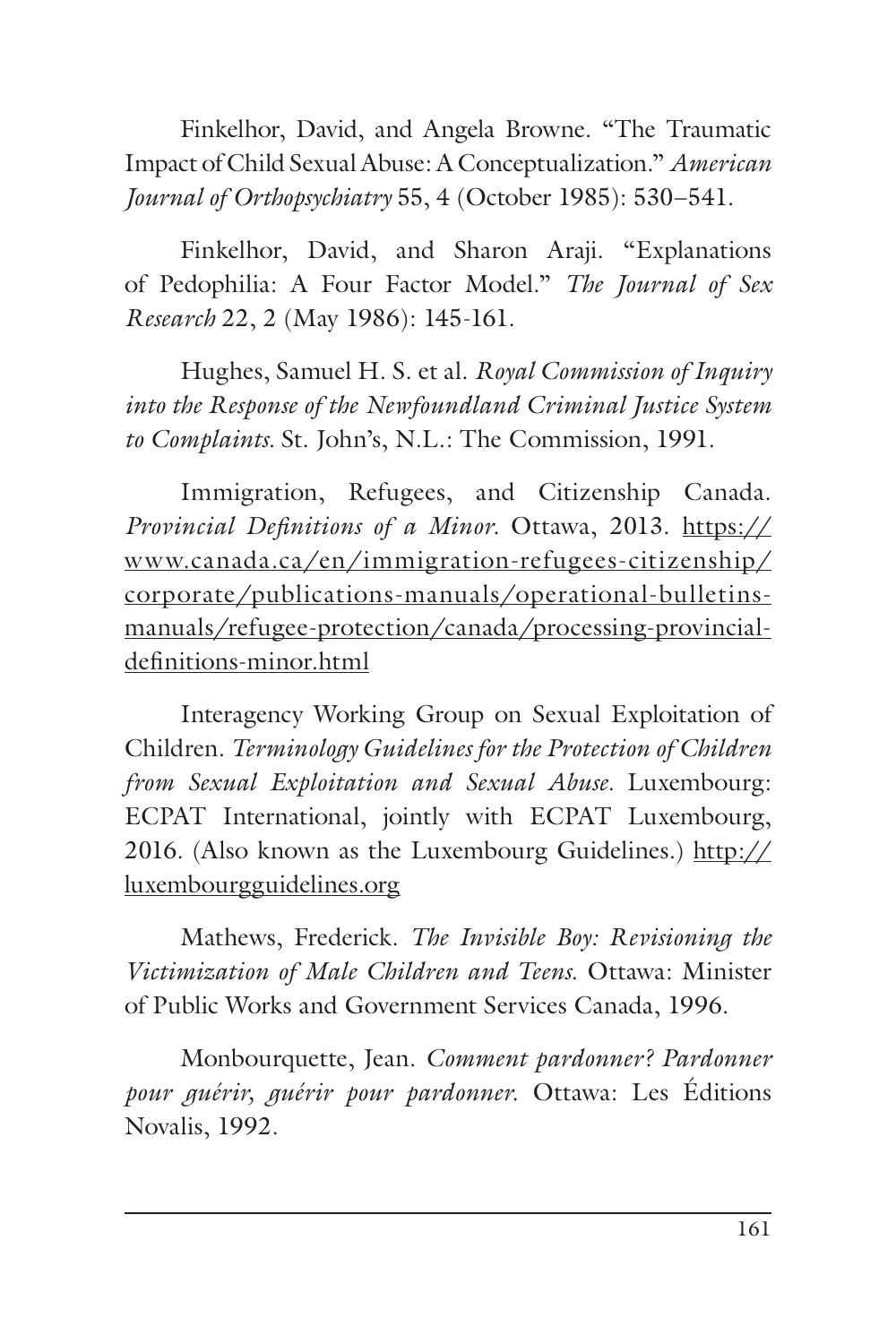Finkelhor, David, and Angela Browne. "The Traumatic Impact of Child Sexual Abuse: A Conceptualization." *American Journal of Orthopsychiatry* 55, 4 (October 1985): 530–541.

Finkelhor, David, and Sharon Araji. "Explanations of Pedophilia: A Four Factor Model." *The Journal of Sex Research* 22, 2 (May 1986): 145-161.

Hughes, Samuel H. S. et al. *Royal Commission of Inquiry into the Response of the Newfoundland Criminal Justice System to Complaints.* St. John's, N.L.: The Commission, 1991.

Immigration, Refugees, and Citizenship Canada. *Provincial Definitions of a Minor.* Ottawa, 2013. https://www.canada.ca/en/immigration-refugees-citizenship/corporate/publications-manuals/operational-bulletins-manuals/refugee-protection/canada/processing-provincial-definitions-minor.html

Interagency Working Group on Sexual Exploitation of Children. *Terminology Guidelines for the Protection of Children from Sexual Exploitation and Sexual Abuse.* Luxembourg: ECPAT International, jointly with ECPAT Luxembourg, 2016. (Also known as the Luxembourg Guidelines.) http://luxembourgguidelines.org

Mathews, Frederick. *The Invisible Boy: Revisioning the Victimization of Male Children and Teens.* Ottawa: Minister of Public Works and Government Services Canada, 1996.

Monbourquette, Jean. *Comment pardonner? Pardonner pour guérir, guérir pour pardonner.* Ottawa: Les Éditions Novalis, 1992.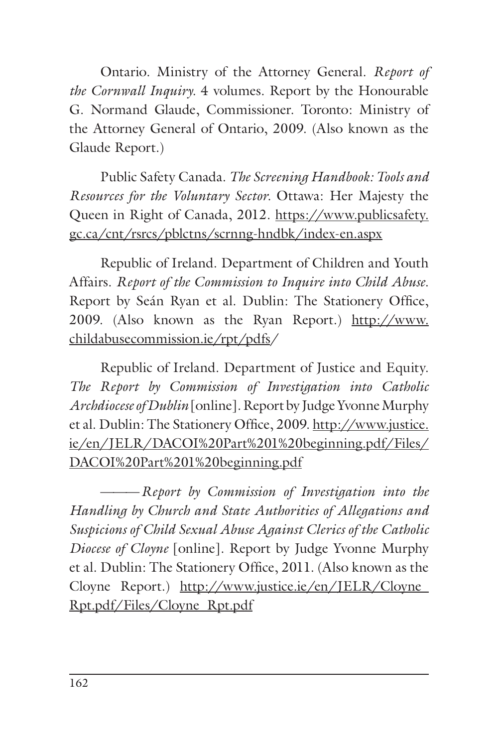Ontario. Ministry of the Attorney General. *Report of the Cornwall Inquiry*. 4 volumes. Report by the Honourable G. Normand Glaude, Commissioner. Toronto: Ministry of the Attorney General of Ontario, 2009. (Also known as the Glaude Report.)

Public Safety Canada. *The Screening Handbook: Tools and Resources for the Voluntary Sector*. Ottawa: Her Majesty the Queen in Right of Canada, 2012. https://www.publicsafety.gc.ca/cnt/rsrcs/pblctns/scrnng-hndbk/index-en.aspx

Republic of Ireland. Department of Children and Youth Affairs. *Report of the Commission to Inquire into Child Abuse*. Report by Seán Ryan et al. Dublin: The Stationery Office, 2009. (Also known as the Ryan Report.) http://www.childabusecommission.ie/rpt/pdfs/

Republic of Ireland. Department of Justice and Equity. *The Report by Commission of Investigation into Catholic Archdiocese of Dublin* [online]. Report by Judge Yvonne Murphy et al. Dublin: The Stationery Office, 2009. http://www.justice.ie/en/JELR/DACOI%20Part%201%20beginning.pdf/Files/DACOI%20Part%201%20beginning.pdf

——— *Report by Commission of Investigation into the Handling by Church and State Authorities of Allegations and Suspicions of Child Sexual Abuse Against Clerics of the Catholic Diocese of Cloyne* [online]. Report by Judge Yvonne Murphy et al. Dublin: The Stationery Office, 2011. (Also known as the Cloyne Report.) http://www.justice.ie/en/JELR/Cloyne_Rpt.pdf/Files/Cloyne_Rpt.pdf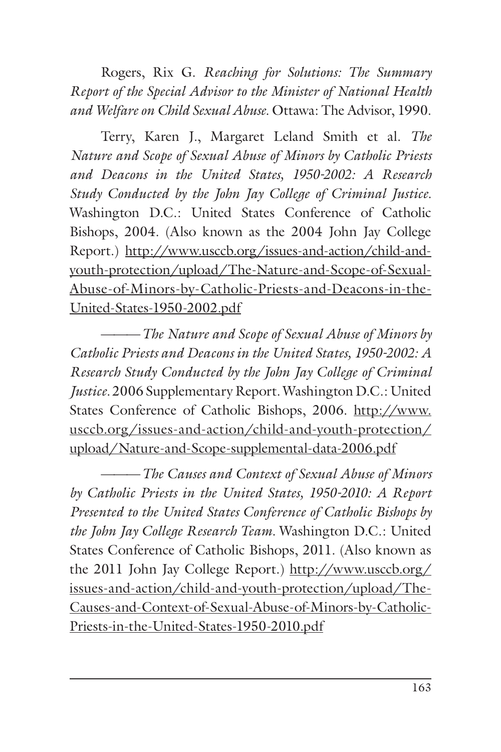Rogers, Rix G. *Reaching for Solutions: The Summary Report of the Special Advisor to the Minister of National Health and Welfare on Child Sexual Abuse.* Ottawa: The Advisor, 1990.

Terry, Karen J., Margaret Leland Smith et al. *The Nature and Scope of Sexual Abuse of Minors by Catholic Priests and Deacons in the United States, 1950-2002: A Research Study Conducted by the John Jay College of Criminal Justice.* Washington D.C.: United States Conference of Catholic Bishops, 2004. (Also known as the 2004 John Jay College Report.) http://www.usccb.org/issues-and-action/child-and-youth-protection/upload/The-Nature-and-Scope-of-Sexual-Abuse-of-Minors-by-Catholic-Priests-and-Deacons-in-the-United-States-1950-2002.pdf

——— *The Nature and Scope of Sexual Abuse of Minors by Catholic Priests and Deacons in the United States, 1950-2002: A Research Study Conducted by the John Jay College of Criminal Justice.* 2006 Supplementary Report. Washington D.C.: United States Conference of Catholic Bishops, 2006. http://www.usccb.org/issues-and-action/child-and-youth-protection/upload/Nature-and-Scope-supplemental-data-2006.pdf

——— *The Causes and Context of Sexual Abuse of Minors by Catholic Priests in the United States, 1950-2010: A Report Presented to the United States Conference of Catholic Bishops by the John Jay College Research Team.* Washington D.C.: United States Conference of Catholic Bishops, 2011. (Also known as the 2011 John Jay College Report.) http://www.usccb.org/issues-and-action/child-and-youth-protection/upload/The-Causes-and-Context-of-Sexual-Abuse-of-Minors-by-Catholic-Priests-in-the-United-States-1950-2010.pdf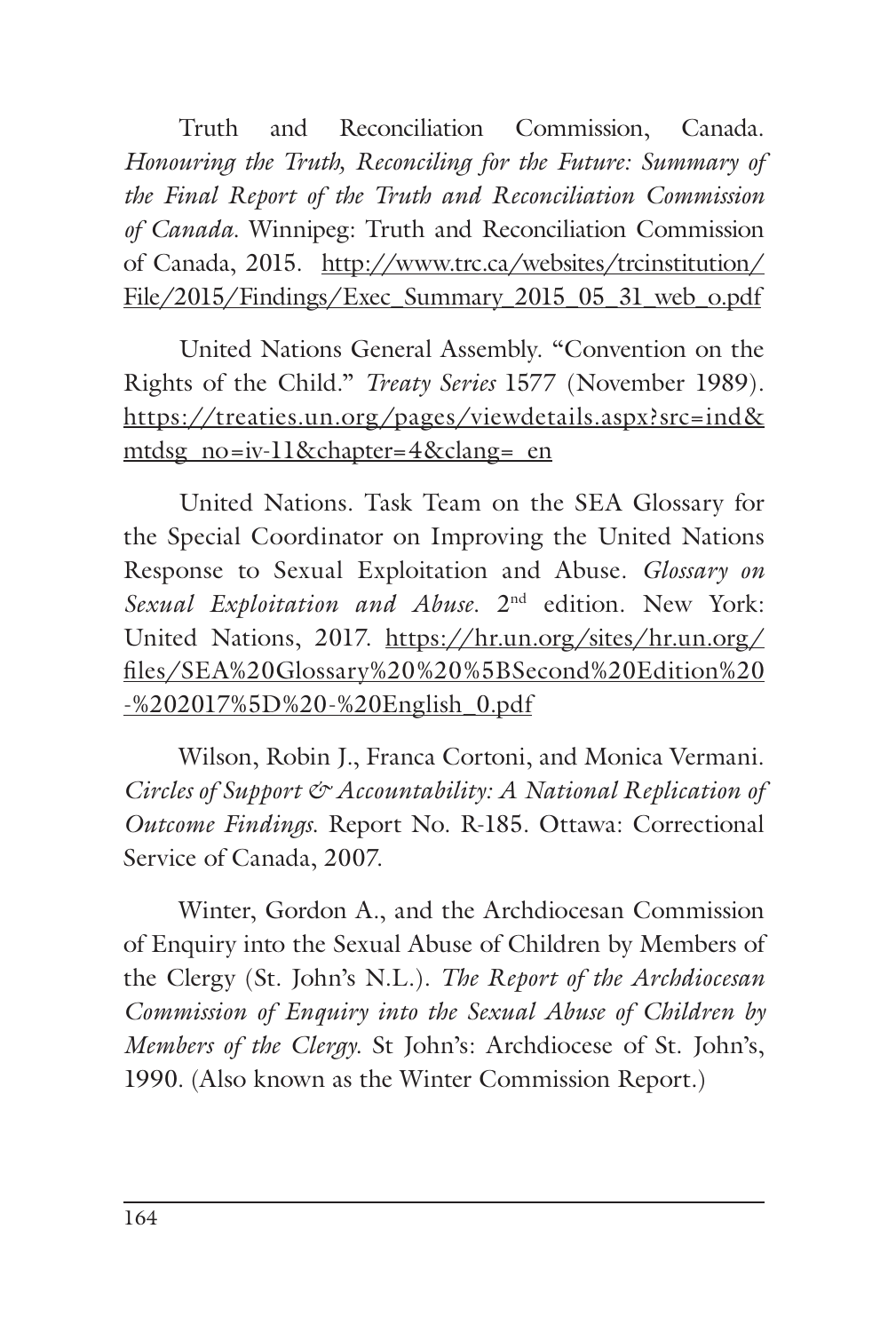Truth and Reconciliation Commission, Canada. *Honouring the Truth, Reconciling for the Future: Summary of the Final Report of the Truth and Reconciliation Commission of Canada*. Winnipeg: Truth and Reconciliation Commission of Canada, 2015. http://www.trc.ca/websites/trcinstitution/File/2015/Findings/Exec_Summary_2015_05_31_web_o.pdf

United Nations General Assembly. "Convention on the Rights of the Child." *Treaty Series* 1577 (November 1989). https://treaties.un.org/pages/viewdetails.aspx?src=ind&mtdsg_no=iv-11&chapter=4&clang=_en

United Nations. Task Team on the SEA Glossary for the Special Coordinator on Improving the United Nations Response to Sexual Exploitation and Abuse. *Glossary on Sexual Exploitation and Abuse.* 2nd edition. New York: United Nations, 2017. https://hr.un.org/sites/hr.un.org/files/SEA%20Glossary%20%20%5BSecond%20Edition%20-%202017%5D%20-%20English_0.pdf

Wilson, Robin J., Franca Cortoni, and Monica Vermani. *Circles of Support & Accountability: A National Replication of Outcome Findings.* Report No. R-185. Ottawa: Correctional Service of Canada, 2007.

Winter, Gordon A., and the Archdiocesan Commission of Enquiry into the Sexual Abuse of Children by Members of the Clergy (St. John's N.L.). *The Report of the Archdiocesan Commission of Enquiry into the Sexual Abuse of Children by Members of the Clergy.* St John's: Archdiocese of St. John's, 1990. (Also known as the Winter Commission Report.)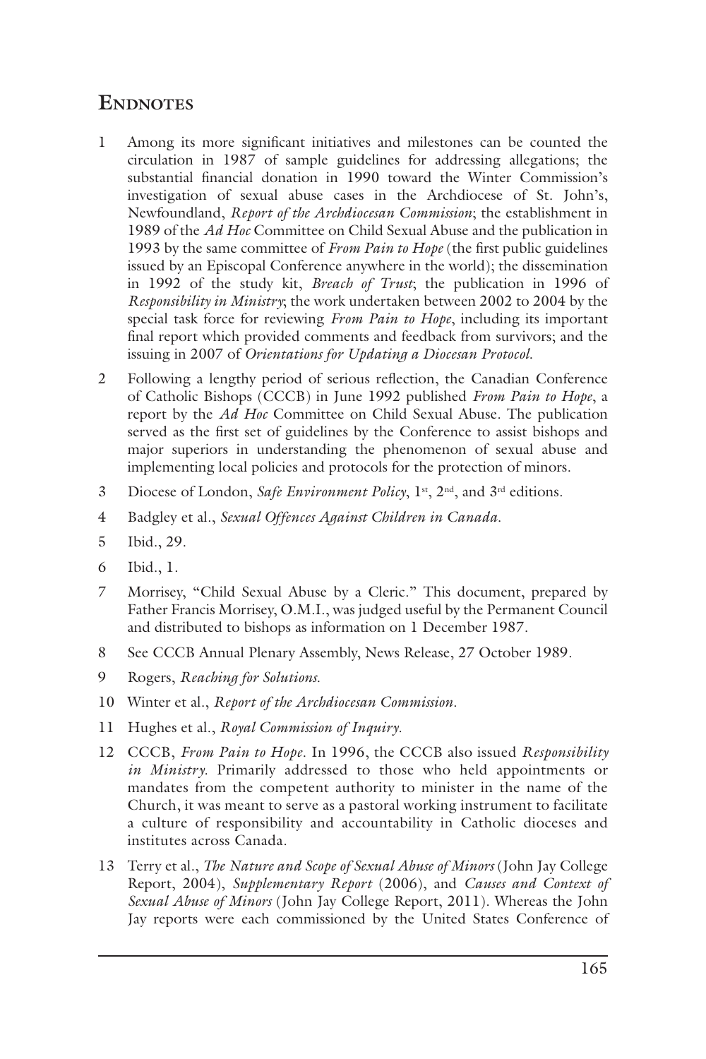## Endnotes

1 Among its more significant initiatives and milestones can be counted the circulation in 1987 of sample guidelines for addressing allegations; the substantial financial donation in 1990 toward the Winter Commission's investigation of sexual abuse cases in the Archdiocese of St. John's, Newfoundland, *Report of the Archdiocesan Commission*; the establishment in 1989 of the *Ad Hoc* Committee on Child Sexual Abuse and the publication in 1993 by the same committee of *From Pain to Hope* (the first public guidelines issued by an Episcopal Conference anywhere in the world); the dissemination in 1992 of the study kit, *Breach of Trust*; the publication in 1996 of *Responsibility in Ministry*; the work undertaken between 2002 to 2004 by the special task force for reviewing *From Pain to Hope*, including its important final report which provided comments and feedback from survivors; and the issuing in 2007 of *Orientations for Updating a Diocesan Protocol*.

2 Following a lengthy period of serious reflection, the Canadian Conference of Catholic Bishops (CCCB) in June 1992 published *From Pain to Hope*, a report by the *Ad Hoc* Committee on Child Sexual Abuse. The publication served as the first set of guidelines by the Conference to assist bishops and major superiors in understanding the phenomenon of sexual abuse and implementing local policies and protocols for the protection of minors.

3 Diocese of London, *Safe Environment Policy*, 1st, 2nd, and 3rd editions.

4 Badgley et al., *Sexual Offences Against Children in Canada*.

5 Ibid., 29.

6 Ibid., 1.

7 Morrisey, "Child Sexual Abuse by a Cleric." This document, prepared by Father Francis Morrisey, O.M.I., was judged useful by the Permanent Council and distributed to bishops as information on 1 December 1987.

8 See CCCB Annual Plenary Assembly, News Release, 27 October 1989.

9 Rogers, *Reaching for Solutions*.

10 Winter et al., *Report of the Archdiocesan Commission*.

11 Hughes et al., *Royal Commission of Inquiry*.

12 CCCB, *From Pain to Hope*. In 1996, the CCCB also issued *Responsibility in Ministry*. Primarily addressed to those who held appointments or mandates from the competent authority to minister in the name of the Church, it was meant to serve as a pastoral working instrument to facilitate a culture of responsibility and accountability in Catholic dioceses and institutes across Canada.

13 Terry et al., *The Nature and Scope of Sexual Abuse of Minors* (John Jay College Report, 2004), *Supplementary Report* (2006), and *Causes and Context of Sexual Abuse of Minors* (John Jay College Report, 2011). Whereas the John Jay reports were each commissioned by the United States Conference of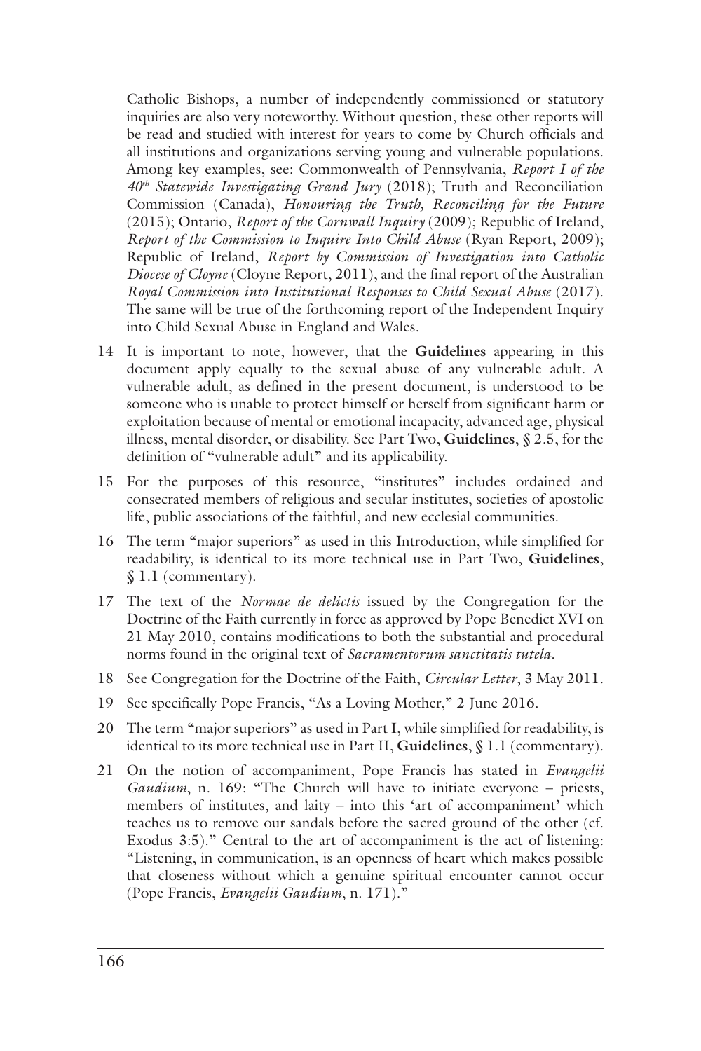Catholic Bishops, a number of independently commissioned or statutory inquiries are also very noteworthy. Without question, these other reports will be read and studied with interest for years to come by Church officials and all institutions and organizations serving young and vulnerable populations. Among key examples, see: Commonwealth of Pennsylvania, *Report I of the 40th Statewide Investigating Grand Jury* (2018); Truth and Reconciliation Commission (Canada), *Honouring the Truth, Reconciling for the Future* (2015); Ontario, *Report of the Cornwall Inquiry* (2009); Republic of Ireland, *Report of the Commission to Inquire Into Child Abuse* (Ryan Report, 2009); Republic of Ireland, *Report by Commission of Investigation into Catholic Diocese of Cloyne* (Cloyne Report, 2011), and the final report of the Australian *Royal Commission into Institutional Responses to Child Sexual Abuse* (2017). The same will be true of the forthcoming report of the Independent Inquiry into Child Sexual Abuse in England and Wales.

14 It is important to note, however, that the **Guidelines** appearing in this document apply equally to the sexual abuse of any vulnerable adult. A vulnerable adult, as defined in the present document, is understood to be someone who is unable to protect himself or herself from significant harm or exploitation because of mental or emotional incapacity, advanced age, physical illness, mental disorder, or disability. See Part Two, **Guidelines**, § 2.5, for the definition of "vulnerable adult" and its applicability.

15 For the purposes of this resource, "institutes" includes ordained and consecrated members of religious and secular institutes, societies of apostolic life, public associations of the faithful, and new ecclesial communities.

16 The term "major superiors" as used in this Introduction, while simplified for readability, is identical to its more technical use in Part Two, **Guidelines**, § 1.1 (commentary).

17 The text of the *Normae de delictis* issued by the Congregation for the Doctrine of the Faith currently in force as approved by Pope Benedict XVI on 21 May 2010, contains modifications to both the substantial and procedural norms found in the original text of *Sacramentorum sanctitatis tutela*.

18 See Congregation for the Doctrine of the Faith, *Circular Letter*, 3 May 2011.

19 See specifically Pope Francis, "As a Loving Mother," 2 June 2016.

20 The term "major superiors" as used in Part I, while simplified for readability, is identical to its more technical use in Part II, **Guidelines**, § 1.1 (commentary).

21 On the notion of accompaniment, Pope Francis has stated in *Evangelii Gaudium*, n. 169: "The Church will have to initiate everyone – priests, members of institutes, and laity – into this 'art of accompaniment' which teaches us to remove our sandals before the sacred ground of the other (cf. Exodus 3:5)." Central to the art of accompaniment is the act of listening: "Listening, in communication, is an openness of heart which makes possible that closeness without which a genuine spiritual encounter cannot occur (Pope Francis, *Evangelii Gaudium*, n. 171)."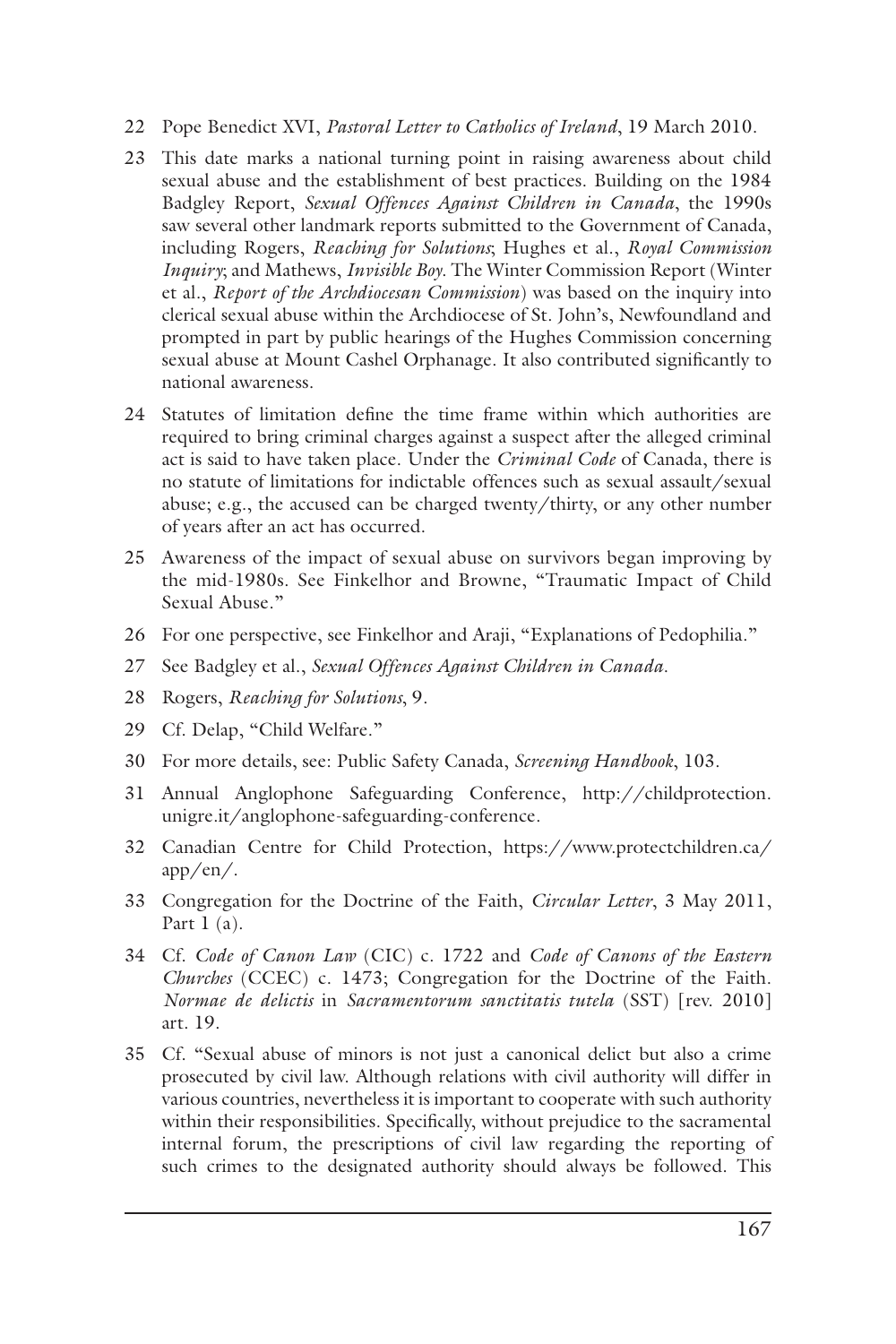22 Pope Benedict XVI, *Pastoral Letter to Catholics of Ireland*, 19 March 2010.

23 This date marks a national turning point in raising awareness about child sexual abuse and the establishment of best practices. Building on the 1984 Badgley Report, *Sexual Offences Against Children in Canada*, the 1990s saw several other landmark reports submitted to the Government of Canada, including Rogers, *Reaching for Solutions*; Hughes et al., *Royal Commission Inquiry*; and Mathews, *Invisible Boy*. The Winter Commission Report (Winter et al., *Report of the Archdiocesan Commission*) was based on the inquiry into clerical sexual abuse within the Archdiocese of St. John's, Newfoundland and prompted in part by public hearings of the Hughes Commission concerning sexual abuse at Mount Cashel Orphanage. It also contributed significantly to national awareness.

24 Statutes of limitation define the time frame within which authorities are required to bring criminal charges against a suspect after the alleged criminal act is said to have taken place. Under the *Criminal Code* of Canada, there is no statute of limitations for indictable offences such as sexual assault/sexual abuse; e.g., the accused can be charged twenty/thirty, or any other number of years after an act has occurred.

25 Awareness of the impact of sexual abuse on survivors began improving by the mid-1980s. See Finkelhor and Browne, "Traumatic Impact of Child Sexual Abuse."

26 For one perspective, see Finkelhor and Araji, "Explanations of Pedophilia."

27 See Badgley et al., *Sexual Offences Against Children in Canada*.

28 Rogers, *Reaching for Solutions*, 9.

29 Cf. Delap, "Child Welfare."

30 For more details, see: Public Safety Canada, *Screening Handbook*, 103.

31 Annual Anglophone Safeguarding Conference, http://childprotection.unigre.it/anglophone-safeguarding-conference.

32 Canadian Centre for Child Protection, https://www.protectchildren.ca/app/en/.

33 Congregation for the Doctrine of the Faith, *Circular Letter*, 3 May 2011, Part 1 (a).

34 Cf. *Code of Canon Law* (CIC) c. 1722 and *Code of Canons of the Eastern Churches* (CCEC) c. 1473; Congregation for the Doctrine of the Faith. *Normae de delictis* in *Sacramentorum sanctitatis tutela* (SST) [rev. 2010] art. 19.

35 Cf. "Sexual abuse of minors is not just a canonical delict but also a crime prosecuted by civil law. Although relations with civil authority will differ in various countries, nevertheless it is important to cooperate with such authority within their responsibilities. Specifically, without prejudice to the sacramental internal forum, the prescriptions of civil law regarding the reporting of such crimes to the designated authority should always be followed. This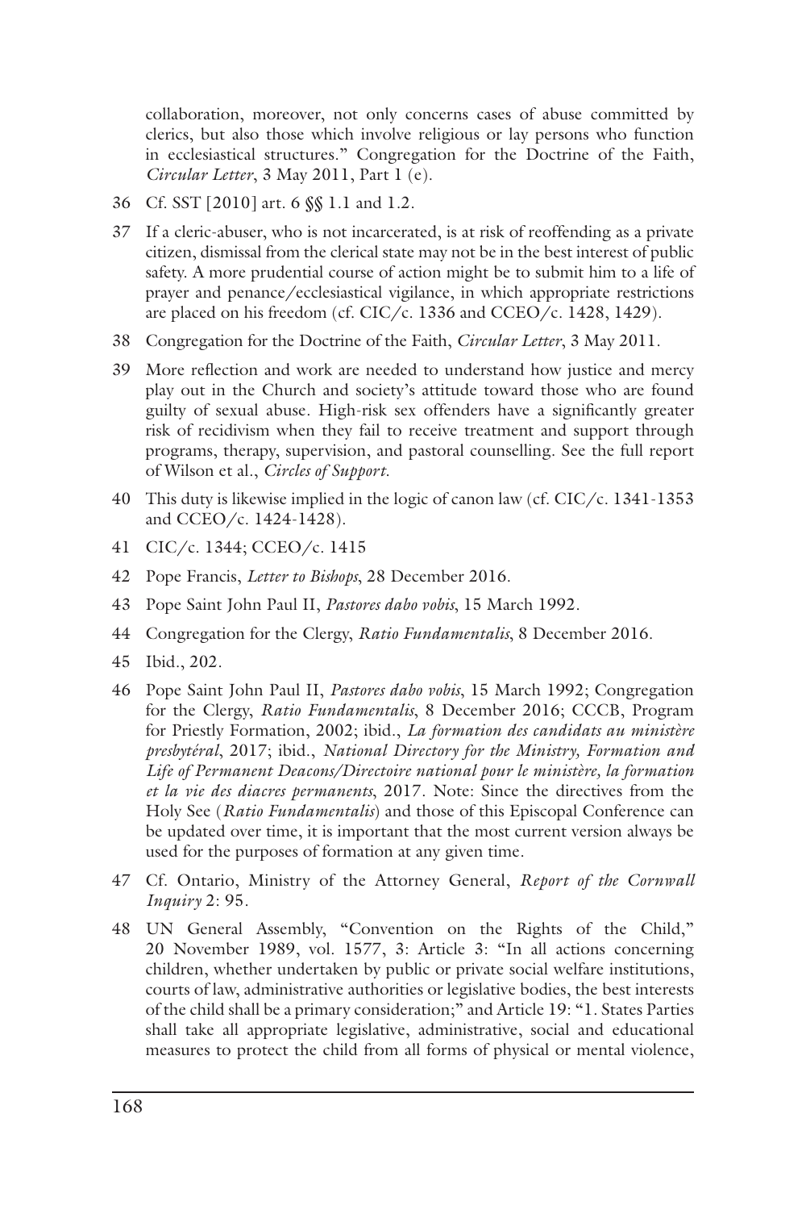collaboration, moreover, not only concerns cases of abuse committed by clerics, but also those which involve religious or lay persons who function in ecclesiastical structures." Congregation for the Doctrine of the Faith, *Circular Letter*, 3 May 2011, Part 1 (e).

36 Cf. SST [2010] art. 6 §§ 1.1 and 1.2.

37 If a cleric-abuser, who is not incarcerated, is at risk of reoffending as a private citizen, dismissal from the clerical state may not be in the best interest of public safety. A more prudential course of action might be to submit him to a life of prayer and penance/ecclesiastical vigilance, in which appropriate restrictions are placed on his freedom (cf. CIC/c. 1336 and CCEO/c. 1428, 1429).

38 Congregation for the Doctrine of the Faith, *Circular Letter*, 3 May 2011.

39 More reflection and work are needed to understand how justice and mercy play out in the Church and society's attitude toward those who are found guilty of sexual abuse. High-risk sex offenders have a significantly greater risk of recidivism when they fail to receive treatment and support through programs, therapy, supervision, and pastoral counselling. See the full report of Wilson et al., *Circles of Support*.

40 This duty is likewise implied in the logic of canon law (cf. CIC/c. 1341-1353 and CCEO/c. 1424-1428).

41 CIC/c. 1344; CCEO/c. 1415

42 Pope Francis, *Letter to Bishops*, 28 December 2016.

43 Pope Saint John Paul II, *Pastores dabo vobis*, 15 March 1992.

44 Congregation for the Clergy, *Ratio Fundamentalis*, 8 December 2016.

45 Ibid., 202.

46 Pope Saint John Paul II, *Pastores dabo vobis*, 15 March 1992; Congregation for the Clergy, *Ratio Fundamentalis*, 8 December 2016; CCCB, Program for Priestly Formation, 2002; ibid., *La formation des candidats au ministère presbytéral*, 2017; ibid., *National Directory for the Ministry, Formation and Life of Permanent Deacons/Directoire national pour le ministère, la formation et la vie des diacres permanents*, 2017. Note: Since the directives from the Holy See (*Ratio Fundamentalis*) and those of this Episcopal Conference can be updated over time, it is important that the most current version always be used for the purposes of formation at any given time.

47 Cf. Ontario, Ministry of the Attorney General, *Report of the Cornwall Inquiry* 2: 95.

48 UN General Assembly, "Convention on the Rights of the Child," 20 November 1989, vol. 1577, 3: Article 3: "In all actions concerning children, whether undertaken by public or private social welfare institutions, courts of law, administrative authorities or legislative bodies, the best interests of the child shall be a primary consideration;" and Article 19: "1. States Parties shall take all appropriate legislative, administrative, social and educational measures to protect the child from all forms of physical or mental violence,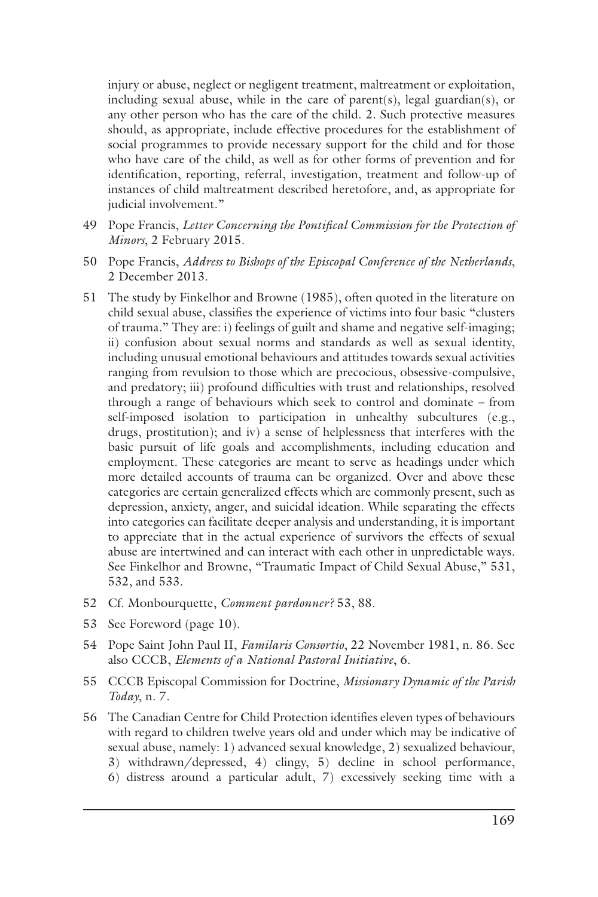injury or abuse, neglect or negligent treatment, maltreatment or exploitation, including sexual abuse, while in the care of parent(s), legal guardian(s), or any other person who has the care of the child. 2. Such protective measures should, as appropriate, include effective procedures for the establishment of social programmes to provide necessary support for the child and for those who have care of the child, as well as for other forms of prevention and for identification, reporting, referral, investigation, treatment and follow-up of instances of child maltreatment described heretofore, and, as appropriate for judicial involvement."

49 Pope Francis, *Letter Concerning the Pontifical Commission for the Protection of Minors*, 2 February 2015.

50 Pope Francis, *Address to Bishops of the Episcopal Conference of the Netherlands*, 2 December 2013.

51 The study by Finkelhor and Browne (1985), often quoted in the literature on child sexual abuse, classifies the experience of victims into four basic "clusters of trauma." They are: i) feelings of guilt and shame and negative self-imaging; ii) confusion about sexual norms and standards as well as sexual identity, including unusual emotional behaviours and attitudes towards sexual activities ranging from revulsion to those which are precocious, obsessive-compulsive, and predatory; iii) profound difficulties with trust and relationships, resolved through a range of behaviours which seek to control and dominate – from self-imposed isolation to participation in unhealthy subcultures (e.g., drugs, prostitution); and iv) a sense of helplessness that interferes with the basic pursuit of life goals and accomplishments, including education and employment. These categories are meant to serve as headings under which more detailed accounts of trauma can be organized. Over and above these categories are certain generalized effects which are commonly present, such as depression, anxiety, anger, and suicidal ideation. While separating the effects into categories can facilitate deeper analysis and understanding, it is important to appreciate that in the actual experience of survivors the effects of sexual abuse are intertwined and can interact with each other in unpredictable ways. See Finkelhor and Browne, "Traumatic Impact of Child Sexual Abuse," 531, 532, and 533.

52 Cf. Monbourquette, *Comment pardonner?* 53, 88.

53 See Foreword (page 10).

54 Pope Saint John Paul II, *Familaris Consortio*, 22 November 1981, n. 86. See also CCCB, *Elements of a National Pastoral Initiative*, 6.

55 CCCB Episcopal Commission for Doctrine, *Missionary Dynamic of the Parish Today*, n. 7.

56 The Canadian Centre for Child Protection identifies eleven types of behaviours with regard to children twelve years old and under which may be indicative of sexual abuse, namely: 1) advanced sexual knowledge, 2) sexualized behaviour, 3) withdrawn/depressed, 4) clingy, 5) decline in school performance, 6) distress around a particular adult, 7) excessively seeking time with a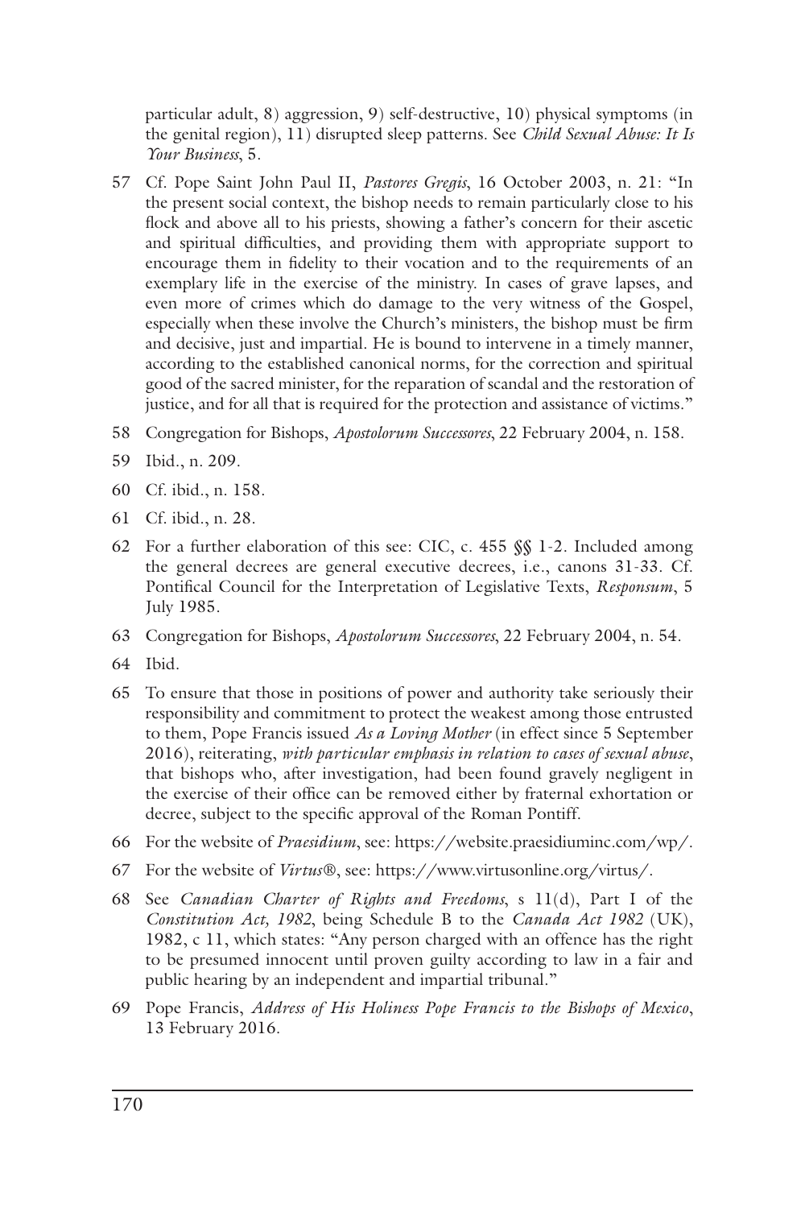particular adult, 8) aggression, 9) self-destructive, 10) physical symptoms (in the genital region), 11) disrupted sleep patterns. See *Child Sexual Abuse: It Is Your Business*, 5.

57 Cf. Pope Saint John Paul II, *Pastores Gregis*, 16 October 2003, n. 21: "In the present social context, the bishop needs to remain particularly close to his flock and above all to his priests, showing a father's concern for their ascetic and spiritual difficulties, and providing them with appropriate support to encourage them in fidelity to their vocation and to the requirements of an exemplary life in the exercise of the ministry. In cases of grave lapses, and even more of crimes which do damage to the very witness of the Gospel, especially when these involve the Church's ministers, the bishop must be firm and decisive, just and impartial. He is bound to intervene in a timely manner, according to the established canonical norms, for the correction and spiritual good of the sacred minister, for the reparation of scandal and the restoration of justice, and for all that is required for the protection and assistance of victims."

58 Congregation for Bishops, *Apostolorum Successores*, 22 February 2004, n. 158.

59 Ibid., n. 209.

60 Cf. ibid., n. 158.

61 Cf. ibid., n. 28.

62 For a further elaboration of this see: CIC, c. 455 §§ 1-2. Included among the general decrees are general executive decrees, i.e., canons 31-33. Cf. Pontifical Council for the Interpretation of Legislative Texts, *Responsum*, 5 July 1985.

63 Congregation for Bishops, *Apostolorum Successores*, 22 February 2004, n. 54.

64 Ibid.

65 To ensure that those in positions of power and authority take seriously their responsibility and commitment to protect the weakest among those entrusted to them, Pope Francis issued *As a Loving Mother* (in effect since 5 September 2016), reiterating, *with particular emphasis in relation to cases of sexual abuse*, that bishops who, after investigation, had been found gravely negligent in the exercise of their office can be removed either by fraternal exhortation or decree, subject to the specific approval of the Roman Pontiff.

66 For the website of *Praesidium*, see: https://website.praesidiuminc.com/wp/.

67 For the website of *Virtus*®, see: https://www.virtusonline.org/virtus/.

68 See *Canadian Charter of Rights and Freedoms*, s 11(d), Part I of the *Constitution Act, 1982*, being Schedule B to the *Canada Act 1982* (UK), 1982, c 11, which states: "Any person charged with an offence has the right to be presumed innocent until proven guilty according to law in a fair and public hearing by an independent and impartial tribunal."

69 Pope Francis, *Address of His Holiness Pope Francis to the Bishops of Mexico*, 13 February 2016.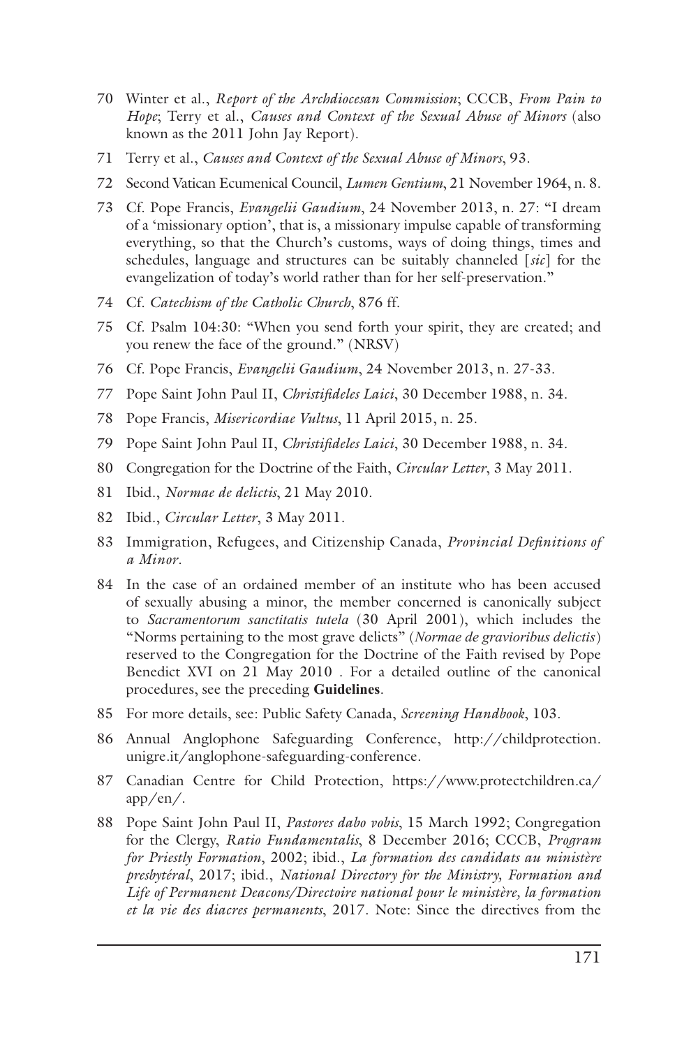70 Winter et al., *Report of the Archdiocesan Commission*; CCCB, *From Pain to Hope*; Terry et al., *Causes and Context of the Sexual Abuse of Minors* (also known as the 2011 John Jay Report).

71 Terry et al., *Causes and Context of the Sexual Abuse of Minors*, 93.

72 Second Vatican Ecumenical Council, *Lumen Gentium*, 21 November 1964, n. 8.

73 Cf. Pope Francis, *Evangelii Gaudium*, 24 November 2013, n. 27: "I dream of a 'missionary option', that is, a missionary impulse capable of transforming everything, so that the Church's customs, ways of doing things, times and schedules, language and structures can be suitably channeled [*sic*] for the evangelization of today's world rather than for her self-preservation."

74 Cf. *Catechism of the Catholic Church*, 876 ff.

75 Cf. Psalm 104:30: "When you send forth your spirit, they are created; and you renew the face of the ground." (NRSV)

76 Cf. Pope Francis, *Evangelii Gaudium*, 24 November 2013, n. 27-33.

77 Pope Saint John Paul II, *Christifideles Laici*, 30 December 1988, n. 34.

78 Pope Francis, *Misericordiae Vultus*, 11 April 2015, n. 25.

79 Pope Saint John Paul II, *Christifideles Laici*, 30 December 1988, n. 34.

80 Congregation for the Doctrine of the Faith, *Circular Letter*, 3 May 2011.

81 Ibid., *Normae de delictis*, 21 May 2010.

82 Ibid., *Circular Letter*, 3 May 2011.

83 Immigration, Refugees, and Citizenship Canada, *Provincial Definitions of a Minor*.

84 In the case of an ordained member of an institute who has been accused of sexually abusing a minor, the member concerned is canonically subject to *Sacramentorum sanctitatis tutela* (30 April 2001), which includes the "Norms pertaining to the most grave delicts" (*Normae de gravioribus delictis*) reserved to the Congregation for the Doctrine of the Faith revised by Pope Benedict XVI on 21 May 2010 . For a detailed outline of the canonical procedures, see the preceding **Guidelines**.

85 For more details, see: Public Safety Canada, *Screening Handbook*, 103.

86 Annual Anglophone Safeguarding Conference, http://childprotection.unigre.it/anglophone-safeguarding-conference.

87 Canadian Centre for Child Protection, https://www.protectchildren.ca/app/en/.

88 Pope Saint John Paul II, *Pastores dabo vobis*, 15 March 1992; Congregation for the Clergy, *Ratio Fundamentalis*, 8 December 2016; CCCB, *Program for Priestly Formation*, 2002; ibid., *La formation des candidats au ministère presbytéral*, 2017; ibid., *National Directory for the Ministry, Formation and Life of Permanent Deacons/Directoire national pour le ministère, la formation et la vie des diacres permanents*, 2017. Note: Since the directives from the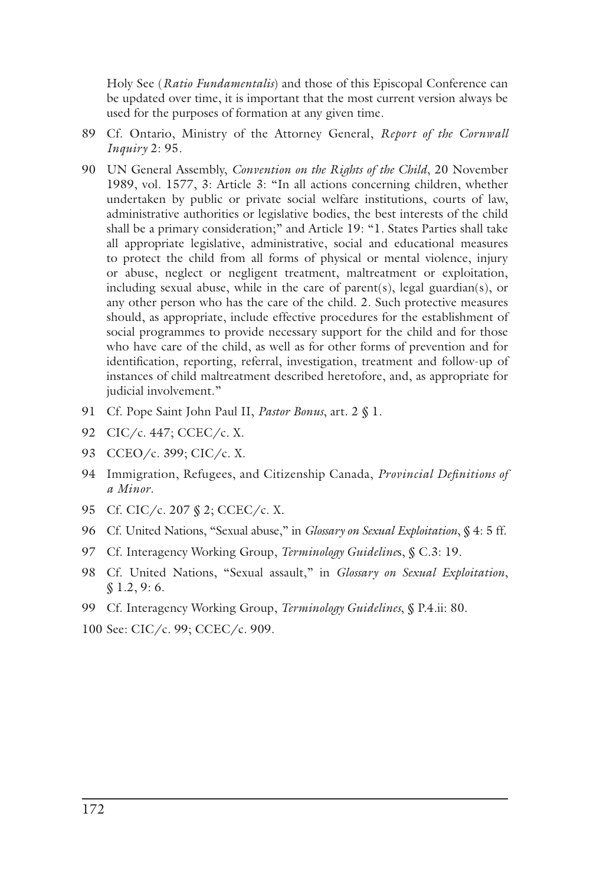Holy See (*Ratio Fundamentalis*) and those of this Episcopal Conference can be updated over time, it is important that the most current version always be used for the purposes of formation at any given time.

89 Cf. Ontario, Ministry of the Attorney General, *Report of the Cornwall Inquiry* 2: 95.

90 UN General Assembly, *Convention on the Rights of the Child*, 20 November 1989, vol. 1577, 3: Article 3: "In all actions concerning children, whether undertaken by public or private social welfare institutions, courts of law, administrative authorities or legislative bodies, the best interests of the child shall be a primary consideration;" and Article 19: "1. States Parties shall take all appropriate legislative, administrative, social and educational measures to protect the child from all forms of physical or mental violence, injury or abuse, neglect or negligent treatment, maltreatment or exploitation, including sexual abuse, while in the care of parent(s), legal guardian(s), or any other person who has the care of the child. 2. Such protective measures should, as appropriate, include effective procedures for the establishment of social programmes to provide necessary support for the child and for those who have care of the child, as well as for other forms of prevention and for identification, reporting, referral, investigation, treatment and follow-up of instances of child maltreatment described heretofore, and, as appropriate for judicial involvement."

91 Cf. Pope Saint John Paul II, *Pastor Bonus*, art. 2 § 1.

92 CIC/c. 447; CCEC/c. X.

93 CCEO/c. 399; CIC/c. X.

94 Immigration, Refugees, and Citizenship Canada, *Provincial Definitions of a Minor*.

95 Cf. CIC/c. 207 § 2; CCEC/c. X.

96 Cf. United Nations, "Sexual abuse," in *Glossary on Sexual Exploitation*, § 4: 5 ff.

97 Cf. Interagency Working Group, *Terminology Guidelines*, § C.3: 19.

98 Cf. United Nations, "Sexual assault," in *Glossary on Sexual Exploitation*, § 1.2, 9: 6.

99 Cf. Interagency Working Group, *Terminology Guidelines*, § P.4.ii: 80.

100 See: CIC/c. 99; CCEC/c. 909.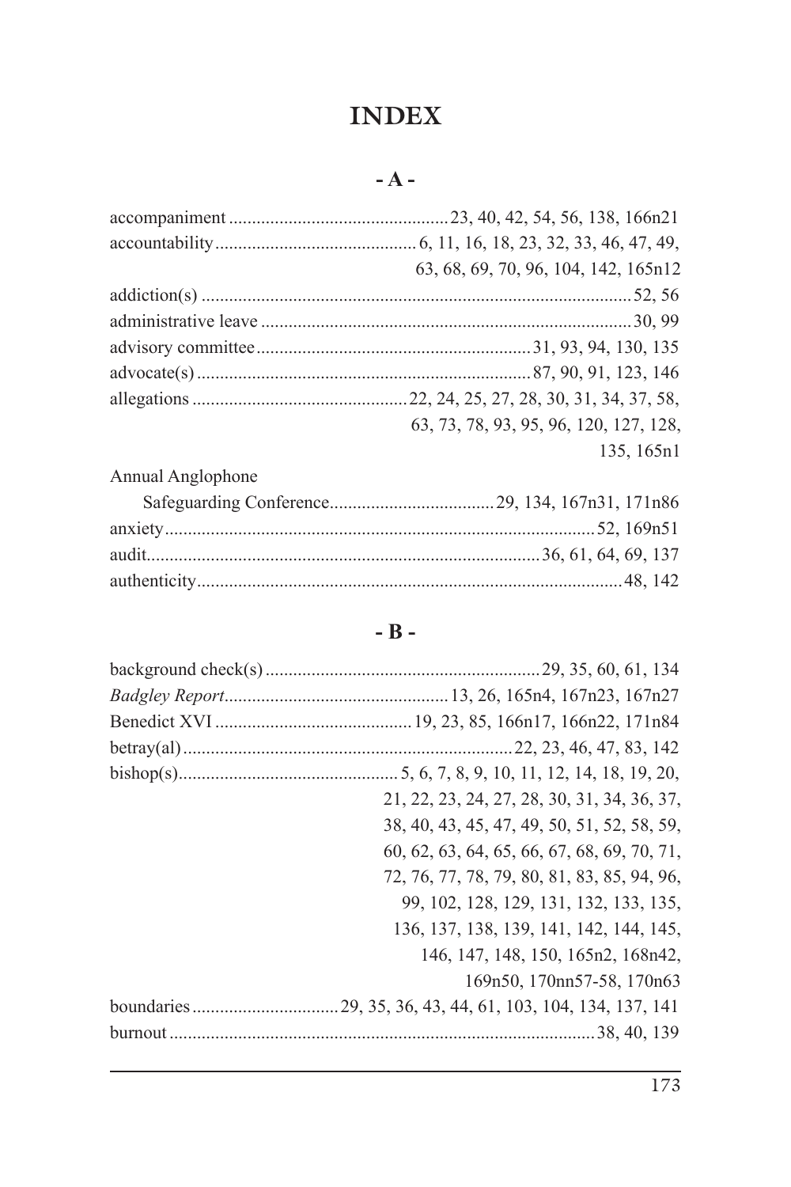# INDEX

## - A -

accompaniment ................................................23, 40, 42, 54, 56, 138, 166n21
accountability........................................... 6, 11, 16, 18, 23, 32, 33, 46, 47, 49, 63, 68, 69, 70, 96, 104, 142, 165n12
addiction(s) .............................................................................................52, 56
administrative leave ................................................................................30, 99
advisory committee...........................................................31, 93, 94, 130, 135
advocate(s).........................................................................87, 90, 91, 123, 146
allegations ..............................................22, 24, 25, 27, 28, 30, 31, 34, 37, 58, 63, 73, 78, 93, 95, 96, 120, 127, 128, 135, 165n1
Annual Anglophone
    Safeguarding Conference....................................29, 134, 167n31, 171n86
anxiety.............................................................................................52, 169n51
audit....................................................................................36, 61, 64, 69, 137
authenticity............................................................................................48, 142

## - B -

background check(s)...........................................................29, 35, 60, 61, 134
*Badgley Report*................................................13, 26, 165n4, 167n23, 167n27
Benedict XVI ...........................................19, 23, 85, 166n17, 166n22, 171n84
betray(al)........................................................................22, 23, 46, 47, 83, 142
bishop(s)............................................... 5, 6, 7, 8, 9, 10, 11, 12, 14, 18, 19, 20, 21, 22, 23, 24, 27, 28, 30, 31, 34, 36, 37, 38, 40, 43, 45, 47, 49, 50, 51, 52, 58, 59, 60, 62, 63, 64, 65, 66, 67, 68, 69, 70, 71, 72, 76, 77, 78, 79, 80, 81, 83, 85, 94, 96, 99, 102, 128, 129, 131, 132, 133, 135, 136, 137, 138, 139, 141, 142, 144, 145, 146, 147, 148, 150, 165n2, 168n42, 169n50, 170nn57-58, 170n63
boundaries................................29, 35, 36, 43, 44, 61, 103, 104, 134, 137, 141
burnout.............................................................................................38, 40, 139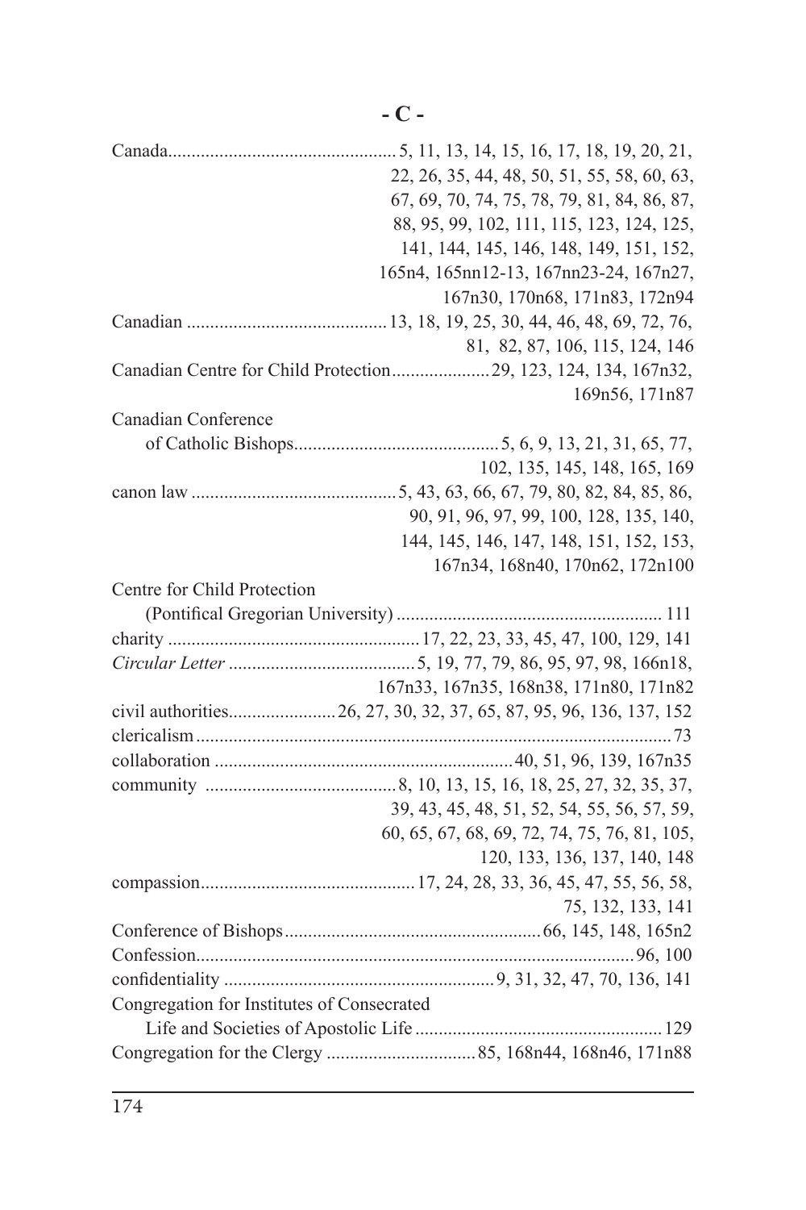## - C -

Canada 5, 11, 13, 14, 15, 16, 17, 18, 19, 20, 21, 22, 26, 35, 44, 48, 50, 51, 55, 58, 60, 63, 67, 69, 70, 74, 75, 78, 79, 81, 84, 86, 87, 88, 95, 99, 102, 111, 115, 123, 124, 125, 141, 144, 145, 146, 148, 149, 151, 152, 165n4, 165nn12-13, 167nn23-24, 167n27, 167n30, 170n68, 171n83, 172n94

Canadian 13, 18, 19, 25, 30, 44, 46, 48, 69, 72, 76, 81, 82, 87, 106, 115, 124, 146

Canadian Centre for Child Protection 29, 123, 124, 134, 167n32, 169n56, 171n87

Canadian Conference of Catholic Bishops 5, 6, 9, 13, 21, 31, 65, 77, 102, 135, 145, 148, 165, 169

canon law 5, 43, 63, 66, 67, 79, 80, 82, 84, 85, 86, 90, 91, 96, 97, 99, 100, 128, 135, 140, 144, 145, 146, 147, 148, 151, 152, 153, 167n34, 168n40, 170n62, 172n100

Centre for Child Protection (Pontifical Gregorian University) 111

charity 17, 22, 23, 33, 45, 47, 100, 129, 141

*Circular Letter* 5, 19, 77, 79, 86, 95, 97, 98, 166n18, 167n33, 167n35, 168n38, 171n80, 171n82

civil authorities 26, 27, 30, 32, 37, 65, 87, 95, 96, 136, 137, 152

clericalism 73

collaboration 40, 51, 96, 139, 167n35

community 8, 10, 13, 15, 16, 18, 25, 27, 32, 35, 37, 39, 43, 45, 48, 51, 52, 54, 55, 56, 57, 59, 60, 65, 67, 68, 69, 72, 74, 75, 76, 81, 105, 120, 133, 136, 137, 140, 148

compassion 17, 24, 28, 33, 36, 45, 47, 55, 56, 58, 75, 132, 133, 141

Conference of Bishops 66, 145, 148, 165n2

Confession 96, 100

confidentiality 9, 31, 32, 47, 70, 136, 141

Congregation for Institutes of Consecrated Life and Societies of Apostolic Life 129

Congregation for the Clergy 85, 168n44, 168n46, 171n88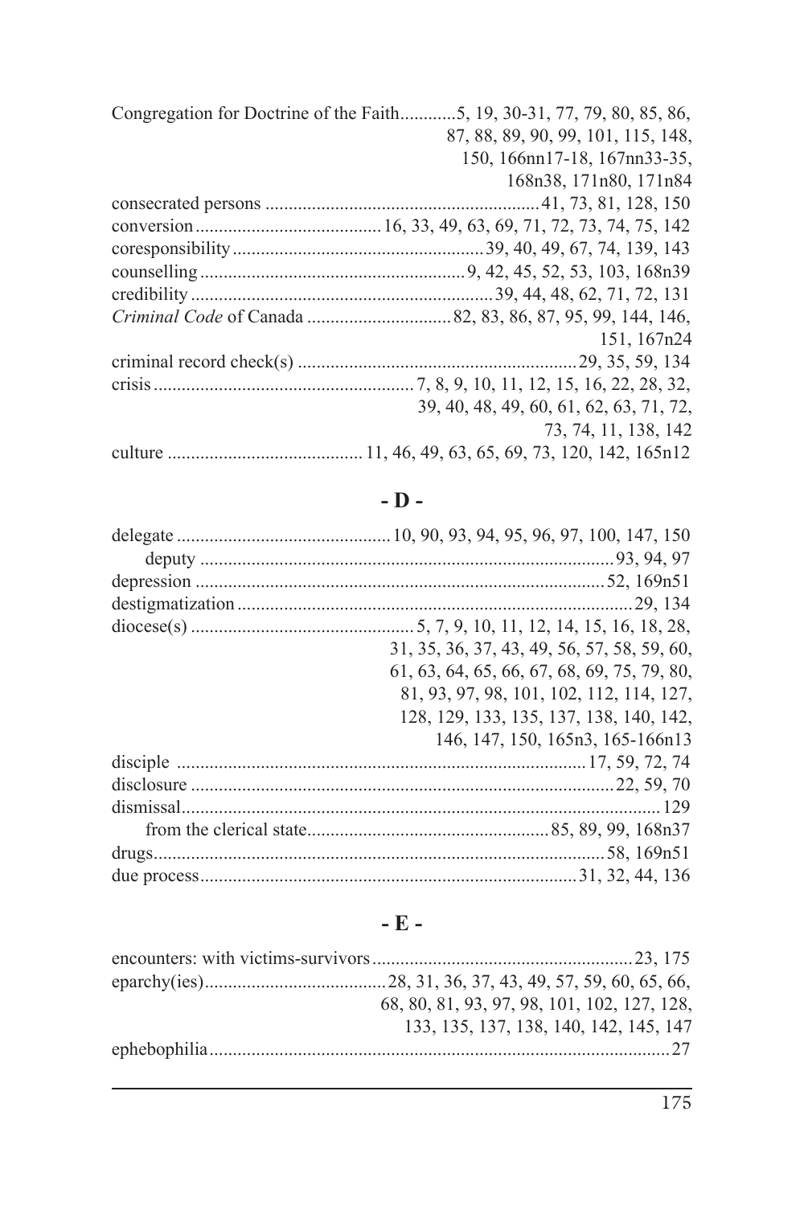Congregation for Doctrine of the Faith............5, 19, 30-31, 77, 79, 80, 85, 86, 87, 88, 89, 90, 99, 101, 115, 148, 150, 166nn17-18, 167nn33-35, 168n38, 171n80, 171n84

consecrated persons ............................................................41, 73, 81, 128, 150

conversion.......................................16, 33, 49, 63, 69, 71, 72, 73, 74, 75, 142

coresponsibility.....................................................39, 40, 49, 67, 74, 139, 143

counselling........................................................9, 42, 45, 52, 53, 103, 168n39

credibility................................................................39, 44, 48, 62, 71, 72, 131

*Criminal Code* of Canada ..............................82, 83, 86, 87, 95, 99, 144, 146, 151, 167n24

criminal record check(s) ...........................................................29, 35, 59, 134

crisis.......................................................7, 8, 9, 10, 11, 12, 15, 16, 22, 28, 32, 39, 40, 48, 49, 60, 61, 62, 63, 71, 72, 73, 74, 11, 138, 142

culture .........................................11, 46, 49, 63, 65, 69, 73, 120, 142, 165n12

## - D -

delegate .............................................10, 90, 93, 94, 95, 96, 97, 100, 147, 150

- deputy .........................................................................................93, 94, 97

depression ......................................................................................52, 169n51

destigmatization....................................................................................29, 134

diocese(s) ...............................................5, 7, 9, 10, 11, 12, 14, 15, 16, 18, 28, 31, 35, 36, 37, 43, 49, 56, 57, 58, 59, 60, 61, 63, 64, 65, 66, 67, 68, 69, 75, 79, 80, 81, 93, 97, 98, 101, 102, 112, 114, 127, 128, 129, 133, 135, 137, 138, 140, 142, 146, 147, 150, 165n3, 165-166n13

disciple .......................................................................................17, 59, 72, 74

disclosure .........................................................................................22, 59, 70

dismissal.......................................................................................................129

- from the clerical state...................................................85, 89, 99, 168n37

drugs...............................................................................................58, 169n51

due process................................................................................31, 32, 44, 136

## - E -

encounters: with victims-survivors.......................................................23, 175

eparchy(ies)......................................28, 31, 36, 37, 43, 49, 57, 59, 60, 65, 66, 68, 80, 81, 93, 97, 98, 101, 102, 127, 128, 133, 135, 137, 138, 140, 142, 145, 147

ephebophilia..................................................................................................27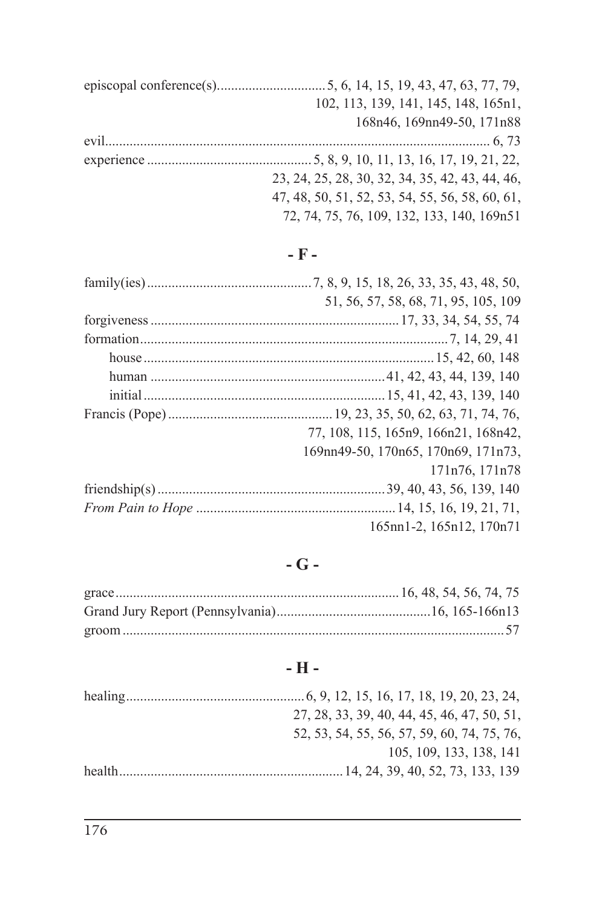episcopal conference(s)............................... 5, 6, 14, 15, 19, 43, 47, 63, 77, 79, 102, 113, 139, 141, 145, 148, 165n1, 168n46, 169nn49-50, 171n88

evil............................................................................................................. 6, 73

experience .............................................. 5, 8, 9, 10, 11, 13, 16, 17, 19, 21, 22, 23, 24, 25, 28, 30, 32, 34, 35, 42, 43, 44, 46, 47, 48, 50, 51, 52, 53, 54, 55, 56, 58, 60, 61, 72, 74, 75, 76, 109, 132, 133, 140, 169n51

## - F -

family(ies) ............................................... 7, 8, 9, 15, 18, 26, 33, 35, 43, 48, 50, 51, 56, 57, 58, 68, 71, 95, 105, 109

forgiveness ..................................................................... 17, 33, 34, 54, 55, 74

formation....................................................................................... 7, 14, 29, 41

- house ................................................................................ 15, 42, 60, 148
- human .................................................................. 41, 42, 43, 44, 139, 140
- initial .................................................................... 15, 41, 42, 43, 139, 140

Francis (Pope) .............................................. 19, 23, 35, 50, 62, 63, 71, 74, 76, 77, 108, 115, 165n9, 166n21, 168n42, 169nn49-50, 170n65, 170n69, 171n73, 171n76, 171n78

friendship(s) ................................................................ 39, 40, 43, 56, 139, 140

*From Pain to Hope* ........................................................ 14, 15, 16, 19, 21, 71, 165nn1-2, 165n12, 170n71

## - G -

grace ............................................................................... 16, 48, 54, 56, 74, 75

Grand Jury Report (Pennsylvania)............................................ 16, 165-166n13

groom ............................................................................................................ 57

## - H -

healing.................................................. 6, 9, 12, 15, 16, 17, 18, 19, 20, 23, 24, 27, 28, 33, 39, 40, 44, 45, 46, 47, 50, 51, 52, 53, 54, 55, 56, 57, 59, 60, 74, 75, 76, 105, 109, 133, 138, 141

health.............................................................. 14, 24, 39, 40, 52, 73, 133, 139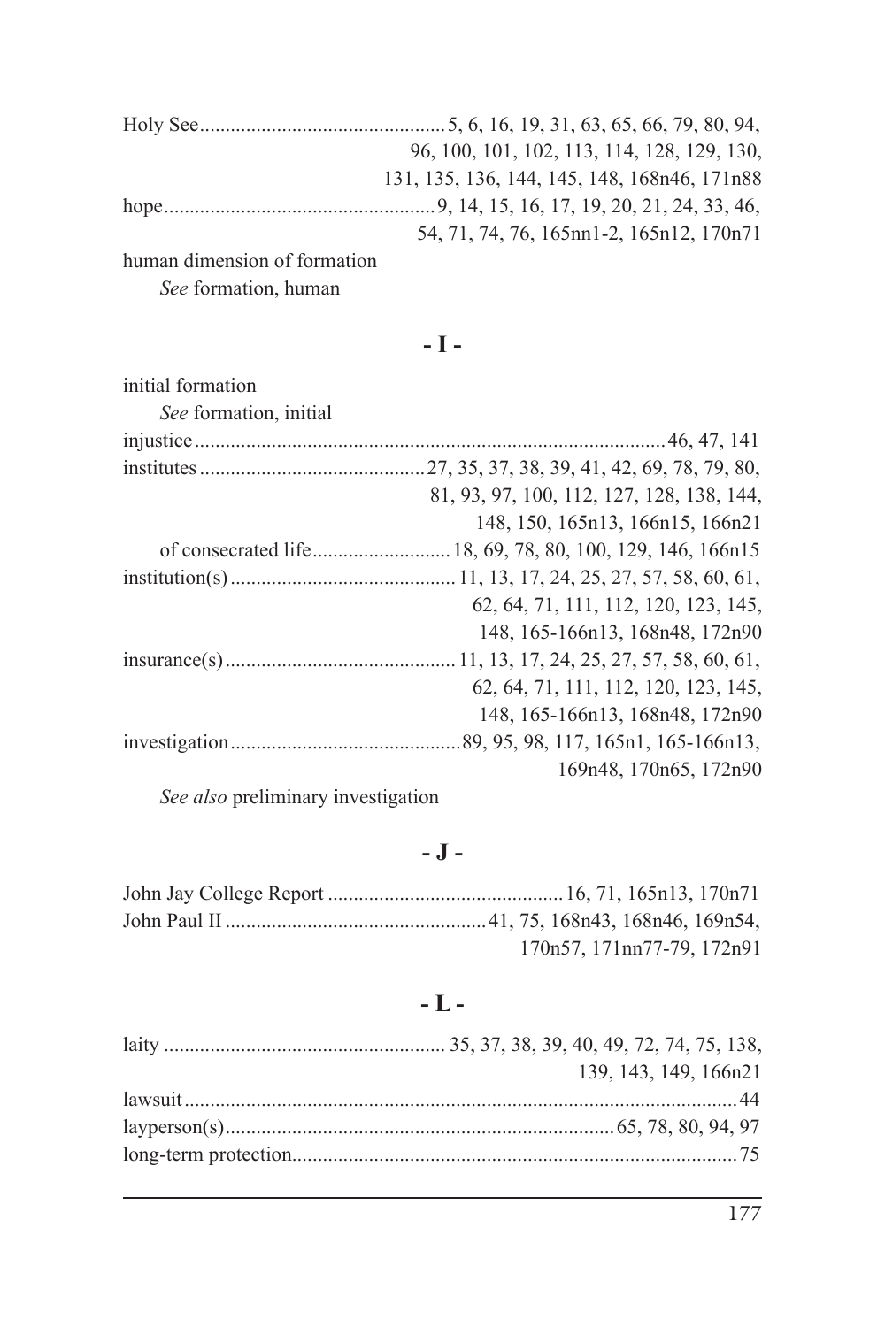Holy See ............................................. 5, 6, 16, 19, 31, 63, 65, 66, 79, 80, 94, 96, 100, 101, 102, 113, 114, 128, 129, 130, 131, 135, 136, 144, 145, 148, 168n46, 171n88

hope ................................................... 9, 14, 15, 16, 17, 19, 20, 21, 24, 33, 46, 54, 71, 74, 76, 165nn1-2, 165n12, 170n71

human dimension of formation
  *See* formation, human

## - I -

initial formation
  *See* formation, initial

injustice ............................................................................................ 46, 47, 141

institutes ........................................... 27, 35, 37, 38, 39, 41, 42, 69, 78, 79, 80, 81, 93, 97, 100, 112, 127, 128, 138, 144, 148, 150, 165n13, 166n15, 166n21

  of consecrated life .......................... 18, 69, 78, 80, 100, 129, 146, 166n15

institution(s) ........................................... 11, 13, 17, 24, 25, 27, 57, 58, 60, 61, 62, 64, 71, 111, 112, 120, 123, 145, 148, 165-166n13, 168n48, 172n90

insurance(s) ............................................ 11, 13, 17, 24, 25, 27, 57, 58, 60, 61, 62, 64, 71, 111, 112, 120, 123, 145, 148, 165-166n13, 168n48, 172n90

investigation ............................................ 89, 95, 98, 117, 165n1, 165-166n13, 169n48, 170n65, 172n90

  *See also* preliminary investigation

## - J -

John Jay College Report ............................................. 16, 71, 165n13, 170n71

John Paul II .................................................. 41, 75, 168n43, 168n46, 169n54, 170n57, 171nn77-79, 172n91

## - L -

laity ...................................................... 35, 37, 38, 39, 40, 49, 72, 74, 75, 138, 139, 143, 149, 166n21

lawsuit ........................................................................................................... 44

layperson(s) ........................................................................... 65, 78, 80, 94, 97

long-term protection ....................................................................................... 75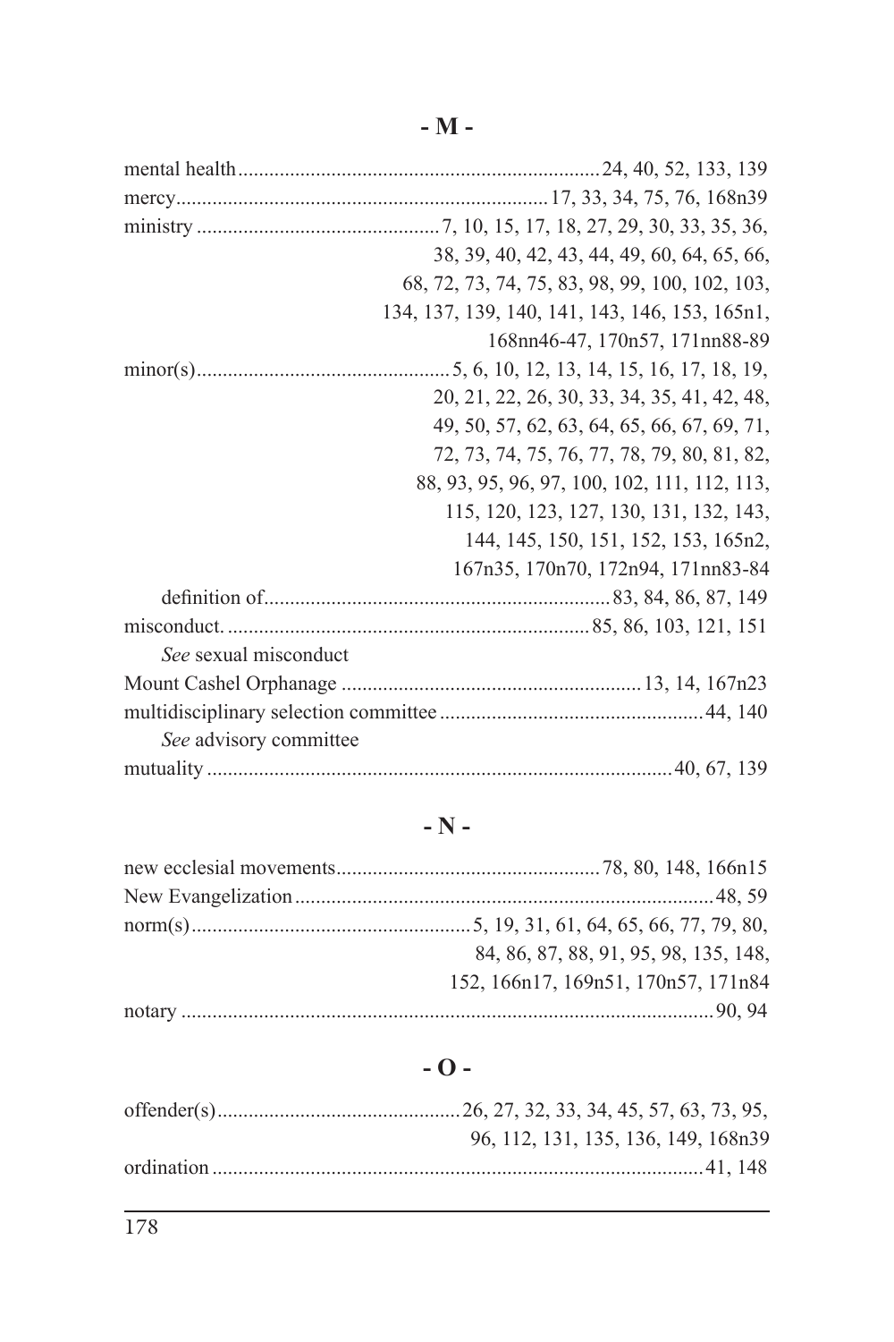## - M -

mental health ..... 24, 40, 52, 133, 139
mercy ..... 17, 33, 34, 75, 76, 168n39
ministry ..... 7, 10, 15, 17, 18, 27, 29, 30, 33, 35, 36, 38, 39, 40, 42, 43, 44, 49, 60, 64, 65, 66, 68, 72, 73, 74, 75, 83, 98, 99, 100, 102, 103, 134, 137, 139, 140, 141, 143, 146, 153, 165n1, 168nn46-47, 170n57, 171nn88-89
minor(s) ..... 5, 6, 10, 12, 13, 14, 15, 16, 17, 18, 19, 20, 21, 22, 26, 30, 33, 34, 35, 41, 42, 48, 49, 50, 57, 62, 63, 64, 65, 66, 67, 69, 71, 72, 73, 74, 75, 76, 77, 78, 79, 80, 81, 82, 88, 93, 95, 96, 97, 100, 102, 111, 112, 113, 115, 120, 123, 127, 130, 131, 132, 143, 144, 145, 150, 151, 152, 153, 165n2, 167n35, 170n70, 172n94, 171nn83-84
  definition of ..... 83, 84, 86, 87, 149
misconduct. ..... 85, 86, 103, 121, 151
  *See* sexual misconduct
Mount Cashel Orphanage ..... 13, 14, 167n23
multidisciplinary selection committee ..... 44, 140
  *See* advisory committee
mutuality ..... 40, 67, 139

## - N -

new ecclesial movements ..... 78, 80, 148, 166n15
New Evangelization ..... 48, 59
norm(s) ..... 5, 19, 31, 61, 64, 65, 66, 77, 79, 80, 84, 86, 87, 88, 91, 95, 98, 135, 148, 152, 166n17, 169n51, 170n57, 171n84
notary ..... 90, 94

## - O -

offender(s) ..... 26, 27, 32, 33, 34, 45, 57, 63, 73, 95, 96, 112, 131, 135, 136, 149, 168n39
ordination ..... 41, 148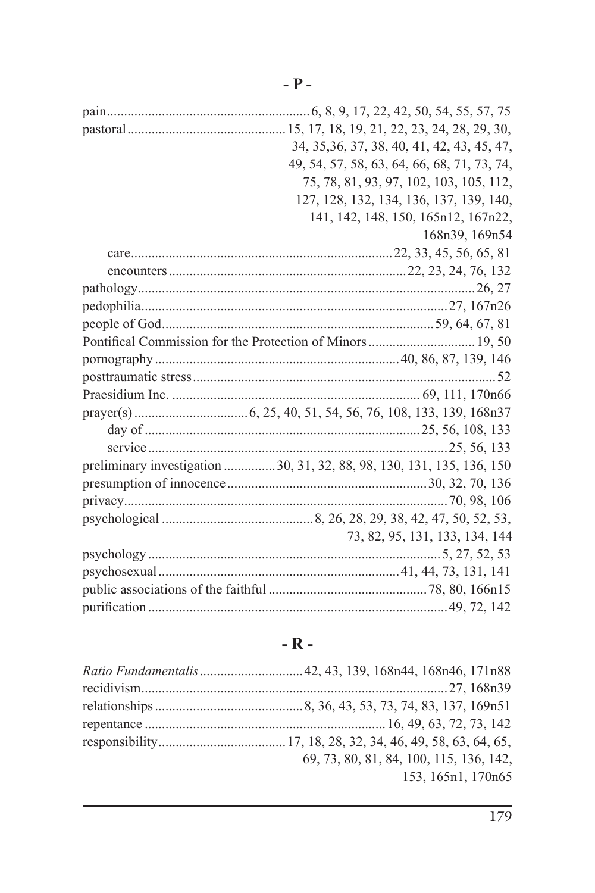## - P -

pain 6, 8, 9, 17, 22, 42, 50, 54, 55, 57, 75

pastoral 15, 17, 18, 19, 21, 22, 23, 24, 28, 29, 30, 34, 35,36, 37, 38, 40, 41, 42, 43, 45, 47, 49, 54, 57, 58, 63, 64, 66, 68, 71, 73, 74, 75, 78, 81, 93, 97, 102, 103, 105, 112, 127, 128, 132, 134, 136, 137, 139, 140, 141, 142, 148, 150, 165n12, 167n22, 168n39, 169n54

- care 22, 33, 45, 56, 65, 81
- encounters 22, 23, 24, 76, 132

pathology 26, 27

pedophilia 27, 167n26

people of God 59, 64, 67, 81

Pontifical Commission for the Protection of Minors 19, 50

pornography 40, 86, 87, 139, 146

posttraumatic stress 52

Praesidium Inc. 69, 111, 170n66

prayer(s) 6, 25, 40, 51, 54, 56, 76, 108, 133, 139, 168n37

- day of 25, 56, 108, 133
- service 25, 56, 133

preliminary investigation 30, 31, 32, 88, 98, 130, 131, 135, 136, 150

presumption of innocence 30, 32, 70, 136

privacy 70, 98, 106

psychological 8, 26, 28, 29, 38, 42, 47, 50, 52, 53, 73, 82, 95, 131, 133, 134, 144

psychology 5, 27, 52, 53

psychosexual 41, 44, 73, 131, 141

public associations of the faithful 78, 80, 166n15

purification 49, 72, 142

## - R -

*Ratio Fundamentalis* 42, 43, 139, 168n44, 168n46, 171n88

recidivism 27, 168n39

relationships 8, 36, 43, 53, 73, 74, 83, 137, 169n51

repentance 16, 49, 63, 72, 73, 142

responsibility 17, 18, 28, 32, 34, 46, 49, 58, 63, 64, 65, 69, 73, 80, 81, 84, 100, 115, 136, 142, 153, 165n1, 170n65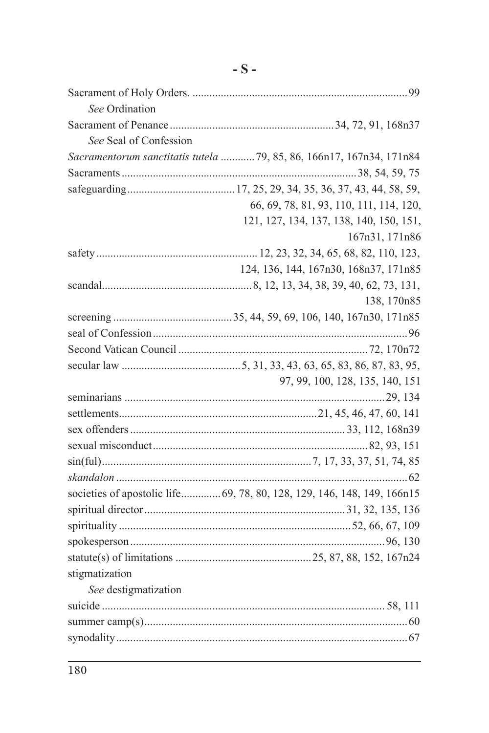## - S -

Sacrament of Holy Orders. ........ 99
  *See* Ordination

Sacrament of Penance ........ 34, 72, 91, 168n37
  *See* Seal of Confession

*Sacramentorum sanctitatis tutela* ........ 79, 85, 86, 166n17, 167n34, 171n84

Sacraments ........ 38, 54, 59, 75

safeguarding ........ 17, 25, 29, 34, 35, 36, 37, 43, 44, 58, 59, 66, 69, 78, 81, 93, 110, 111, 114, 120, 121, 127, 134, 137, 138, 140, 150, 151, 167n31, 171n86

safety ........ 12, 23, 32, 34, 65, 68, 82, 110, 123, 124, 136, 144, 167n30, 168n37, 171n85

scandal ........ 8, 12, 13, 34, 38, 39, 40, 62, 73, 131, 138, 170n85

screening ........ 35, 44, 59, 69, 106, 140, 167n30, 171n85

seal of Confession ........ 96

Second Vatican Council ........ 72, 170n72

secular law ........ 5, 31, 33, 43, 63, 65, 83, 86, 87, 83, 95, 97, 99, 100, 128, 135, 140, 151

seminarians ........ 29, 134

settlements ........ 21, 45, 46, 47, 60, 141

sex offenders ........ 33, 112, 168n39

sexual misconduct ........ 82, 93, 151

sin(ful) ........ 7, 17, 33, 37, 51, 74, 85

*skandalon* ........ 62

societies of apostolic life ........ 69, 78, 80, 128, 129, 146, 148, 149, 166n15

spiritual director ........ 31, 32, 135, 136

spirituality ........ 52, 66, 67, 109

spokesperson ........ 96, 130

statute(s) of limitations ........ 25, 87, 88, 152, 167n24

stigmatization
  *See* destigmatization

suicide ........ 58, 111

summer camp(s) ........ 60

synodality ........ 67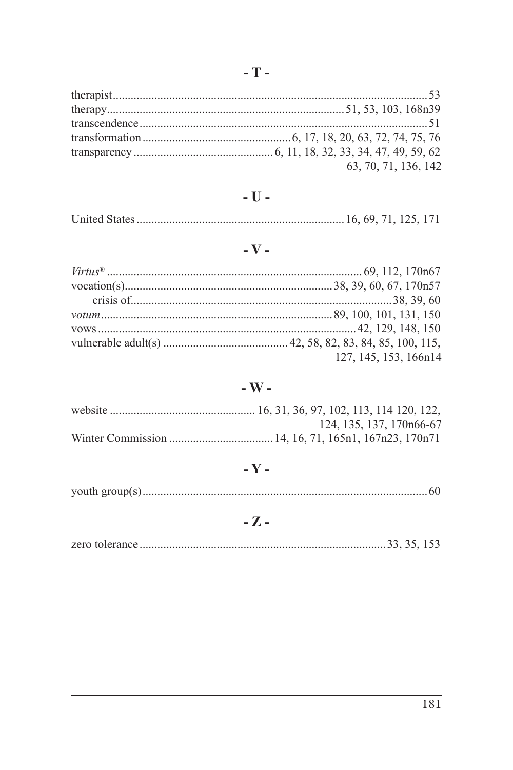## - T -

therapist.........53
therapy.........51, 53, 103, 168n39
transcendence.........51
transformation.........6, 17, 18, 20, 63, 72, 74, 75, 76
transparency.........6, 11, 18, 32, 33, 34, 47, 49, 59, 62, 63, 70, 71, 136, 142

## - U -

United States.........16, 69, 71, 125, 171

## - V -

*Virtus*®.........69, 112, 170n67
vocation(s).........38, 39, 60, 67, 170n57
    crisis of.........38, 39, 60
*votum*.........89, 100, 101, 131, 150
vows.........42, 129, 148, 150
vulnerable adult(s).........42, 58, 82, 83, 84, 85, 100, 115, 127, 145, 153, 166n14

## - W -

website.........16, 31, 36, 97, 102, 113, 114 120, 122, 124, 135, 137, 170n66-67
Winter Commission.........14, 16, 71, 165n1, 167n23, 170n71

## - Y -

youth group(s).........60

## - Z -

zero tolerance.........33, 35, 153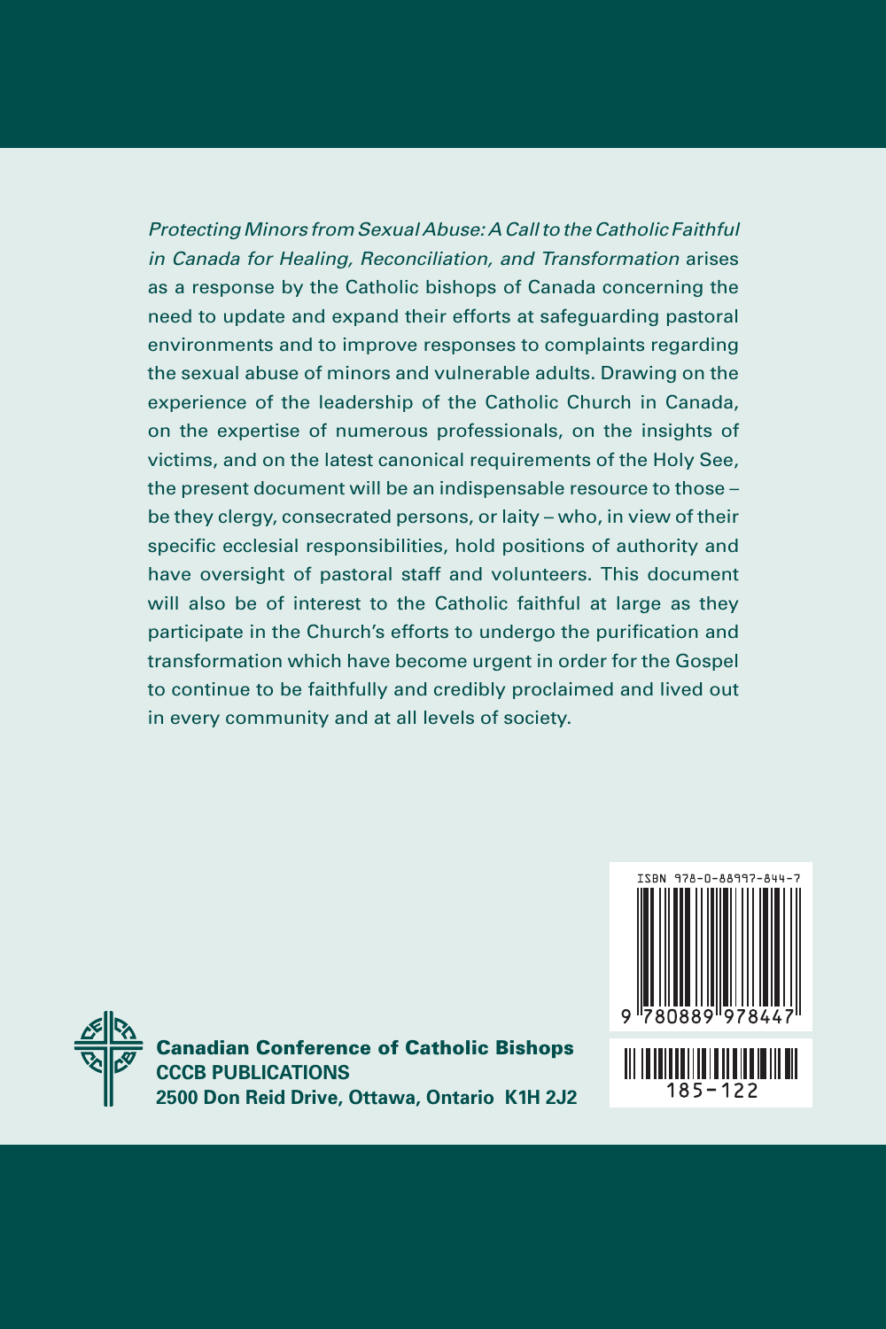*Protecting Minors from Sexual Abuse: A Call to the Catholic Faithful in Canada for Healing, Reconciliation, and Transformation* arises as a response by the Catholic bishops of Canada concerning the need to update and expand their efforts at safeguarding pastoral environments and to improve responses to complaints regarding the sexual abuse of minors and vulnerable adults. Drawing on the experience of the leadership of the Catholic Church in Canada, on the expertise of numerous professionals, on the insights of victims, and on the latest canonical requirements of the Holy See, the present document will be an indispensable resource to those – be they clergy, consecrated persons, or laity – who, in view of their specific ecclesial responsibilities, hold positions of authority and have oversight of pastoral staff and volunteers. This document will also be of interest to the Catholic faithful at large as they participate in the Church's efforts to undergo the purification and transformation which have become urgent in order for the Gospel to continue to be faithfully and credibly proclaimed and lived out in every community and at all levels of society.

ISBN 978-0-88997-844-7

9 780889 978447

185-122

**Canadian Conference of Catholic Bishops**
**CCCB PUBLICATIONS**
**2500 Don Reid Drive, Ottawa, Ontario K1H 2J2**